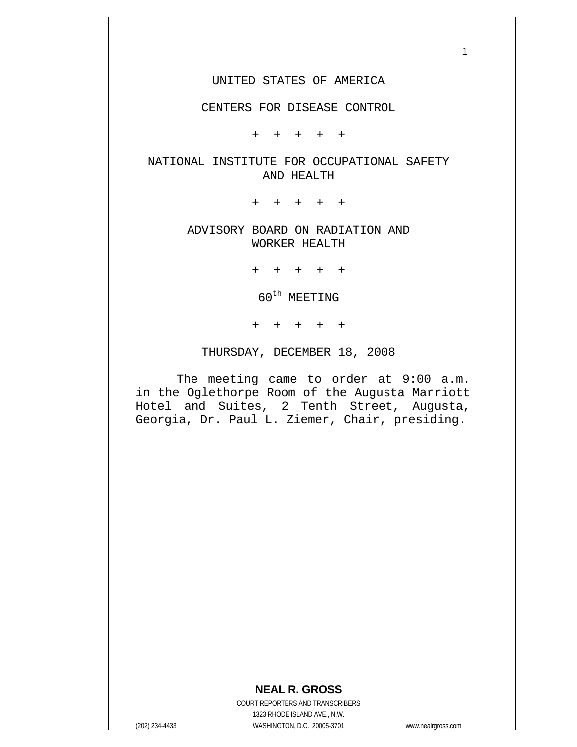UNITED STATES OF AMERICA

CENTERS FOR DISEASE CONTROL

\+ + + + +

NATIONAL INSTITUTE FOR OCCUPATIONAL SAFETY AND HEALTH

\+ + + + +

ADVISORY BOARD ON RADIATION AND WORKER HEALTH

\+ + + + +

60th MEETING

\+ + + + +

THURSDAY, DECEMBER 18, 2008

The meeting came to order at 9:00 a.m. in the Oglethorpe Room of the Augusta Marriott Hotel and Suites, 2 Tenth Street, Augusta, Georgia, Dr. Paul L. Ziemer, Chair, presiding.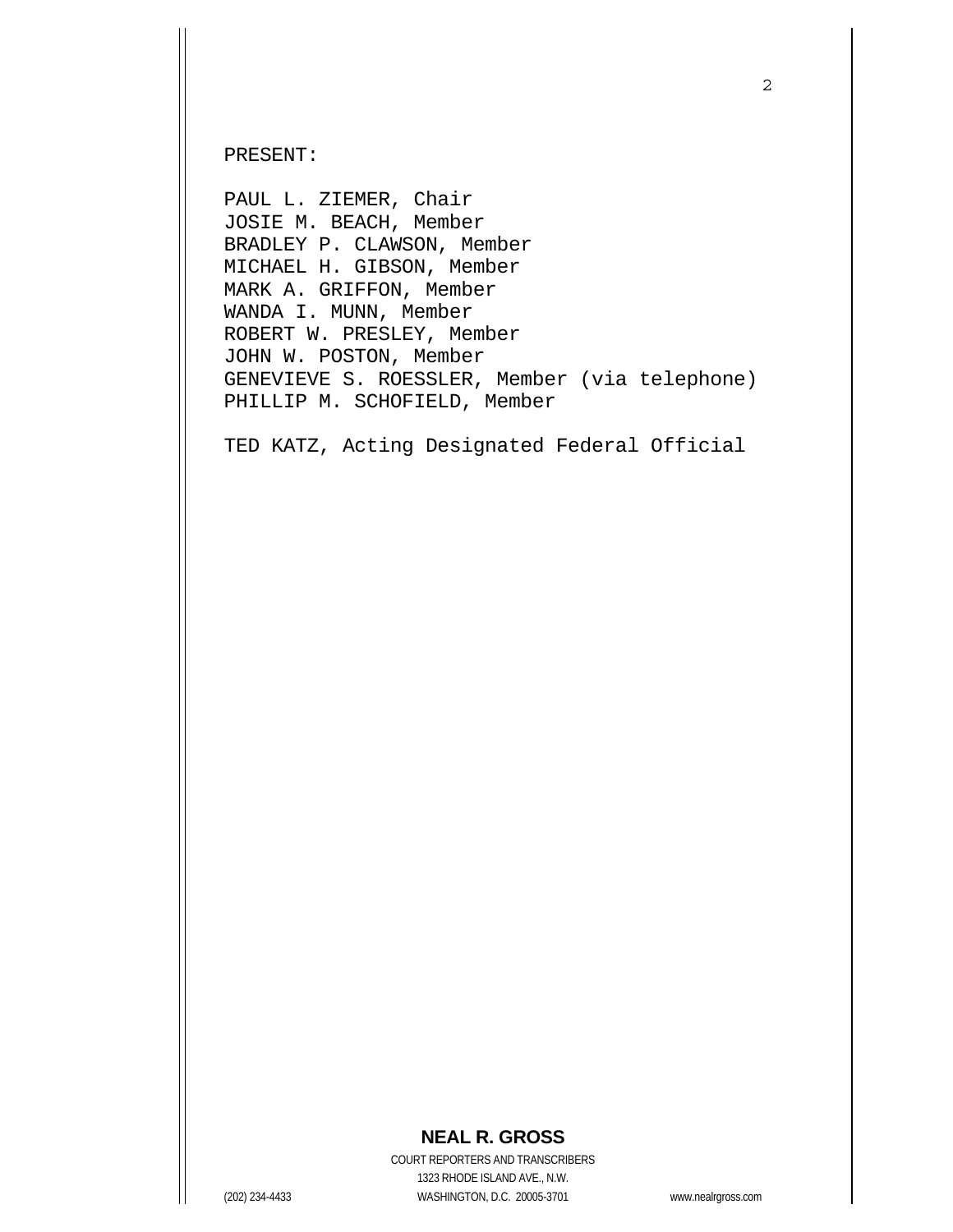PRESENT:

PAUL L. ZIEMER, Chair
JOSIE M. BEACH, Member
BRADLEY P. CLAWSON, Member
MICHAEL H. GIBSON, Member
MARK A. GRIFFON, Member
WANDA I. MUNN, Member
ROBERT W. PRESLEY, Member
JOHN W. POSTON, Member
GENEVIEVE S. ROESSLER, Member (via telephone)
PHILLIP M. SCHOFIELD, Member

TED KATZ, Acting Designated Federal Official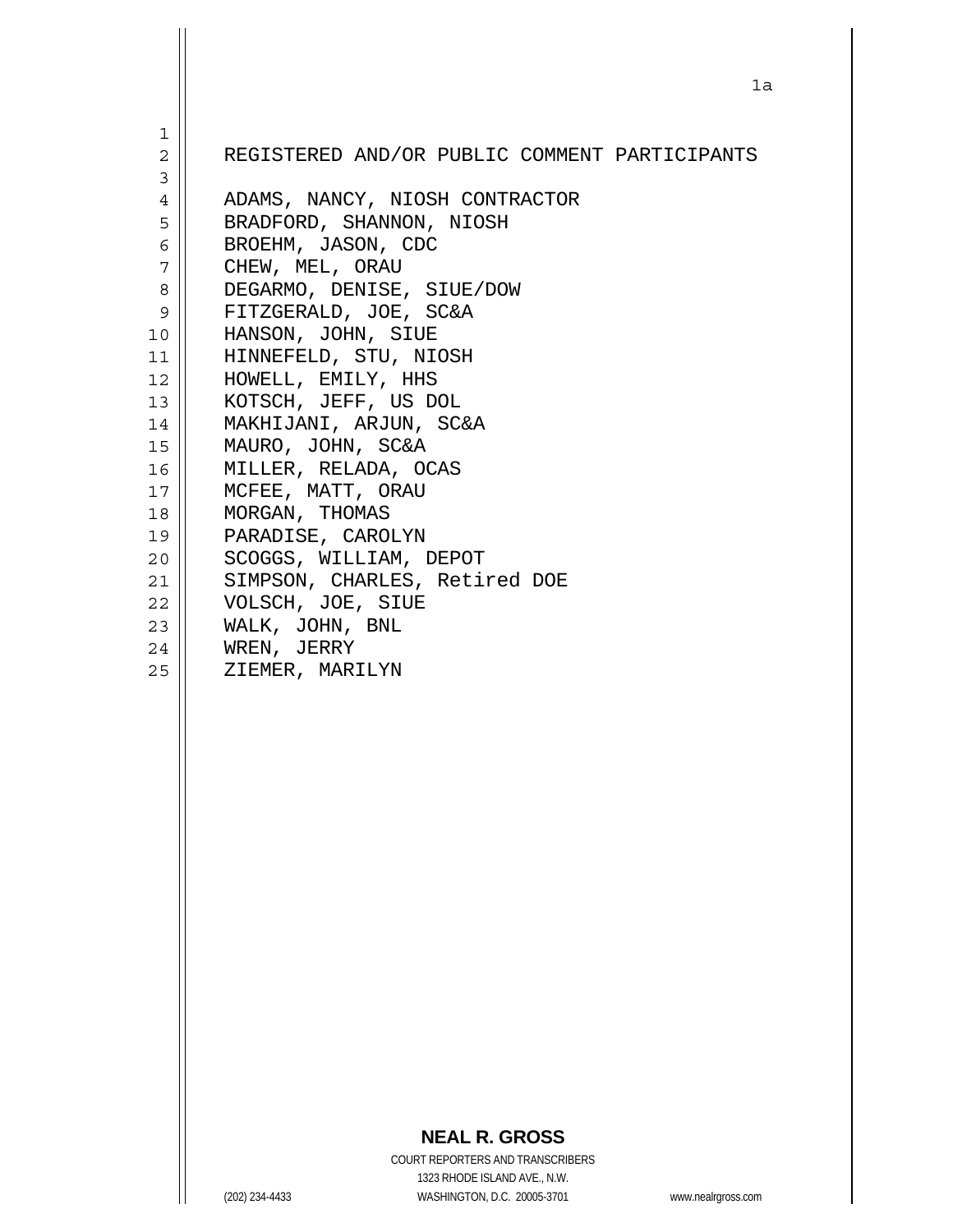REGISTERED AND/OR PUBLIC COMMENT PARTICIPANTS

ADAMS, NANCY, NIOSH CONTRACTOR
BRADFORD, SHANNON, NIOSH
BROEHM, JASON, CDC
CHEW, MEL, ORAU
DEGARMO, DENISE, SIUE/DOW
FITZGERALD, JOE, SC&A
HANSON, JOHN, SIUE
HINNEFELD, STU, NIOSH
HOWELL, EMILY, HHS
KOTSCH, JEFF, US DOL
MAKHIJANI, ARJUN, SC&A
MAURO, JOHN, SC&A
MILLER, RELADA, OCAS
MCFEE, MATT, ORAU
MORGAN, THOMAS
PARADISE, CAROLYN
SCOGGS, WILLIAM, DEPOT
SIMPSON, CHARLES, Retired DOE
VOLSCH, JOE, SIUE
WALK, JOHN, BNL
WREN, JERRY
ZIEMER, MARILYN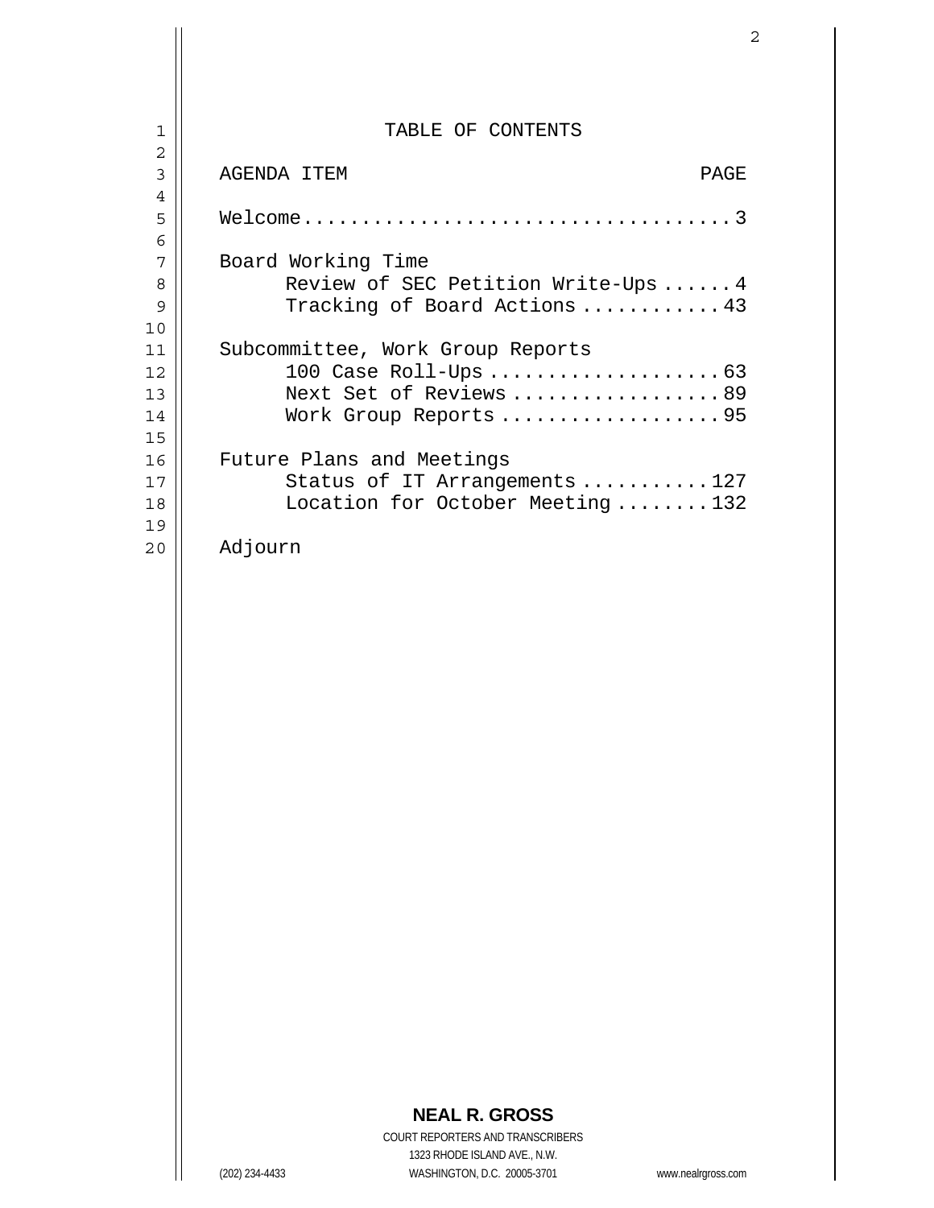# TABLE OF CONTENTS

| AGENDA ITEM | PAGE |
|---|---|
| Welcome | 3 |
| Board Working Time | |
| Review of SEC Petition Write-Ups | 4 |
| Tracking of Board Actions | 43 |
| Subcommittee, Work Group Reports | |
| 100 Case Roll-Ups | 63 |
| Next Set of Reviews | 89 |
| Work Group Reports | 95 |
| Future Plans and Meetings | |
| Status of IT Arrangements | 127 |
| Location for October Meeting | 132 |
| Adjourn | |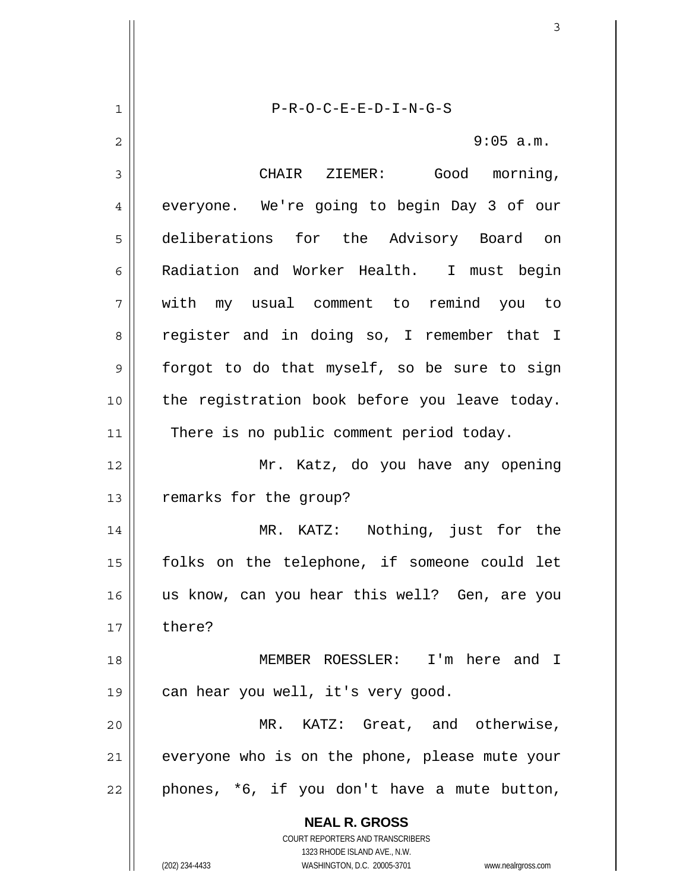P-R-O-C-E-E-D-I-N-G-S

9:05 a.m.

CHAIR ZIEMER: Good morning, everyone. We're going to begin Day 3 of our deliberations for the Advisory Board on Radiation and Worker Health. I must begin with my usual comment to remind you to register and in doing so, I remember that I forgot to do that myself, so be sure to sign the registration book before you leave today. There is no public comment period today.

Mr. Katz, do you have any opening remarks for the group?

MR. KATZ: Nothing, just for the folks on the telephone, if someone could let us know, can you hear this well? Gen, are you there?

MEMBER ROESSLER: I'm here and I can hear you well, it's very good.

MR. KATZ: Great, and otherwise, everyone who is on the phone, please mute your phones, *6, if you don't have a mute button,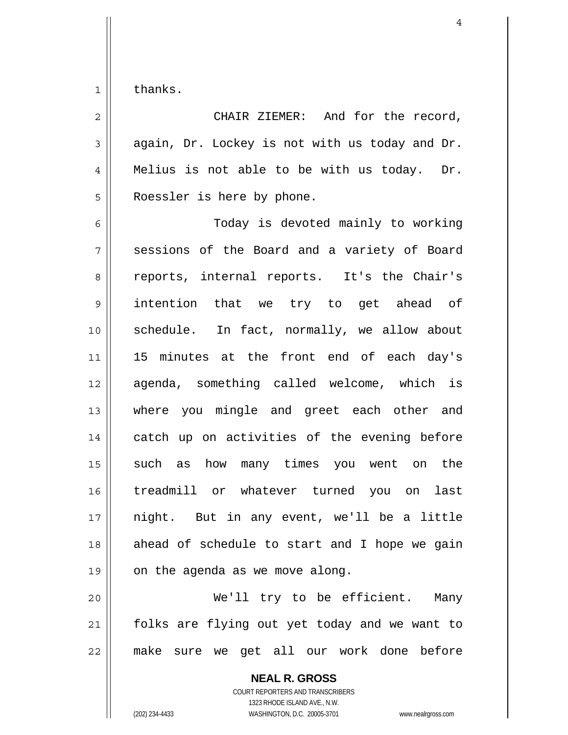thanks.

CHAIR ZIEMER: And for the record, again, Dr. Lockey is not with us today and Dr. Melius is not able to be with us today. Dr. Roessler is here by phone.

Today is devoted mainly to working sessions of the Board and a variety of Board reports, internal reports. It's the Chair's intention that we try to get ahead of schedule. In fact, normally, we allow about 15 minutes at the front end of each day's agenda, something called welcome, which is where you mingle and greet each other and catch up on activities of the evening before such as how many times you went on the treadmill or whatever turned you on last night. But in any event, we'll be a little ahead of schedule to start and I hope we gain on the agenda as we move along.

We'll try to be efficient. Many folks are flying out yet today and we want to make sure we get all our work done before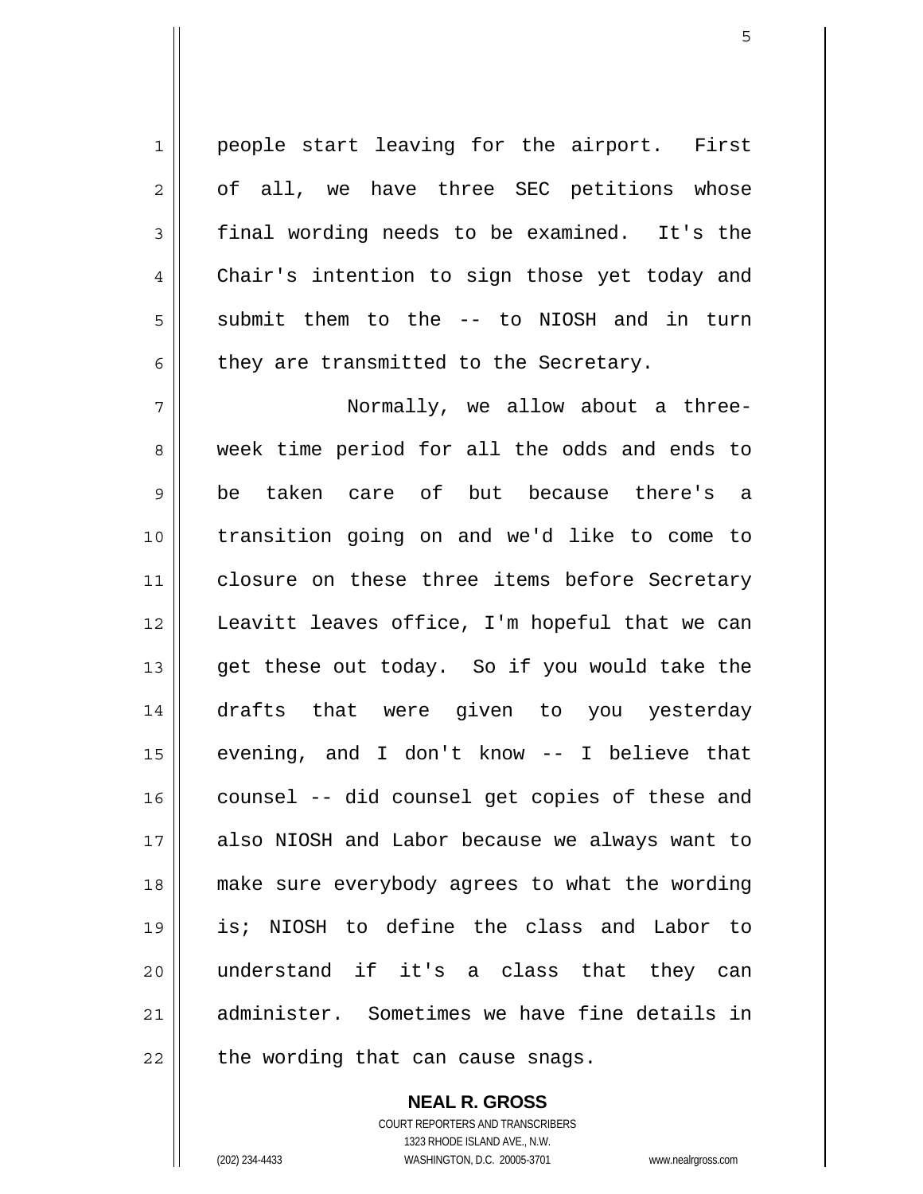people start leaving for the airport. First of all, we have three SEC petitions whose final wording needs to be examined. It's the Chair's intention to sign those yet today and submit them to the -- to NIOSH and in turn they are transmitted to the Secretary.

Normally, we allow about a three-week time period for all the odds and ends to be taken care of but because there's a transition going on and we'd like to come to closure on these three items before Secretary Leavitt leaves office, I'm hopeful that we can get these out today. So if you would take the drafts that were given to you yesterday evening, and I don't know -- I believe that counsel -- did counsel get copies of these and also NIOSH and Labor because we always want to make sure everybody agrees to what the wording is; NIOSH to define the class and Labor to understand if it's a class that they can administer. Sometimes we have fine details in the wording that can cause snags.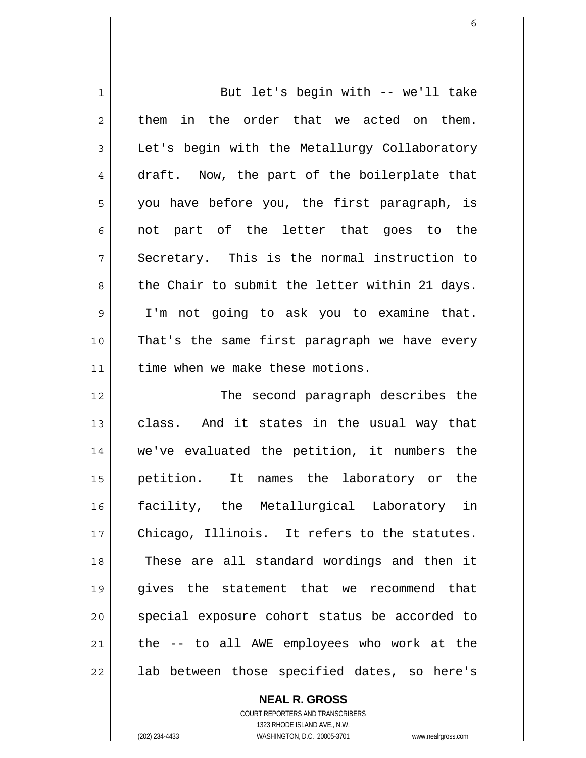But let's begin with -- we'll take them in the order that we acted on them. Let's begin with the Metallurgy Collaboratory draft. Now, the part of the boilerplate that you have before you, the first paragraph, is not part of the letter that goes to the Secretary. This is the normal instruction to the Chair to submit the letter within 21 days. I'm not going to ask you to examine that. That's the same first paragraph we have every time when we make these motions.

The second paragraph describes the class. And it states in the usual way that we've evaluated the petition, it numbers the petition. It names the laboratory or the facility, the Metallurgical Laboratory in Chicago, Illinois. It refers to the statutes. These are all standard wordings and then it gives the statement that we recommend that special exposure cohort status be accorded to the -- to all AWE employees who work at the lab between those specified dates, so here's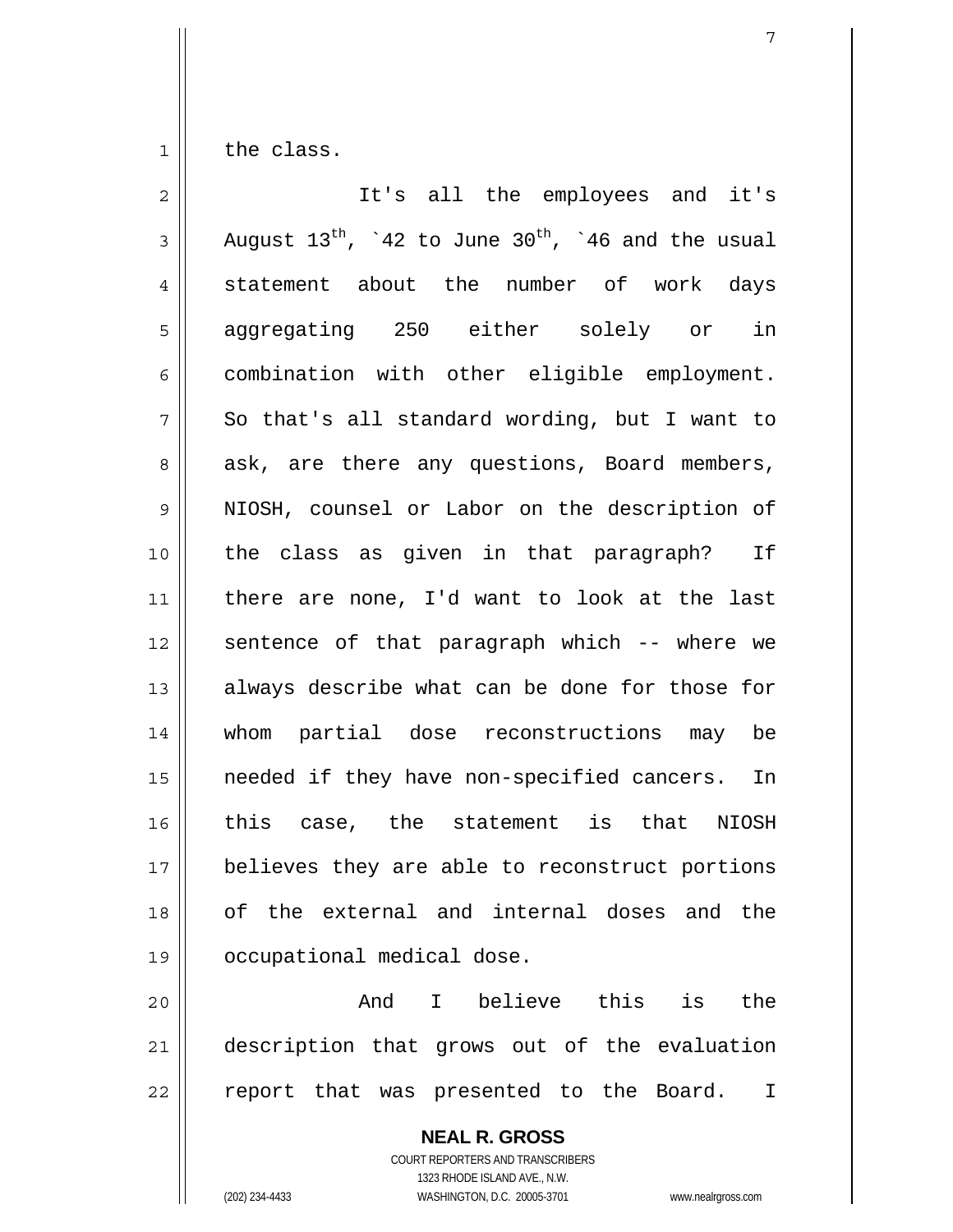the class.

It's all the employees and it's August 13th, `42 to June 30th, `46 and the usual statement about the number of work days aggregating 250 either solely or in combination with other eligible employment. So that's all standard wording, but I want to ask, are there any questions, Board members, NIOSH, counsel or Labor on the description of the class as given in that paragraph? If there are none, I'd want to look at the last sentence of that paragraph which -- where we always describe what can be done for those for whom partial dose reconstructions may be needed if they have non-specified cancers. In this case, the statement is that NIOSH believes they are able to reconstruct portions of the external and internal doses and the occupational medical dose.

And I believe this is the description that grows out of the evaluation report that was presented to the Board. I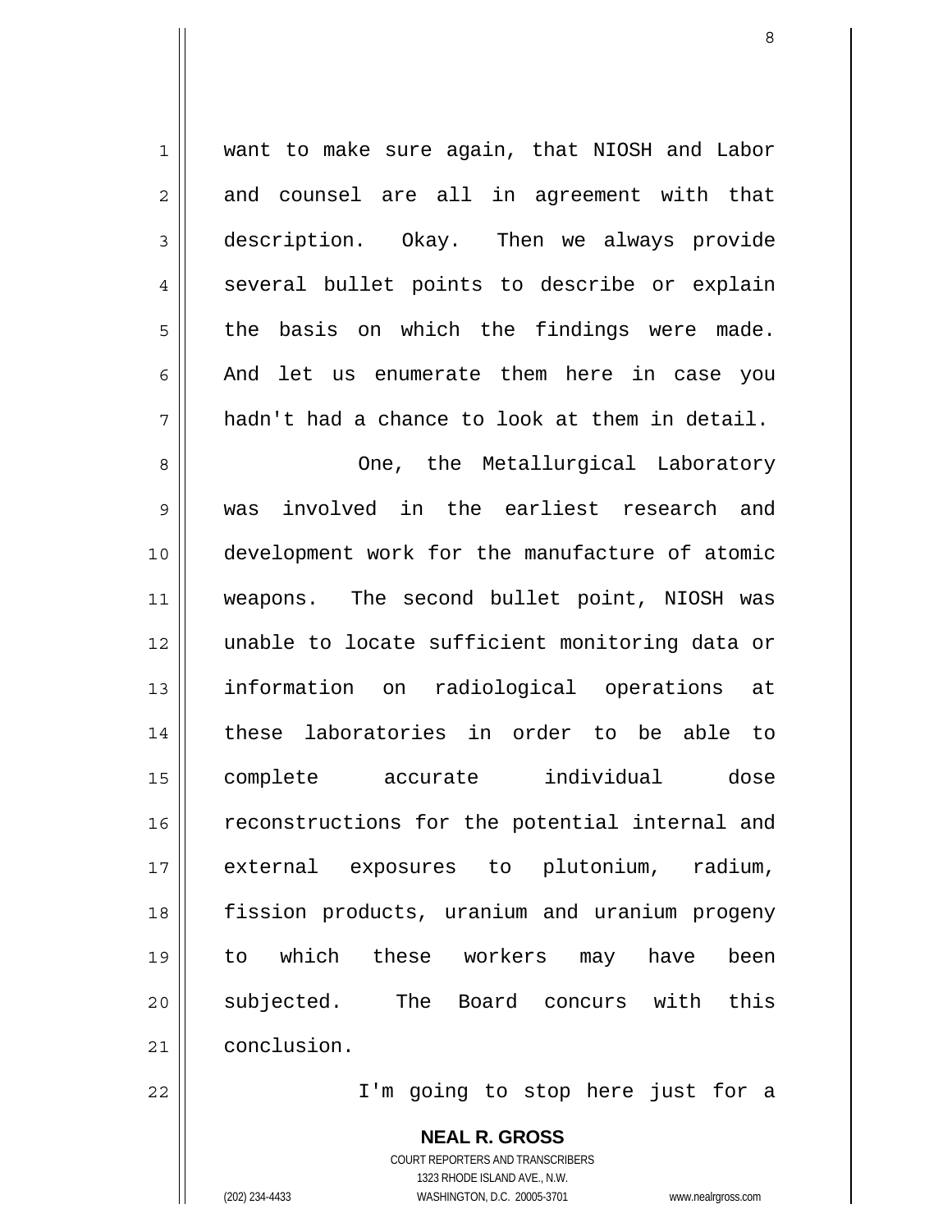want to make sure again, that NIOSH and Labor and counsel are all in agreement with that description. Okay. Then we always provide several bullet points to describe or explain the basis on which the findings were made. And let us enumerate them here in case you hadn't had a chance to look at them in detail.

One, the Metallurgical Laboratory was involved in the earliest research and development work for the manufacture of atomic weapons. The second bullet point, NIOSH was unable to locate sufficient monitoring data or information on radiological operations at these laboratories in order to be able to complete accurate individual dose reconstructions for the potential internal and external exposures to plutonium, radium, fission products, uranium and uranium progeny to which these workers may have been subjected. The Board concurs with this conclusion.

I'm going to stop here just for a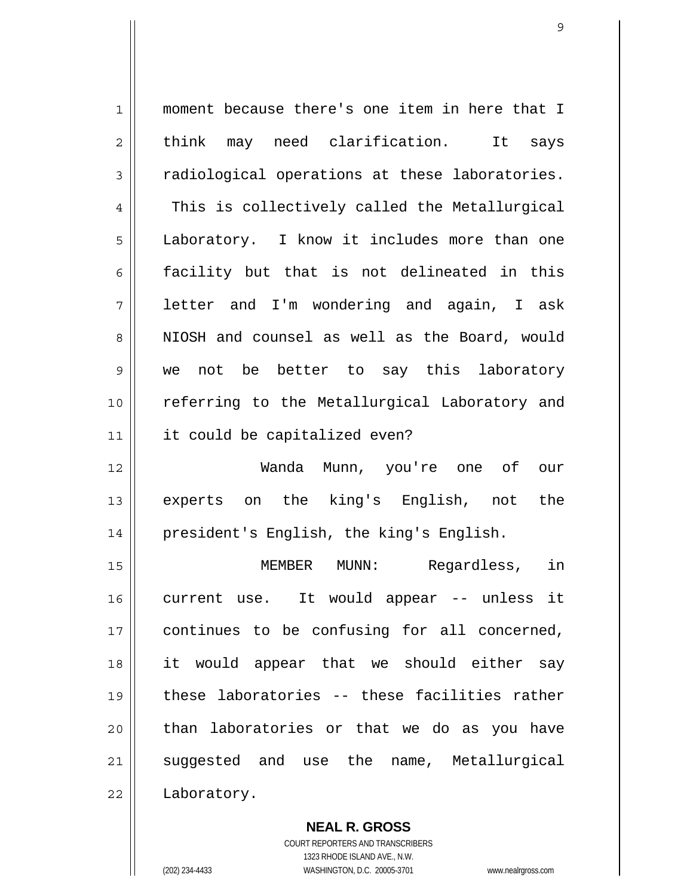moment because there's one item in here that I think may need clarification. It says radiological operations at these laboratories. This is collectively called the Metallurgical Laboratory. I know it includes more than one facility but that is not delineated in this letter and I'm wondering and again, I ask NIOSH and counsel as well as the Board, would we not be better to say this laboratory referring to the Metallurgical Laboratory and it could be capitalized even?

Wanda Munn, you're one of our experts on the king's English, not the president's English, the king's English.

MEMBER MUNN: Regardless, in current use. It would appear -- unless it continues to be confusing for all concerned, it would appear that we should either say these laboratories -- these facilities rather than laboratories or that we do as you have suggested and use the name, Metallurgical Laboratory.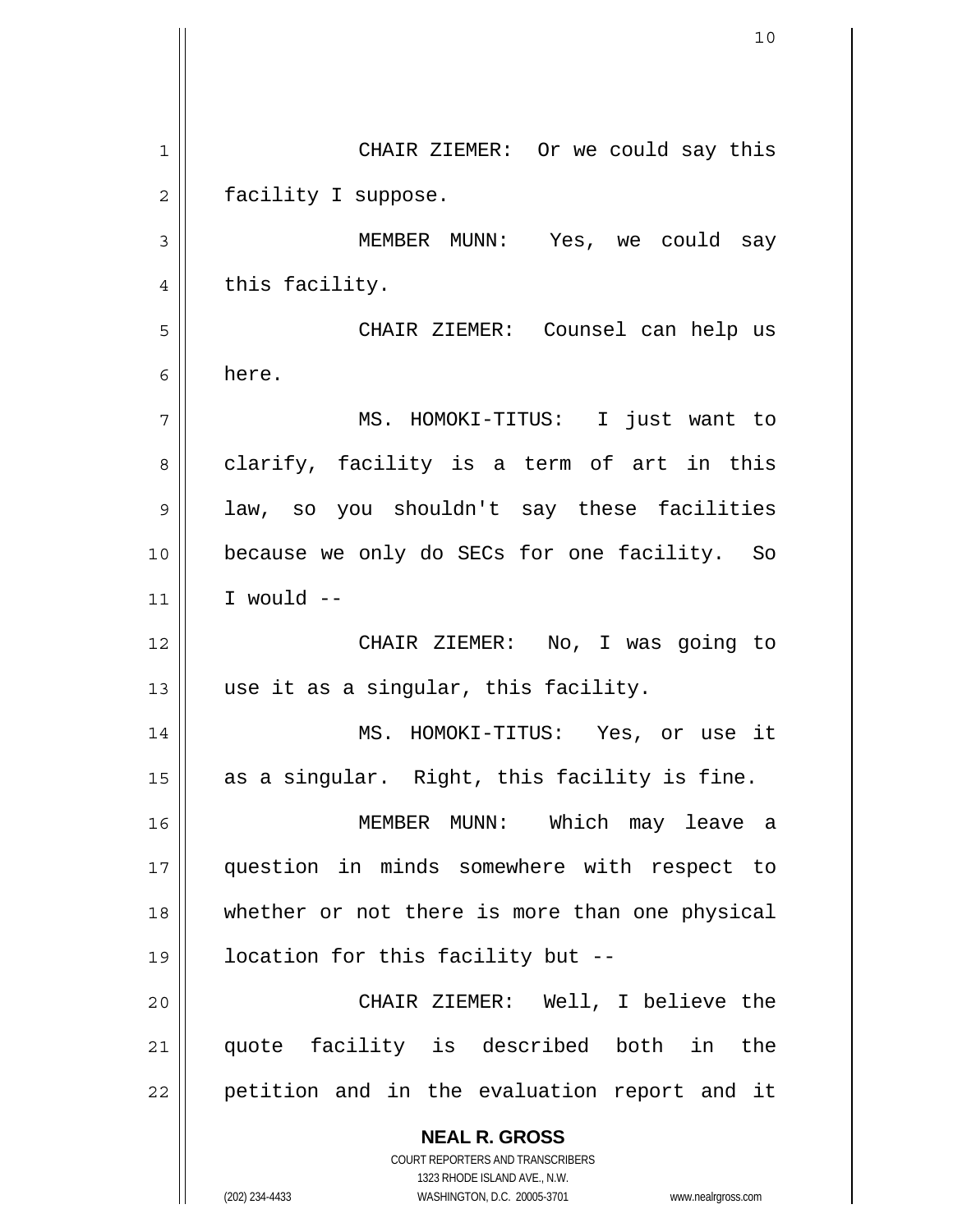CHAIR ZIEMER: Or we could say this facility I suppose.

MEMBER MUNN: Yes, we could say this facility.

CHAIR ZIEMER: Counsel can help us here.

MS. HOMOKI-TITUS: I just want to clarify, facility is a term of art in this law, so you shouldn't say these facilities because we only do SECs for one facility. So I would --

CHAIR ZIEMER: No, I was going to use it as a singular, this facility.

MS. HOMOKI-TITUS: Yes, or use it as a singular. Right, this facility is fine.

MEMBER MUNN: Which may leave a question in minds somewhere with respect to whether or not there is more than one physical location for this facility but --

CHAIR ZIEMER: Well, I believe the quote facility is described both in the petition and in the evaluation report and it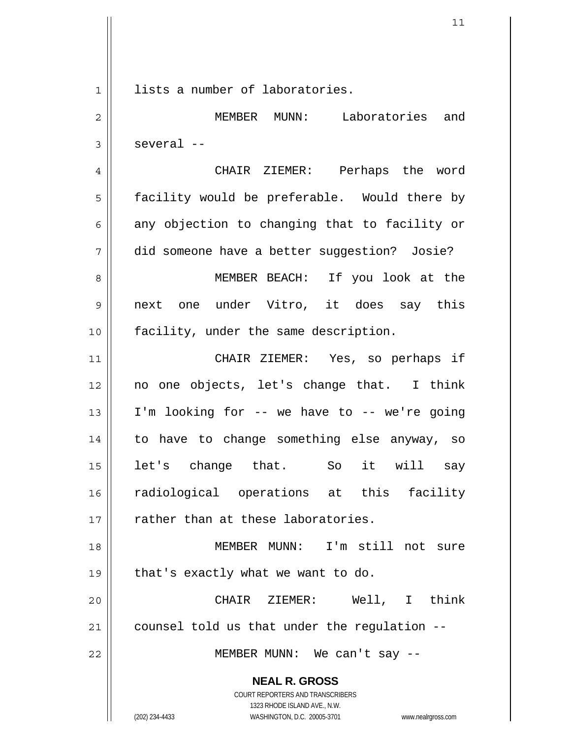lists a number of laboratories.

MEMBER MUNN: Laboratories and several --

CHAIR ZIEMER: Perhaps the word facility would be preferable. Would there by any objection to changing that to facility or did someone have a better suggestion? Josie?

MEMBER BEACH: If you look at the next one under Vitro, it does say this facility, under the same description.

CHAIR ZIEMER: Yes, so perhaps if no one objects, let's change that. I think I'm looking for -- we have to -- we're going to have to change something else anyway, so let's change that. So it will say radiological operations at this facility rather than at these laboratories.

MEMBER MUNN: I'm still not sure that's exactly what we want to do.

CHAIR ZIEMER: Well, I think counsel told us that under the regulation --

MEMBER MUNN: We can't say --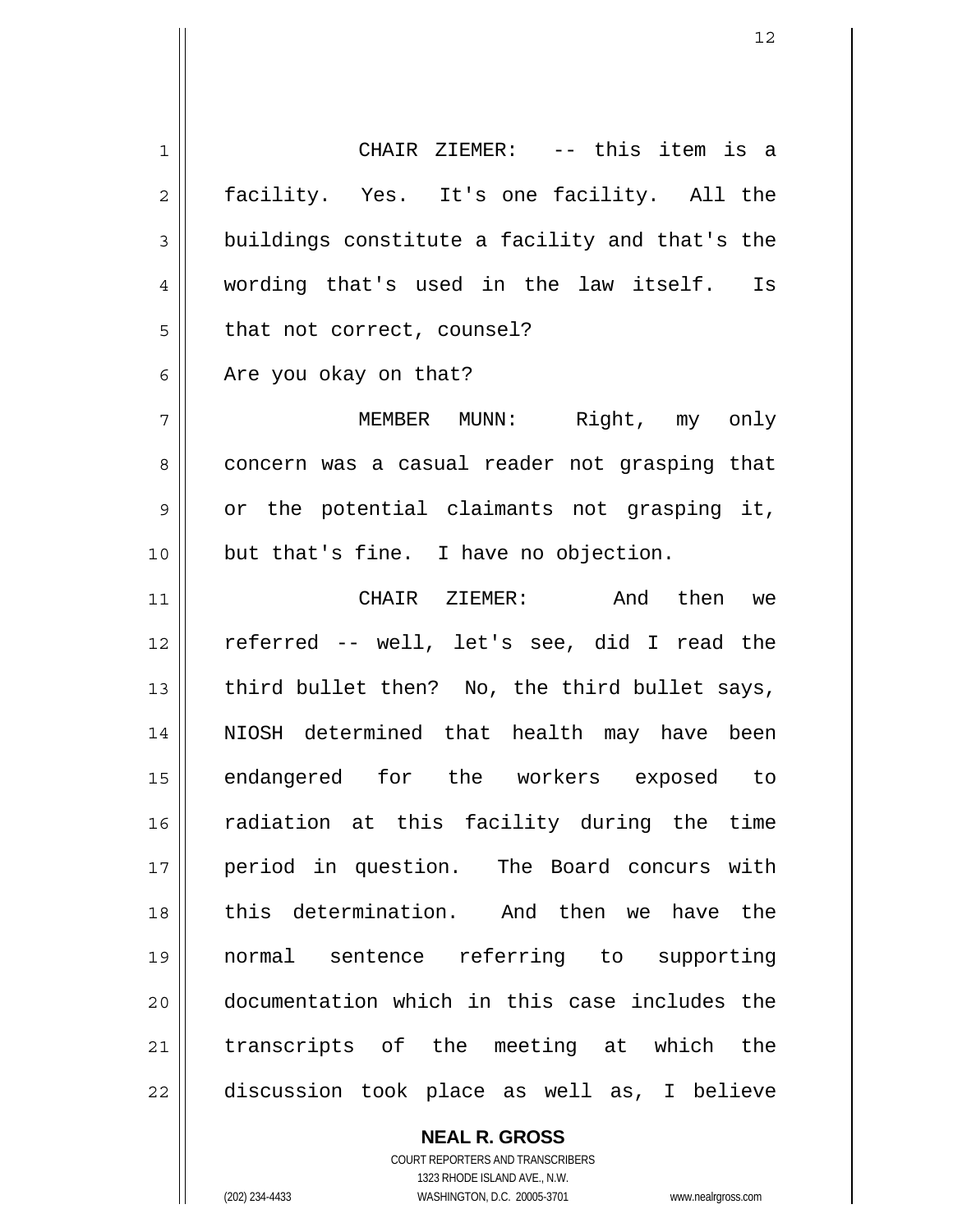CHAIR ZIEMER: -- this item is a facility. Yes. It's one facility. All the buildings constitute a facility and that's the wording that's used in the law itself. Is that not correct, counsel?

Are you okay on that?

MEMBER MUNN: Right, my only concern was a casual reader not grasping that or the potential claimants not grasping it, but that's fine. I have no objection.

CHAIR ZIEMER: And then we referred -- well, let's see, did I read the third bullet then? No, the third bullet says, NIOSH determined that health may have been endangered for the workers exposed to radiation at this facility during the time period in question. The Board concurs with this determination. And then we have the normal sentence referring to supporting documentation which in this case includes the transcripts of the meeting at which the discussion took place as well as, I believe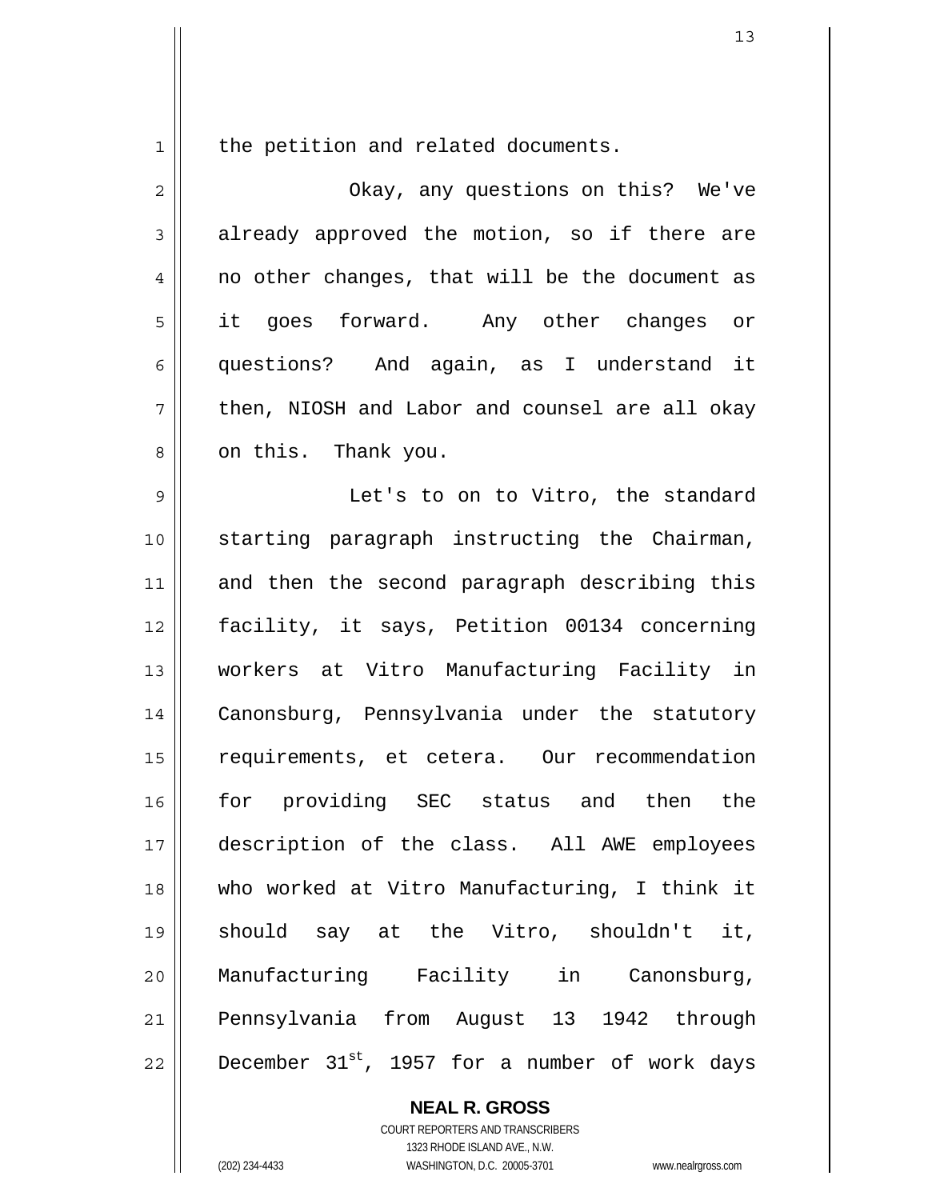the petition and related documents.

Okay, any questions on this? We've already approved the motion, so if there are no other changes, that will be the document as it goes forward. Any other changes or questions? And again, as I understand it then, NIOSH and Labor and counsel are all okay on this. Thank you.

Let's to on to Vitro, the standard starting paragraph instructing the Chairman, and then the second paragraph describing this facility, it says, Petition 00134 concerning workers at Vitro Manufacturing Facility in Canonsburg, Pennsylvania under the statutory requirements, et cetera. Our recommendation for providing SEC status and then the description of the class. All AWE employees who worked at Vitro Manufacturing, I think it should say at the Vitro, shouldn't it, Manufacturing Facility in Canonsburg, Pennsylvania from August 13 1942 through December 31st, 1957 for a number of work days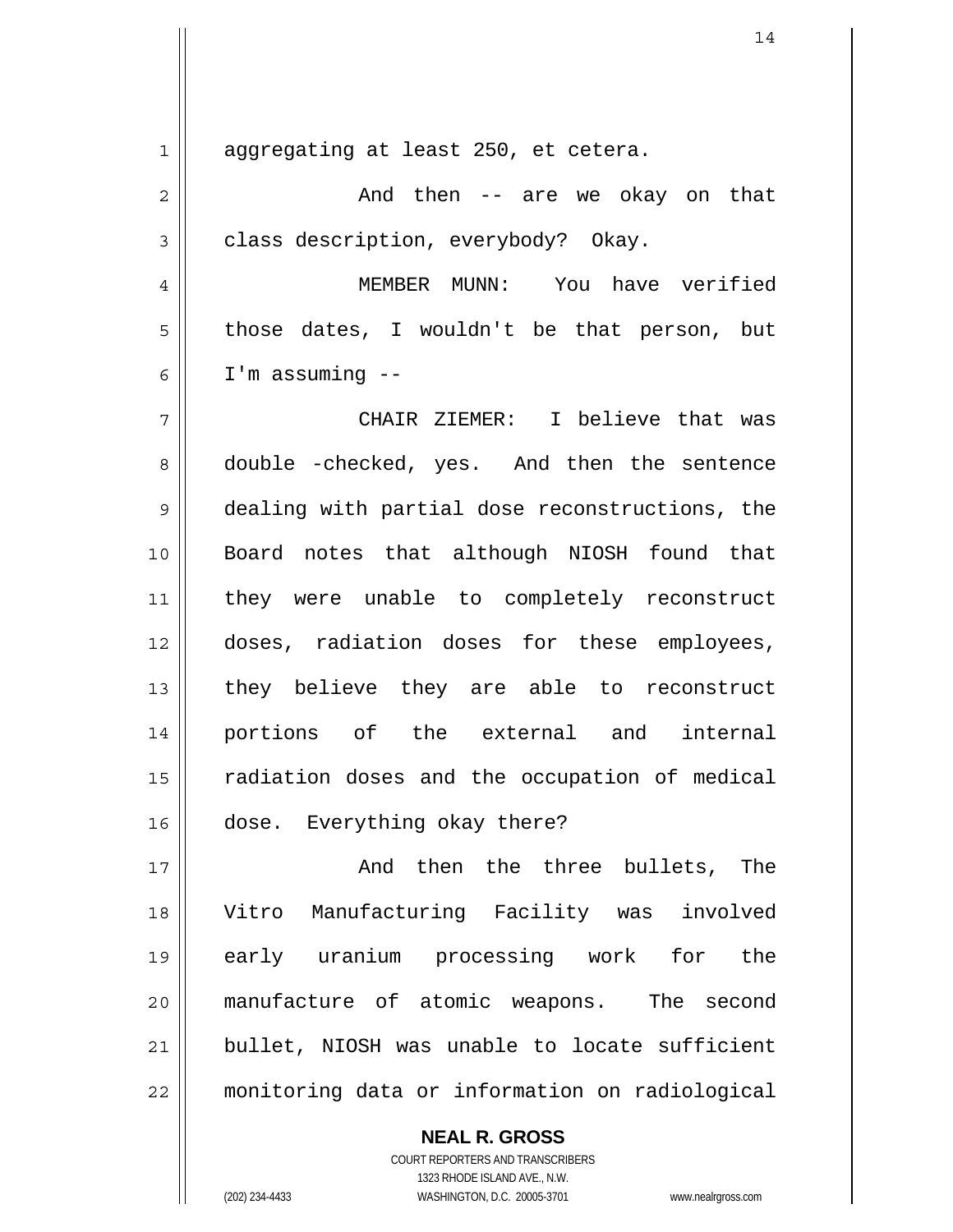aggregating at least 250, et cetera.

And then -- are we okay on that class description, everybody? Okay.

MEMBER MUNN: You have verified those dates, I wouldn't be that person, but I'm assuming --

CHAIR ZIEMER: I believe that was double -checked, yes. And then the sentence dealing with partial dose reconstructions, the Board notes that although NIOSH found that they were unable to completely reconstruct doses, radiation doses for these employees, they believe they are able to reconstruct portions of the external and internal radiation doses and the occupation of medical dose. Everything okay there?

And then the three bullets, The Vitro Manufacturing Facility was involved early uranium processing work for the manufacture of atomic weapons. The second bullet, NIOSH was unable to locate sufficient monitoring data or information on radiological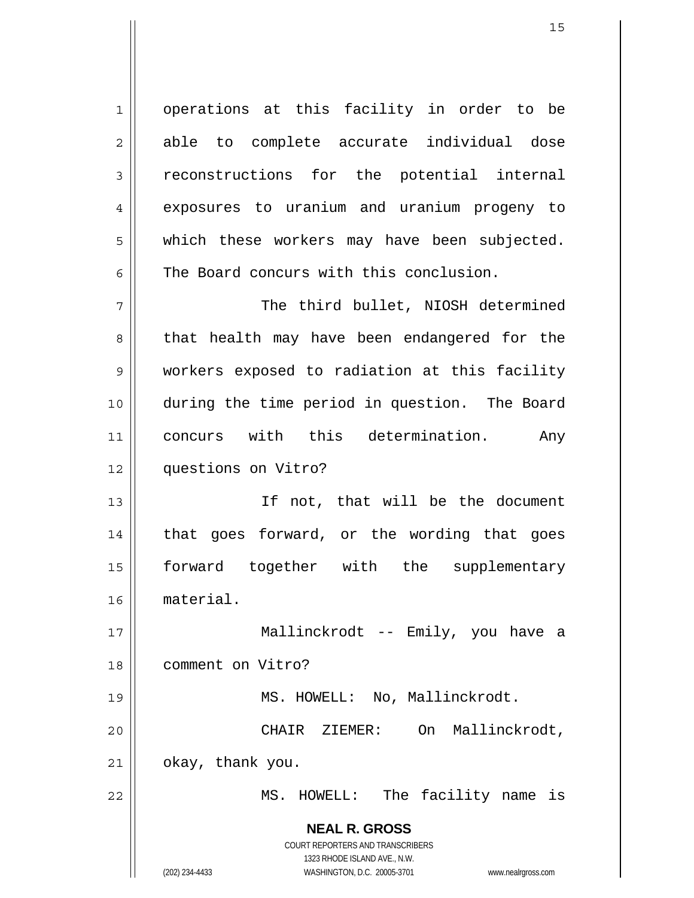operations at this facility in order to be able to complete accurate individual dose reconstructions for the potential internal exposures to uranium and uranium progeny to which these workers may have been subjected. The Board concurs with this conclusion.

The third bullet, NIOSH determined that health may have been endangered for the workers exposed to radiation at this facility during the time period in question. The Board concurs with this determination. Any questions on Vitro?

If not, that will be the document that goes forward, or the wording that goes forward together with the supplementary material.

Mallinckrodt -- Emily, you have a comment on Vitro?

MS. HOWELL: No, Mallinckrodt.

CHAIR ZIEMER: On Mallinckrodt, okay, thank you.

MS. HOWELL: The facility name is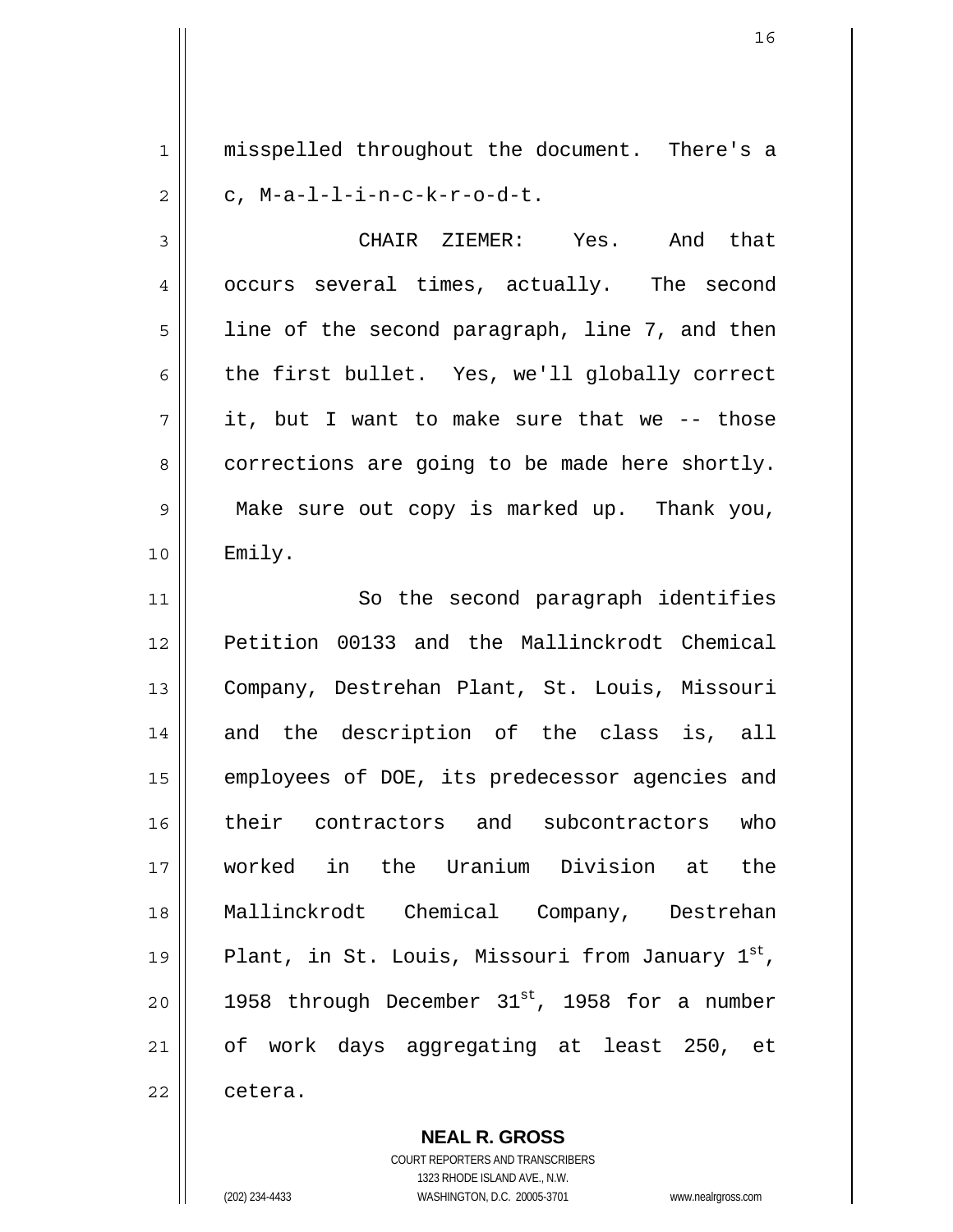misspelled throughout the document. There's a c, M-a-l-l-i-n-c-k-r-o-d-t.

CHAIR ZIEMER: Yes. And that occurs several times, actually. The second line of the second paragraph, line 7, and then the first bullet. Yes, we'll globally correct it, but I want to make sure that we -- those corrections are going to be made here shortly. Make sure out copy is marked up. Thank you, Emily.

So the second paragraph identifies Petition 00133 and the Mallinckrodt Chemical Company, Destrehan Plant, St. Louis, Missouri and the description of the class is, all employees of DOE, its predecessor agencies and their contractors and subcontractors who worked in the Uranium Division at the Mallinckrodt Chemical Company, Destrehan Plant, in St. Louis, Missouri from January 1st, 1958 through December 31st, 1958 for a number of work days aggregating at least 250, et cetera.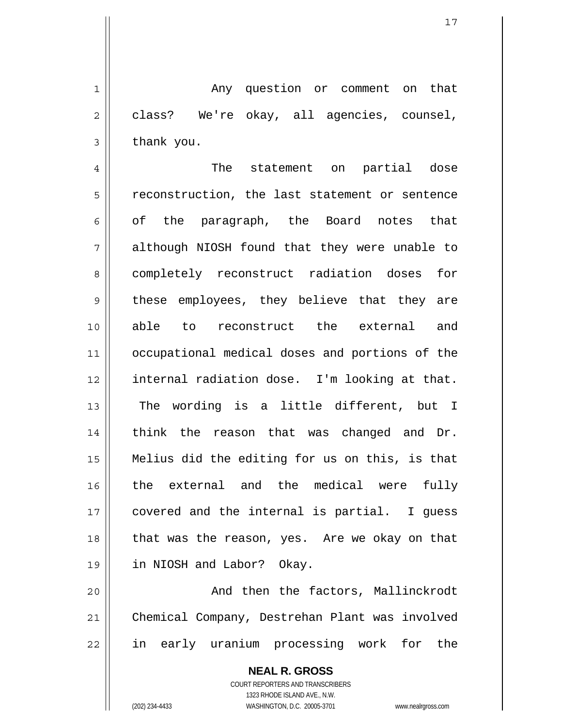Any question or comment on that class? We're okay, all agencies, counsel, thank you.

The statement on partial dose reconstruction, the last statement or sentence of the paragraph, the Board notes that although NIOSH found that they were unable to completely reconstruct radiation doses for these employees, they believe that they are able to reconstruct the external and occupational medical doses and portions of the internal radiation dose. I'm looking at that. The wording is a little different, but I think the reason that was changed and Dr. Melius did the editing for us on this, is that the external and the medical were fully covered and the internal is partial. I guess that was the reason, yes. Are we okay on that in NIOSH and Labor? Okay.

And then the factors, Mallinckrodt Chemical Company, Destrehan Plant was involved in early uranium processing work for the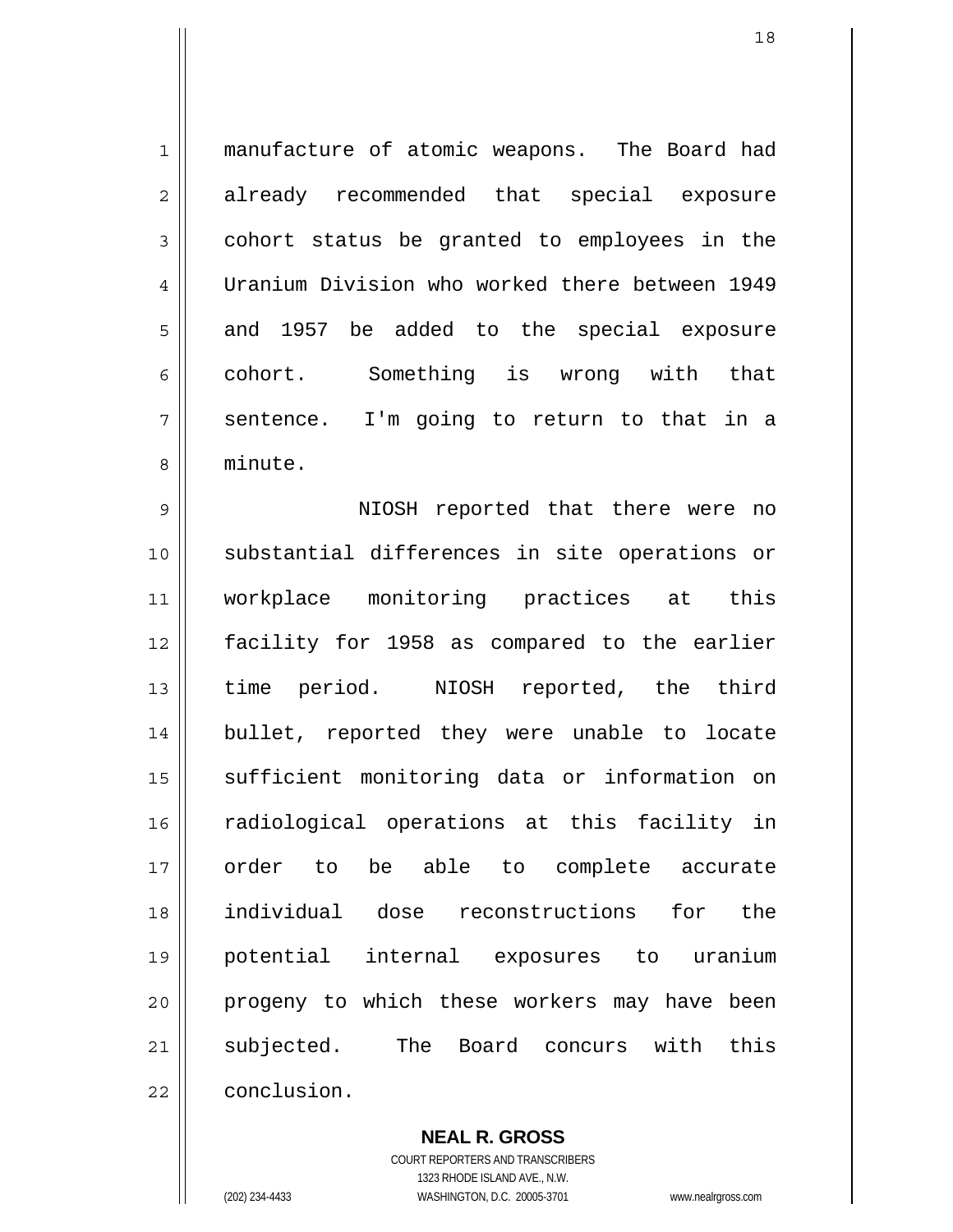manufacture of atomic weapons. The Board had already recommended that special exposure cohort status be granted to employees in the Uranium Division who worked there between 1949 and 1957 be added to the special exposure cohort. Something is wrong with that sentence. I'm going to return to that in a minute.

NIOSH reported that there were no substantial differences in site operations or workplace monitoring practices at this facility for 1958 as compared to the earlier time period. NIOSH reported, the third bullet, reported they were unable to locate sufficient monitoring data or information on radiological operations at this facility in order to be able to complete accurate individual dose reconstructions for the potential internal exposures to uranium progeny to which these workers may have been subjected. The Board concurs with this conclusion.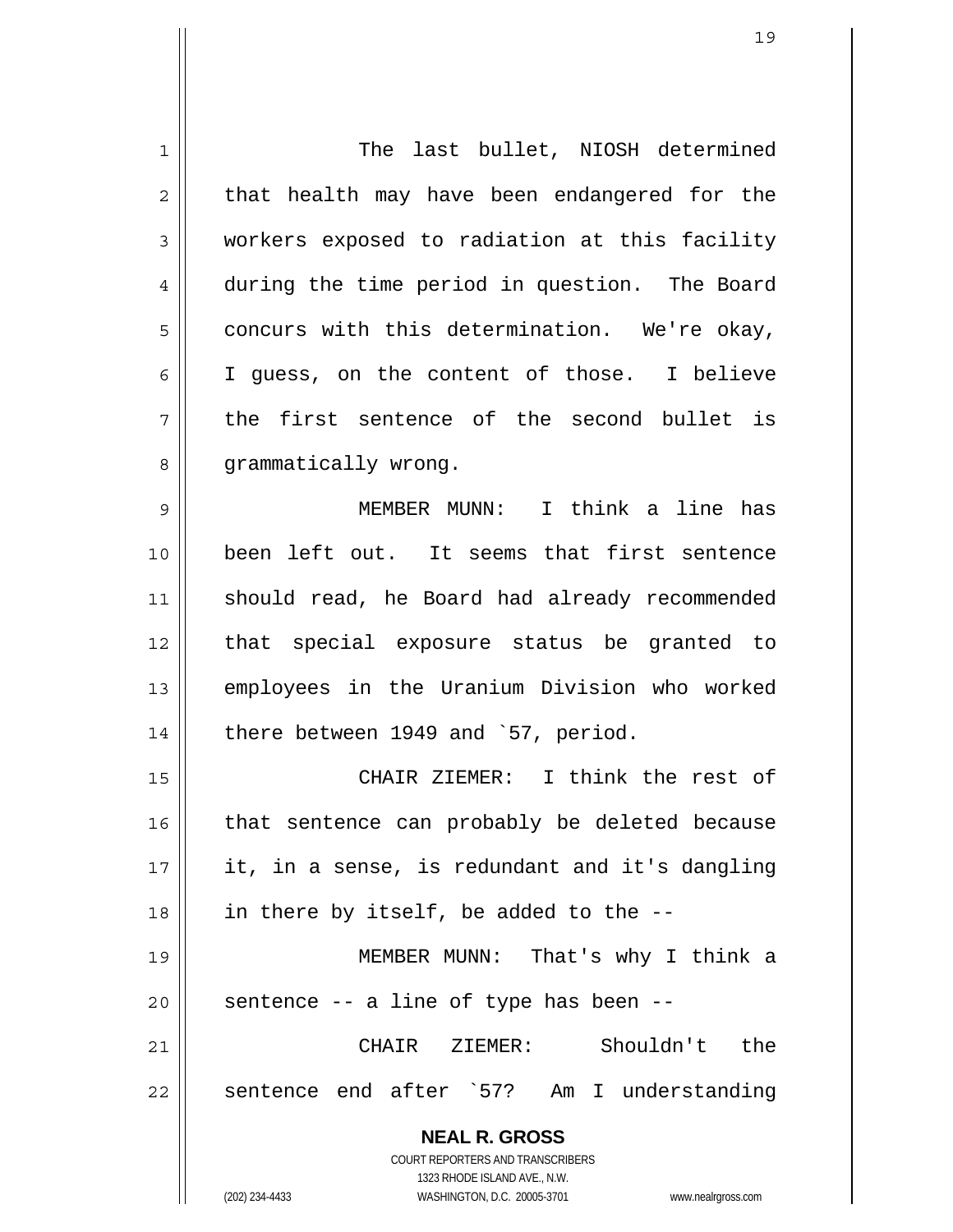The last bullet, NIOSH determined that health may have been endangered for the workers exposed to radiation at this facility during the time period in question. The Board concurs with this determination. We're okay, I guess, on the content of those. I believe the first sentence of the second bullet is grammatically wrong.

MEMBER MUNN: I think a line has been left out. It seems that first sentence should read, he Board had already recommended that special exposure status be granted to employees in the Uranium Division who worked there between 1949 and `57, period.

CHAIR ZIEMER: I think the rest of that sentence can probably be deleted because it, in a sense, is redundant and it's dangling in there by itself, be added to the --

MEMBER MUNN: That's why I think a sentence -- a line of type has been --

CHAIR ZIEMER: Shouldn't the sentence end after `57? Am I understanding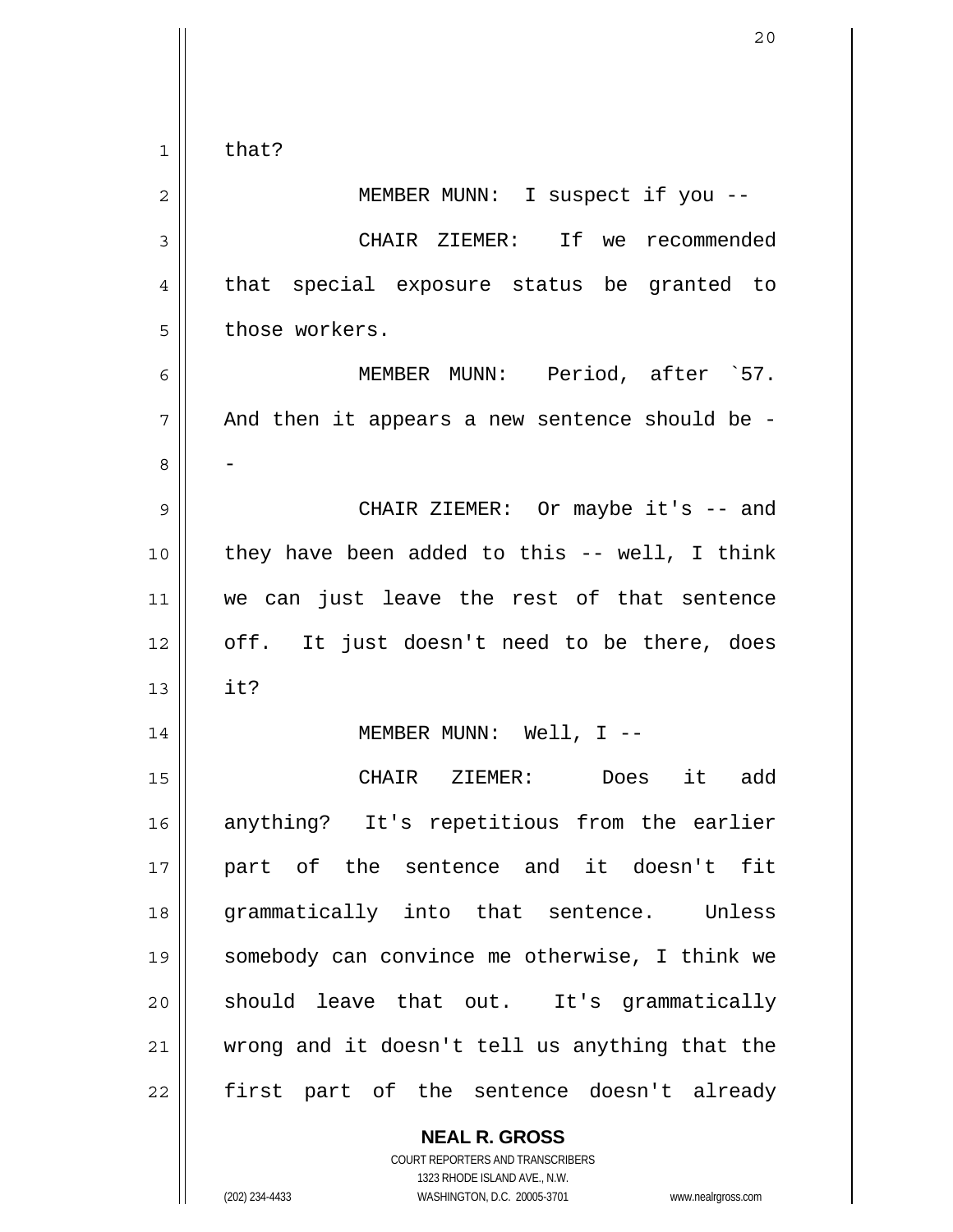that?

MEMBER MUNN: I suspect if you --

CHAIR ZIEMER: If we recommended that special exposure status be granted to those workers.

MEMBER MUNN: Period, after `57. And then it appears a new sentence should be --

CHAIR ZIEMER: Or maybe it's -- and they have been added to this -- well, I think we can just leave the rest of that sentence off. It just doesn't need to be there, does it?

MEMBER MUNN: Well, I --

CHAIR ZIEMER: Does it add anything? It's repetitious from the earlier part of the sentence and it doesn't fit grammatically into that sentence. Unless somebody can convince me otherwise, I think we should leave that out. It's grammatically wrong and it doesn't tell us anything that the first part of the sentence doesn't already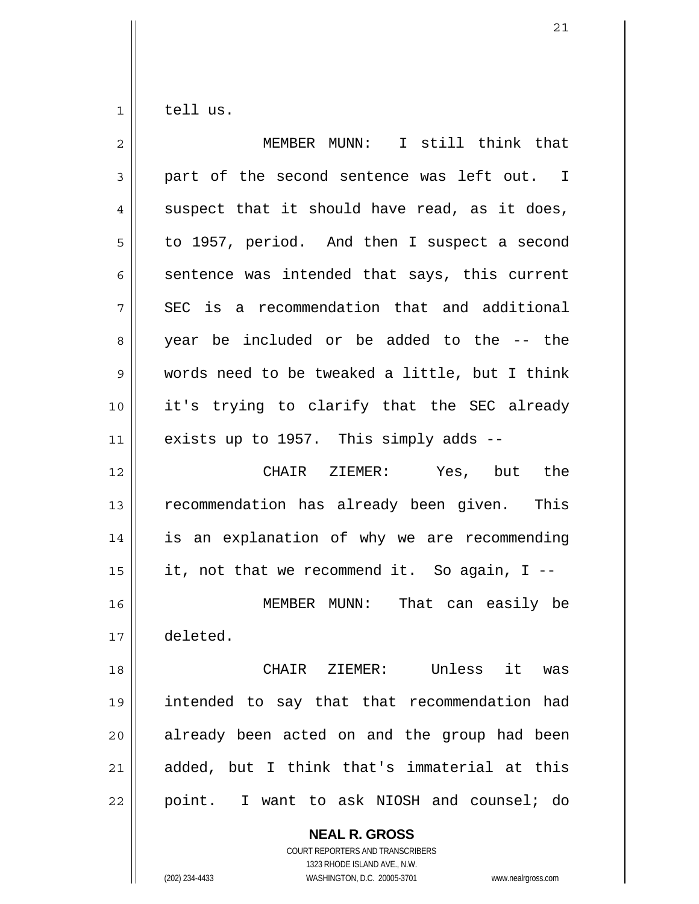tell us.

MEMBER MUNN: I still think that part of the second sentence was left out. I suspect that it should have read, as it does, to 1957, period. And then I suspect a second sentence was intended that says, this current SEC is a recommendation that and additional year be included or be added to the -- the words need to be tweaked a little, but I think it's trying to clarify that the SEC already exists up to 1957. This simply adds --

CHAIR ZIEMER: Yes, but the recommendation has already been given. This is an explanation of why we are recommending it, not that we recommend it. So again, I --

MEMBER MUNN: That can easily be deleted.

CHAIR ZIEMER: Unless it was intended to say that that recommendation had already been acted on and the group had been added, but I think that's immaterial at this point. I want to ask NIOSH and counsel; do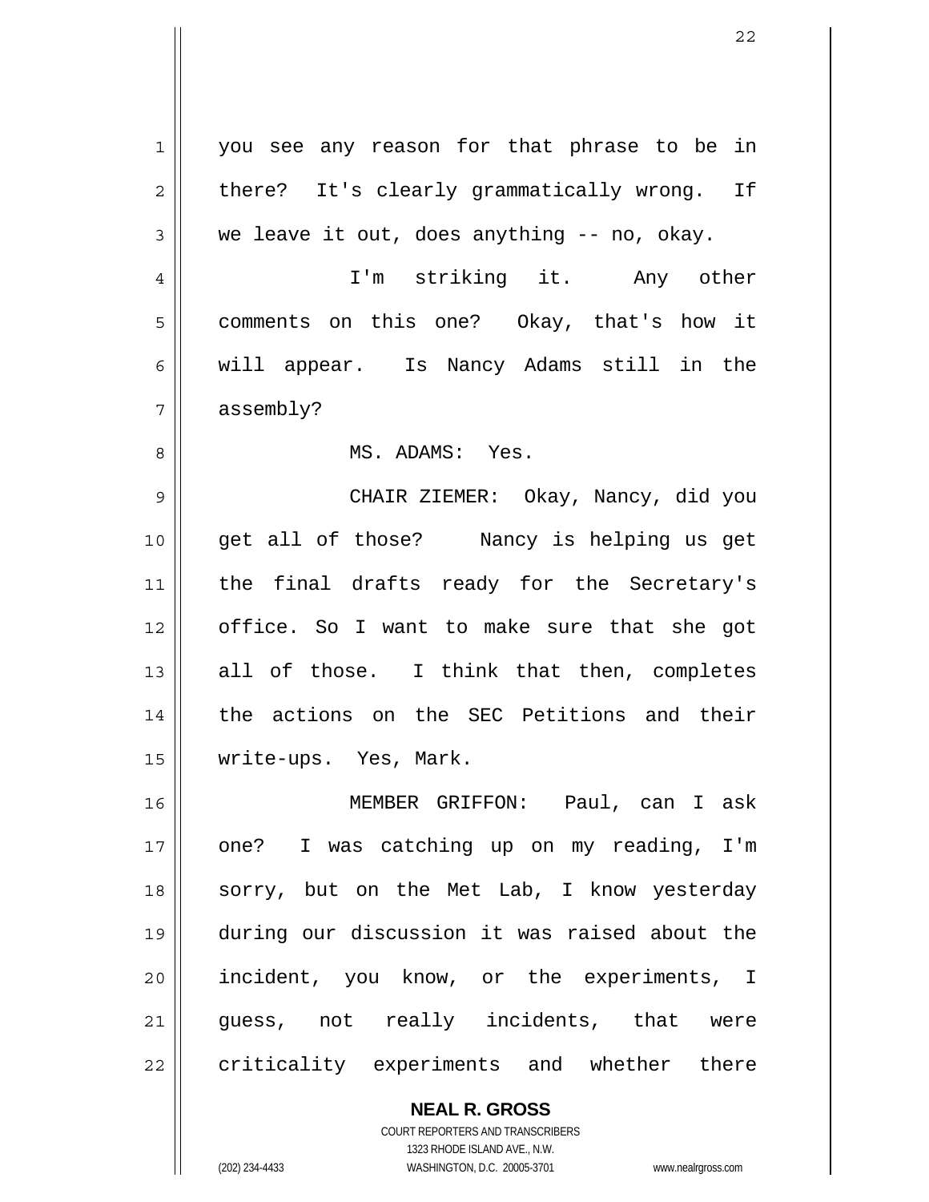you see any reason for that phrase to be in there? It's clearly grammatically wrong. If we leave it out, does anything -- no, okay.

I'm striking it. Any other comments on this one? Okay, that's how it will appear. Is Nancy Adams still in the assembly?

MS. ADAMS: Yes.

CHAIR ZIEMER: Okay, Nancy, did you get all of those? Nancy is helping us get the final drafts ready for the Secretary's office. So I want to make sure that she got all of those. I think that then, completes the actions on the SEC Petitions and their write-ups. Yes, Mark.

MEMBER GRIFFON: Paul, can I ask one? I was catching up on my reading, I'm sorry, but on the Met Lab, I know yesterday during our discussion it was raised about the incident, you know, or the experiments, I guess, not really incidents, that were criticality experiments and whether there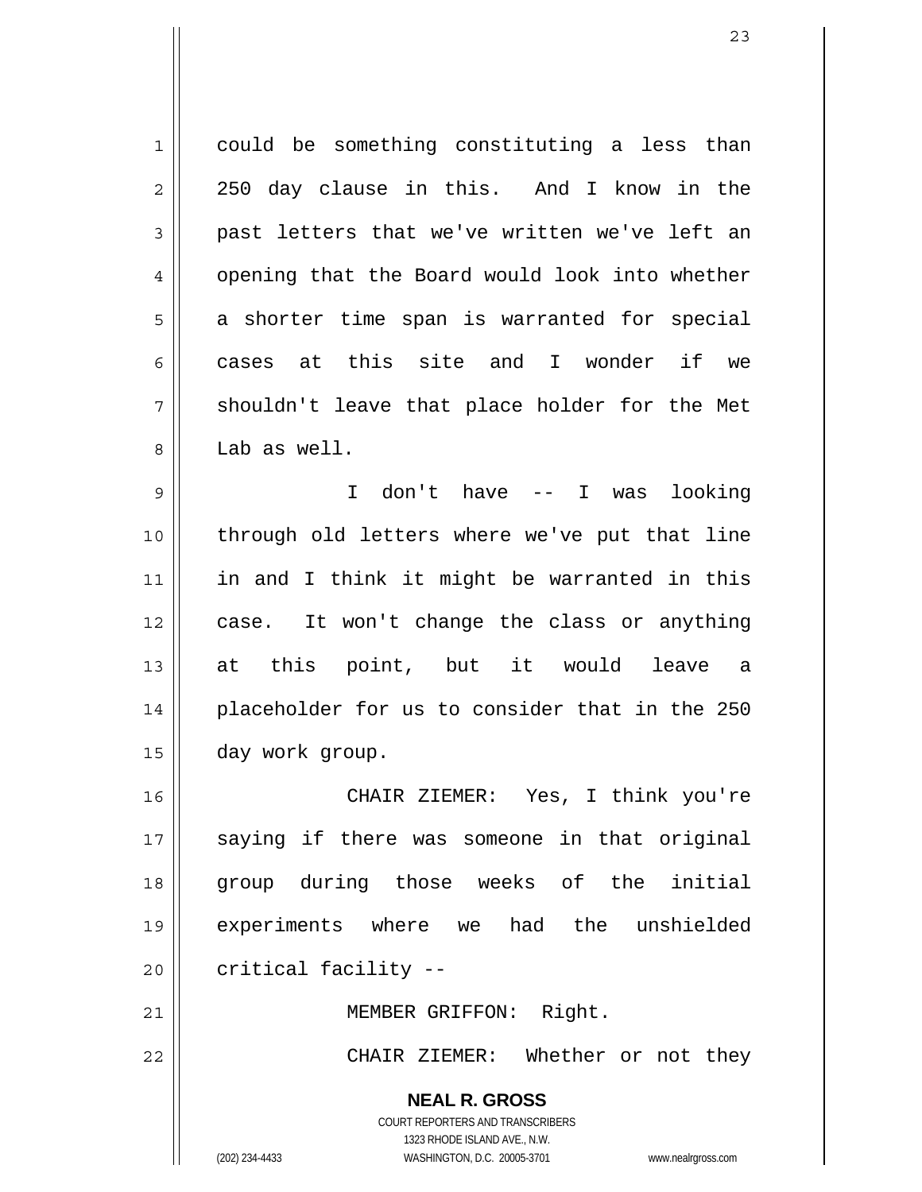could be something constituting a less than 250 day clause in this. And I know in the past letters that we've written we've left an opening that the Board would look into whether a shorter time span is warranted for special cases at this site and I wonder if we shouldn't leave that place holder for the Met Lab as well.

I don't have -- I was looking through old letters where we've put that line in and I think it might be warranted in this case. It won't change the class or anything at this point, but it would leave a placeholder for us to consider that in the 250 day work group.

CHAIR ZIEMER: Yes, I think you're saying if there was someone in that original group during those weeks of the initial experiments where we had the unshielded critical facility --

MEMBER GRIFFON: Right.

CHAIR ZIEMER: Whether or not they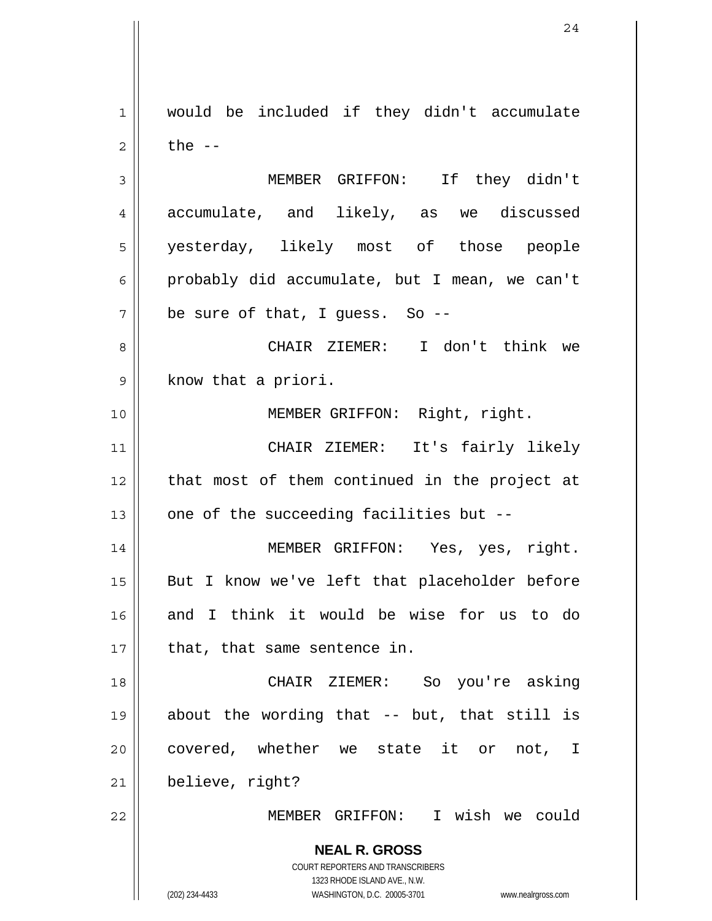would be included if they didn't accumulate the --

MEMBER GRIFFON: If they didn't accumulate, and likely, as we discussed yesterday, likely most of those people probably did accumulate, but I mean, we can't be sure of that, I guess. So --

CHAIR ZIEMER: I don't think we know that a priori.

MEMBER GRIFFON: Right, right.

CHAIR ZIEMER: It's fairly likely that most of them continued in the project at one of the succeeding facilities but --

MEMBER GRIFFON: Yes, yes, right. But I know we've left that placeholder before and I think it would be wise for us to do that, that same sentence in.

CHAIR ZIEMER: So you're asking about the wording that -- but, that still is covered, whether we state it or not, I believe, right?

MEMBER GRIFFON: I wish we could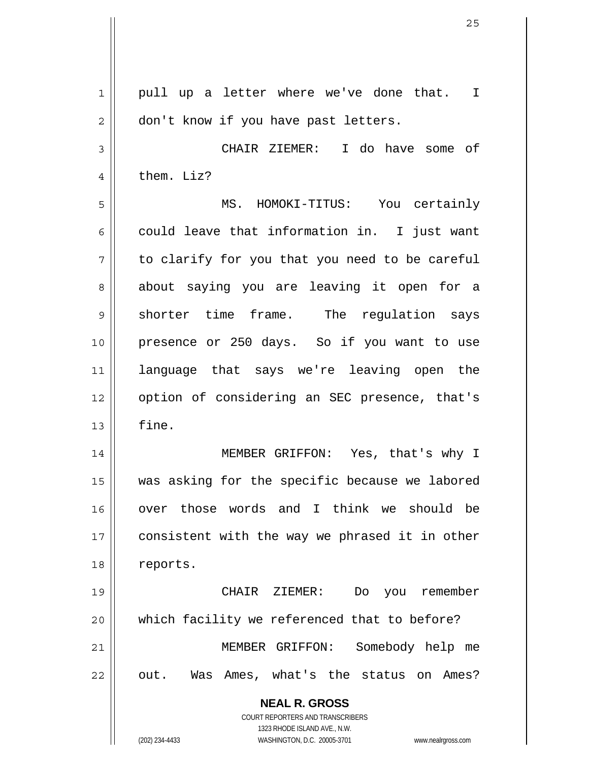pull up a letter where we've done that. I don't know if you have past letters.

CHAIR ZIEMER: I do have some of them. Liz?

MS. HOMOKI-TITUS: You certainly could leave that information in. I just want to clarify for you that you need to be careful about saying you are leaving it open for a shorter time frame. The regulation says presence or 250 days. So if you want to use language that says we're leaving open the option of considering an SEC presence, that's fine.

MEMBER GRIFFON: Yes, that's why I was asking for the specific because we labored over those words and I think we should be consistent with the way we phrased it in other reports.

CHAIR ZIEMER: Do you remember which facility we referenced that to before?

MEMBER GRIFFON: Somebody help me out. Was Ames, what's the status on Ames?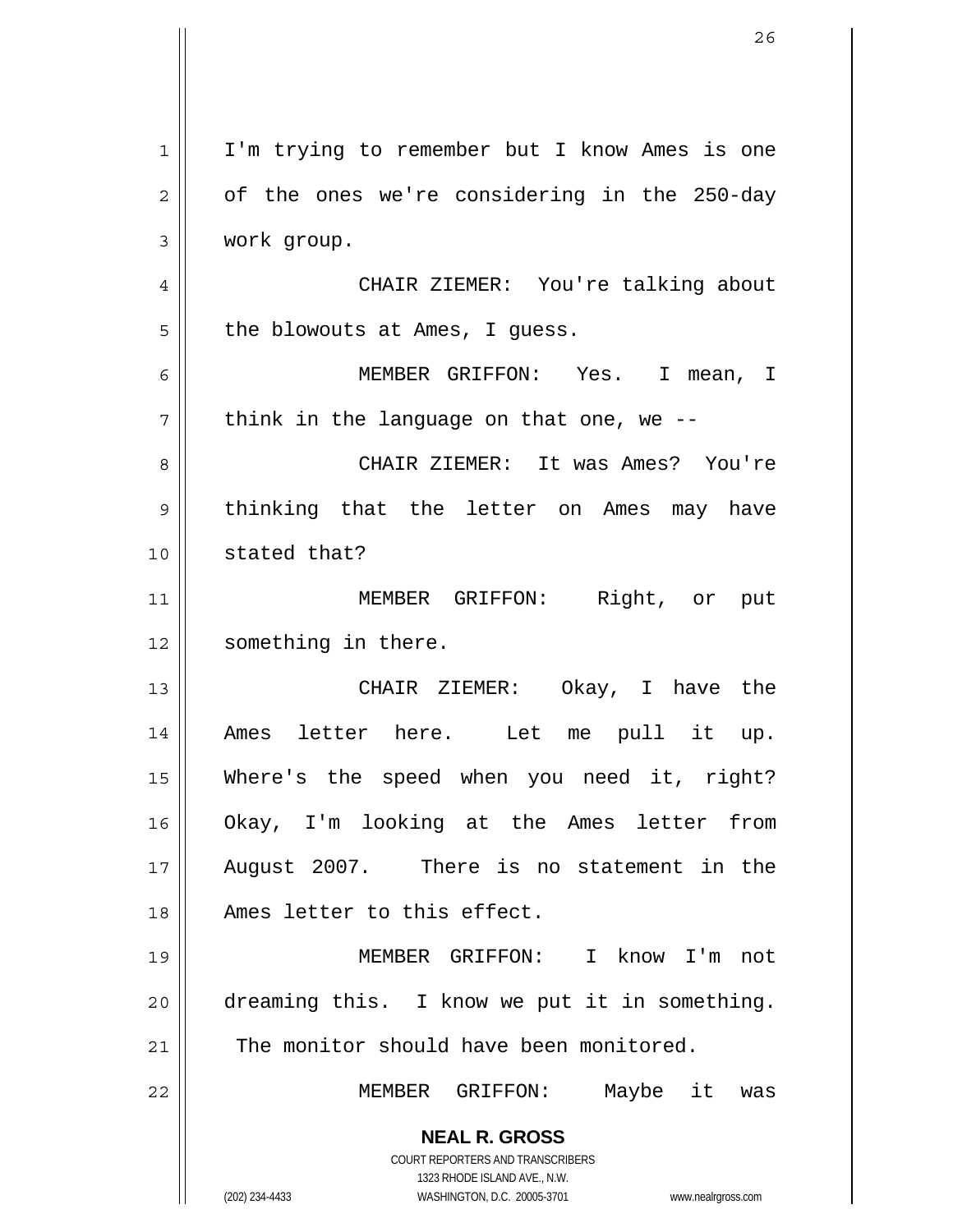I'm trying to remember but I know Ames is one of the ones we're considering in the 250-day work group.

CHAIR ZIEMER: You're talking about the blowouts at Ames, I guess.

MEMBER GRIFFON: Yes. I mean, I think in the language on that one, we --

CHAIR ZIEMER: It was Ames? You're thinking that the letter on Ames may have stated that?

MEMBER GRIFFON: Right, or put something in there.

CHAIR ZIEMER: Okay, I have the Ames letter here. Let me pull it up. Where's the speed when you need it, right? Okay, I'm looking at the Ames letter from August 2007. There is no statement in the Ames letter to this effect.

MEMBER GRIFFON: I know I'm not dreaming this. I know we put it in something. The monitor should have been monitored.

MEMBER GRIFFON: Maybe it was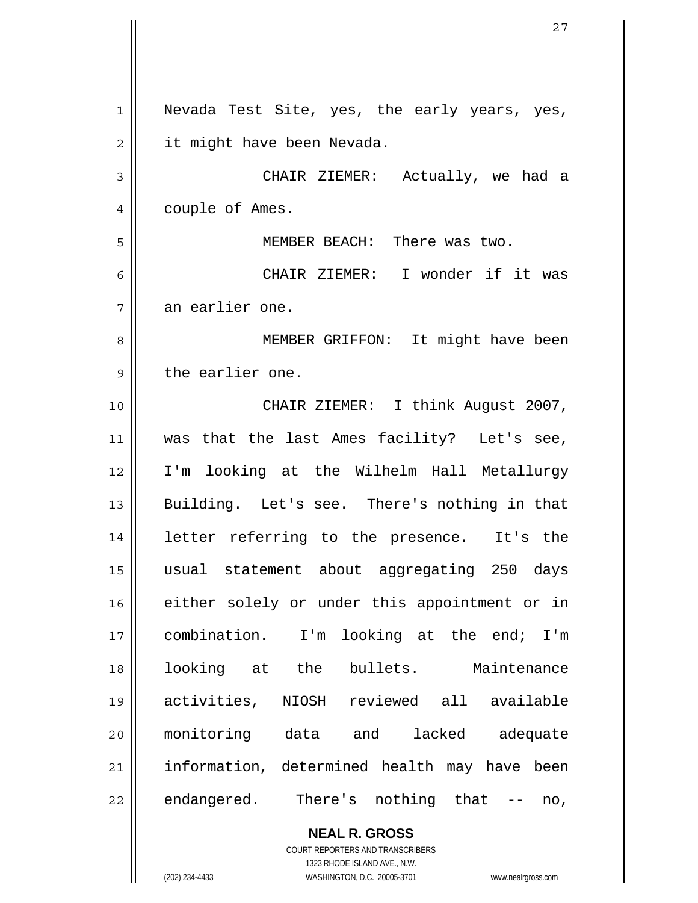Nevada Test Site, yes, the early years, yes, it might have been Nevada.

CHAIR ZIEMER: Actually, we had a couple of Ames.

MEMBER BEACH: There was two.

CHAIR ZIEMER: I wonder if it was an earlier one.

MEMBER GRIFFON: It might have been the earlier one.

CHAIR ZIEMER: I think August 2007, was that the last Ames facility? Let's see, I'm looking at the Wilhelm Hall Metallurgy Building. Let's see. There's nothing in that letter referring to the presence. It's the usual statement about aggregating 250 days either solely or under this appointment or in combination. I'm looking at the end; I'm looking at the bullets. Maintenance activities, NIOSH reviewed all available monitoring data and lacked adequate information, determined health may have been endangered. There's nothing that -- no,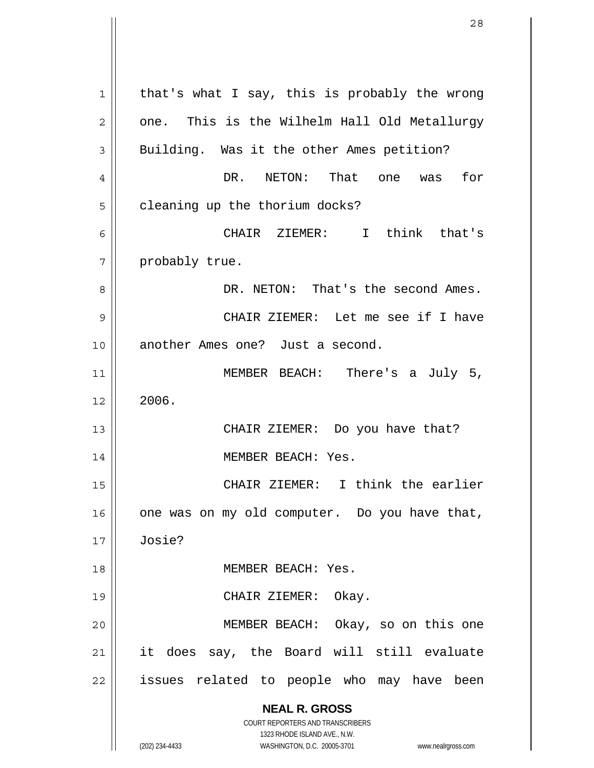that's what I say, this is probably the wrong one. This is the Wilhelm Hall Old Metallurgy Building. Was it the other Ames petition?

DR. NETON: That one was for cleaning up the thorium docks?

CHAIR ZIEMER: I think that's probably true.

DR. NETON: That's the second Ames.

CHAIR ZIEMER: Let me see if I have another Ames one? Just a second.

MEMBER BEACH: There's a July 5, 2006.

CHAIR ZIEMER: Do you have that?

MEMBER BEACH: Yes.

CHAIR ZIEMER: I think the earlier one was on my old computer. Do you have that, Josie?

MEMBER BEACH: Yes.

CHAIR ZIEMER: Okay.

MEMBER BEACH: Okay, so on this one it does say, the Board will still evaluate issues related to people who may have been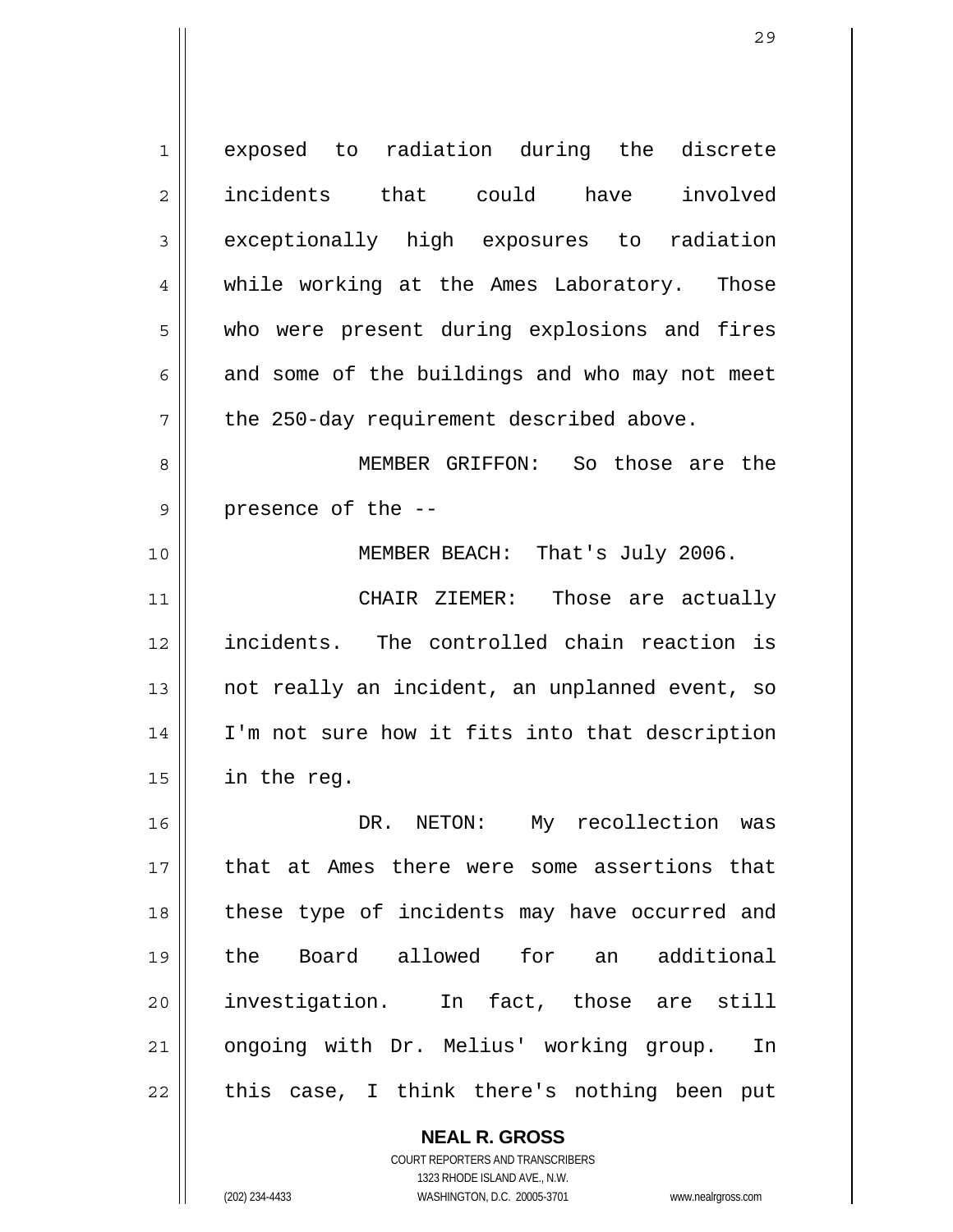exposed to radiation during the discrete incidents that could have involved exceptionally high exposures to radiation while working at the Ames Laboratory. Those who were present during explosions and fires and some of the buildings and who may not meet the 250-day requirement described above.

MEMBER GRIFFON: So those are the presence of the --

MEMBER BEACH: That's July 2006.

CHAIR ZIEMER: Those are actually incidents. The controlled chain reaction is not really an incident, an unplanned event, so I'm not sure how it fits into that description in the reg.

DR. NETON: My recollection was that at Ames there were some assertions that these type of incidents may have occurred and the Board allowed for an additional investigation. In fact, those are still ongoing with Dr. Melius' working group. In this case, I think there's nothing been put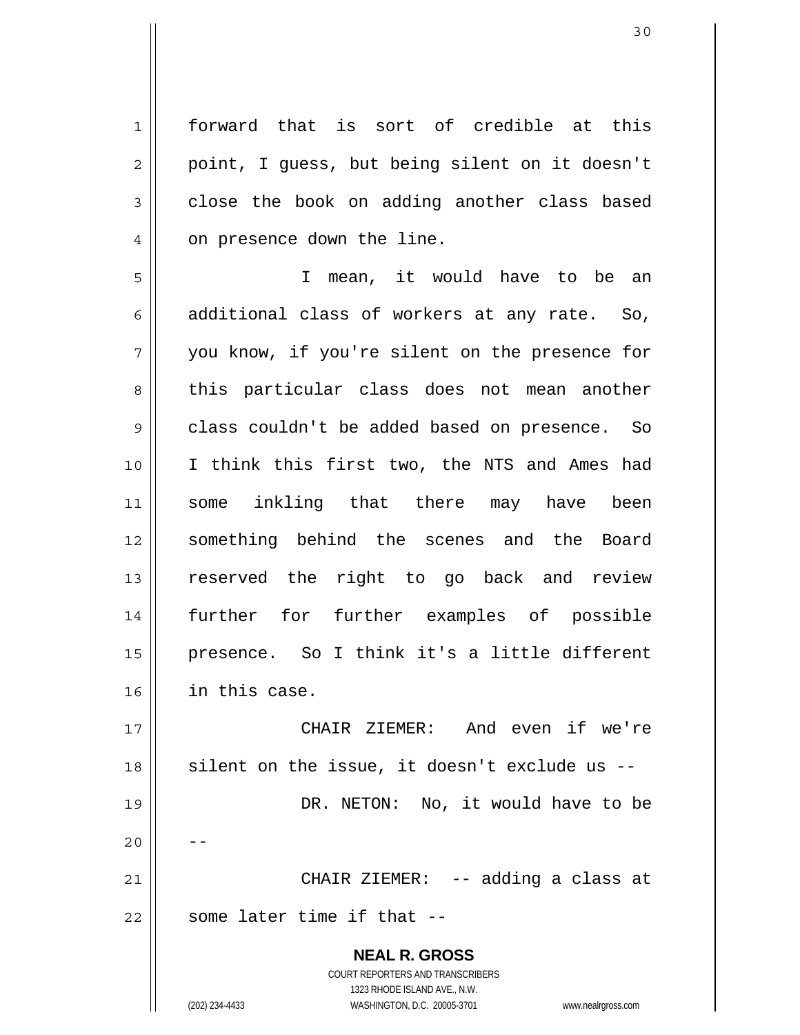forward that is sort of credible at this point, I guess, but being silent on it doesn't close the book on adding another class based on presence down the line.

I mean, it would have to be an additional class of workers at any rate. So, you know, if you're silent on the presence for this particular class does not mean another class couldn't be added based on presence. So I think this first two, the NTS and Ames had some inkling that there may have been something behind the scenes and the Board reserved the right to go back and review further for further examples of possible presence. So I think it's a little different in this case.

CHAIR ZIEMER: And even if we're silent on the issue, it doesn't exclude us --

DR. NETON: No, it would have to be --

CHAIR ZIEMER: -- adding a class at some later time if that --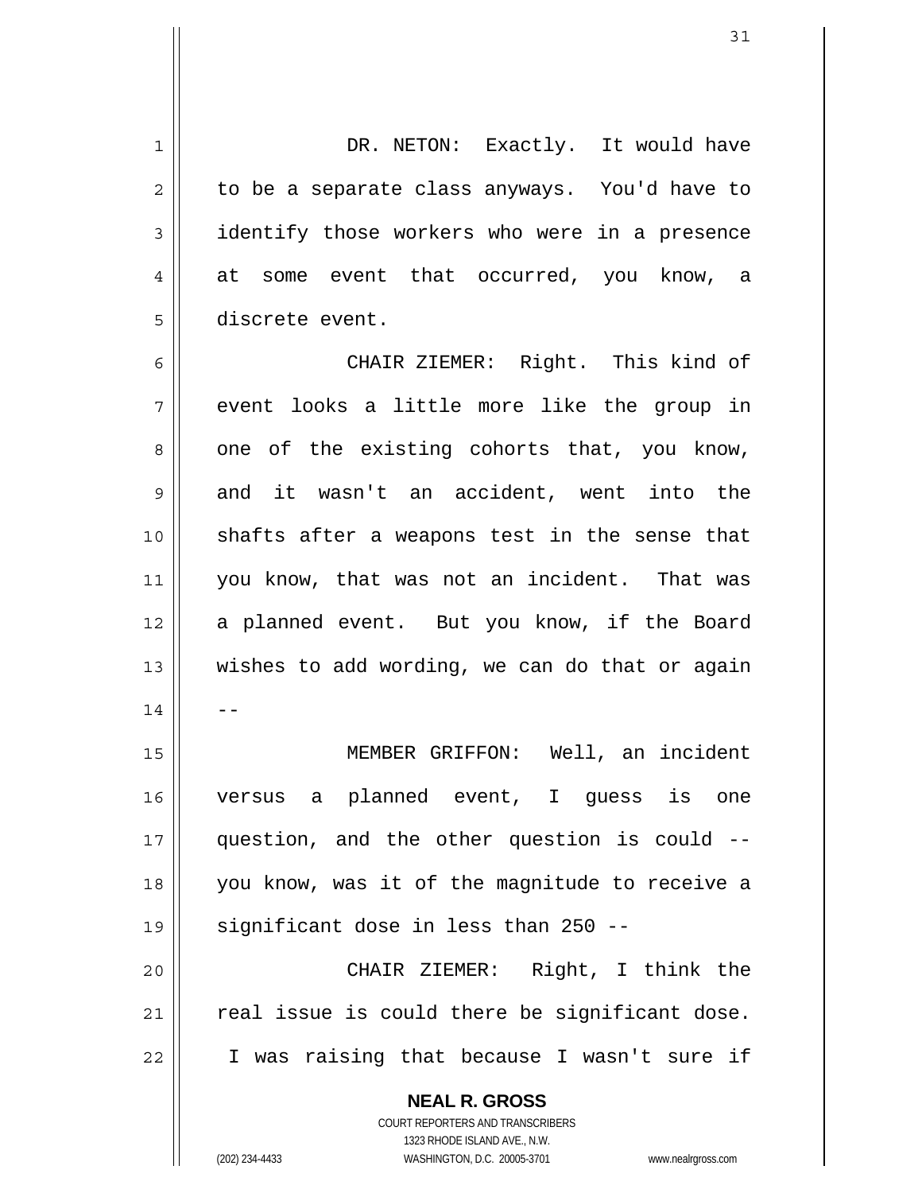DR. NETON: Exactly. It would have to be a separate class anyways. You'd have to identify those workers who were in a presence at some event that occurred, you know, a discrete event.

CHAIR ZIEMER: Right. This kind of event looks a little more like the group in one of the existing cohorts that, you know, and it wasn't an accident, went into the shafts after a weapons test in the sense that you know, that was not an incident. That was a planned event. But you know, if the Board wishes to add wording, we can do that or again --

MEMBER GRIFFON: Well, an incident versus a planned event, I guess is one question, and the other question is could -- you know, was it of the magnitude to receive a significant dose in less than 250 --

CHAIR ZIEMER: Right, I think the real issue is could there be significant dose. I was raising that because I wasn't sure if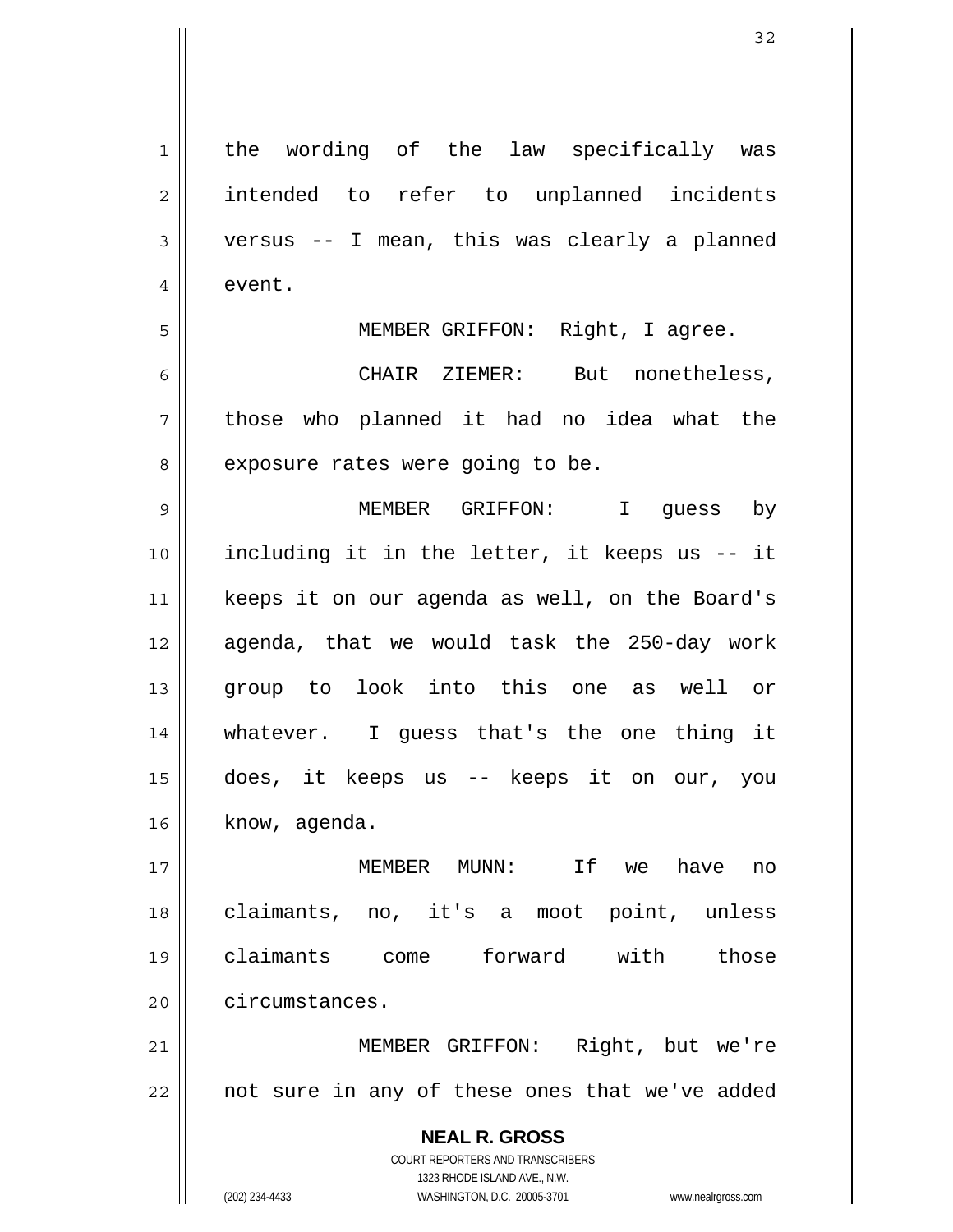the wording of the law specifically was intended to refer to unplanned incidents versus -- I mean, this was clearly a planned event.

MEMBER GRIFFON: Right, I agree.

CHAIR ZIEMER: But nonetheless, those who planned it had no idea what the exposure rates were going to be.

MEMBER GRIFFON: I guess by including it in the letter, it keeps us -- it keeps it on our agenda as well, on the Board's agenda, that we would task the 250-day work group to look into this one as well or whatever. I guess that's the one thing it does, it keeps us -- keeps it on our, you know, agenda.

MEMBER MUNN: If we have no claimants, no, it's a moot point, unless claimants come forward with those circumstances.

MEMBER GRIFFON: Right, but we're not sure in any of these ones that we've added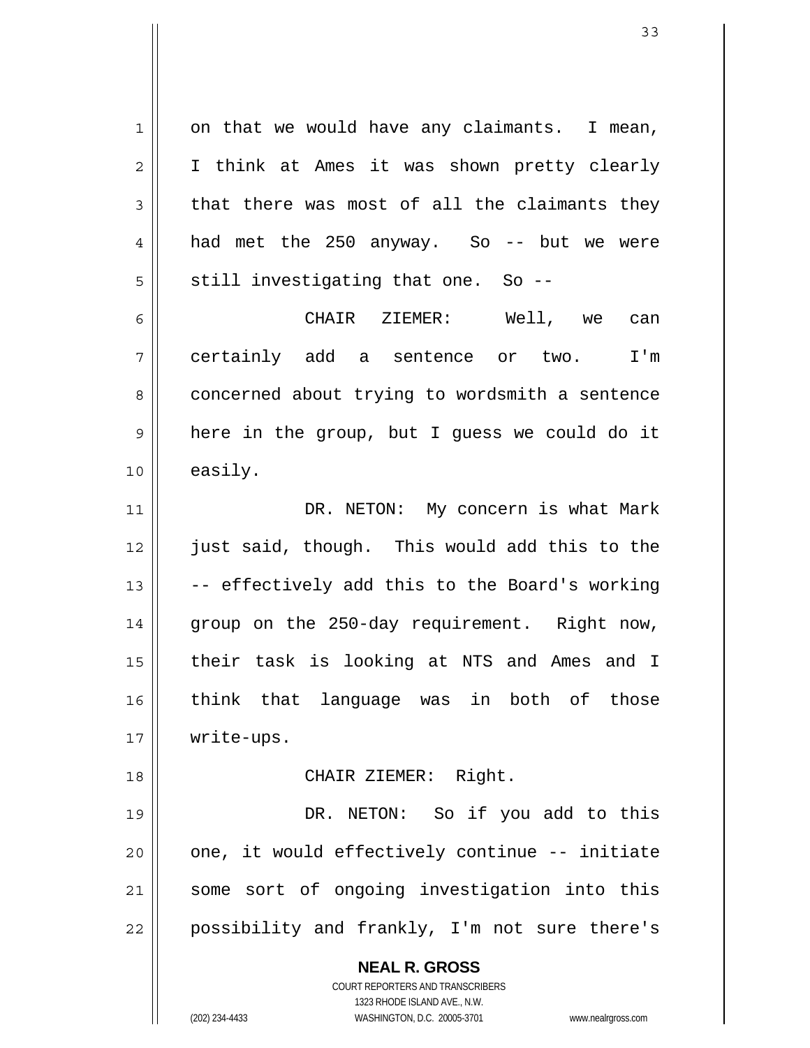on that we would have any claimants. I mean, I think at Ames it was shown pretty clearly that there was most of all the claimants they had met the 250 anyway. So -- but we were still investigating that one. So --

CHAIR ZIEMER: Well, we can certainly add a sentence or two. I'm concerned about trying to wordsmith a sentence here in the group, but I guess we could do it easily.

DR. NETON: My concern is what Mark just said, though. This would add this to the -- effectively add this to the Board's working group on the 250-day requirement. Right now, their task is looking at NTS and Ames and I think that language was in both of those write-ups.

CHAIR ZIEMER: Right.

DR. NETON: So if you add to this one, it would effectively continue -- initiate some sort of ongoing investigation into this possibility and frankly, I'm not sure there's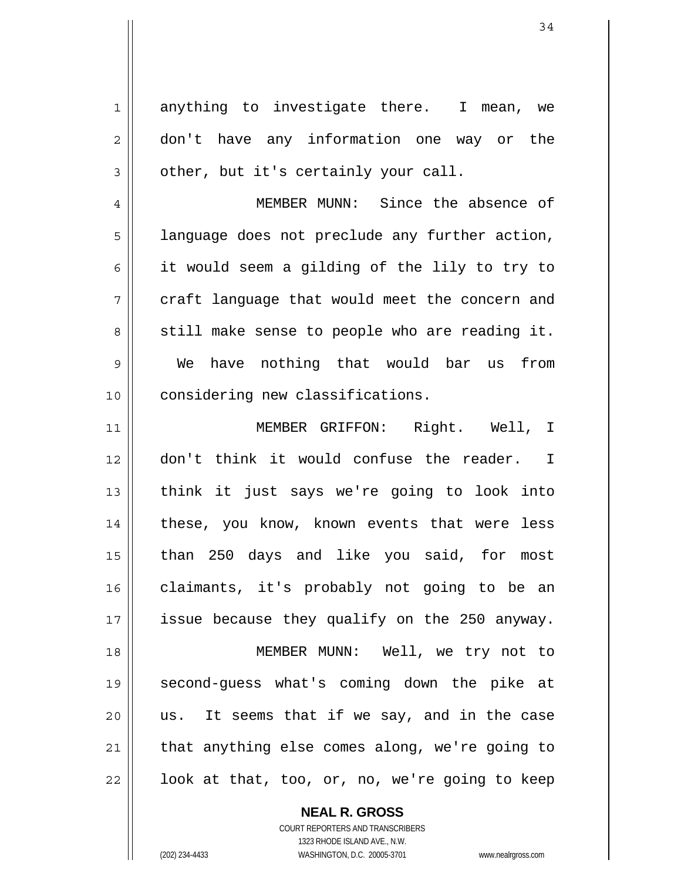anything to investigate there. I mean, we don't have any information one way or the other, but it's certainly your call.

MEMBER MUNN: Since the absence of language does not preclude any further action, it would seem a gilding of the lily to try to craft language that would meet the concern and still make sense to people who are reading it. We have nothing that would bar us from considering new classifications.

MEMBER GRIFFON: Right. Well, I don't think it would confuse the reader. I think it just says we're going to look into these, you know, known events that were less than 250 days and like you said, for most claimants, it's probably not going to be an issue because they qualify on the 250 anyway.

MEMBER MUNN: Well, we try not to second-guess what's coming down the pike at us. It seems that if we say, and in the case that anything else comes along, we're going to look at that, too, or, no, we're going to keep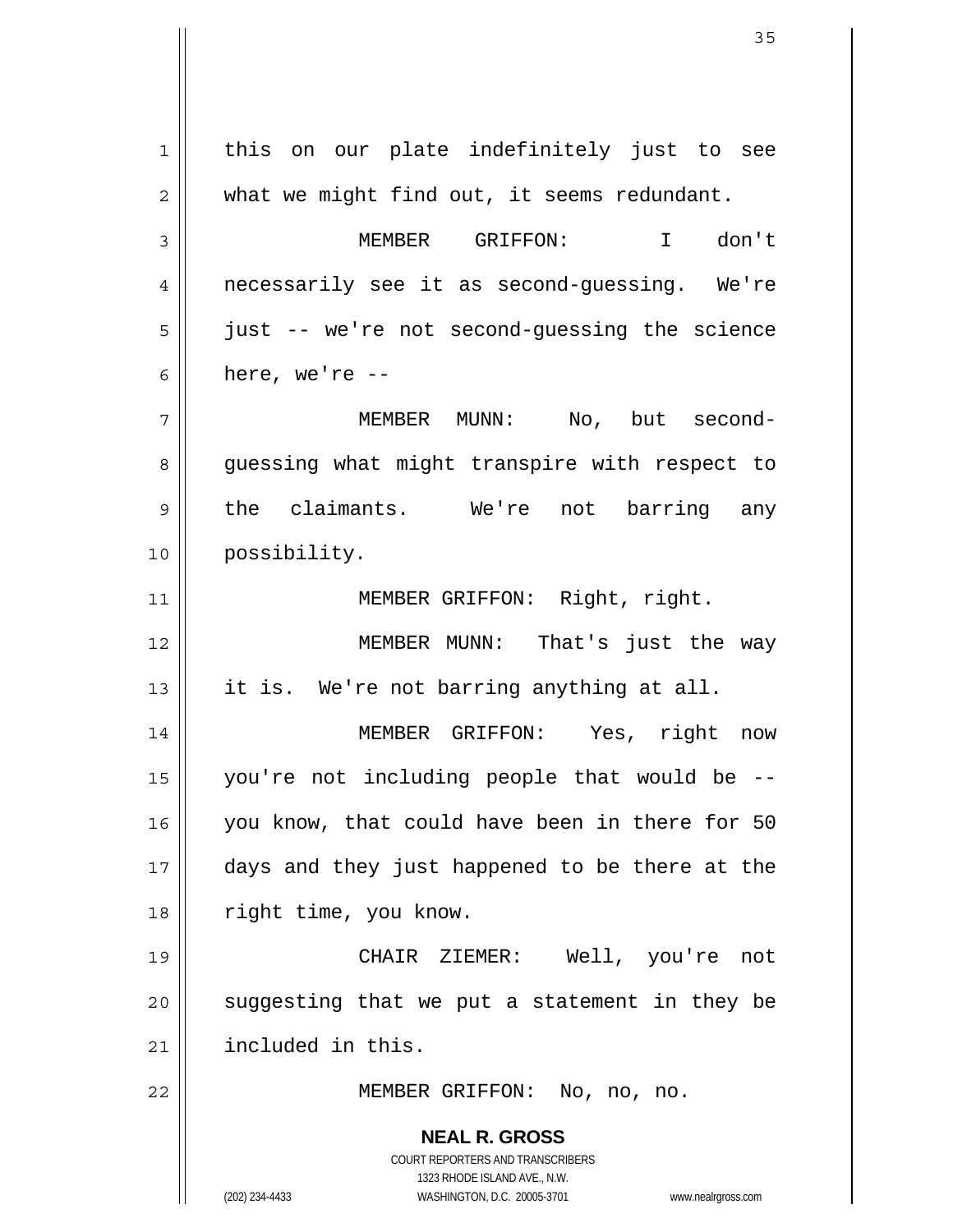this on our plate indefinitely just to see what we might find out, it seems redundant.

MEMBER GRIFFON: I don't necessarily see it as second-guessing. We're just -- we're not second-guessing the science here, we're --

MEMBER MUNN: No, but second-guessing what might transpire with respect to the claimants. We're not barring any possibility.

MEMBER GRIFFON: Right, right.

MEMBER MUNN: That's just the way it is. We're not barring anything at all.

MEMBER GRIFFON: Yes, right now you're not including people that would be -- you know, that could have been in there for 50 days and they just happened to be there at the right time, you know.

CHAIR ZIEMER: Well, you're not suggesting that we put a statement in they be included in this.

MEMBER GRIFFON: No, no, no.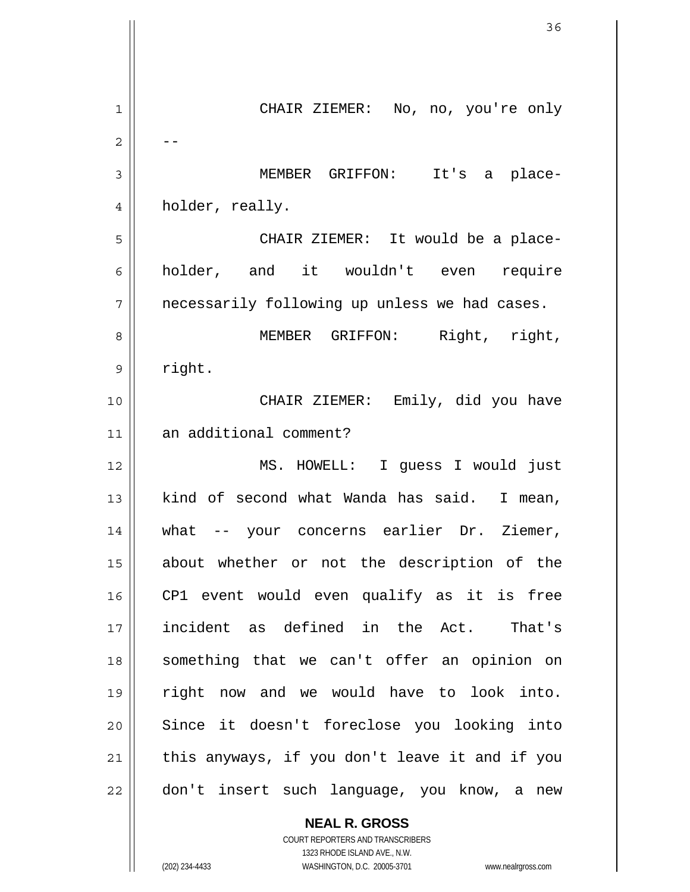CHAIR ZIEMER: No, no, you're only --

MEMBER GRIFFON: It's a place-holder, really.

CHAIR ZIEMER: It would be a place-holder, and it wouldn't even require necessarily following up unless we had cases.

MEMBER GRIFFON: Right, right, right.

CHAIR ZIEMER: Emily, did you have an additional comment?

MS. HOWELL: I guess I would just kind of second what Wanda has said. I mean, what -- your concerns earlier Dr. Ziemer, about whether or not the description of the CP1 event would even qualify as it is free incident as defined in the Act. That's something that we can't offer an opinion on right now and we would have to look into. Since it doesn't foreclose you looking into this anyways, if you don't leave it and if you don't insert such language, you know, a new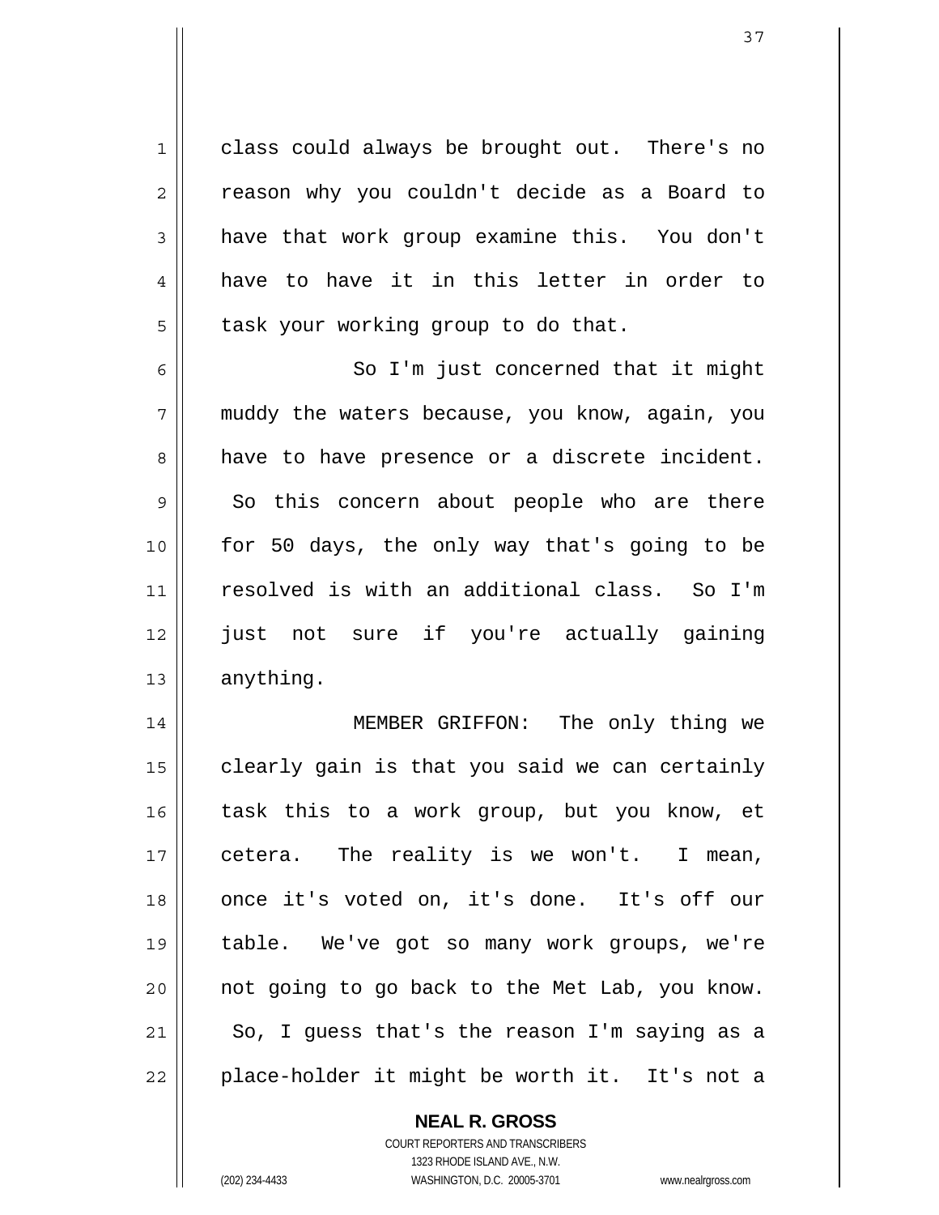class could always be brought out. There's no reason why you couldn't decide as a Board to have that work group examine this. You don't have to have it in this letter in order to task your working group to do that.

So I'm just concerned that it might muddy the waters because, you know, again, you have to have presence or a discrete incident. So this concern about people who are there for 50 days, the only way that's going to be resolved is with an additional class. So I'm just not sure if you're actually gaining anything.

MEMBER GRIFFON: The only thing we clearly gain is that you said we can certainly task this to a work group, but you know, et cetera. The reality is we won't. I mean, once it's voted on, it's done. It's off our table. We've got so many work groups, we're not going to go back to the Met Lab, you know. So, I guess that's the reason I'm saying as a place-holder it might be worth it. It's not a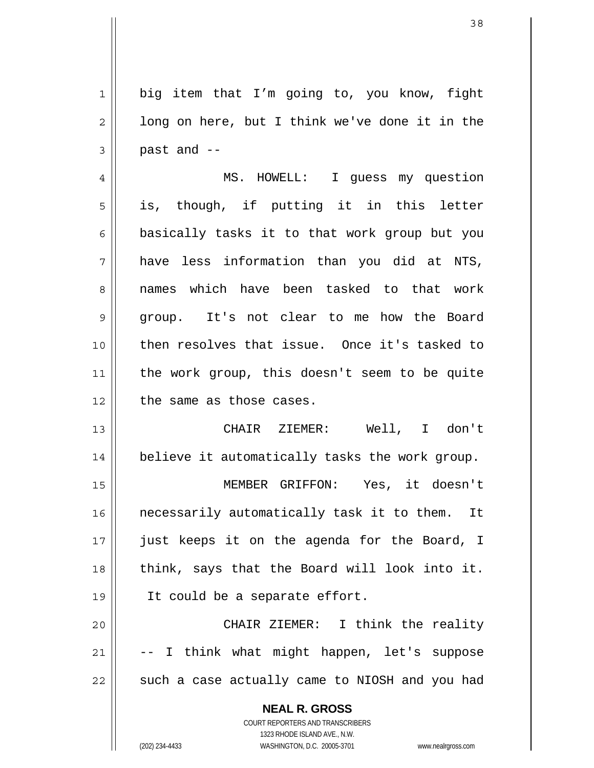big item that I'm going to, you know, fight long on here, but I think we've done it in the past and --

MS. HOWELL: I guess my question is, though, if putting it in this letter basically tasks it to that work group but you have less information than you did at NTS, names which have been tasked to that work group. It's not clear to me how the Board then resolves that issue. Once it's tasked to the work group, this doesn't seem to be quite the same as those cases.

CHAIR ZIEMER: Well, I don't believe it automatically tasks the work group.

MEMBER GRIFFON: Yes, it doesn't necessarily automatically task it to them. It just keeps it on the agenda for the Board, I think, says that the Board will look into it. It could be a separate effort.

CHAIR ZIEMER: I think the reality -- I think what might happen, let's suppose such a case actually came to NIOSH and you had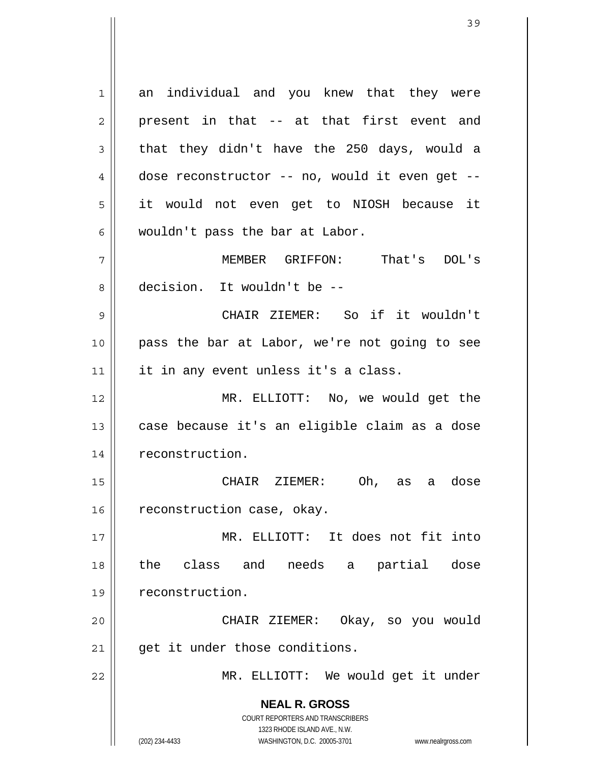an individual and you knew that they were present in that -- at that first event and that they didn't have the 250 days, would a dose reconstructor -- no, would it even get -- it would not even get to NIOSH because it wouldn't pass the bar at Labor.

MEMBER GRIFFON: That's DOL's decision. It wouldn't be --

CHAIR ZIEMER: So if it wouldn't pass the bar at Labor, we're not going to see it in any event unless it's a class.

MR. ELLIOTT: No, we would get the case because it's an eligible claim as a dose reconstruction.

CHAIR ZIEMER: Oh, as a dose reconstruction case, okay.

MR. ELLIOTT: It does not fit into the class and needs a partial dose reconstruction.

CHAIR ZIEMER: Okay, so you would get it under those conditions.

MR. ELLIOTT: We would get it under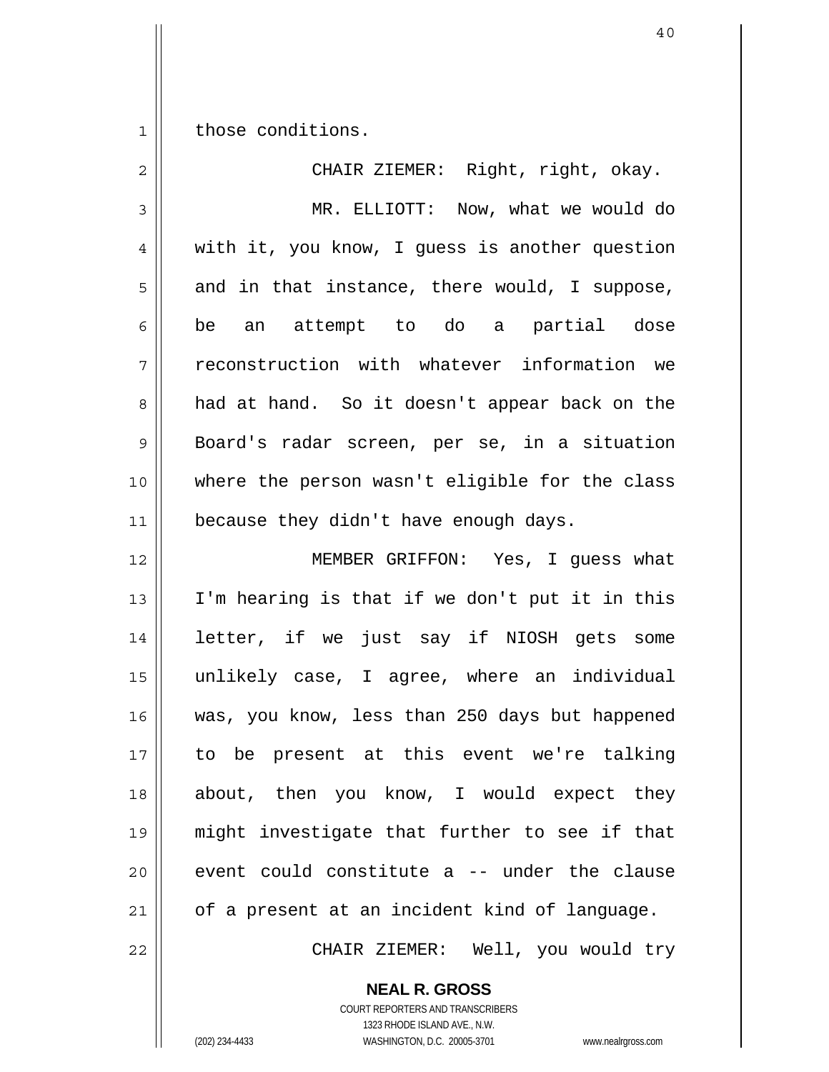those conditions.

CHAIR ZIEMER: Right, right, okay.

MR. ELLIOTT: Now, what we would do with it, you know, I guess is another question and in that instance, there would, I suppose, be an attempt to do a partial dose reconstruction with whatever information we had at hand. So it doesn't appear back on the Board's radar screen, per se, in a situation where the person wasn't eligible for the class because they didn't have enough days.

MEMBER GRIFFON: Yes, I guess what I'm hearing is that if we don't put it in this letter, if we just say if NIOSH gets some unlikely case, I agree, where an individual was, you know, less than 250 days but happened to be present at this event we're talking about, then you know, I would expect they might investigate that further to see if that event could constitute a -- under the clause of a present at an incident kind of language.

CHAIR ZIEMER: Well, you would try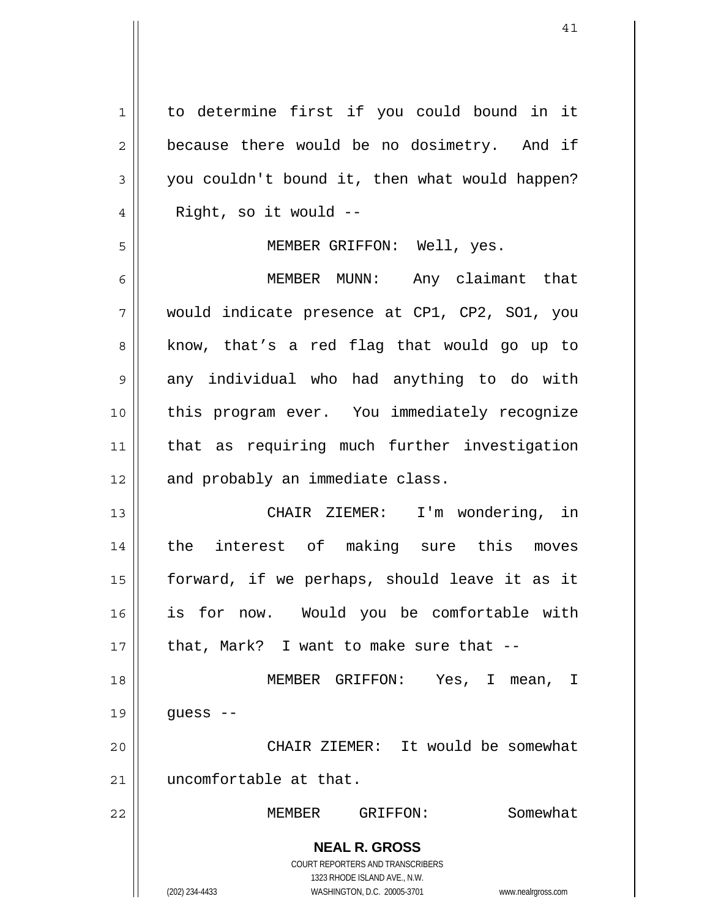to determine first if you could bound in it because there would be no dosimetry. And if you couldn't bound it, then what would happen? Right, so it would --

MEMBER GRIFFON: Well, yes.

MEMBER MUNN: Any claimant that would indicate presence at CP1, CP2, SO1, you know, that's a red flag that would go up to any individual who had anything to do with this program ever. You immediately recognize that as requiring much further investigation and probably an immediate class.

CHAIR ZIEMER: I'm wondering, in the interest of making sure this moves forward, if we perhaps, should leave it as it is for now. Would you be comfortable with that, Mark? I want to make sure that --

MEMBER GRIFFON: Yes, I mean, I guess --

CHAIR ZIEMER: It would be somewhat uncomfortable at that.

MEMBER GRIFFON: Somewhat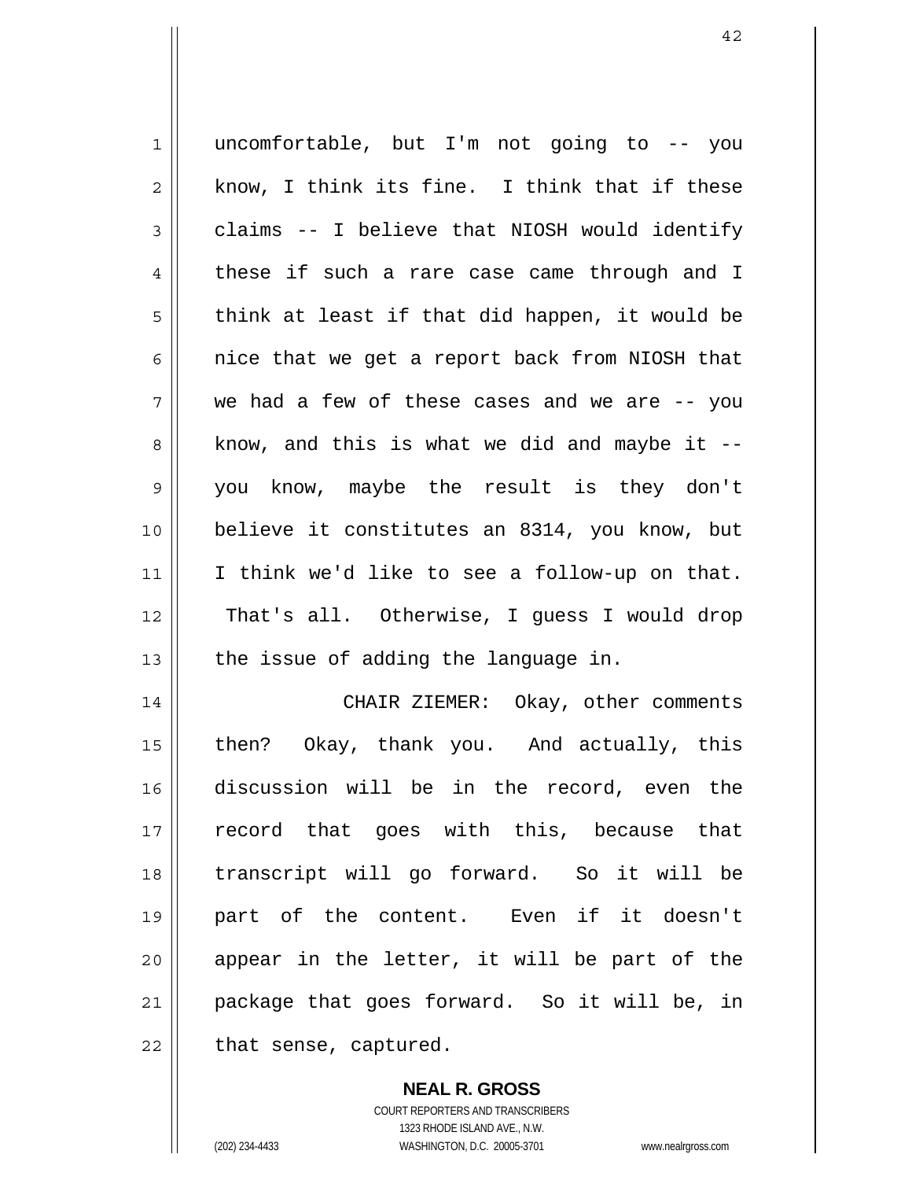uncomfortable, but I'm not going to -- you know, I think its fine. I think that if these claims -- I believe that NIOSH would identify these if such a rare case came through and I think at least if that did happen, it would be nice that we get a report back from NIOSH that we had a few of these cases and we are -- you know, and this is what we did and maybe it -- you know, maybe the result is they don't believe it constitutes an 8314, you know, but I think we'd like to see a follow-up on that. That's all. Otherwise, I guess I would drop the issue of adding the language in.

CHAIR ZIEMER: Okay, other comments then? Okay, thank you. And actually, this discussion will be in the record, even the record that goes with this, because that transcript will go forward. So it will be part of the content. Even if it doesn't appear in the letter, it will be part of the package that goes forward. So it will be, in that sense, captured.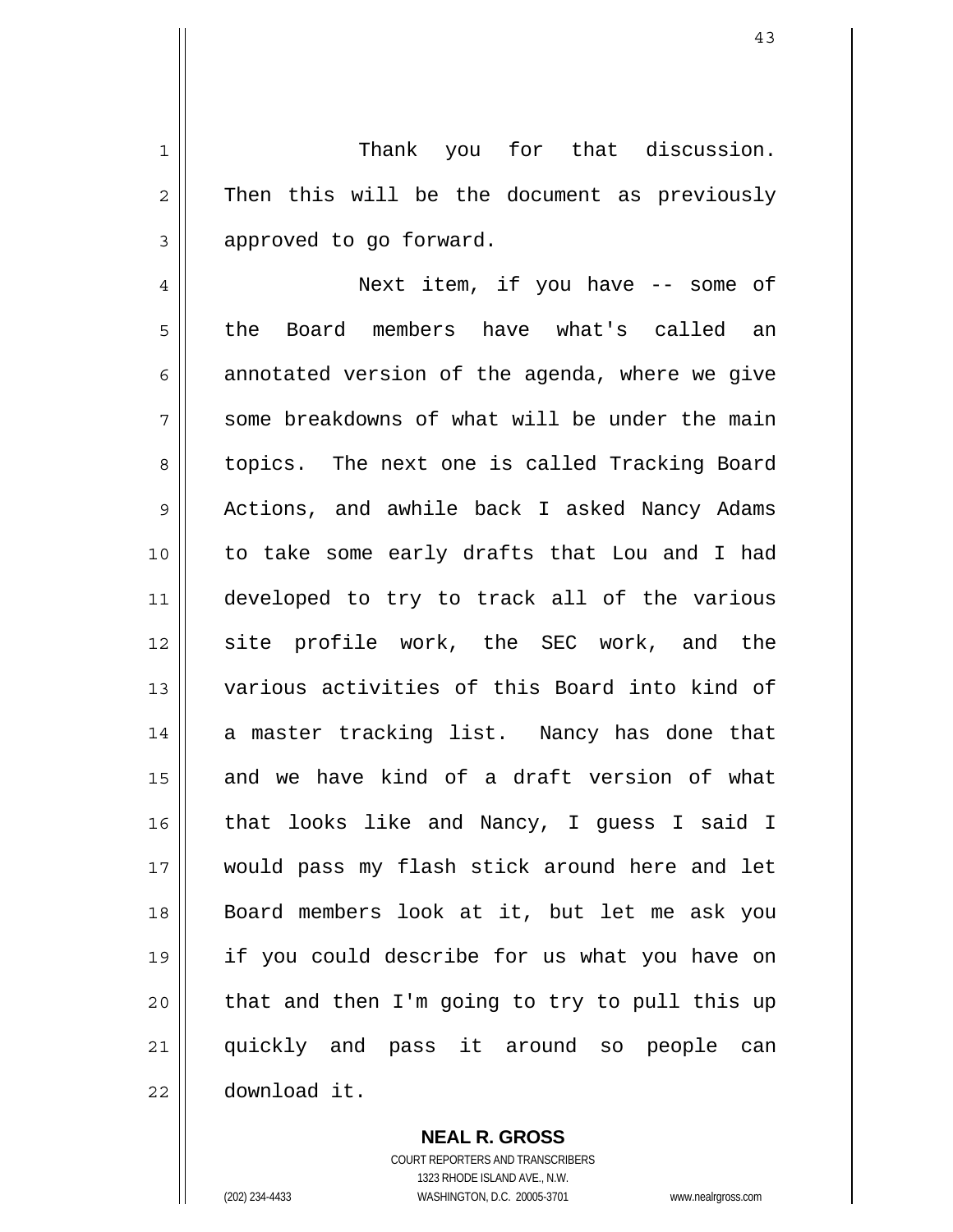Thank you for that discussion. Then this will be the document as previously approved to go forward.

Next item, if you have -- some of the Board members have what's called an annotated version of the agenda, where we give some breakdowns of what will be under the main topics. The next one is called Tracking Board Actions, and awhile back I asked Nancy Adams to take some early drafts that Lou and I had developed to try to track all of the various site profile work, the SEC work, and the various activities of this Board into kind of a master tracking list. Nancy has done that and we have kind of a draft version of what that looks like and Nancy, I guess I said I would pass my flash stick around here and let Board members look at it, but let me ask you if you could describe for us what you have on that and then I'm going to try to pull this up quickly and pass it around so people can download it.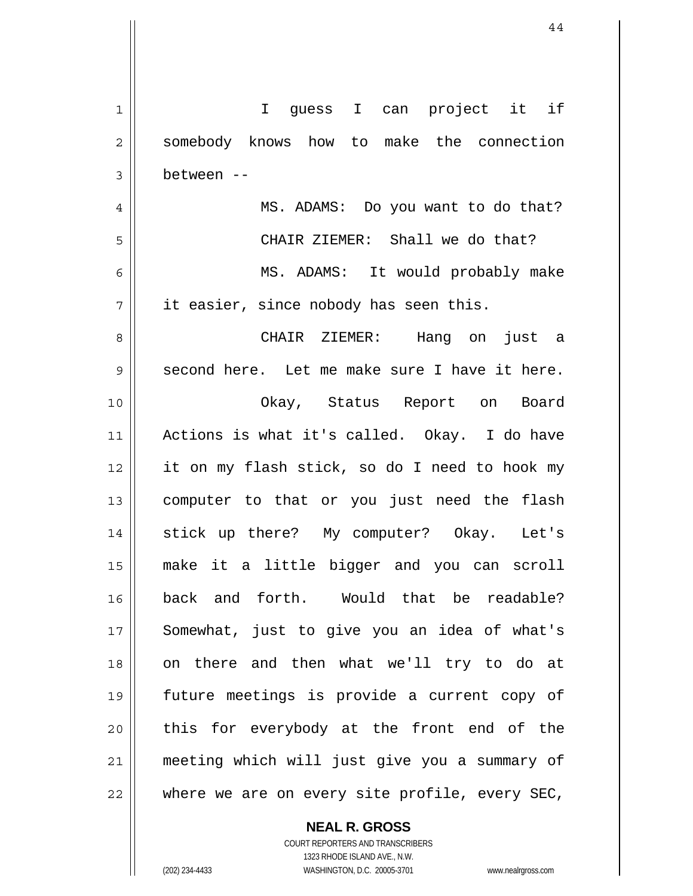I guess I can project it if somebody knows how to make the connection between --

MS. ADAMS: Do you want to do that?

CHAIR ZIEMER: Shall we do that?

MS. ADAMS: It would probably make it easier, since nobody has seen this.

CHAIR ZIEMER: Hang on just a second here. Let me make sure I have it here.

Okay, Status Report on Board Actions is what it's called. Okay. I do have it on my flash stick, so do I need to hook my computer to that or you just need the flash stick up there? My computer? Okay. Let's make it a little bigger and you can scroll back and forth. Would that be readable? Somewhat, just to give you an idea of what's on there and then what we'll try to do at future meetings is provide a current copy of this for everybody at the front end of the meeting which will just give you a summary of where we are on every site profile, every SEC,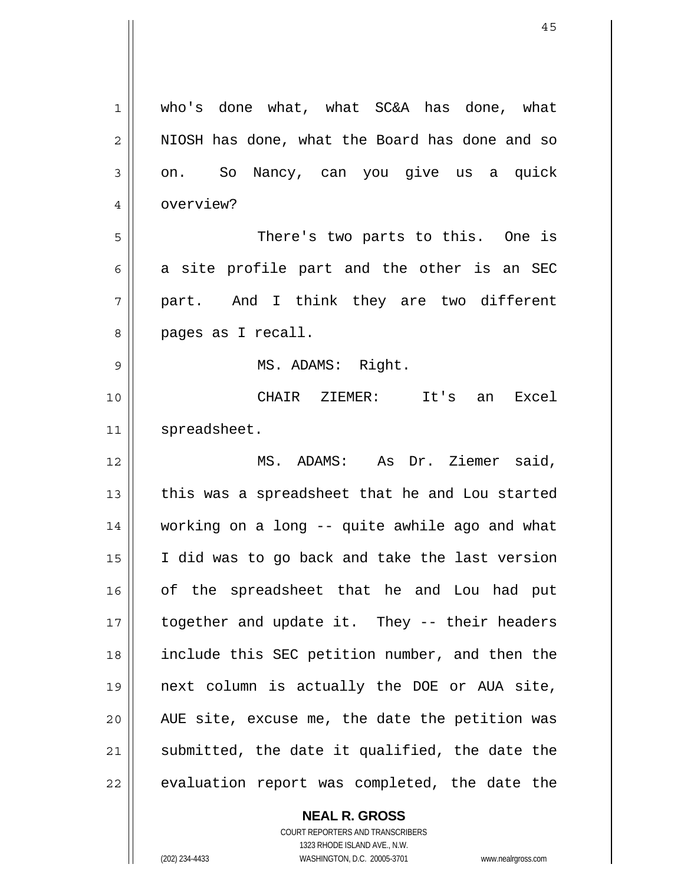who's done what, what SC&A has done, what NIOSH has done, what the Board has done and so on. So Nancy, can you give us a quick overview?

There's two parts to this. One is a site profile part and the other is an SEC part. And I think they are two different pages as I recall.

MS. ADAMS: Right.

CHAIR ZIEMER: It's an Excel spreadsheet.

MS. ADAMS: As Dr. Ziemer said, this was a spreadsheet that he and Lou started working on a long -- quite awhile ago and what I did was to go back and take the last version of the spreadsheet that he and Lou had put together and update it. They -- their headers include this SEC petition number, and then the next column is actually the DOE or AUA site, AUE site, excuse me, the date the petition was submitted, the date it qualified, the date the evaluation report was completed, the date the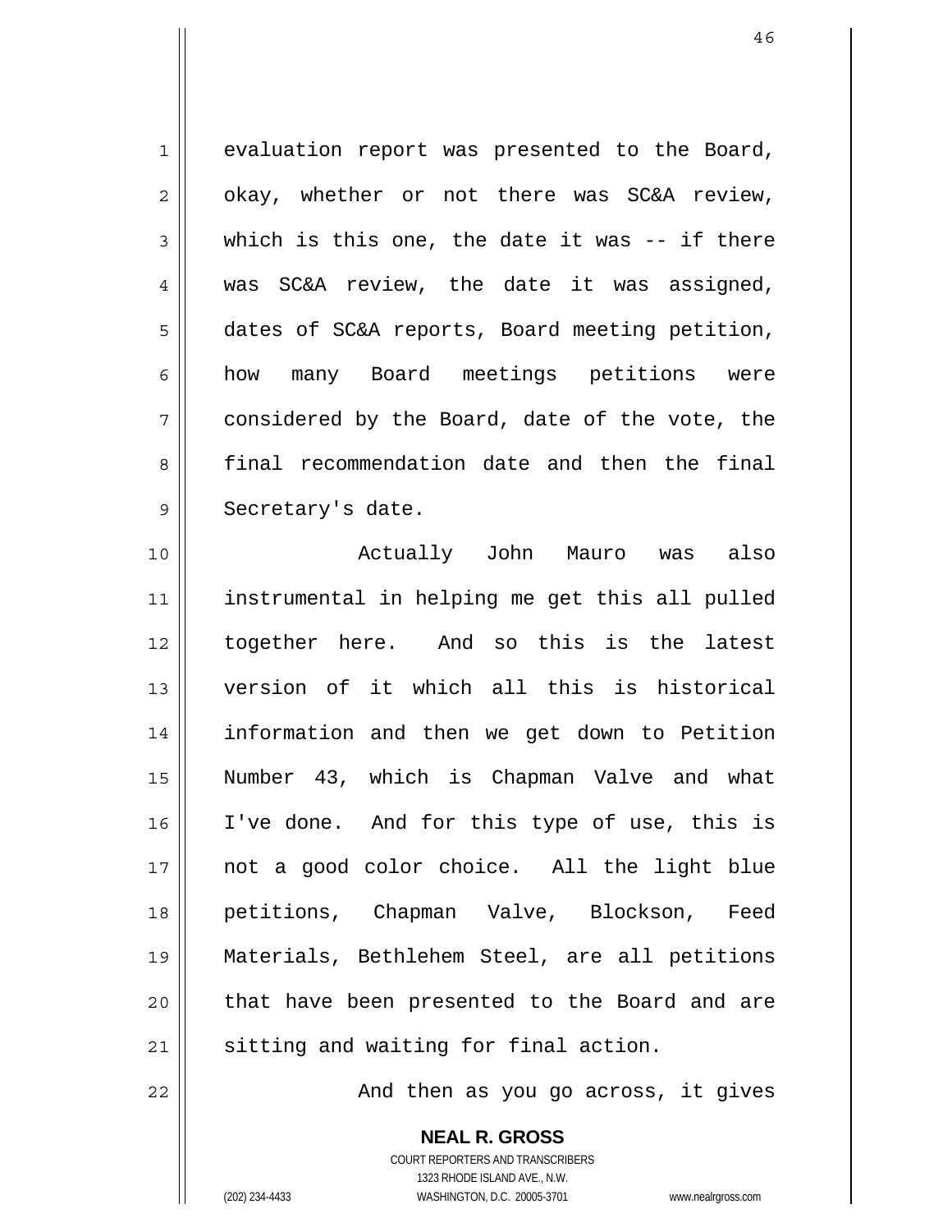evaluation report was presented to the Board, okay, whether or not there was SC&A review, which is this one, the date it was -- if there was SC&A review, the date it was assigned, dates of SC&A reports, Board meeting petition, how many Board meetings petitions were considered by the Board, date of the vote, the final recommendation date and then the final Secretary's date.

Actually John Mauro was also instrumental in helping me get this all pulled together here. And so this is the latest version of it which all this is historical information and then we get down to Petition Number 43, which is Chapman Valve and what I've done. And for this type of use, this is not a good color choice. All the light blue petitions, Chapman Valve, Blockson, Feed Materials, Bethlehem Steel, are all petitions that have been presented to the Board and are sitting and waiting for final action.

And then as you go across, it gives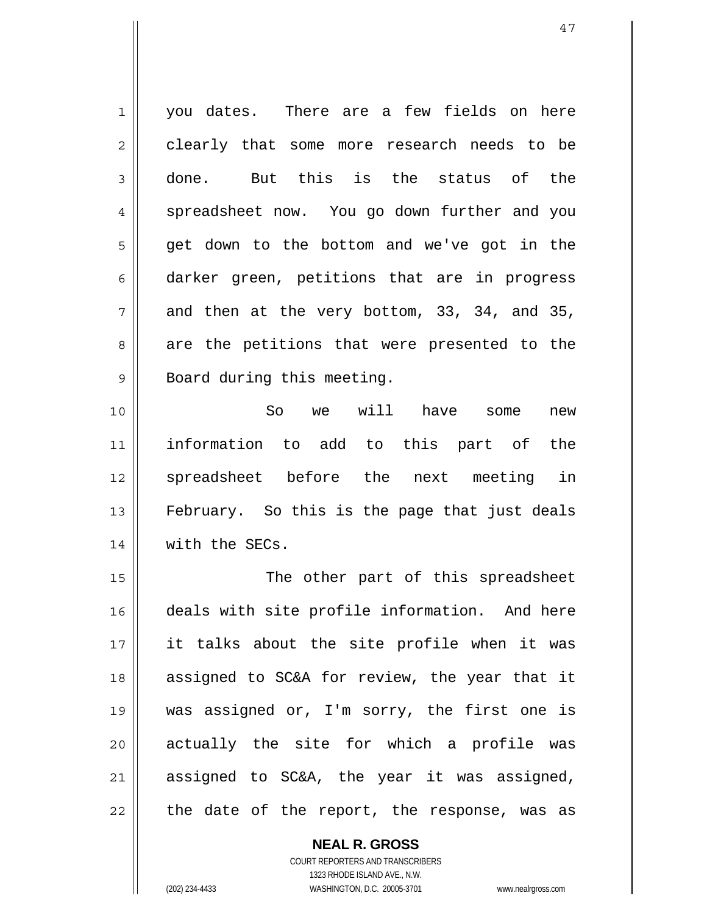you dates. There are a few fields on here clearly that some more research needs to be done. But this is the status of the spreadsheet now. You go down further and you get down to the bottom and we've got in the darker green, petitions that are in progress and then at the very bottom, 33, 34, and 35, are the petitions that were presented to the Board during this meeting.

So we will have some new information to add to this part of the spreadsheet before the next meeting in February. So this is the page that just deals with the SECs.

The other part of this spreadsheet deals with site profile information. And here it talks about the site profile when it was assigned to SC&A for review, the year that it was assigned or, I'm sorry, the first one is actually the site for which a profile was assigned to SC&A, the year it was assigned, the date of the report, the response, was as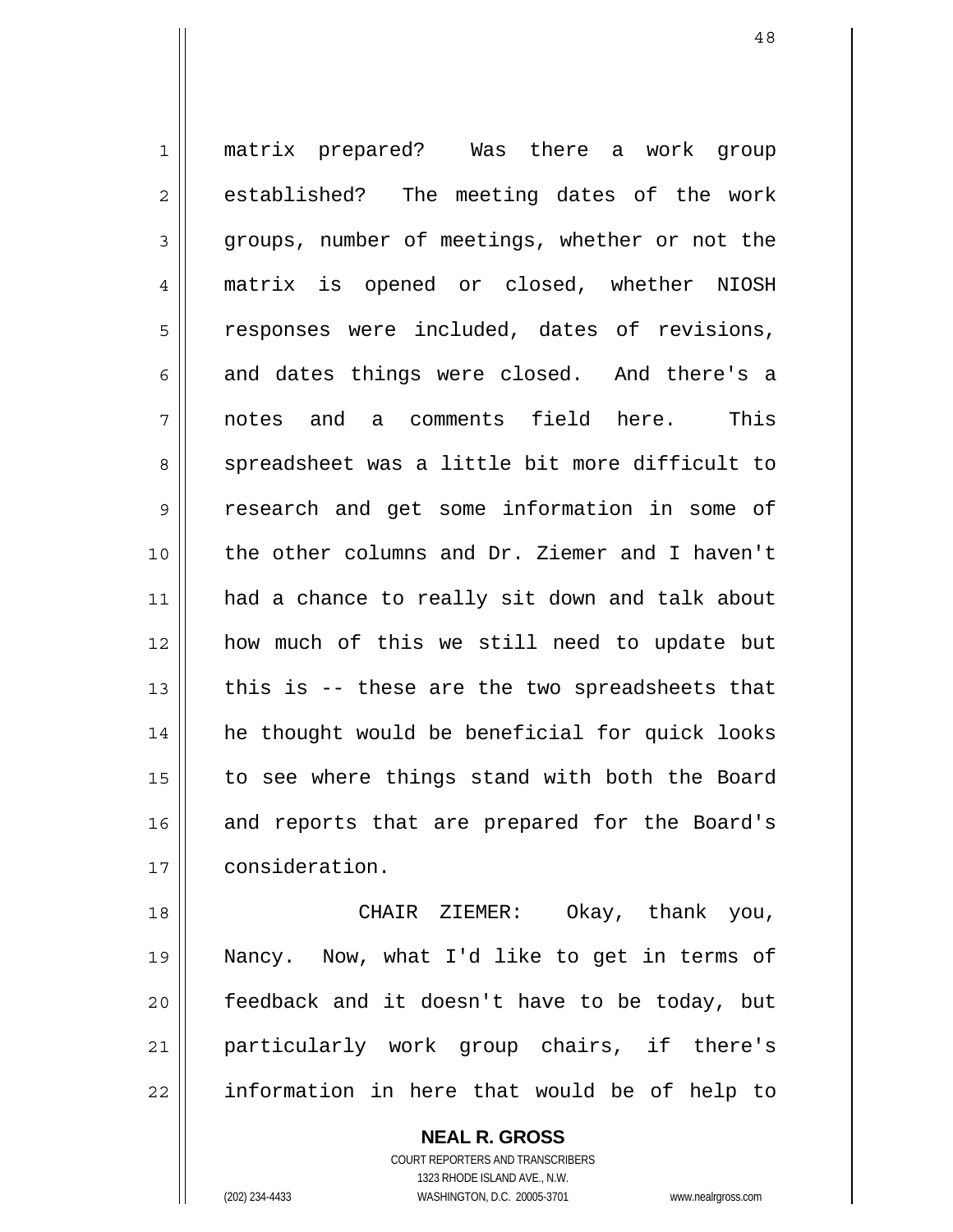matrix prepared? Was there a work group established? The meeting dates of the work groups, number of meetings, whether or not the matrix is opened or closed, whether NIOSH responses were included, dates of revisions, and dates things were closed. And there's a notes and a comments field here. This spreadsheet was a little bit more difficult to research and get some information in some of the other columns and Dr. Ziemer and I haven't had a chance to really sit down and talk about how much of this we still need to update but this is -- these are the two spreadsheets that he thought would be beneficial for quick looks to see where things stand with both the Board and reports that are prepared for the Board's consideration.

CHAIR ZIEMER: Okay, thank you, Nancy. Now, what I'd like to get in terms of feedback and it doesn't have to be today, but particularly work group chairs, if there's information in here that would be of help to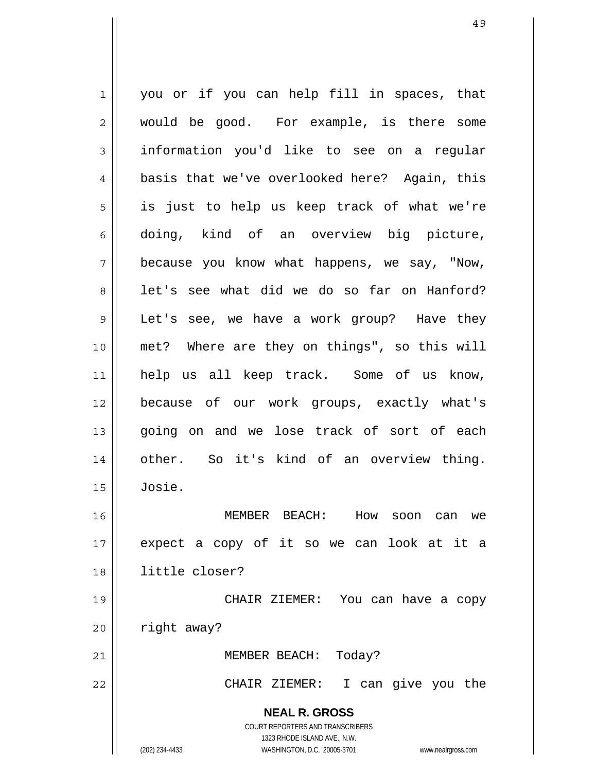you or if you can help fill in spaces, that would be good. For example, is there some information you'd like to see on a regular basis that we've overlooked here? Again, this is just to help us keep track of what we're doing, kind of an overview big picture, because you know what happens, we say, "Now, let's see what did we do so far on Hanford? Let's see, we have a work group? Have they met? Where are they on things", so this will help us all keep track. Some of us know, because of our work groups, exactly what's going on and we lose track of sort of each other. So it's kind of an overview thing. Josie.

MEMBER BEACH: How soon can we expect a copy of it so we can look at it a little closer?

CHAIR ZIEMER: You can have a copy right away?

MEMBER BEACH: Today?

CHAIR ZIEMER: I can give you the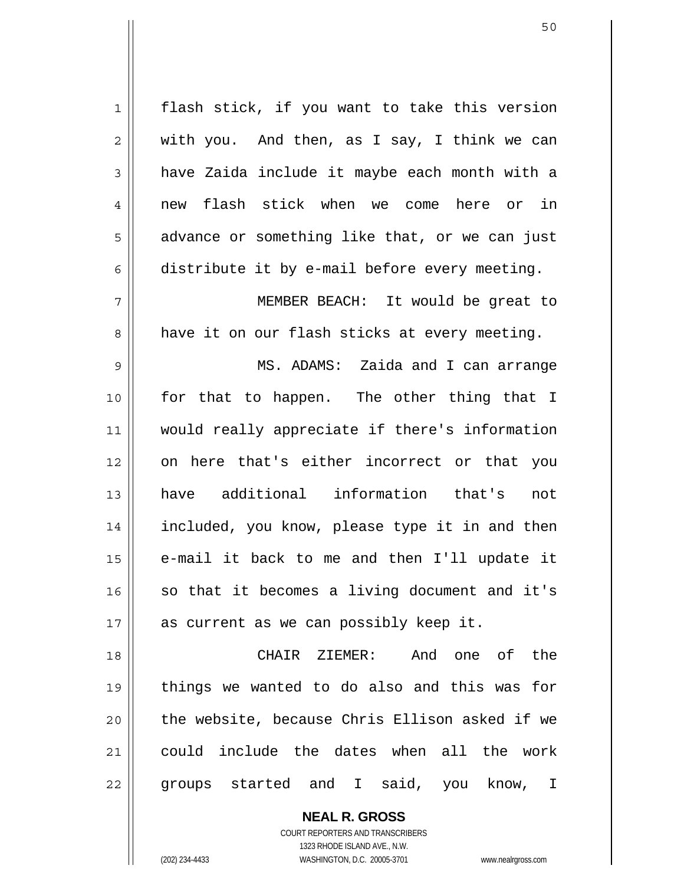flash stick, if you want to take this version with you. And then, as I say, I think we can have Zaida include it maybe each month with a new flash stick when we come here or in advance or something like that, or we can just distribute it by e-mail before every meeting.

MEMBER BEACH: It would be great to have it on our flash sticks at every meeting.

MS. ADAMS: Zaida and I can arrange for that to happen. The other thing that I would really appreciate if there's information on here that's either incorrect or that you have additional information that's not included, you know, please type it in and then e-mail it back to me and then I'll update it so that it becomes a living document and it's as current as we can possibly keep it.

CHAIR ZIEMER: And one of the things we wanted to do also and this was for the website, because Chris Ellison asked if we could include the dates when all the work groups started and I said, you know, I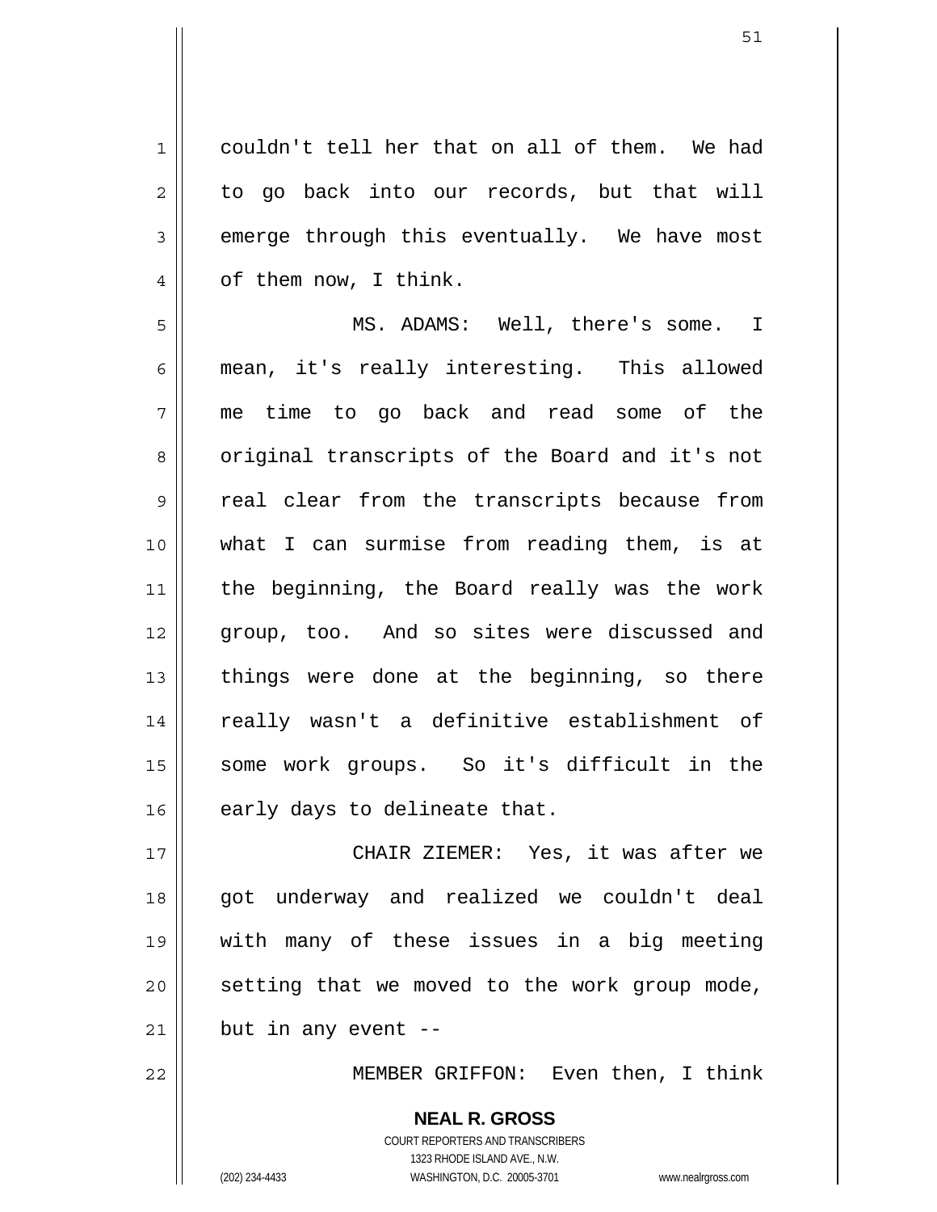couldn't tell her that on all of them. We had to go back into our records, but that will emerge through this eventually. We have most of them now, I think.

MS. ADAMS: Well, there's some. I mean, it's really interesting. This allowed me time to go back and read some of the original transcripts of the Board and it's not real clear from the transcripts because from what I can surmise from reading them, is at the beginning, the Board really was the work group, too. And so sites were discussed and things were done at the beginning, so there really wasn't a definitive establishment of some work groups. So it's difficult in the early days to delineate that.

CHAIR ZIEMER: Yes, it was after we got underway and realized we couldn't deal with many of these issues in a big meeting setting that we moved to the work group mode, but in any event --

MEMBER GRIFFON: Even then, I think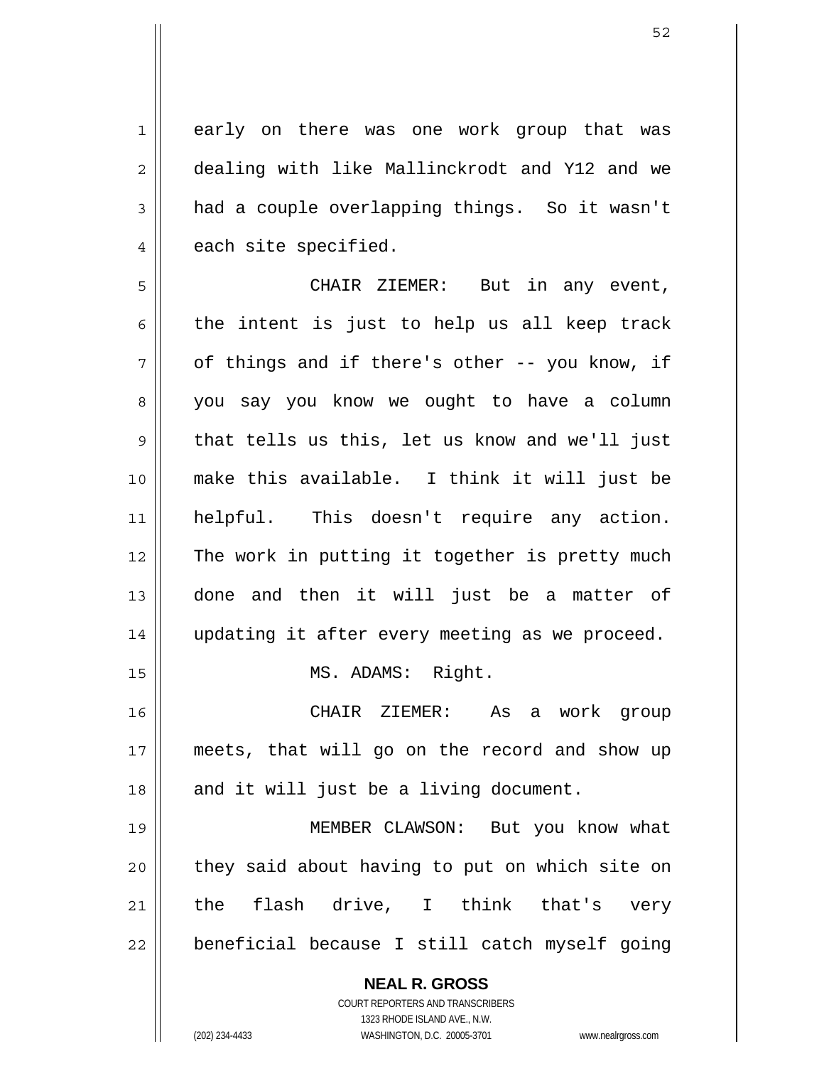early on there was one work group that was dealing with like Mallinckrodt and Y12 and we had a couple overlapping things. So it wasn't each site specified.

CHAIR ZIEMER: But in any event, the intent is just to help us all keep track of things and if there's other -- you know, if you say you know we ought to have a column that tells us this, let us know and we'll just make this available. I think it will just be helpful. This doesn't require any action. The work in putting it together is pretty much done and then it will just be a matter of updating it after every meeting as we proceed.

MS. ADAMS: Right.

CHAIR ZIEMER: As a work group meets, that will go on the record and show up and it will just be a living document.

MEMBER CLAWSON: But you know what they said about having to put on which site on the flash drive, I think that's very beneficial because I still catch myself going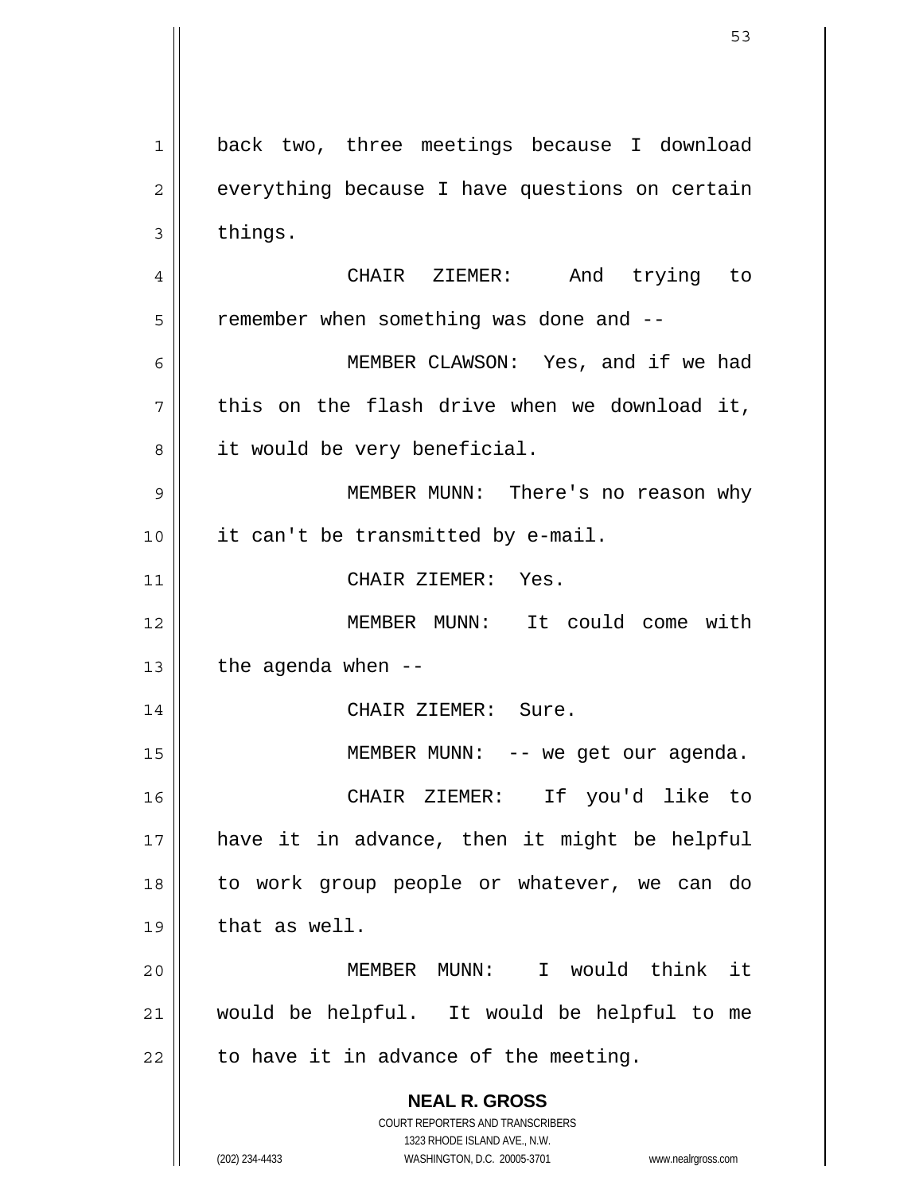back two, three meetings because I download everything because I have questions on certain things.

CHAIR ZIEMER: And trying to remember when something was done and --

MEMBER CLAWSON: Yes, and if we had this on the flash drive when we download it, it would be very beneficial.

MEMBER MUNN: There's no reason why it can't be transmitted by e-mail.

CHAIR ZIEMER: Yes.

MEMBER MUNN: It could come with the agenda when --

CHAIR ZIEMER: Sure.

MEMBER MUNN: -- we get our agenda.

CHAIR ZIEMER: If you'd like to have it in advance, then it might be helpful to work group people or whatever, we can do that as well.

MEMBER MUNN: I would think it would be helpful. It would be helpful to me to have it in advance of the meeting.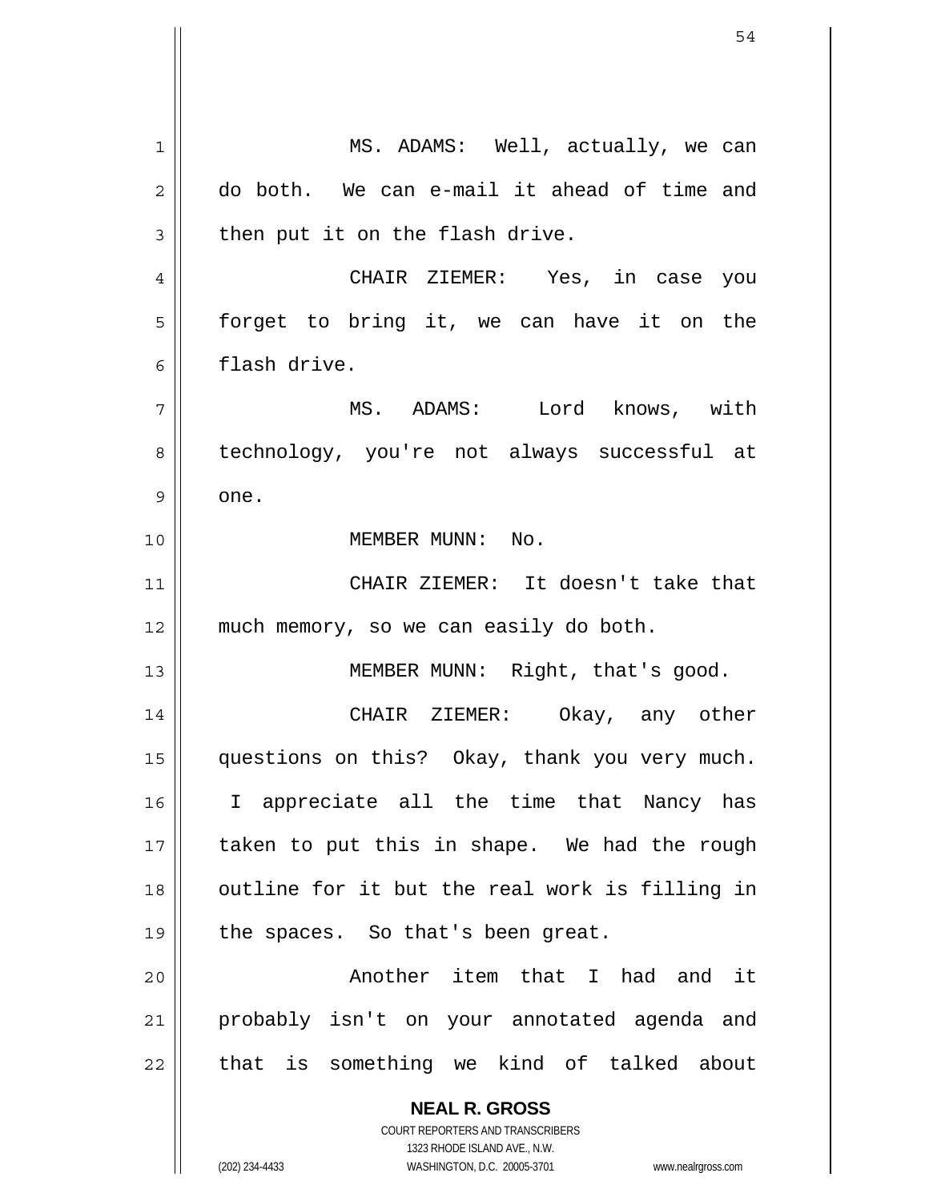MS. ADAMS: Well, actually, we can do both. We can e-mail it ahead of time and then put it on the flash drive.

CHAIR ZIEMER: Yes, in case you forget to bring it, we can have it on the flash drive.

MS. ADAMS: Lord knows, with technology, you're not always successful at one.

MEMBER MUNN: No.

CHAIR ZIEMER: It doesn't take that much memory, so we can easily do both.

MEMBER MUNN: Right, that's good.

CHAIR ZIEMER: Okay, any other questions on this? Okay, thank you very much. I appreciate all the time that Nancy has taken to put this in shape. We had the rough outline for it but the real work is filling in the spaces. So that's been great.

Another item that I had and it probably isn't on your annotated agenda and that is something we kind of talked about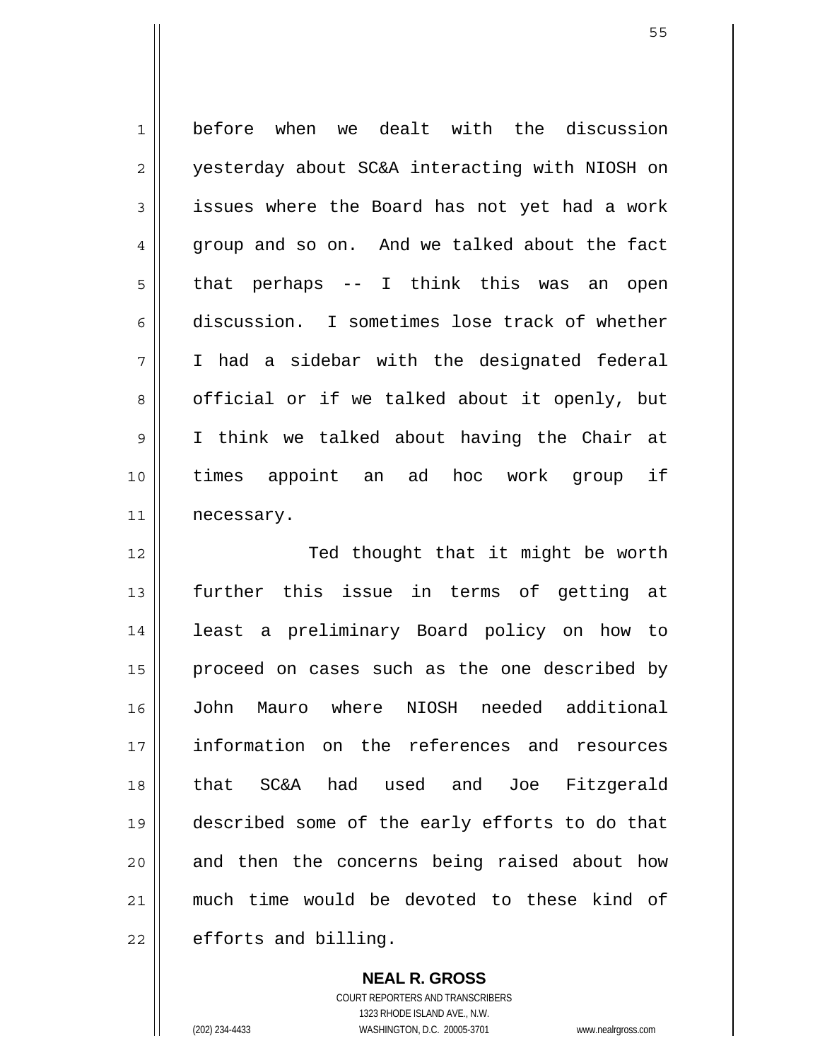before when we dealt with the discussion yesterday about SC&A interacting with NIOSH on issues where the Board has not yet had a work group and so on. And we talked about the fact that perhaps -- I think this was an open discussion. I sometimes lose track of whether I had a sidebar with the designated federal official or if we talked about it openly, but I think we talked about having the Chair at times appoint an ad hoc work group if necessary.

Ted thought that it might be worth further this issue in terms of getting at least a preliminary Board policy on how to proceed on cases such as the one described by John Mauro where NIOSH needed additional information on the references and resources that SC&A had used and Joe Fitzgerald described some of the early efforts to do that and then the concerns being raised about how much time would be devoted to these kind of efforts and billing.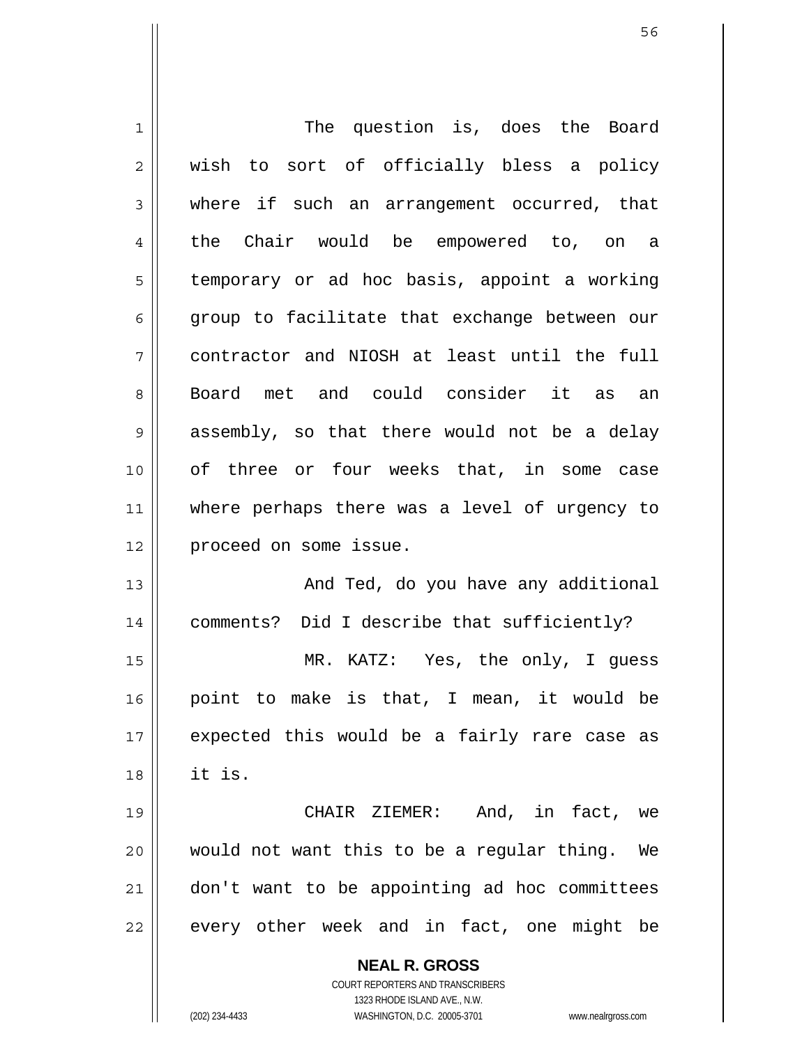The question is, does the Board wish to sort of officially bless a policy where if such an arrangement occurred, that the Chair would be empowered to, on a temporary or ad hoc basis, appoint a working group to facilitate that exchange between our contractor and NIOSH at least until the full Board met and could consider it as an assembly, so that there would not be a delay of three or four weeks that, in some case where perhaps there was a level of urgency to proceed on some issue.

And Ted, do you have any additional comments? Did I describe that sufficiently?

MR. KATZ: Yes, the only, I guess point to make is that, I mean, it would be expected this would be a fairly rare case as it is.

CHAIR ZIEMER: And, in fact, we would not want this to be a regular thing. We don't want to be appointing ad hoc committees every other week and in fact, one might be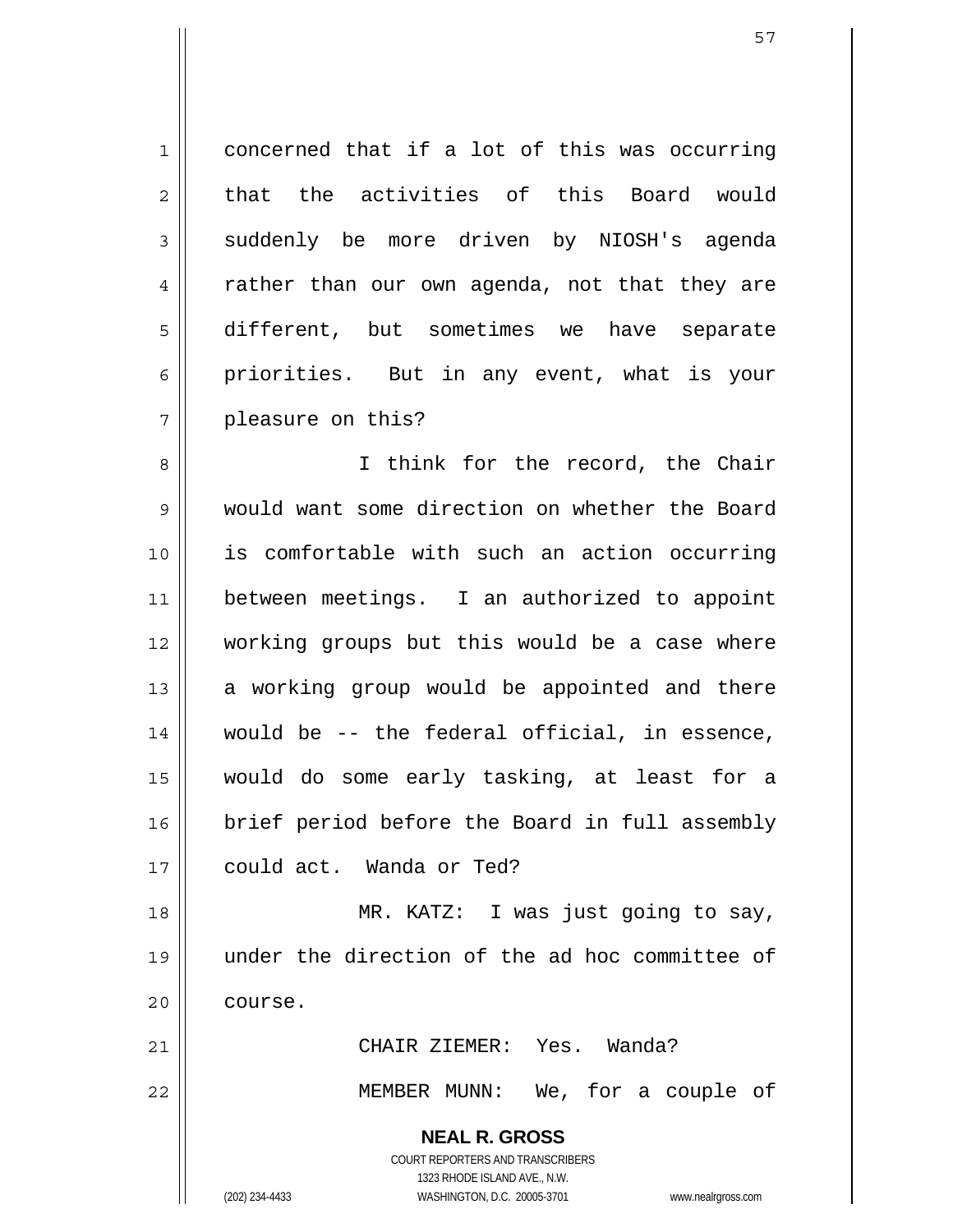concerned that if a lot of this was occurring that the activities of this Board would suddenly be more driven by NIOSH's agenda rather than our own agenda, not that they are different, but sometimes we have separate priorities. But in any event, what is your pleasure on this?

I think for the record, the Chair would want some direction on whether the Board is comfortable with such an action occurring between meetings. I an authorized to appoint working groups but this would be a case where a working group would be appointed and there would be -- the federal official, in essence, would do some early tasking, at least for a brief period before the Board in full assembly could act. Wanda or Ted?

MR. KATZ: I was just going to say, under the direction of the ad hoc committee of course.

CHAIR ZIEMER: Yes. Wanda?

MEMBER MUNN: We, for a couple of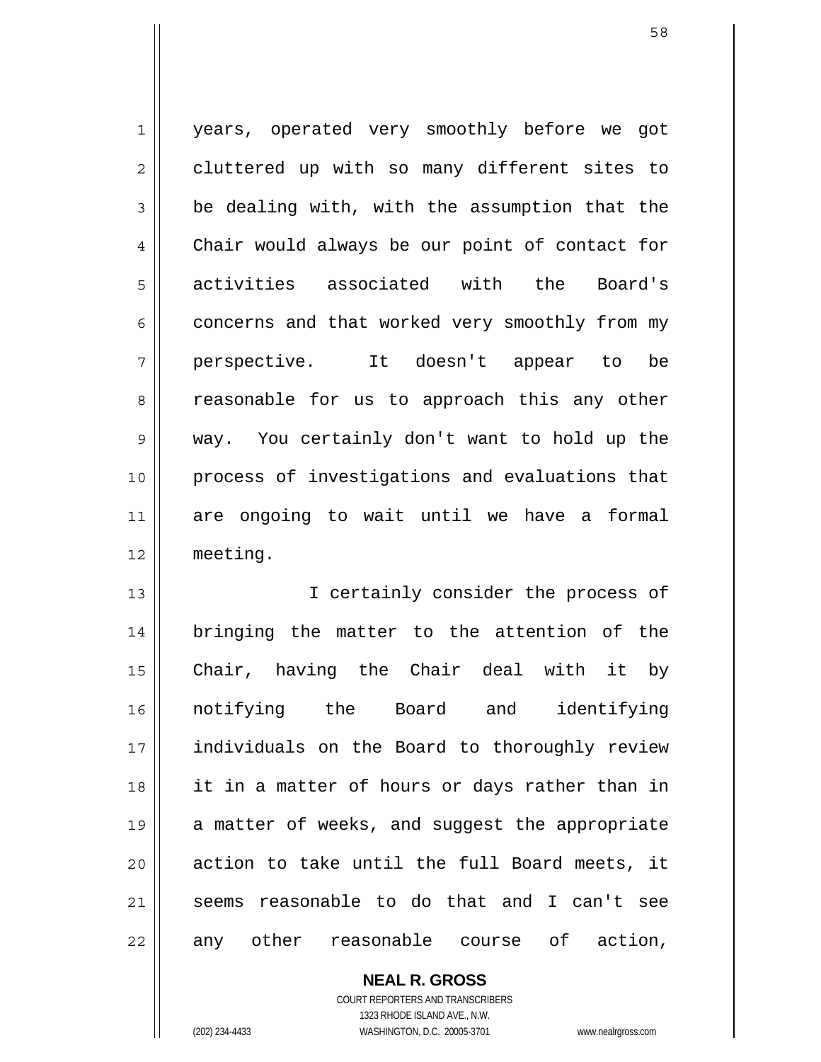years, operated very smoothly before we got cluttered up with so many different sites to be dealing with, with the assumption that the Chair would always be our point of contact for activities associated with the Board's concerns and that worked very smoothly from my perspective. It doesn't appear to be reasonable for us to approach this any other way. You certainly don't want to hold up the process of investigations and evaluations that are ongoing to wait until we have a formal meeting.

I certainly consider the process of bringing the matter to the attention of the Chair, having the Chair deal with it by notifying the Board and identifying individuals on the Board to thoroughly review it in a matter of hours or days rather than in a matter of weeks, and suggest the appropriate action to take until the full Board meets, it seems reasonable to do that and I can't see any other reasonable course of action,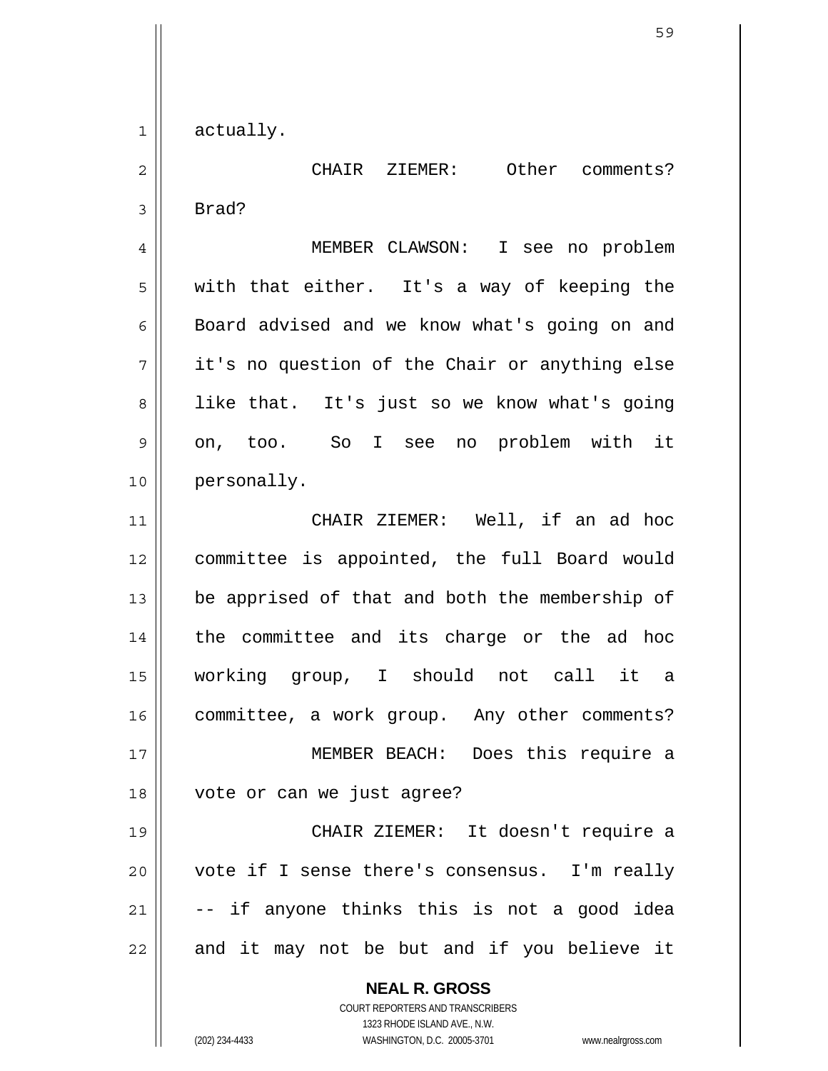actually.

CHAIR ZIEMER: Other comments? Brad?

MEMBER CLAWSON: I see no problem with that either. It's a way of keeping the Board advised and we know what's going on and it's no question of the Chair or anything else like that. It's just so we know what's going on, too. So I see no problem with it personally.

CHAIR ZIEMER: Well, if an ad hoc committee is appointed, the full Board would be apprised of that and both the membership of the committee and its charge or the ad hoc working group, I should not call it a committee, a work group. Any other comments?

MEMBER BEACH: Does this require a vote or can we just agree?

CHAIR ZIEMER: It doesn't require a vote if I sense there's consensus. I'm really -- if anyone thinks this is not a good idea and it may not be but and if you believe it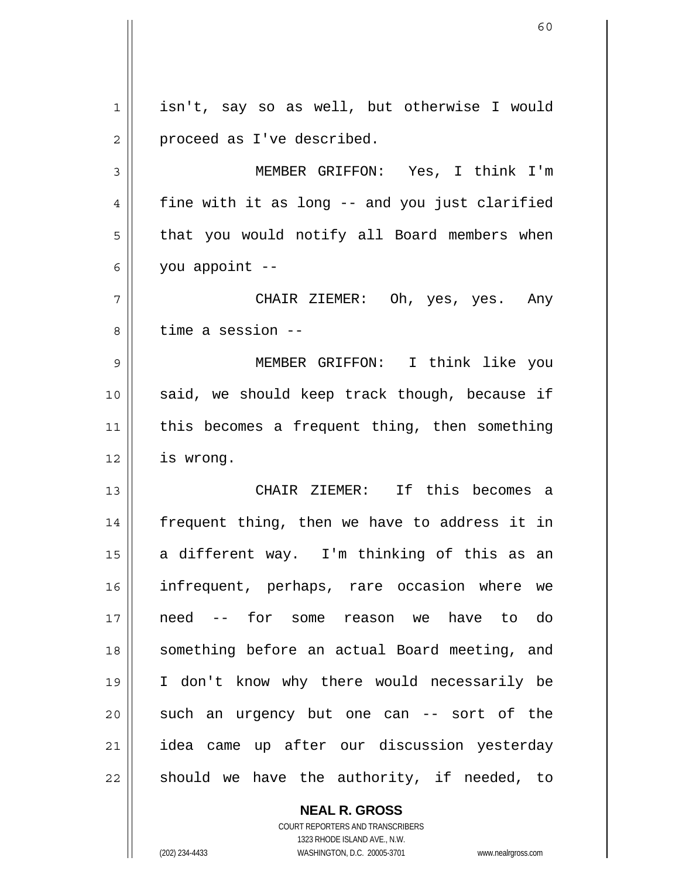isn't, say so as well, but otherwise I would proceed as I've described.

MEMBER GRIFFON: Yes, I think I'm fine with it as long -- and you just clarified that you would notify all Board members when you appoint --

CHAIR ZIEMER: Oh, yes, yes. Any time a session --

MEMBER GRIFFON: I think like you said, we should keep track though, because if this becomes a frequent thing, then something is wrong.

CHAIR ZIEMER: If this becomes a frequent thing, then we have to address it in a different way. I'm thinking of this as an infrequent, perhaps, rare occasion where we need -- for some reason we have to do something before an actual Board meeting, and I don't know why there would necessarily be such an urgency but one can -- sort of the idea came up after our discussion yesterday should we have the authority, if needed, to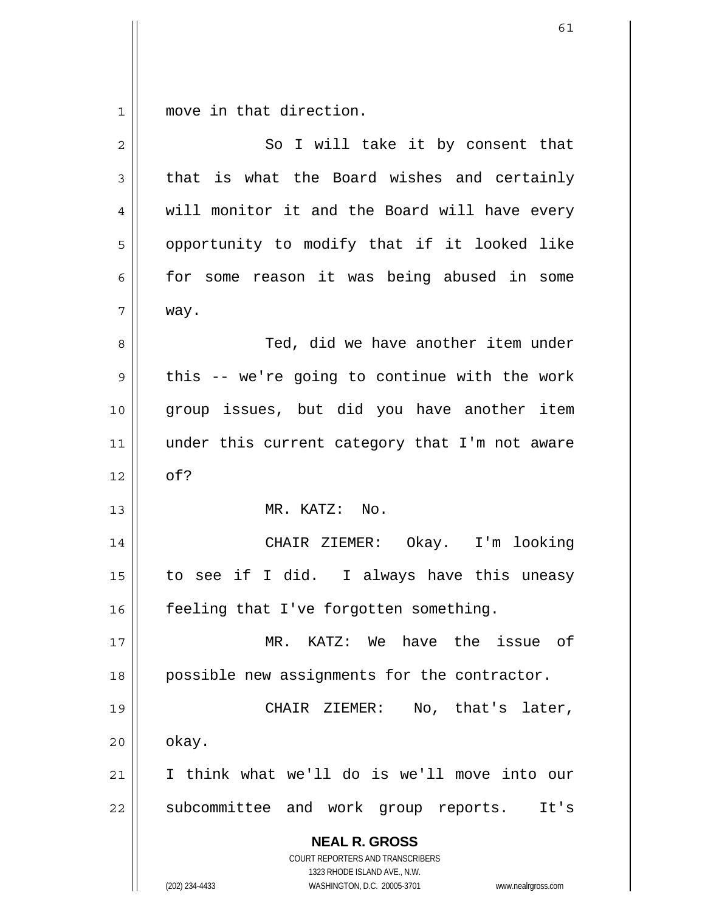move in that direction.

So I will take it by consent that that is what the Board wishes and certainly will monitor it and the Board will have every opportunity to modify that if it looked like for some reason it was being abused in some way.

Ted, did we have another item under this -- we're going to continue with the work group issues, but did you have another item under this current category that I'm not aware of?

MR. KATZ: No.

CHAIR ZIEMER: Okay. I'm looking to see if I did. I always have this uneasy feeling that I've forgotten something.

MR. KATZ: We have the issue of possible new assignments for the contractor.

CHAIR ZIEMER: No, that's later, okay.

I think what we'll do is we'll move into our subcommittee and work group reports. It's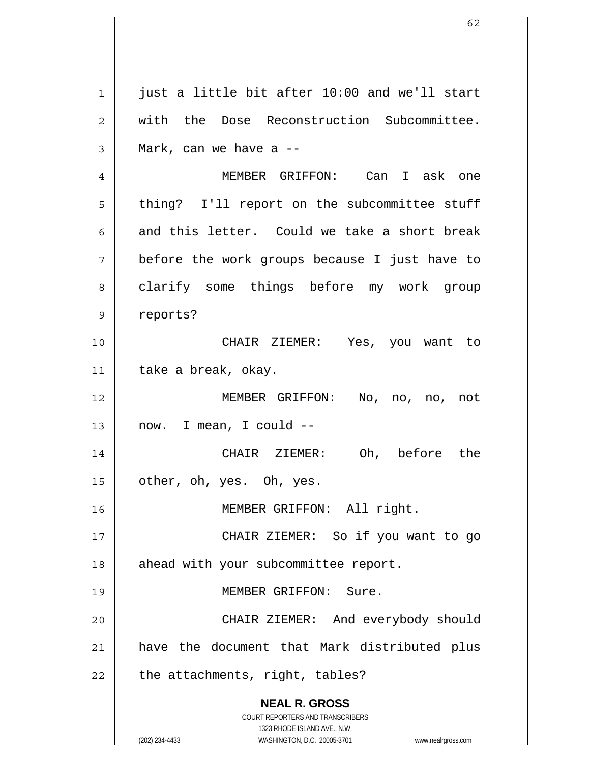just a little bit after 10:00 and we'll start with the Dose Reconstruction Subcommittee. Mark, can we have a --

MEMBER GRIFFON: Can I ask one thing? I'll report on the subcommittee stuff and this letter. Could we take a short break before the work groups because I just have to clarify some things before my work group reports?

CHAIR ZIEMER: Yes, you want to take a break, okay.

MEMBER GRIFFON: No, no, no, not now. I mean, I could --

CHAIR ZIEMER: Oh, before the other, oh, yes. Oh, yes.

MEMBER GRIFFON: All right.

CHAIR ZIEMER: So if you want to go ahead with your subcommittee report.

MEMBER GRIFFON: Sure.

CHAIR ZIEMER: And everybody should have the document that Mark distributed plus the attachments, right, tables?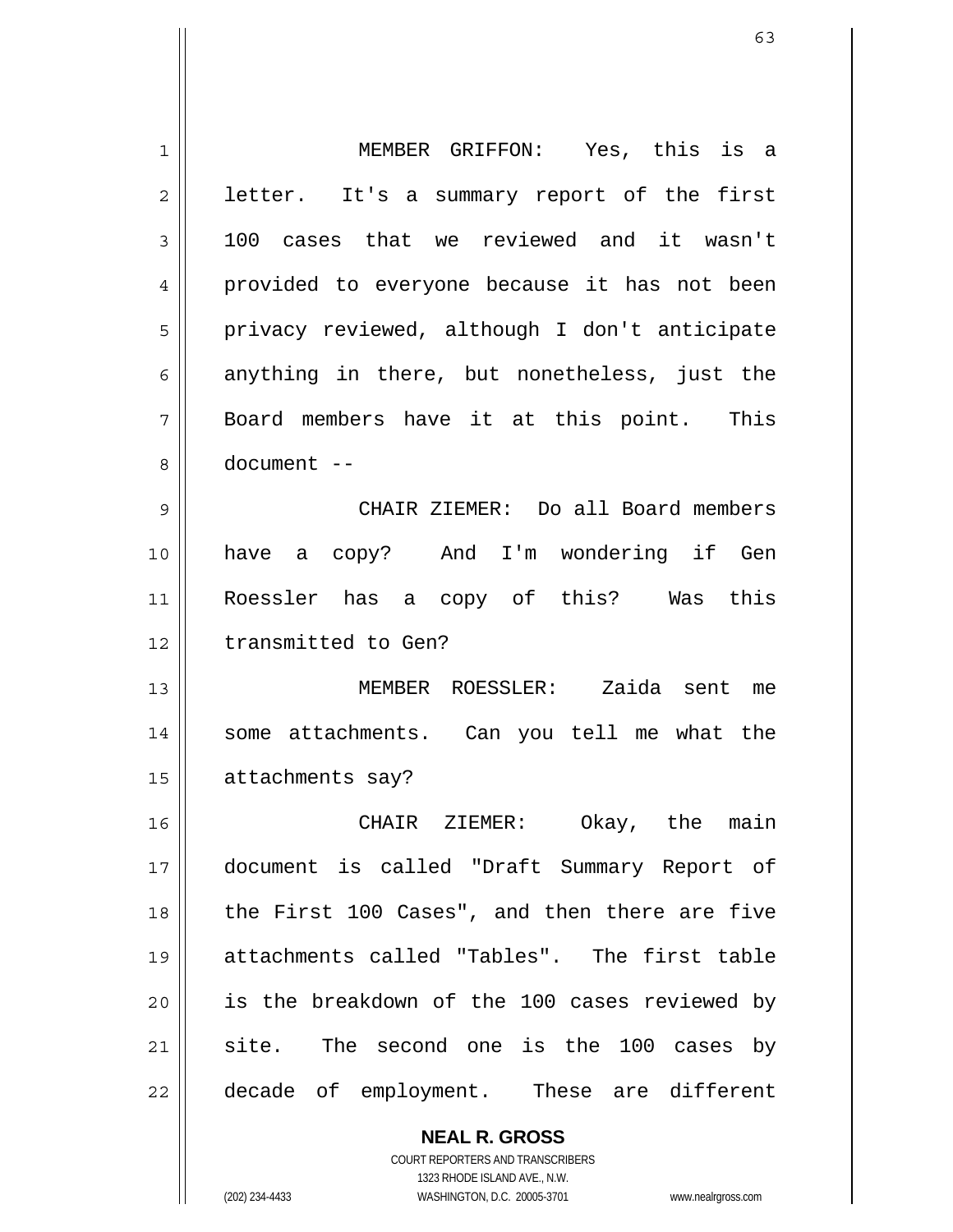MEMBER GRIFFON: Yes, this is a letter. It's a summary report of the first 100 cases that we reviewed and it wasn't provided to everyone because it has not been privacy reviewed, although I don't anticipate anything in there, but nonetheless, just the Board members have it at this point. This document --

CHAIR ZIEMER: Do all Board members have a copy? And I'm wondering if Gen Roessler has a copy of this? Was this transmitted to Gen?

MEMBER ROESSLER: Zaida sent me some attachments. Can you tell me what the attachments say?

CHAIR ZIEMER: Okay, the main document is called "Draft Summary Report of the First 100 Cases", and then there are five attachments called "Tables". The first table is the breakdown of the 100 cases reviewed by site. The second one is the 100 cases by decade of employment. These are different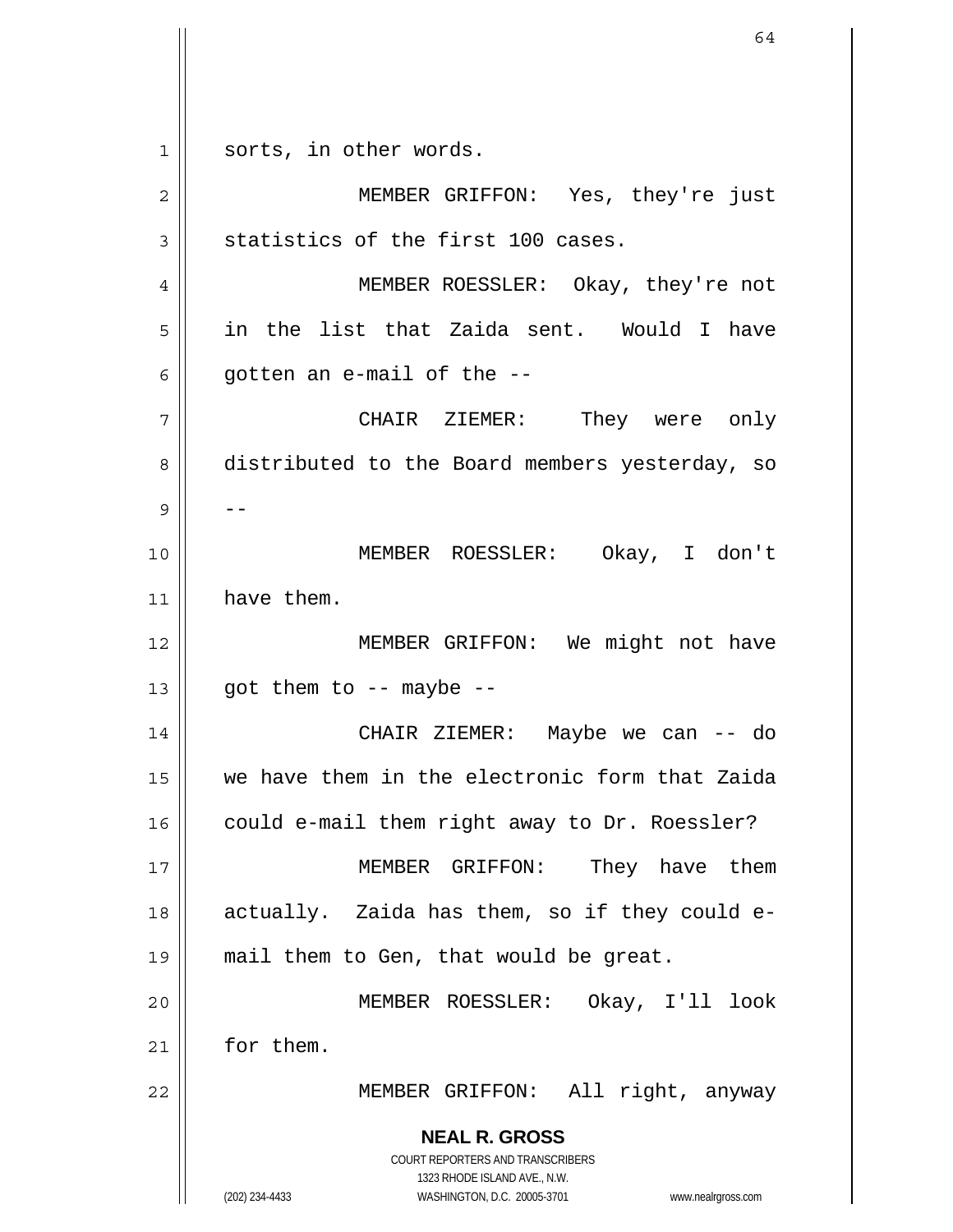sorts, in other words.

MEMBER GRIFFON: Yes, they're just statistics of the first 100 cases.

MEMBER ROESSLER: Okay, they're not in the list that Zaida sent. Would I have gotten an e-mail of the --

CHAIR ZIEMER: They were only distributed to the Board members yesterday, so --

MEMBER ROESSLER: Okay, I don't have them.

MEMBER GRIFFON: We might not have got them to -- maybe --

CHAIR ZIEMER: Maybe we can -- do we have them in the electronic form that Zaida could e-mail them right away to Dr. Roessler?

MEMBER GRIFFON: They have them actually. Zaida has them, so if they could e-mail them to Gen, that would be great.

MEMBER ROESSLER: Okay, I'll look for them.

MEMBER GRIFFON: All right, anyway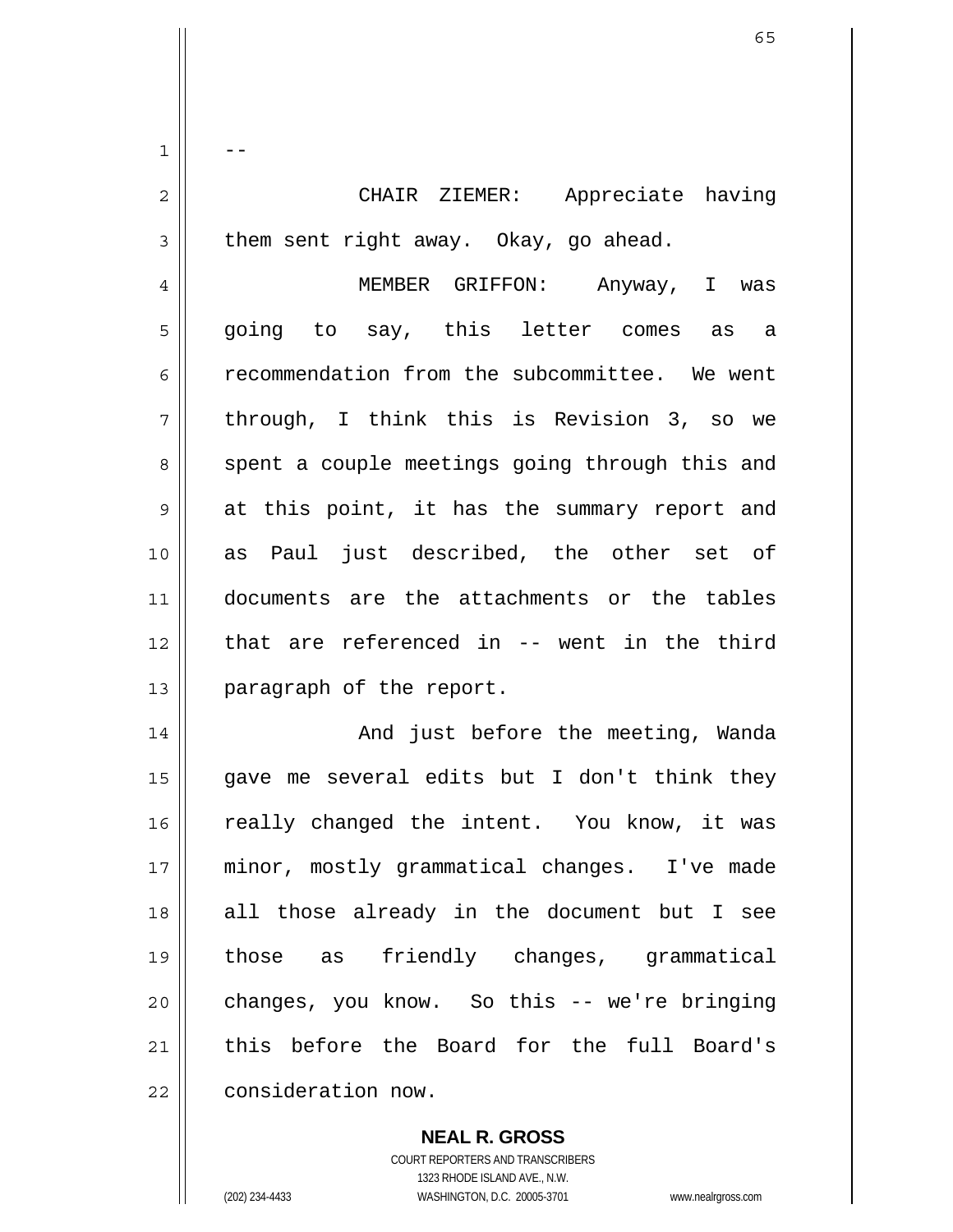--

CHAIR ZIEMER: Appreciate having them sent right away. Okay, go ahead.

MEMBER GRIFFON: Anyway, I was going to say, this letter comes as a recommendation from the subcommittee. We went through, I think this is Revision 3, so we spent a couple meetings going through this and at this point, it has the summary report and as Paul just described, the other set of documents are the attachments or the tables that are referenced in -- went in the third paragraph of the report.

And just before the meeting, Wanda gave me several edits but I don't think they really changed the intent. You know, it was minor, mostly grammatical changes. I've made all those already in the document but I see those as friendly changes, grammatical changes, you know. So this -- we're bringing this before the Board for the full Board's consideration now.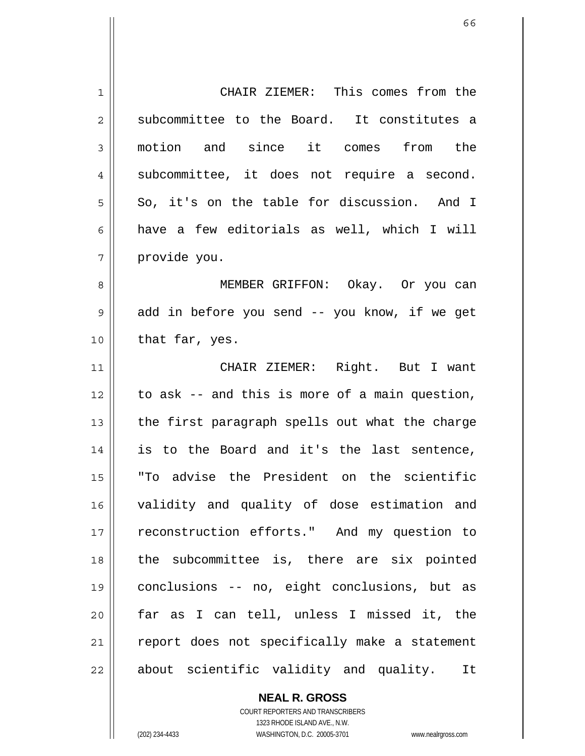CHAIR ZIEMER: This comes from the subcommittee to the Board. It constitutes a motion and since it comes from the subcommittee, it does not require a second. So, it's on the table for discussion. And I have a few editorials as well, which I will provide you.

MEMBER GRIFFON: Okay. Or you can add in before you send -- you know, if we get that far, yes.

CHAIR ZIEMER: Right. But I want to ask -- and this is more of a main question, the first paragraph spells out what the charge is to the Board and it's the last sentence, "To advise the President on the scientific validity and quality of dose estimation and reconstruction efforts." And my question to the subcommittee is, there are six pointed conclusions -- no, eight conclusions, but as far as I can tell, unless I missed it, the report does not specifically make a statement about scientific validity and quality. It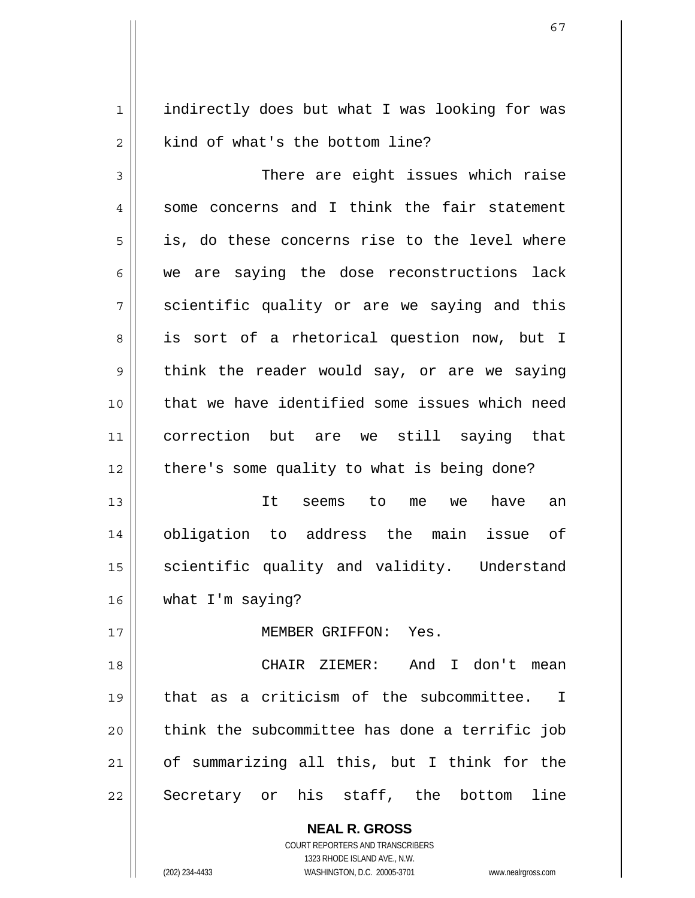indirectly does but what I was looking for was kind of what's the bottom line?

There are eight issues which raise some concerns and I think the fair statement is, do these concerns rise to the level where we are saying the dose reconstructions lack scientific quality or are we saying and this is sort of a rhetorical question now, but I think the reader would say, or are we saying that we have identified some issues which need correction but are we still saying that there's some quality to what is being done?

It seems to me we have an obligation to address the main issue of scientific quality and validity. Understand what I'm saying?

MEMBER GRIFFON: Yes.

CHAIR ZIEMER: And I don't mean that as a criticism of the subcommittee. I think the subcommittee has done a terrific job of summarizing all this, but I think for the Secretary or his staff, the bottom line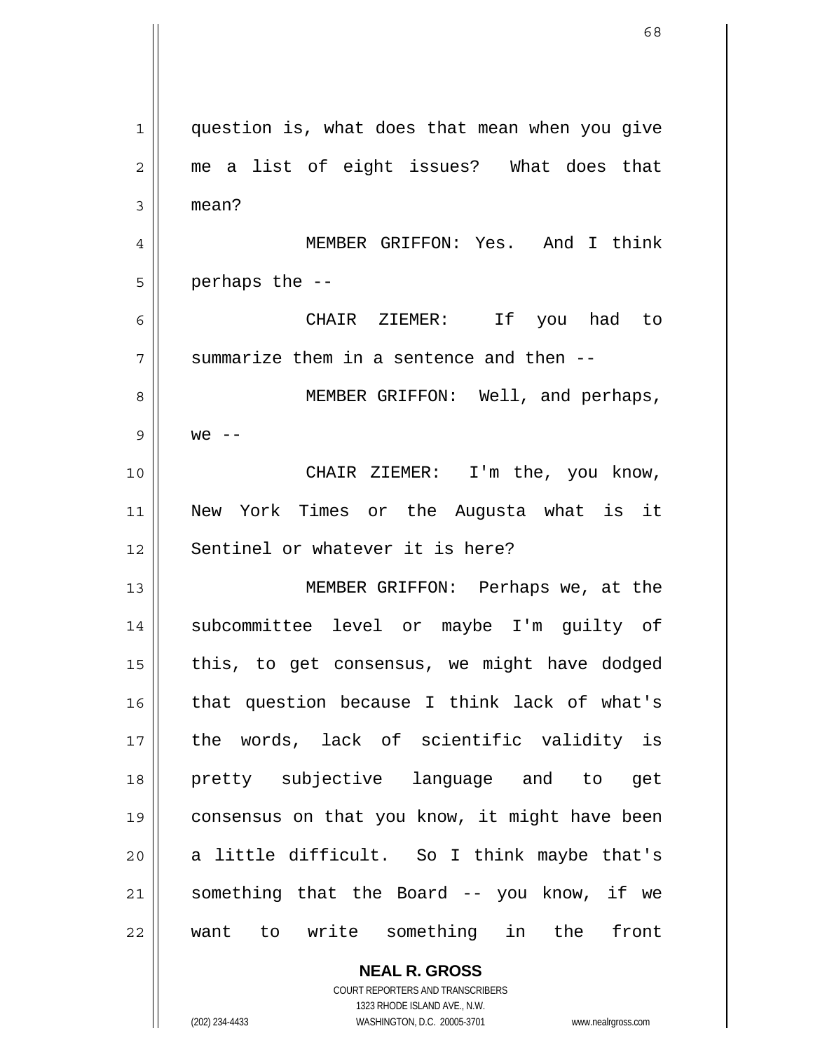question is, what does that mean when you give me a list of eight issues? What does that mean?

MEMBER GRIFFON: Yes. And I think perhaps the --

CHAIR ZIEMER: If you had to summarize them in a sentence and then --

MEMBER GRIFFON: Well, and perhaps, we --

CHAIR ZIEMER: I'm the, you know, New York Times or the Augusta what is it Sentinel or whatever it is here?

MEMBER GRIFFON: Perhaps we, at the subcommittee level or maybe I'm guilty of this, to get consensus, we might have dodged that question because I think lack of what's the words, lack of scientific validity is pretty subjective language and to get consensus on that you know, it might have been a little difficult. So I think maybe that's something that the Board -- you know, if we want to write something in the front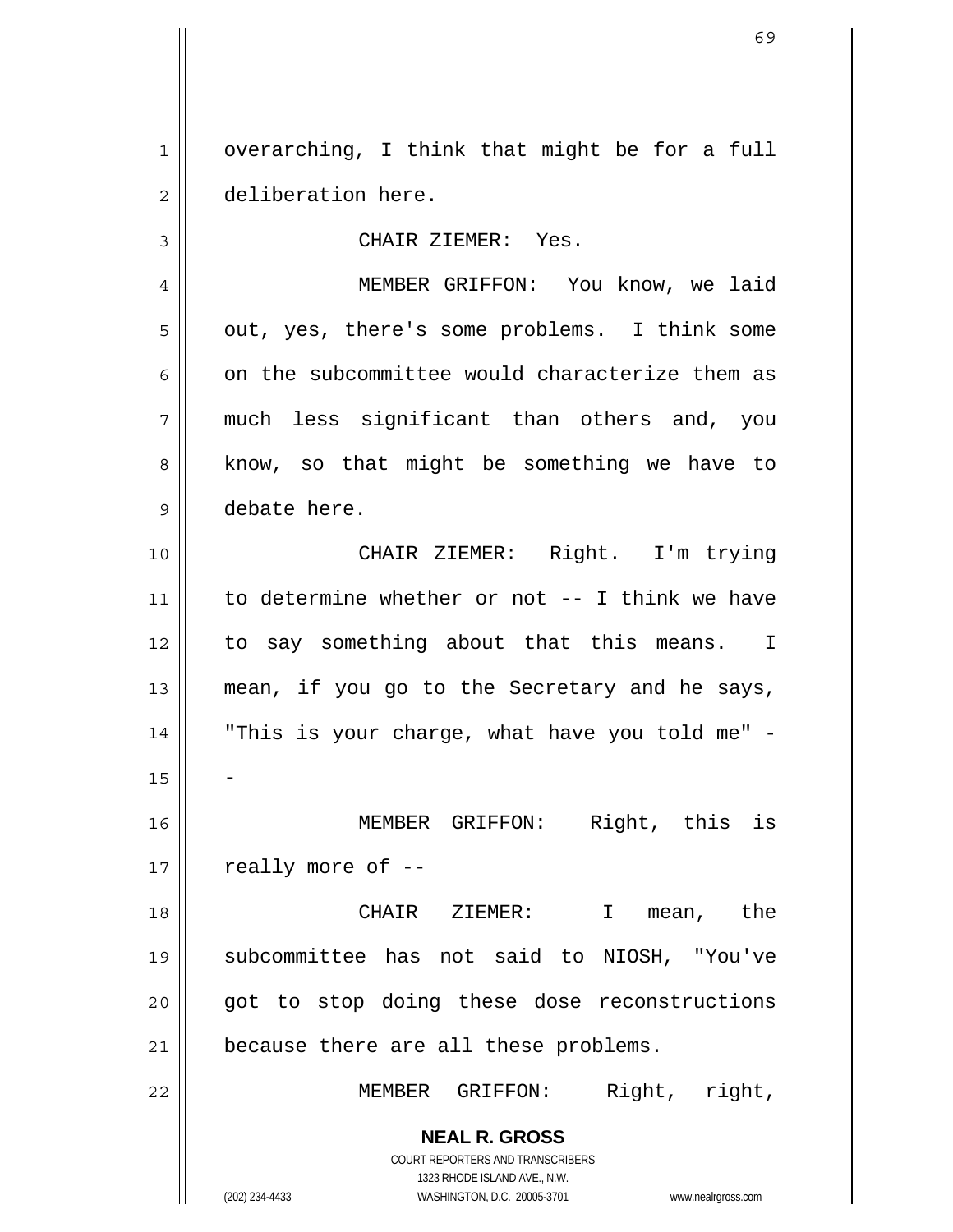overarching, I think that might be for a full deliberation here.

CHAIR ZIEMER: Yes.

MEMBER GRIFFON: You know, we laid out, yes, there's some problems. I think some on the subcommittee would characterize them as much less significant than others and, you know, so that might be something we have to debate here.

CHAIR ZIEMER: Right. I'm trying to determine whether or not -- I think we have to say something about that this means. I mean, if you go to the Secretary and he says, "This is your charge, what have you told me" --

MEMBER GRIFFON: Right, this is really more of --

CHAIR ZIEMER: I mean, the subcommittee has not said to NIOSH, "You've got to stop doing these dose reconstructions because there are all these problems.

MEMBER GRIFFON: Right, right,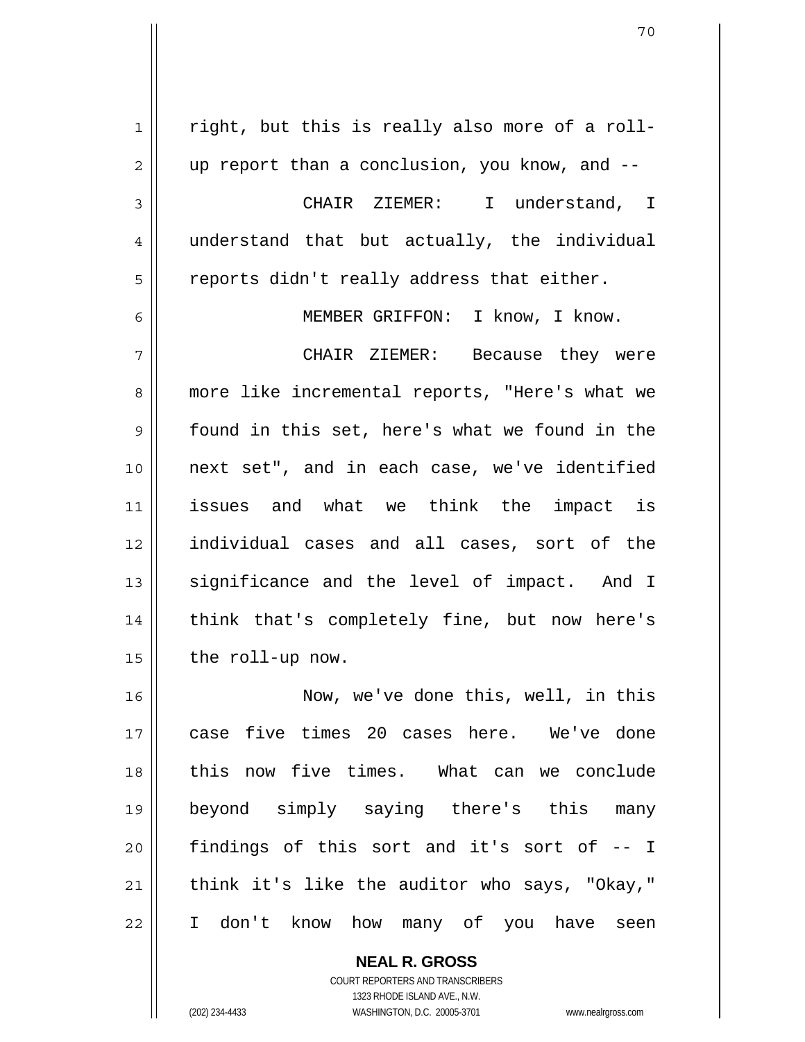right, but this is really also more of a roll-up report than a conclusion, you know, and --

CHAIR ZIEMER: I understand, I understand that but actually, the individual reports didn't really address that either.

MEMBER GRIFFON: I know, I know.

CHAIR ZIEMER: Because they were more like incremental reports, "Here's what we found in this set, here's what we found in the next set", and in each case, we've identified issues and what we think the impact is individual cases and all cases, sort of the significance and the level of impact. And I think that's completely fine, but now here's the roll-up now.

Now, we've done this, well, in this case five times 20 cases here. We've done this now five times. What can we conclude beyond simply saying there's this many findings of this sort and it's sort of -- I think it's like the auditor who says, "Okay," I don't know how many of you have seen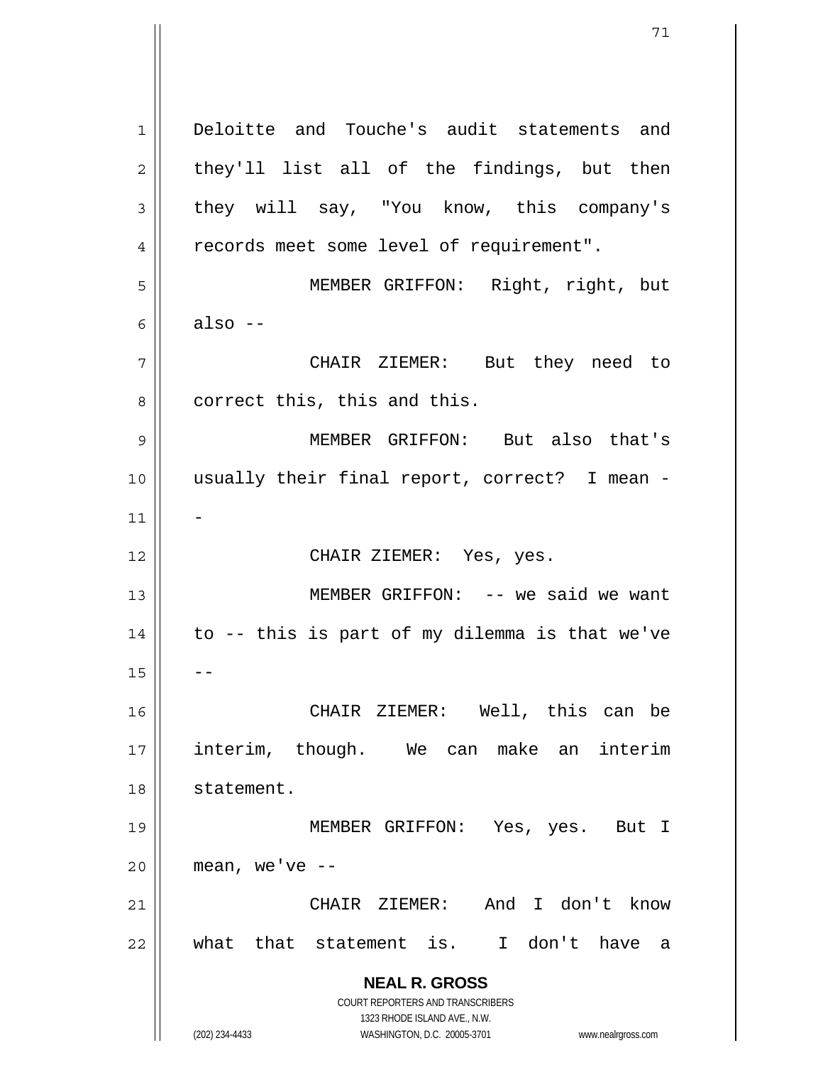Deloitte and Touche's audit statements and they'll list all of the findings, but then they will say, "You know, this company's records meet some level of requirement".

MEMBER GRIFFON: Right, right, but also --

CHAIR ZIEMER: But they need to correct this, this and this.

MEMBER GRIFFON: But also that's usually their final report, correct? I mean --

CHAIR ZIEMER: Yes, yes.

MEMBER GRIFFON: -- we said we want to -- this is part of my dilemma is that we've --

CHAIR ZIEMER: Well, this can be interim, though. We can make an interim statement.

MEMBER GRIFFON: Yes, yes. But I mean, we've --

CHAIR ZIEMER: And I don't know what that statement is. I don't have a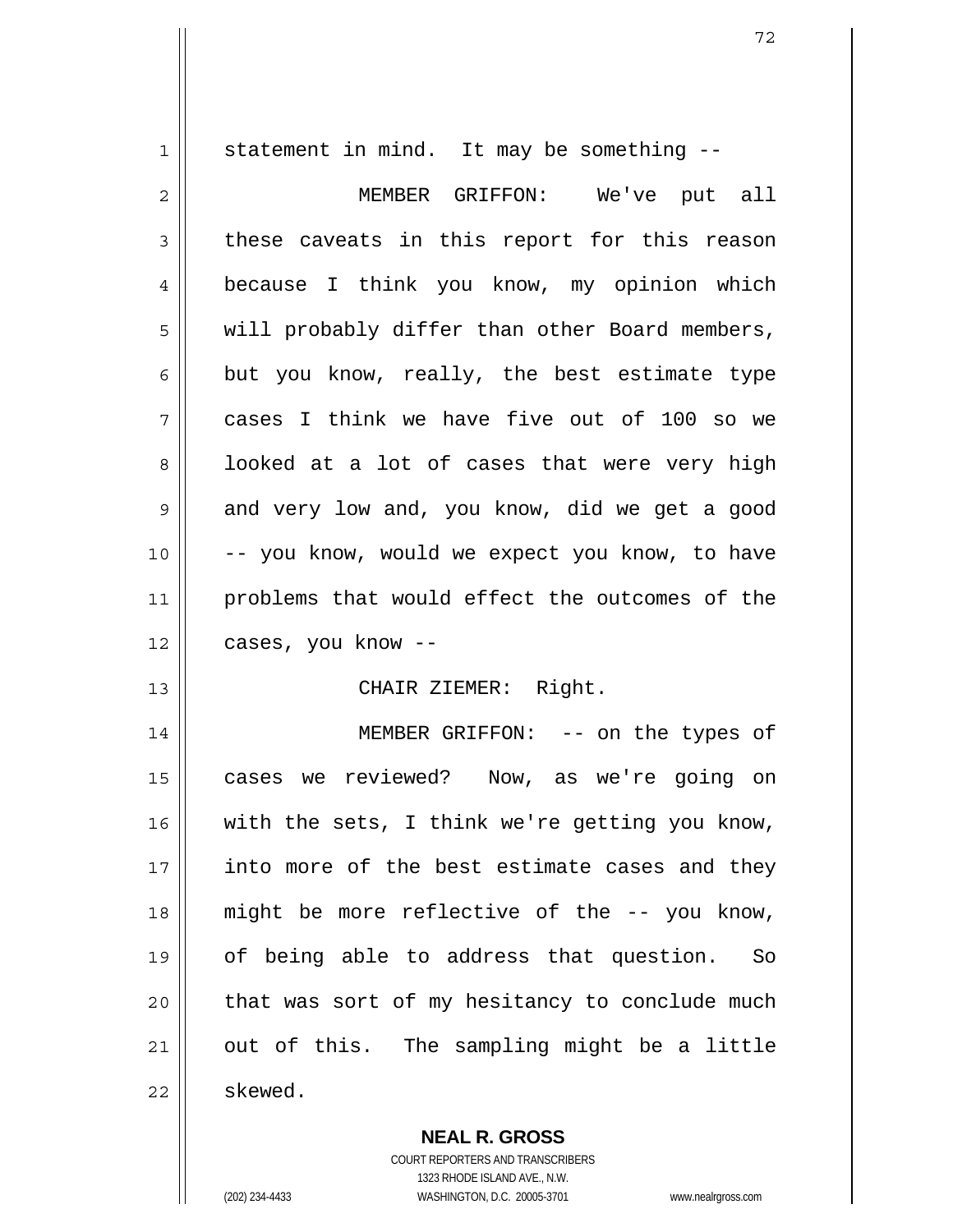statement in mind. It may be something --

MEMBER GRIFFON: We've put all these caveats in this report for this reason because I think you know, my opinion which will probably differ than other Board members, but you know, really, the best estimate type cases I think we have five out of 100 so we looked at a lot of cases that were very high and very low and, you know, did we get a good -- you know, would we expect you know, to have problems that would effect the outcomes of the cases, you know --

CHAIR ZIEMER: Right.

MEMBER GRIFFON: -- on the types of cases we reviewed? Now, as we're going on with the sets, I think we're getting you know, into more of the best estimate cases and they might be more reflective of the -- you know, of being able to address that question. So that was sort of my hesitancy to conclude much out of this. The sampling might be a little skewed.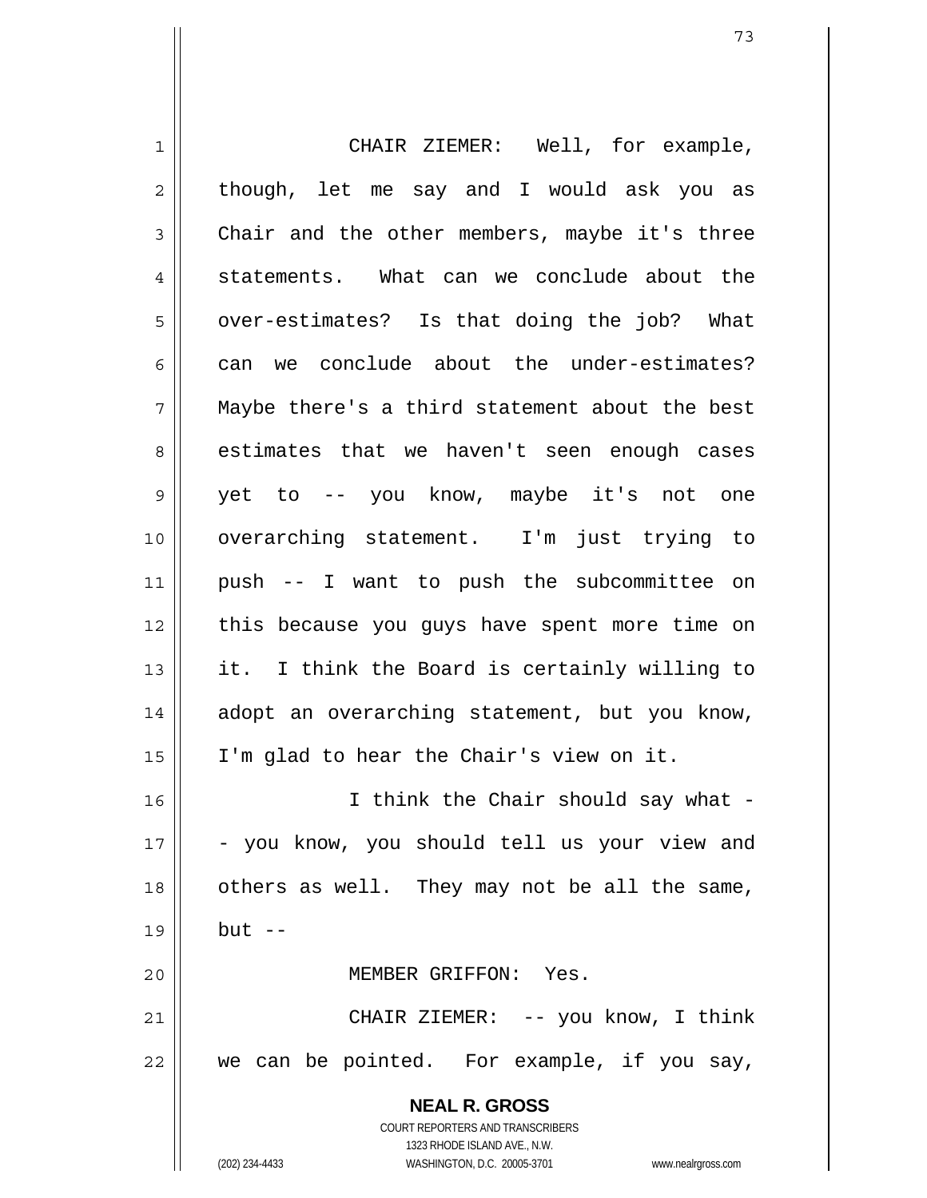CHAIR ZIEMER: Well, for example, though, let me say and I would ask you as Chair and the other members, maybe it's three statements. What can we conclude about the over-estimates? Is that doing the job? What can we conclude about the under-estimates? Maybe there's a third statement about the best estimates that we haven't seen enough cases yet to -- you know, maybe it's not one overarching statement. I'm just trying to push -- I want to push the subcommittee on this because you guys have spent more time on it. I think the Board is certainly willing to adopt an overarching statement, but you know, I'm glad to hear the Chair's view on it.

I think the Chair should say what -- you know, you should tell us your view and others as well. They may not be all the same, but --

MEMBER GRIFFON: Yes.

CHAIR ZIEMER: -- you know, I think we can be pointed. For example, if you say,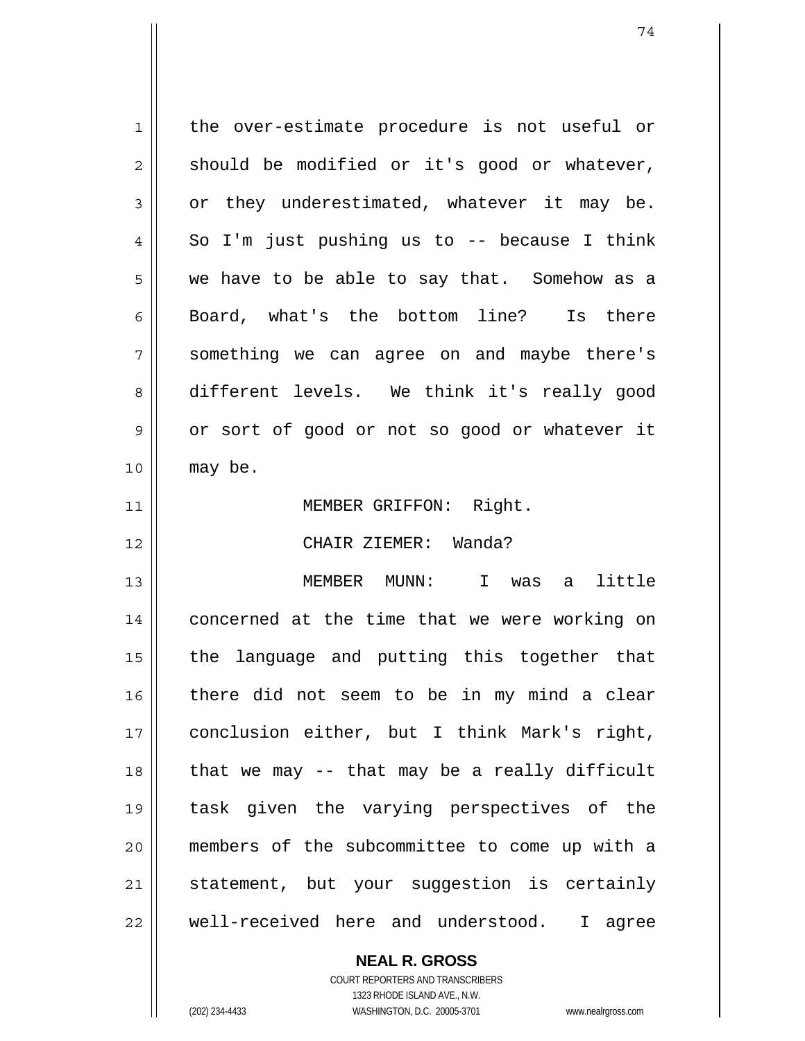the over-estimate procedure is not useful or should be modified or it's good or whatever, or they underestimated, whatever it may be. So I'm just pushing us to -- because I think we have to be able to say that. Somehow as a Board, what's the bottom line? Is there something we can agree on and maybe there's different levels. We think it's really good or sort of good or not so good or whatever it may be.

MEMBER GRIFFON: Right.

CHAIR ZIEMER: Wanda?

MEMBER MUNN: I was a little concerned at the time that we were working on the language and putting this together that there did not seem to be in my mind a clear conclusion either, but I think Mark's right, that we may -- that may be a really difficult task given the varying perspectives of the members of the subcommittee to come up with a statement, but your suggestion is certainly well-received here and understood. I agree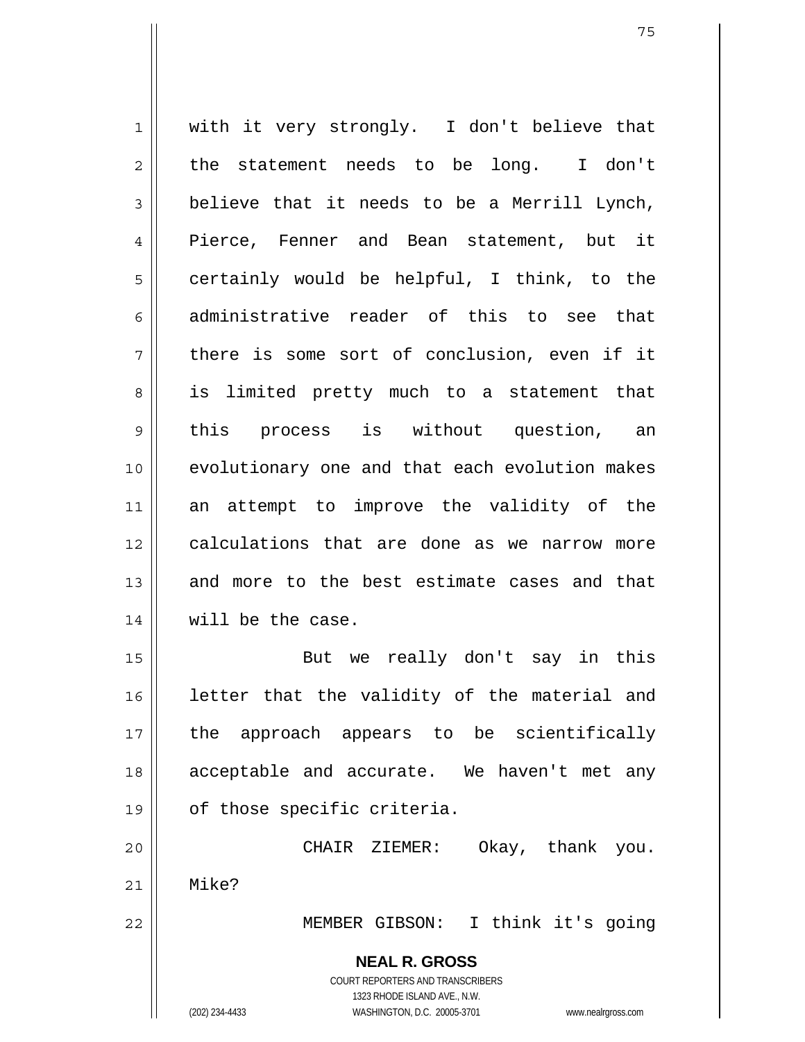with it very strongly. I don't believe that the statement needs to be long. I don't believe that it needs to be a Merrill Lynch, Pierce, Fenner and Bean statement, but it certainly would be helpful, I think, to the administrative reader of this to see that there is some sort of conclusion, even if it is limited pretty much to a statement that this process is without question, an evolutionary one and that each evolution makes an attempt to improve the validity of the calculations that are done as we narrow more and more to the best estimate cases and that will be the case.

But we really don't say in this letter that the validity of the material and the approach appears to be scientifically acceptable and accurate. We haven't met any of those specific criteria.

CHAIR ZIEMER: Okay, thank you. Mike?

MEMBER GIBSON: I think it's going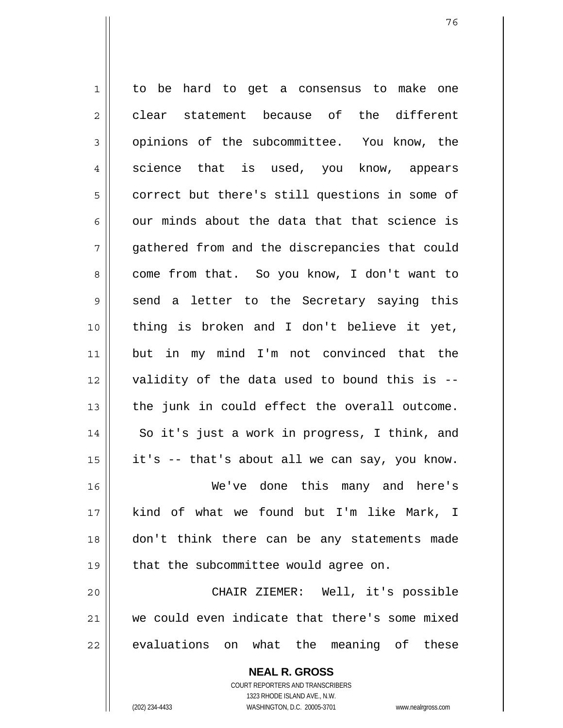to be hard to get a consensus to make one clear statement because of the different opinions of the subcommittee. You know, the science that is used, you know, appears correct but there's still questions in some of our minds about the data that that science is gathered from and the discrepancies that could come from that. So you know, I don't want to send a letter to the Secretary saying this thing is broken and I don't believe it yet, but in my mind I'm not convinced that the validity of the data used to bound this is -- the junk in could effect the overall outcome. So it's just a work in progress, I think, and it's -- that's about all we can say, you know.

We've done this many and here's kind of what we found but I'm like Mark, I don't think there can be any statements made that the subcommittee would agree on.

CHAIR ZIEMER: Well, it's possible we could even indicate that there's some mixed evaluations on what the meaning of these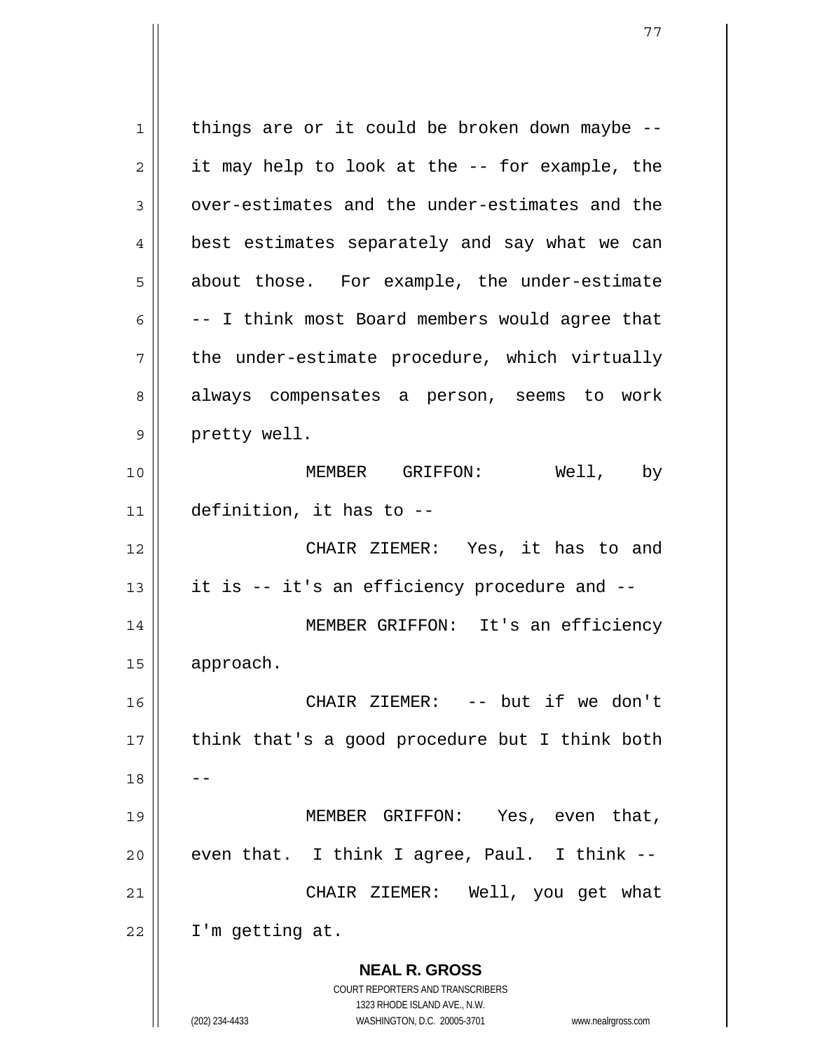things are or it could be broken down maybe -- it may help to look at the -- for example, the over-estimates and the under-estimates and the best estimates separately and say what we can about those. For example, the under-estimate -- I think most Board members would agree that the under-estimate procedure, which virtually always compensates a person, seems to work pretty well.

MEMBER GRIFFON: Well, by definition, it has to --

CHAIR ZIEMER: Yes, it has to and it is -- it's an efficiency procedure and --

MEMBER GRIFFON: It's an efficiency approach.

CHAIR ZIEMER: -- but if we don't think that's a good procedure but I think both --

MEMBER GRIFFON: Yes, even that, even that. I think I agree, Paul. I think --

CHAIR ZIEMER: Well, you get what I'm getting at.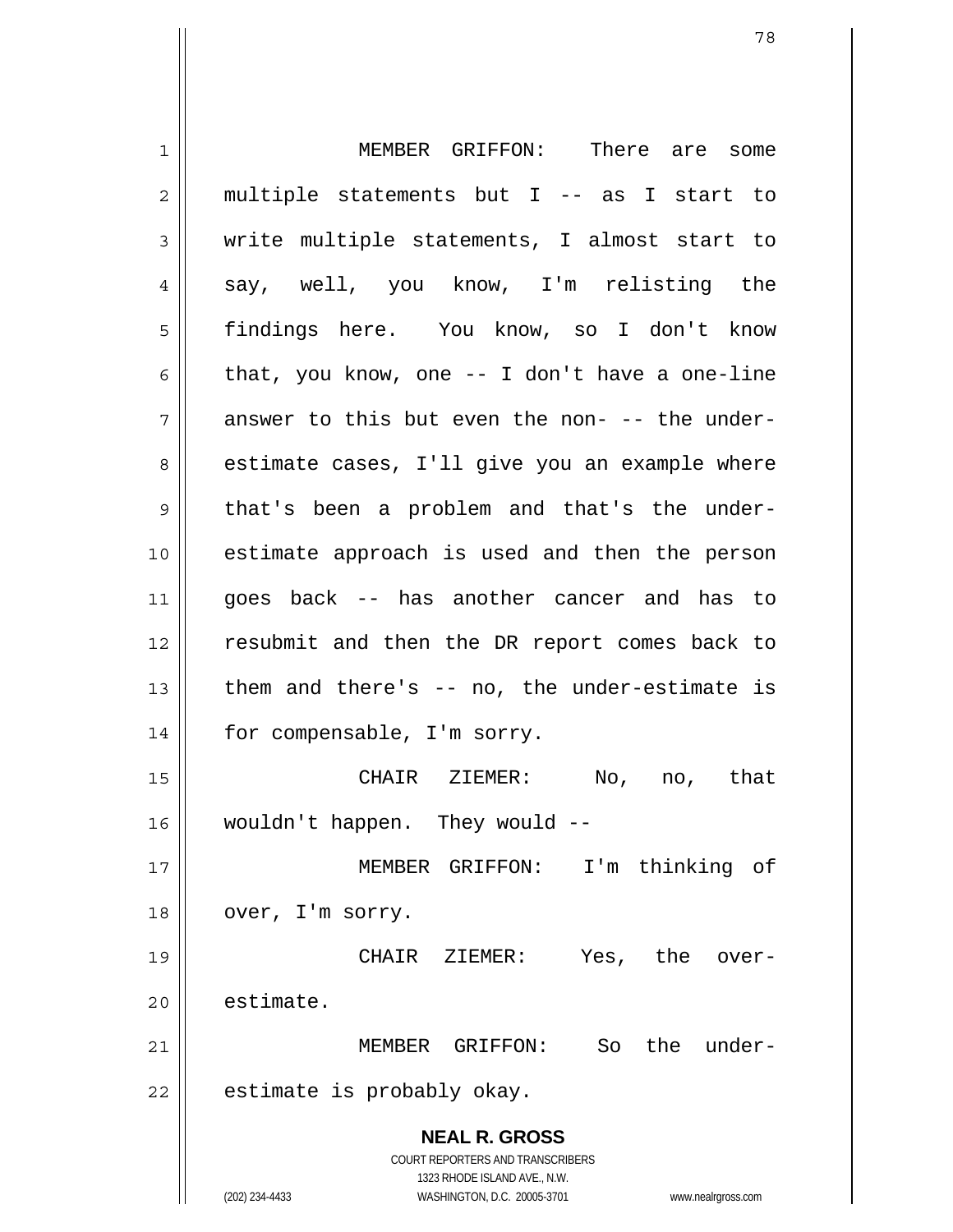MEMBER GRIFFON: There are some multiple statements but I -- as I start to write multiple statements, I almost start to say, well, you know, I'm relisting the findings here. You know, so I don't know that, you know, one -- I don't have a one-line answer to this but even the non- -- the under-estimate cases, I'll give you an example where that's been a problem and that's the under-estimate approach is used and then the person goes back -- has another cancer and has to resubmit and then the DR report comes back to them and there's -- no, the under-estimate is for compensable, I'm sorry.

CHAIR ZIEMER: No, no, that wouldn't happen. They would --

MEMBER GRIFFON: I'm thinking of over, I'm sorry.

CHAIR ZIEMER: Yes, the over-estimate.

MEMBER GRIFFON: So the under-estimate is probably okay.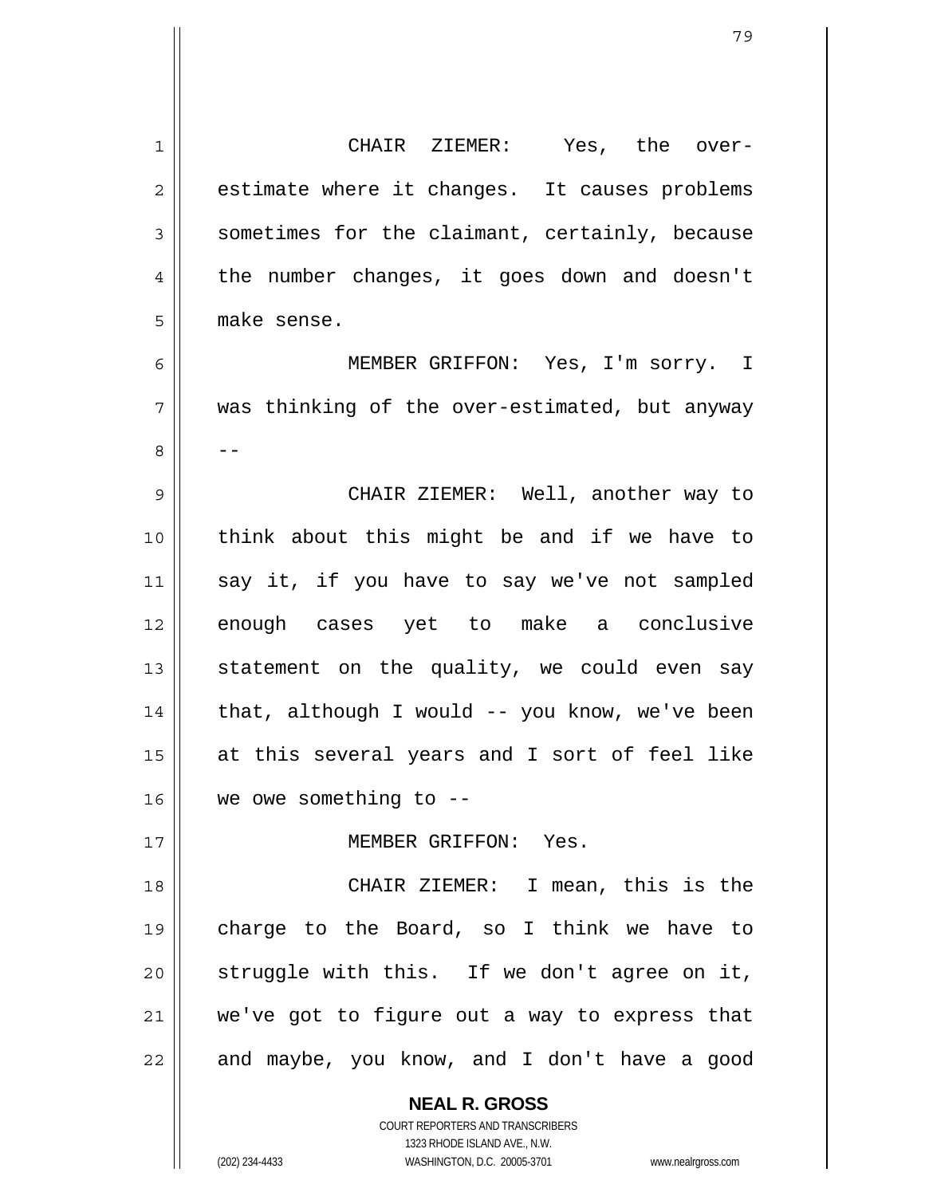CHAIR ZIEMER: Yes, the over-estimate where it changes. It causes problems sometimes for the claimant, certainly, because the number changes, it goes down and doesn't make sense.

MEMBER GRIFFON: Yes, I'm sorry. I was thinking of the over-estimated, but anyway --

CHAIR ZIEMER: Well, another way to think about this might be and if we have to say it, if you have to say we've not sampled enough cases yet to make a conclusive statement on the quality, we could even say that, although I would -- you know, we've been at this several years and I sort of feel like we owe something to --

MEMBER GRIFFON: Yes.

CHAIR ZIEMER: I mean, this is the charge to the Board, so I think we have to struggle with this. If we don't agree on it, we've got to figure out a way to express that and maybe, you know, and I don't have a good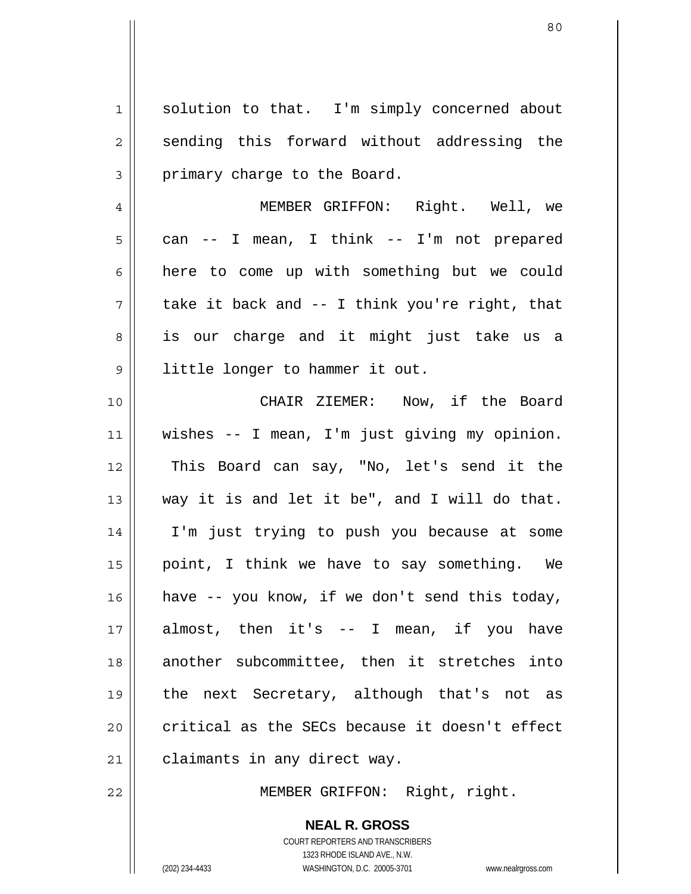solution to that. I'm simply concerned about sending this forward without addressing the primary charge to the Board.

MEMBER GRIFFON: Right. Well, we can -- I mean, I think -- I'm not prepared here to come up with something but we could take it back and -- I think you're right, that is our charge and it might just take us a little longer to hammer it out.

CHAIR ZIEMER: Now, if the Board wishes -- I mean, I'm just giving my opinion. This Board can say, "No, let's send it the way it is and let it be", and I will do that. I'm just trying to push you because at some point, I think we have to say something. We have -- you know, if we don't send this today, almost, then it's -- I mean, if you have another subcommittee, then it stretches into the next Secretary, although that's not as critical as the SECs because it doesn't effect claimants in any direct way.

MEMBER GRIFFON: Right, right.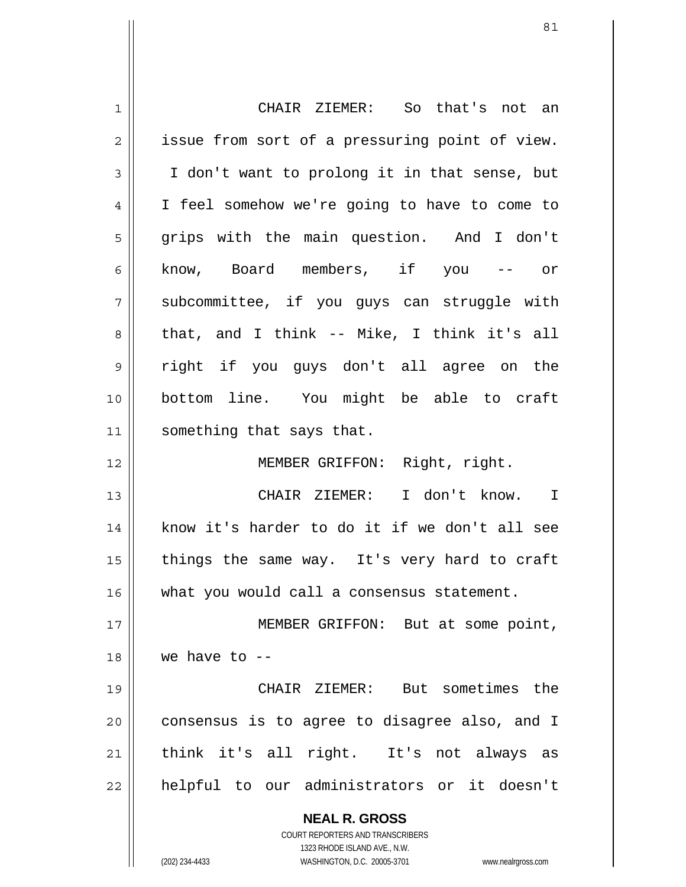CHAIR ZIEMER: So that's not an issue from sort of a pressuring point of view. I don't want to prolong it in that sense, but I feel somehow we're going to have to come to grips with the main question. And I don't know, Board members, if you -- or subcommittee, if you guys can struggle with that, and I think -- Mike, I think it's all right if you guys don't all agree on the bottom line. You might be able to craft something that says that.

MEMBER GRIFFON: Right, right.

CHAIR ZIEMER: I don't know. I know it's harder to do it if we don't all see things the same way. It's very hard to craft what you would call a consensus statement.

MEMBER GRIFFON: But at some point, we have to --

CHAIR ZIEMER: But sometimes the consensus is to agree to disagree also, and I think it's all right. It's not always as helpful to our administrators or it doesn't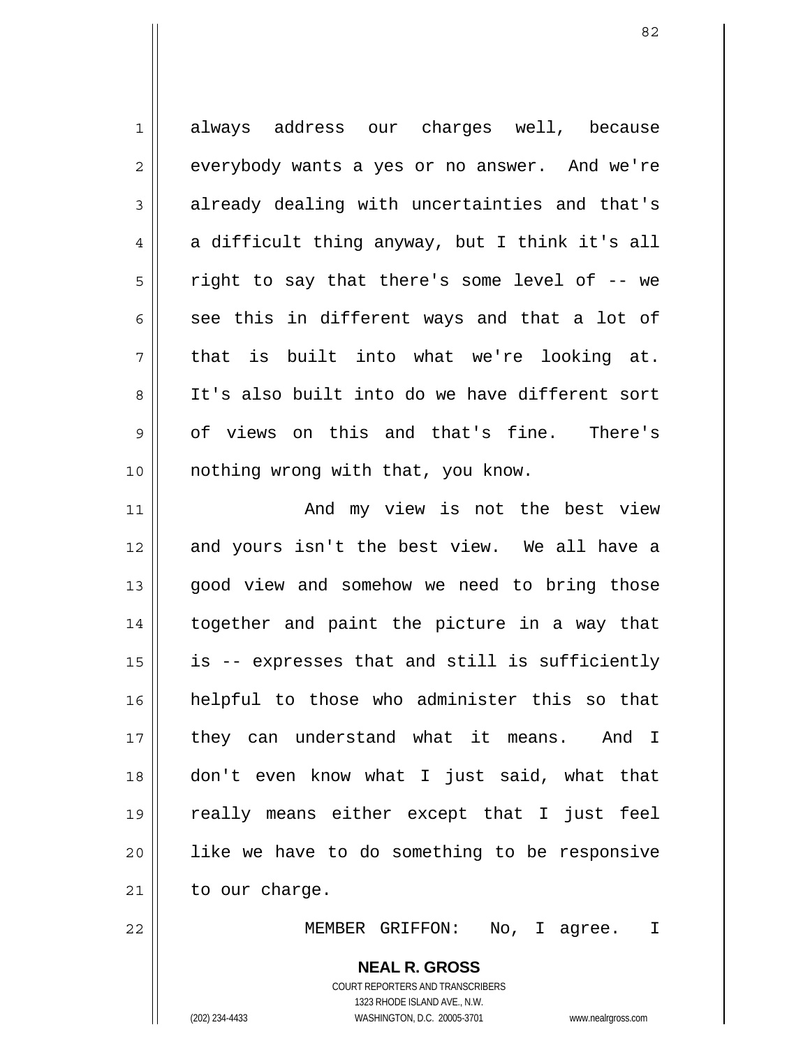always address our charges well, because everybody wants a yes or no answer. And we're already dealing with uncertainties and that's a difficult thing anyway, but I think it's all right to say that there's some level of -- we see this in different ways and that a lot of that is built into what we're looking at. It's also built into do we have different sort of views on this and that's fine. There's nothing wrong with that, you know.

And my view is not the best view and yours isn't the best view. We all have a good view and somehow we need to bring those together and paint the picture in a way that is -- expresses that and still is sufficiently helpful to those who administer this so that they can understand what it means. And I don't even know what I just said, what that really means either except that I just feel like we have to do something to be responsive to our charge.

MEMBER GRIFFON: No, I agree. I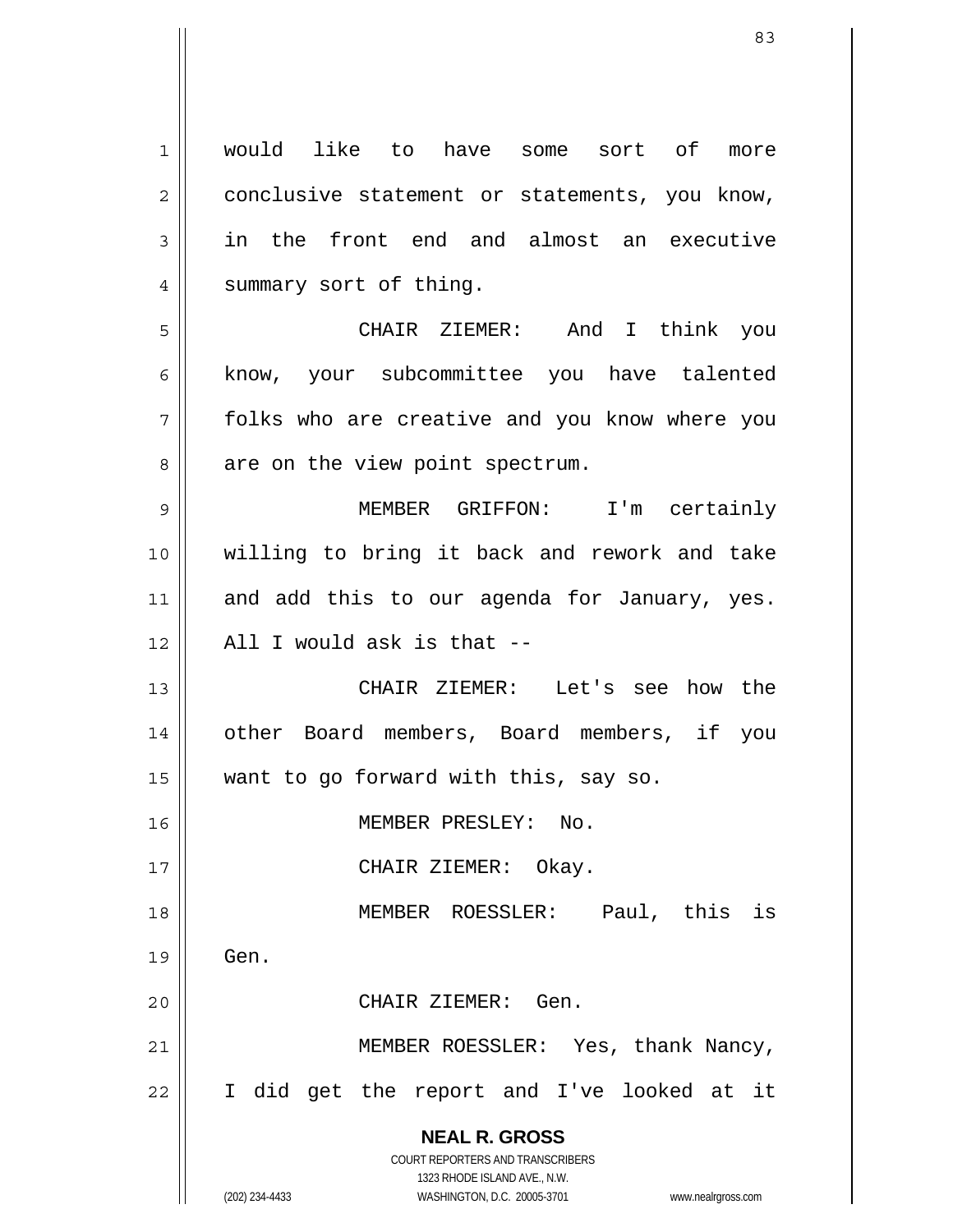would like to have some sort of more conclusive statement or statements, you know, in the front end and almost an executive summary sort of thing.

CHAIR ZIEMER: And I think you know, your subcommittee you have talented folks who are creative and you know where you are on the view point spectrum.

MEMBER GRIFFON: I'm certainly willing to bring it back and rework and take and add this to our agenda for January, yes. All I would ask is that --

CHAIR ZIEMER: Let's see how the other Board members, Board members, if you want to go forward with this, say so.

MEMBER PRESLEY: No.

CHAIR ZIEMER: Okay.

MEMBER ROESSLER: Paul, this is Gen.

CHAIR ZIEMER: Gen.

MEMBER ROESSLER: Yes, thank Nancy, I did get the report and I've looked at it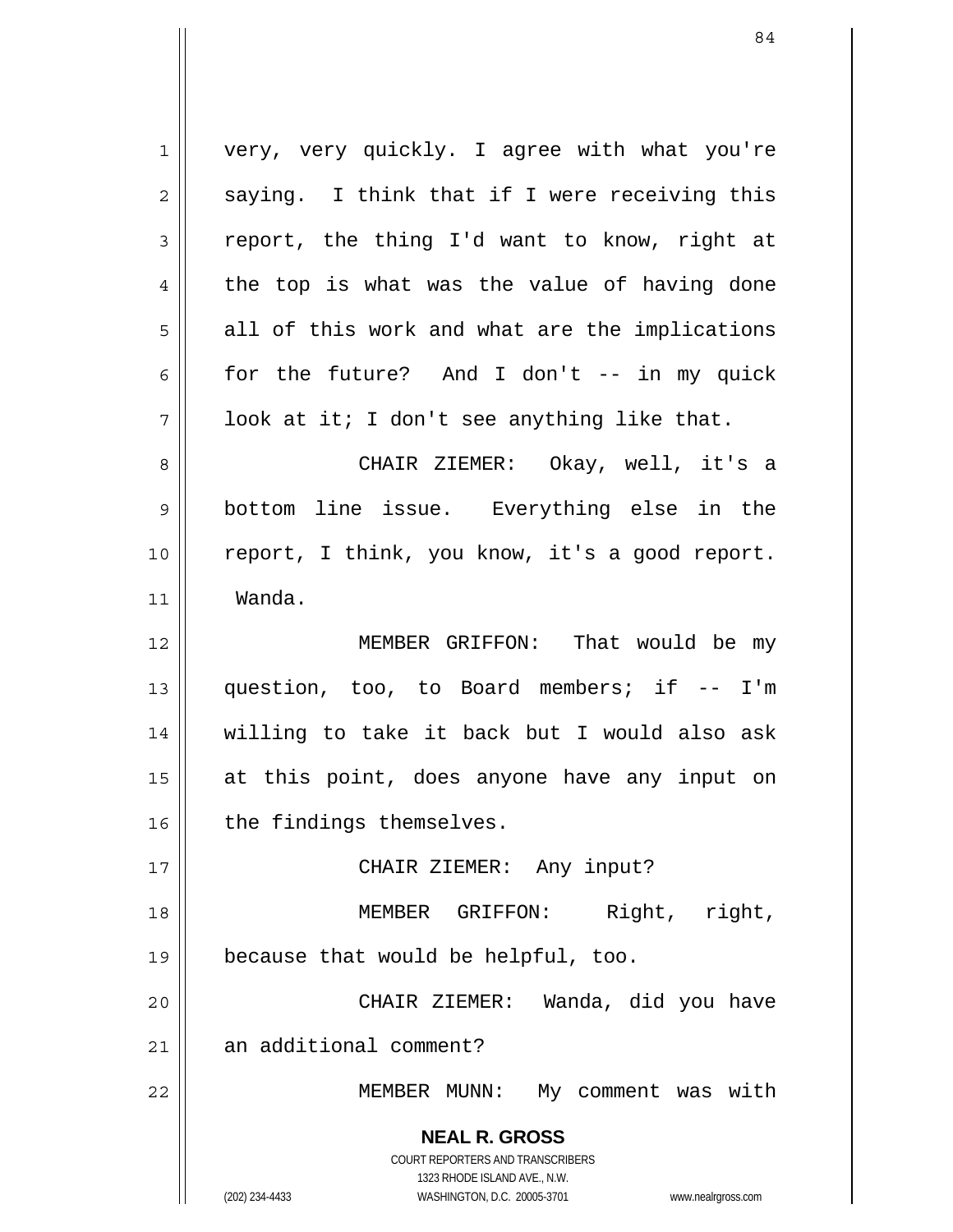very, very quickly. I agree with what you're saying. I think that if I were receiving this report, the thing I'd want to know, right at the top is what was the value of having done all of this work and what are the implications for the future? And I don't -- in my quick look at it; I don't see anything like that.

CHAIR ZIEMER: Okay, well, it's a bottom line issue. Everything else in the report, I think, you know, it's a good report. Wanda.

MEMBER GRIFFON: That would be my question, too, to Board members; if -- I'm willing to take it back but I would also ask at this point, does anyone have any input on the findings themselves.

CHAIR ZIEMER: Any input?

MEMBER GRIFFON: Right, right, because that would be helpful, too.

CHAIR ZIEMER: Wanda, did you have an additional comment?

MEMBER MUNN: My comment was with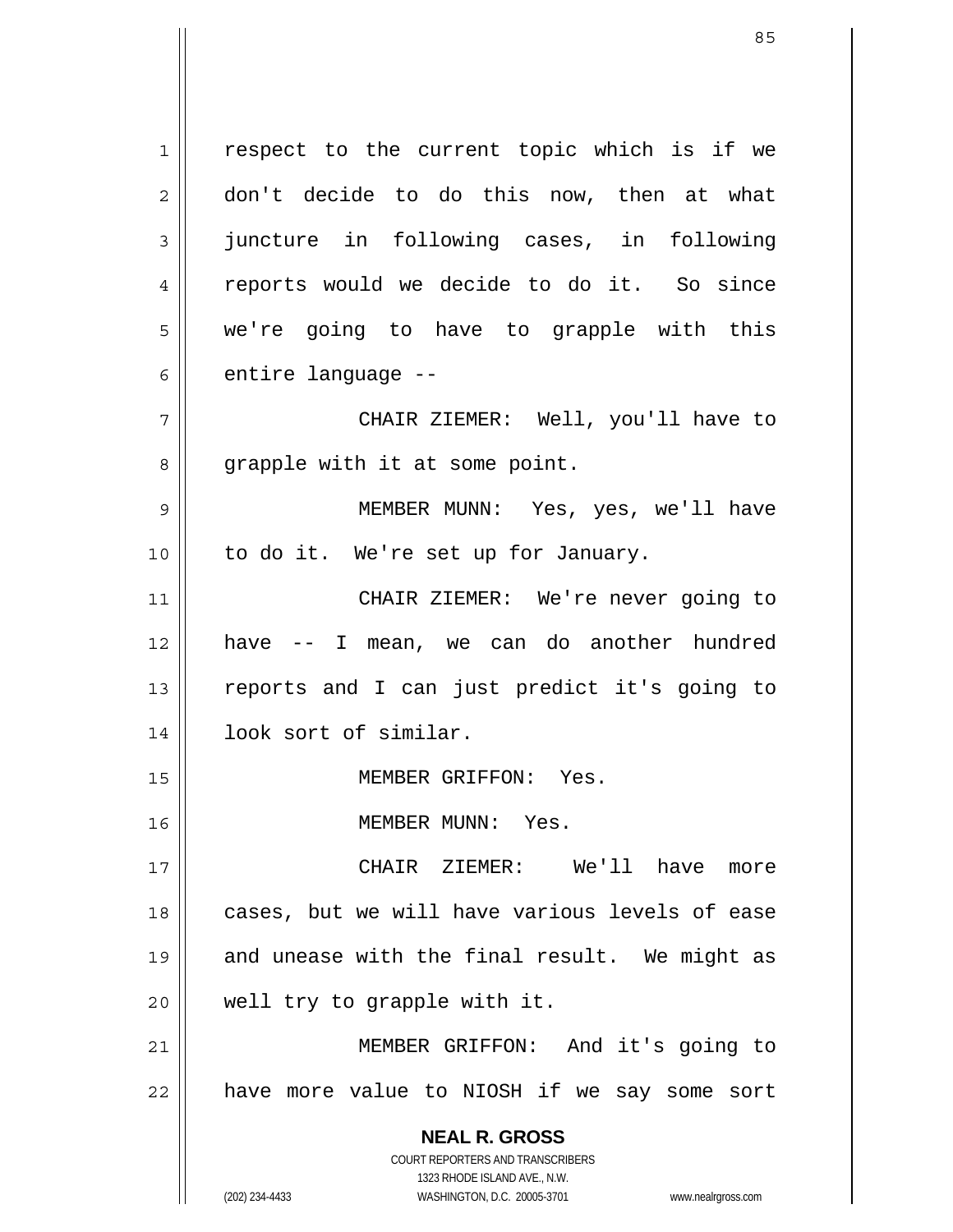respect to the current topic which is if we don't decide to do this now, then at what juncture in following cases, in following reports would we decide to do it. So since we're going to have to grapple with this entire language --

CHAIR ZIEMER: Well, you'll have to grapple with it at some point.

MEMBER MUNN: Yes, yes, we'll have to do it. We're set up for January.

CHAIR ZIEMER: We're never going to have -- I mean, we can do another hundred reports and I can just predict it's going to look sort of similar.

MEMBER GRIFFON: Yes.

MEMBER MUNN: Yes.

CHAIR ZIEMER: We'll have more cases, but we will have various levels of ease and unease with the final result. We might as well try to grapple with it.

MEMBER GRIFFON: And it's going to have more value to NIOSH if we say some sort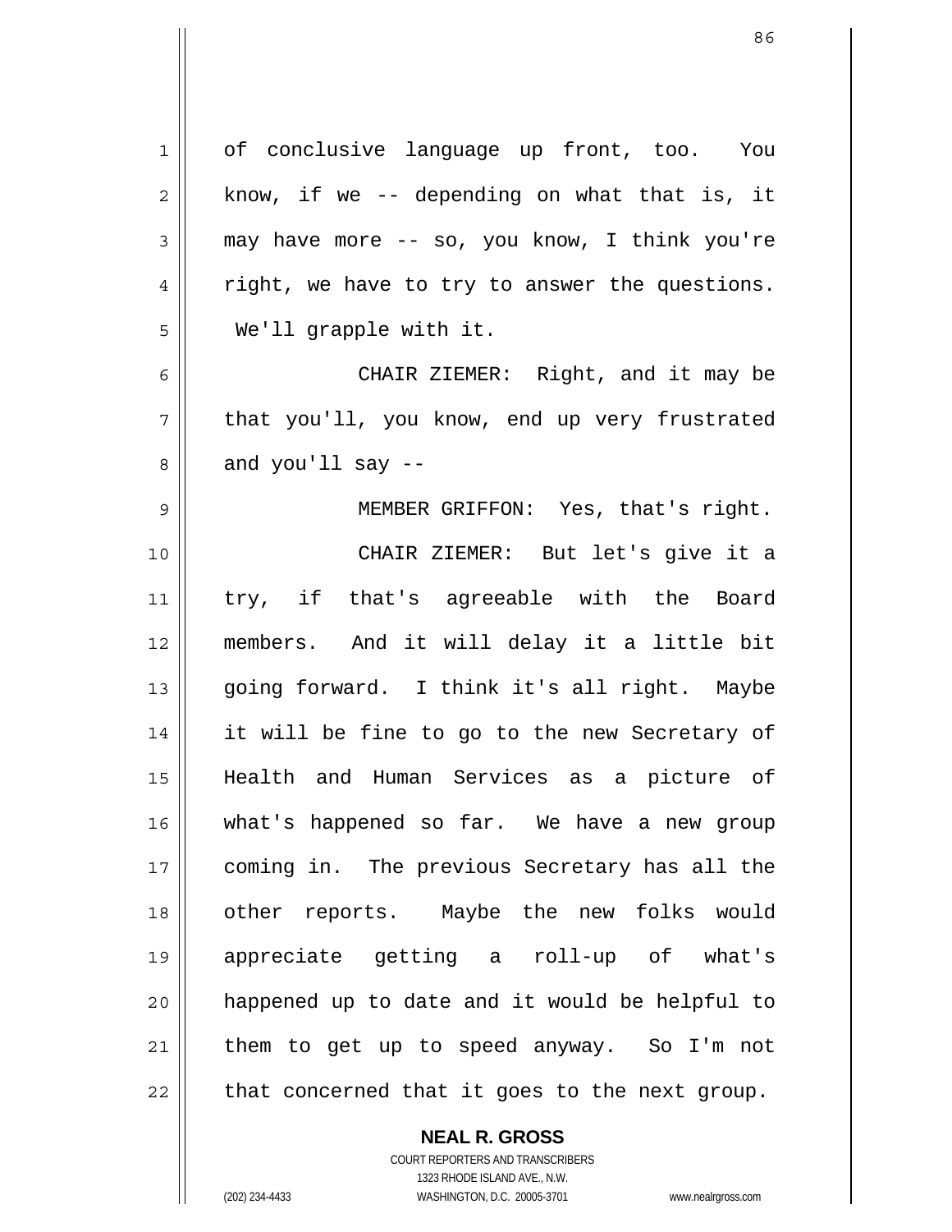of conclusive language up front, too. You know, if we -- depending on what that is, it may have more -- so, you know, I think you're right, we have to try to answer the questions. We'll grapple with it.

CHAIR ZIEMER: Right, and it may be that you'll, you know, end up very frustrated and you'll say --

MEMBER GRIFFON: Yes, that's right.

CHAIR ZIEMER: But let's give it a try, if that's agreeable with the Board members. And it will delay it a little bit going forward. I think it's all right. Maybe it will be fine to go to the new Secretary of Health and Human Services as a picture of what's happened so far. We have a new group coming in. The previous Secretary has all the other reports. Maybe the new folks would appreciate getting a roll-up of what's happened up to date and it would be helpful to them to get up to speed anyway. So I'm not that concerned that it goes to the next group.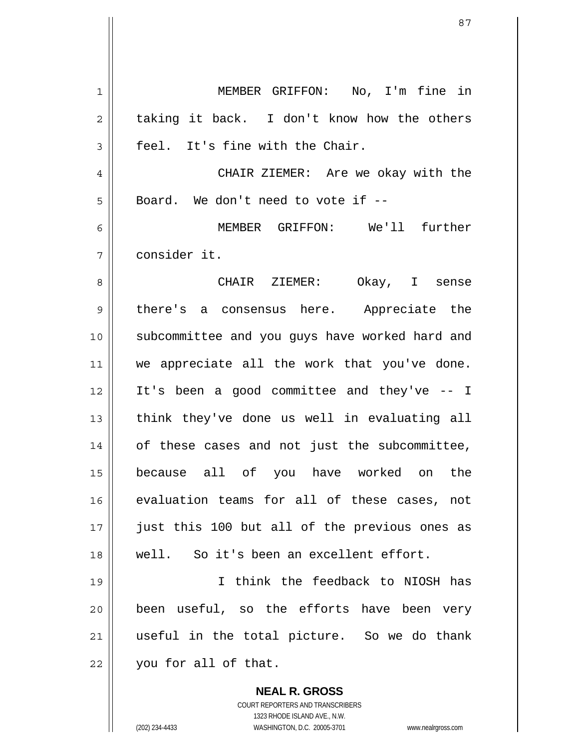MEMBER GRIFFON: No, I'm fine in taking it back. I don't know how the others feel. It's fine with the Chair.

CHAIR ZIEMER: Are we okay with the Board. We don't need to vote if --

MEMBER GRIFFON: We'll further consider it.

CHAIR ZIEMER: Okay, I sense there's a consensus here. Appreciate the subcommittee and you guys have worked hard and we appreciate all the work that you've done. It's been a good committee and they've -- I think they've done us well in evaluating all of these cases and not just the subcommittee, because all of you have worked on the evaluation teams for all of these cases, not just this 100 but all of the previous ones as well. So it's been an excellent effort.

I think the feedback to NIOSH has been useful, so the efforts have been very useful in the total picture. So we do thank you for all of that.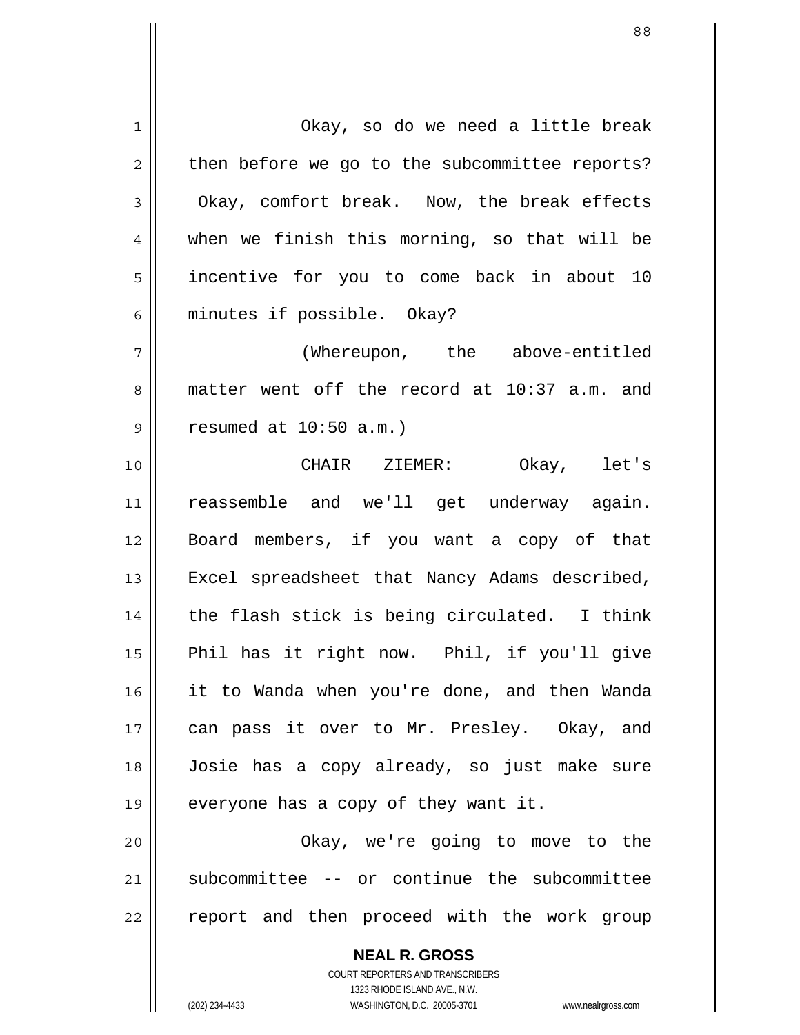Okay, so do we need a little break then before we go to the subcommittee reports? Okay, comfort break. Now, the break effects when we finish this morning, so that will be incentive for you to come back in about 10 minutes if possible. Okay?

(Whereupon, the above-entitled matter went off the record at 10:37 a.m. and resumed at 10:50 a.m.)

CHAIR ZIEMER: Okay, let's reassemble and we'll get underway again. Board members, if you want a copy of that Excel spreadsheet that Nancy Adams described, the flash stick is being circulated. I think Phil has it right now. Phil, if you'll give it to Wanda when you're done, and then Wanda can pass it over to Mr. Presley. Okay, and Josie has a copy already, so just make sure everyone has a copy of they want it.

Okay, we're going to move to the subcommittee -- or continue the subcommittee report and then proceed with the work group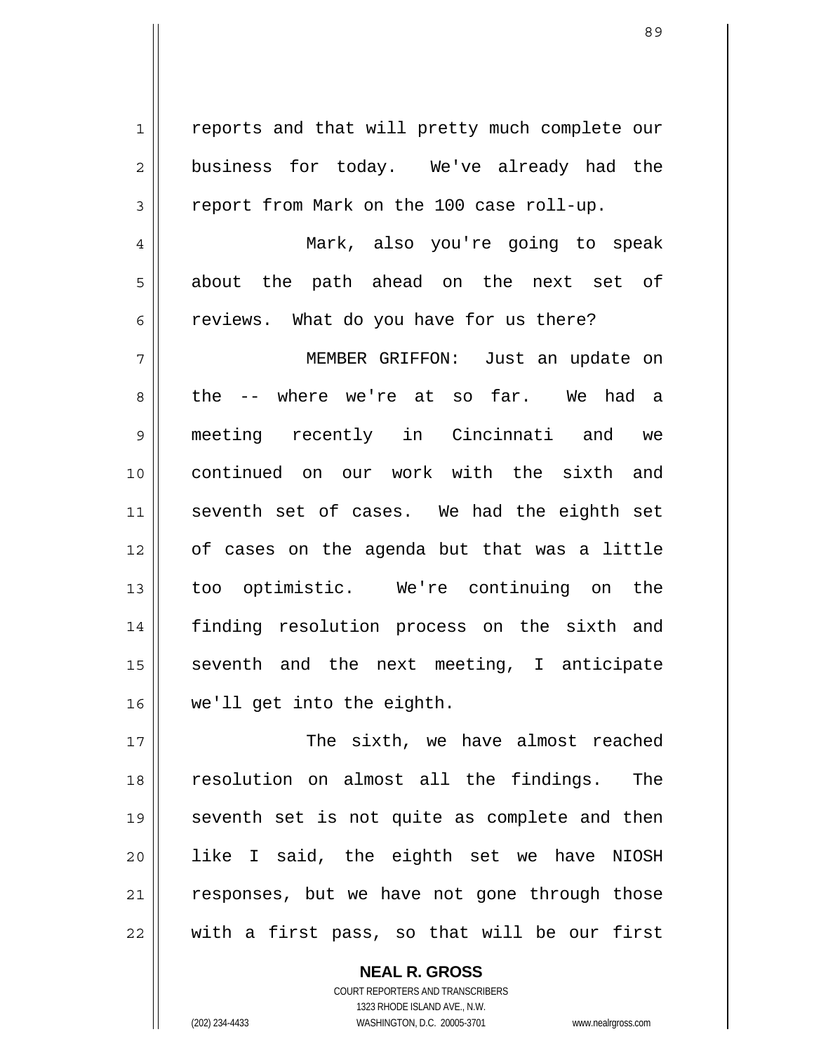reports and that will pretty much complete our business for today. We've already had the report from Mark on the 100 case roll-up.

Mark, also you're going to speak about the path ahead on the next set of reviews. What do you have for us there?

MEMBER GRIFFON: Just an update on the -- where we're at so far. We had a meeting recently in Cincinnati and we continued on our work with the sixth and seventh set of cases. We had the eighth set of cases on the agenda but that was a little too optimistic. We're continuing on the finding resolution process on the sixth and seventh and the next meeting, I anticipate we'll get into the eighth.

The sixth, we have almost reached resolution on almost all the findings. The seventh set is not quite as complete and then like I said, the eighth set we have NIOSH responses, but we have not gone through those with a first pass, so that will be our first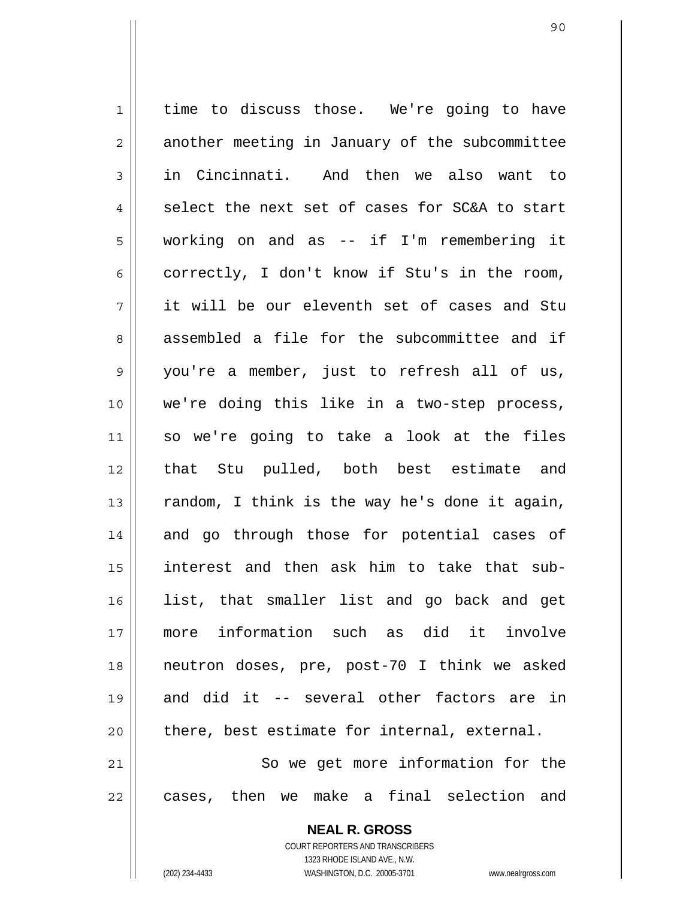time to discuss those. We're going to have another meeting in January of the subcommittee in Cincinnati. And then we also want to select the next set of cases for SC&A to start working on and as -- if I'm remembering it correctly, I don't know if Stu's in the room, it will be our eleventh set of cases and Stu assembled a file for the subcommittee and if you're a member, just to refresh all of us, we're doing this like in a two-step process, so we're going to take a look at the files that Stu pulled, both best estimate and random, I think is the way he's done it again, and go through those for potential cases of interest and then ask him to take that sub-list, that smaller list and go back and get more information such as did it involve neutron doses, pre, post-70 I think we asked and did it -- several other factors are in there, best estimate for internal, external.

So we get more information for the cases, then we make a final selection and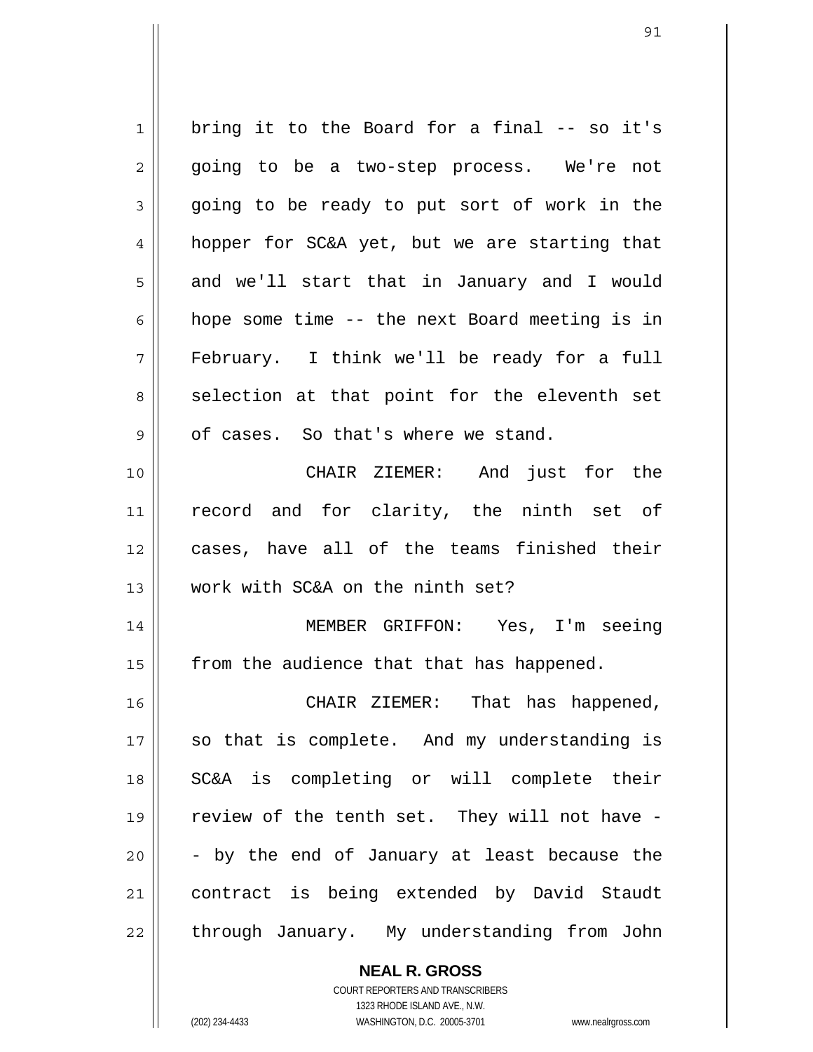bring it to the Board for a final -- so it's going to be a two-step process. We're not going to be ready to put sort of work in the hopper for SC&A yet, but we are starting that and we'll start that in January and I would hope some time -- the next Board meeting is in February. I think we'll be ready for a full selection at that point for the eleventh set of cases. So that's where we stand.

CHAIR ZIEMER: And just for the record and for clarity, the ninth set of cases, have all of the teams finished their work with SC&A on the ninth set?

MEMBER GRIFFON: Yes, I'm seeing from the audience that that has happened.

CHAIR ZIEMER: That has happened, so that is complete. And my understanding is SC&A is completing or will complete their review of the tenth set. They will not have -- by the end of January at least because the contract is being extended by David Staudt through January. My understanding from John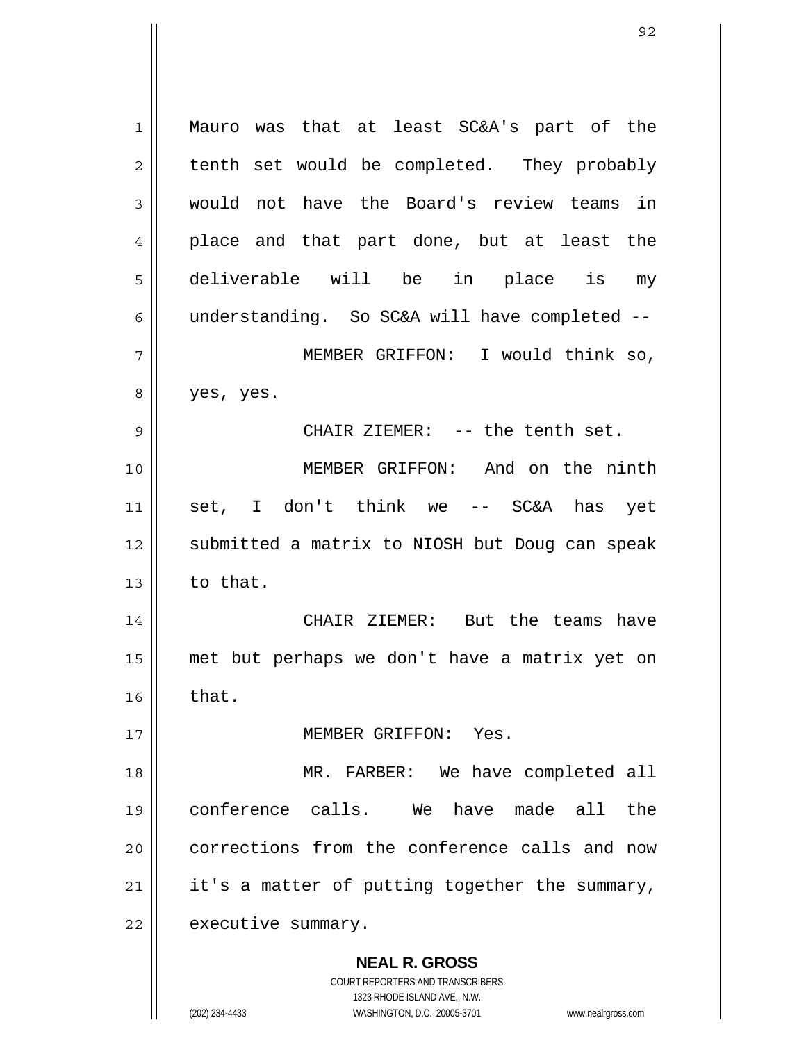Mauro was that at least SC&A's part of the tenth set would be completed. They probably would not have the Board's review teams in place and that part done, but at least the deliverable will be in place is my understanding. So SC&A will have completed --

MEMBER GRIFFON: I would think so, yes, yes.

CHAIR ZIEMER: -- the tenth set.

MEMBER GRIFFON: And on the ninth set, I don't think we -- SC&A has yet submitted a matrix to NIOSH but Doug can speak to that.

CHAIR ZIEMER: But the teams have met but perhaps we don't have a matrix yet on that.

MEMBER GRIFFON: Yes.

MR. FARBER: We have completed all conference calls. We have made all the corrections from the conference calls and now it's a matter of putting together the summary, executive summary.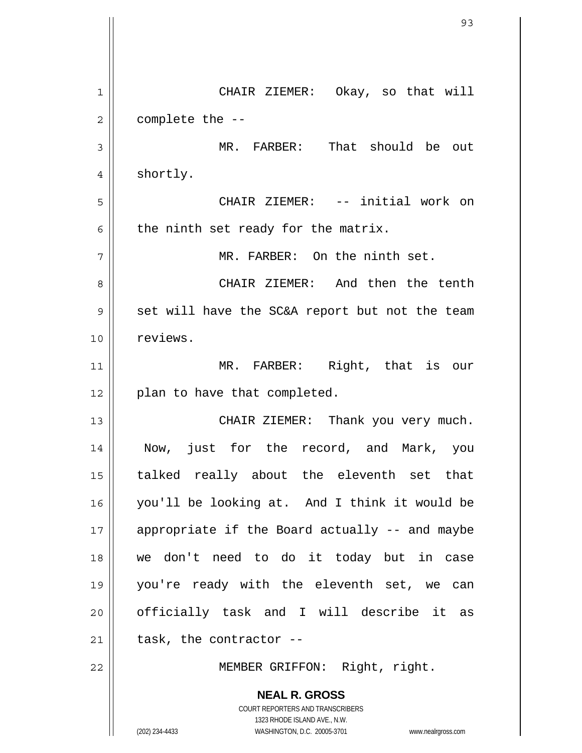CHAIR ZIEMER: Okay, so that will complete the --

MR. FARBER: That should be out shortly.

CHAIR ZIEMER: -- initial work on the ninth set ready for the matrix.

MR. FARBER: On the ninth set.

CHAIR ZIEMER: And then the tenth set will have the SC&A report but not the team reviews.

MR. FARBER: Right, that is our plan to have that completed.

CHAIR ZIEMER: Thank you very much. Now, just for the record, and Mark, you talked really about the eleventh set that you'll be looking at. And I think it would be appropriate if the Board actually -- and maybe we don't need to do it today but in case you're ready with the eleventh set, we can officially task and I will describe it as task, the contractor --

MEMBER GRIFFON: Right, right.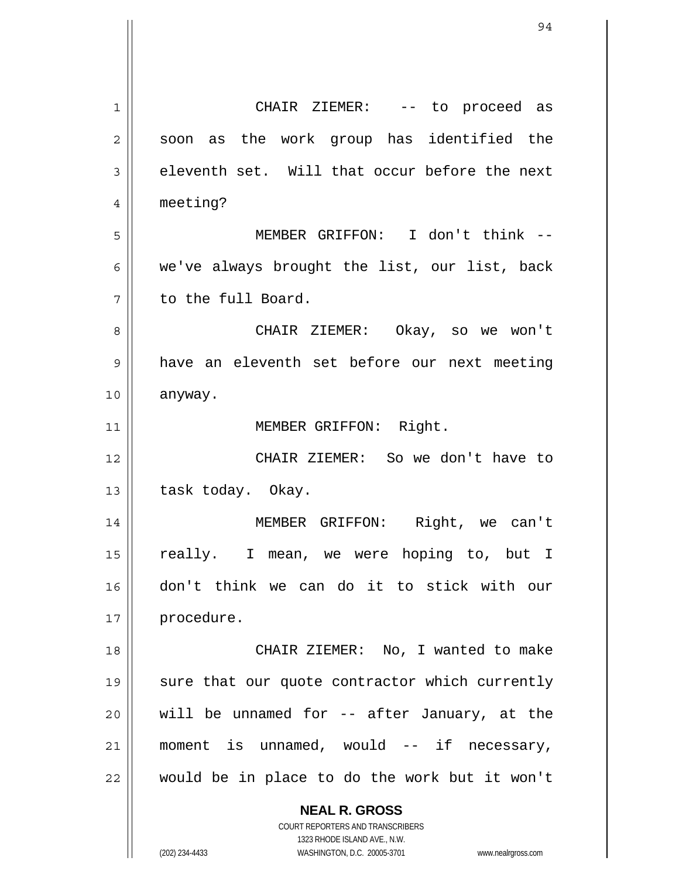CHAIR ZIEMER: -- to proceed as soon as the work group has identified the eleventh set. Will that occur before the next meeting?

MEMBER GRIFFON: I don't think -- we've always brought the list, our list, back to the full Board.

CHAIR ZIEMER: Okay, so we won't have an eleventh set before our next meeting anyway.

MEMBER GRIFFON: Right.

CHAIR ZIEMER: So we don't have to task today. Okay.

MEMBER GRIFFON: Right, we can't really. I mean, we were hoping to, but I don't think we can do it to stick with our procedure.

CHAIR ZIEMER: No, I wanted to make sure that our quote contractor which currently will be unnamed for -- after January, at the moment is unnamed, would -- if necessary, would be in place to do the work but it won't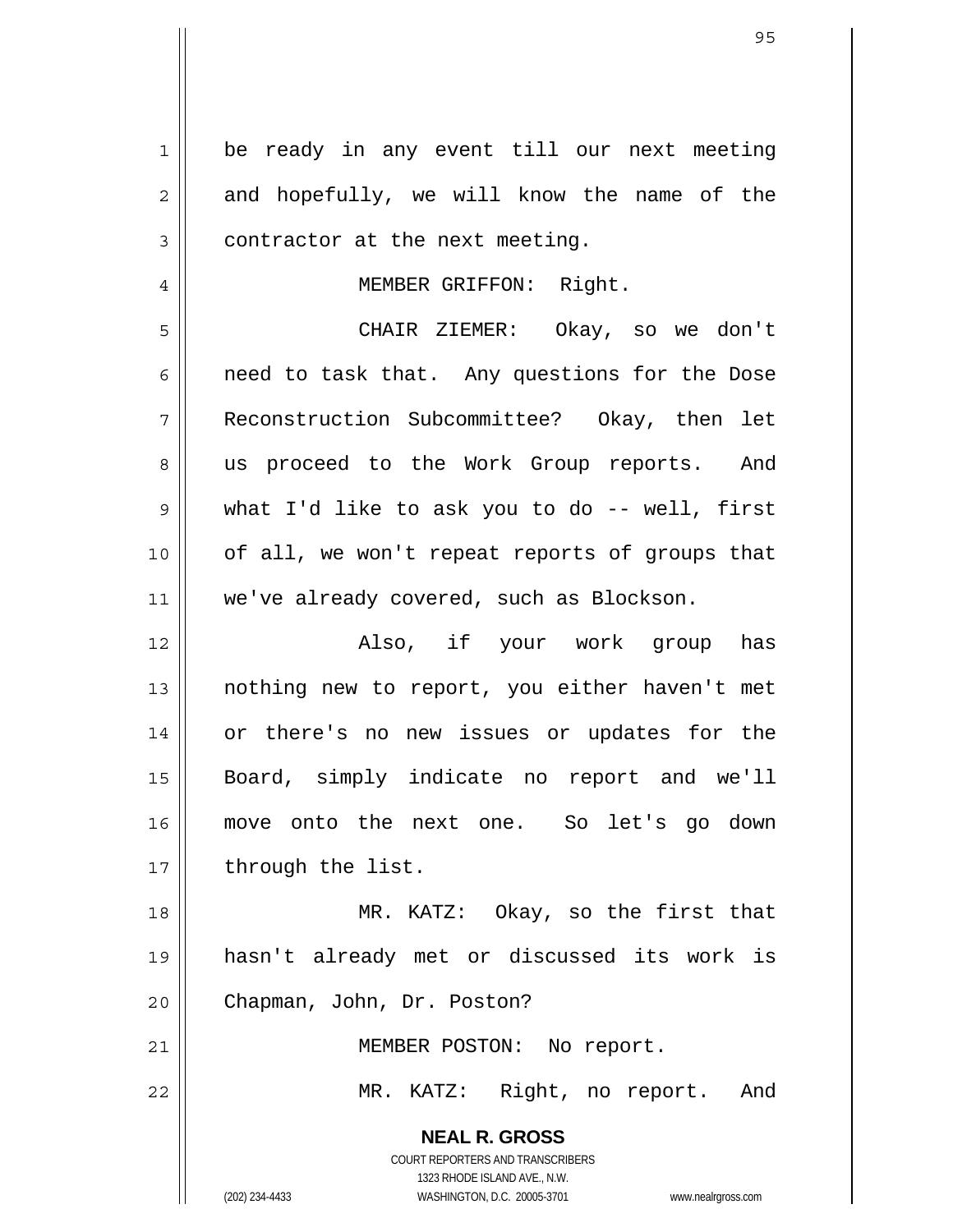be ready in any event till our next meeting and hopefully, we will know the name of the contractor at the next meeting.

MEMBER GRIFFON: Right.

CHAIR ZIEMER: Okay, so we don't need to task that. Any questions for the Dose Reconstruction Subcommittee? Okay, then let us proceed to the Work Group reports. And what I'd like to ask you to do -- well, first of all, we won't repeat reports of groups that we've already covered, such as Blockson.

Also, if your work group has nothing new to report, you either haven't met or there's no new issues or updates for the Board, simply indicate no report and we'll move onto the next one. So let's go down through the list.

MR. KATZ: Okay, so the first that hasn't already met or discussed its work is Chapman, John, Dr. Poston?

MEMBER POSTON: No report.

MR. KATZ: Right, no report. And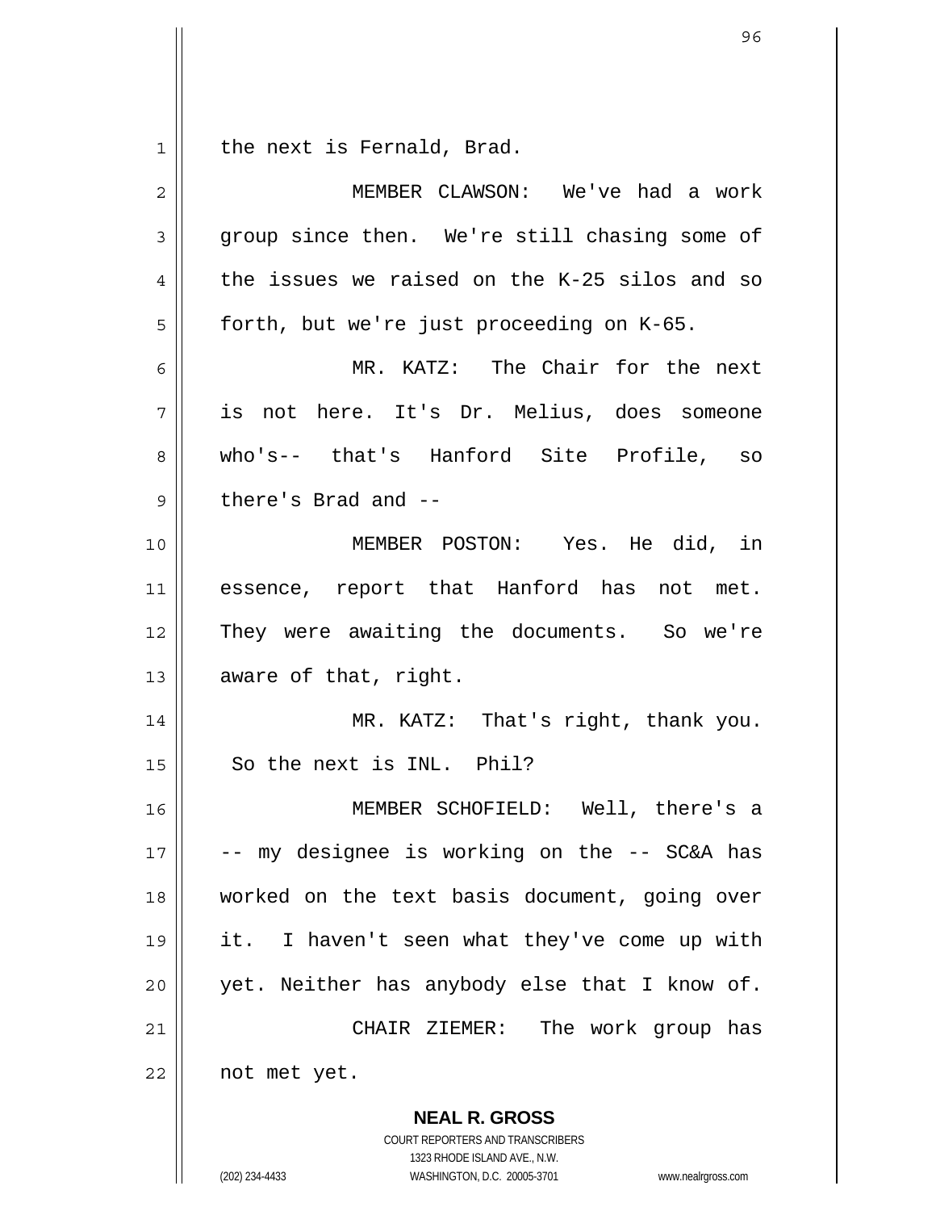the next is Fernald, Brad.

MEMBER CLAWSON: We've had a work group since then. We're still chasing some of the issues we raised on the K-25 silos and so forth, but we're just proceeding on K-65.

MR. KATZ: The Chair for the next is not here. It's Dr. Melius, does someone who's-- that's Hanford Site Profile, so there's Brad and --

MEMBER POSTON: Yes. He did, in essence, report that Hanford has not met. They were awaiting the documents. So we're aware of that, right.

MR. KATZ: That's right, thank you. So the next is INL. Phil?

MEMBER SCHOFIELD: Well, there's a -- my designee is working on the -- SC&A has worked on the text basis document, going over it. I haven't seen what they've come up with yet. Neither has anybody else that I know of.

CHAIR ZIEMER: The work group has not met yet.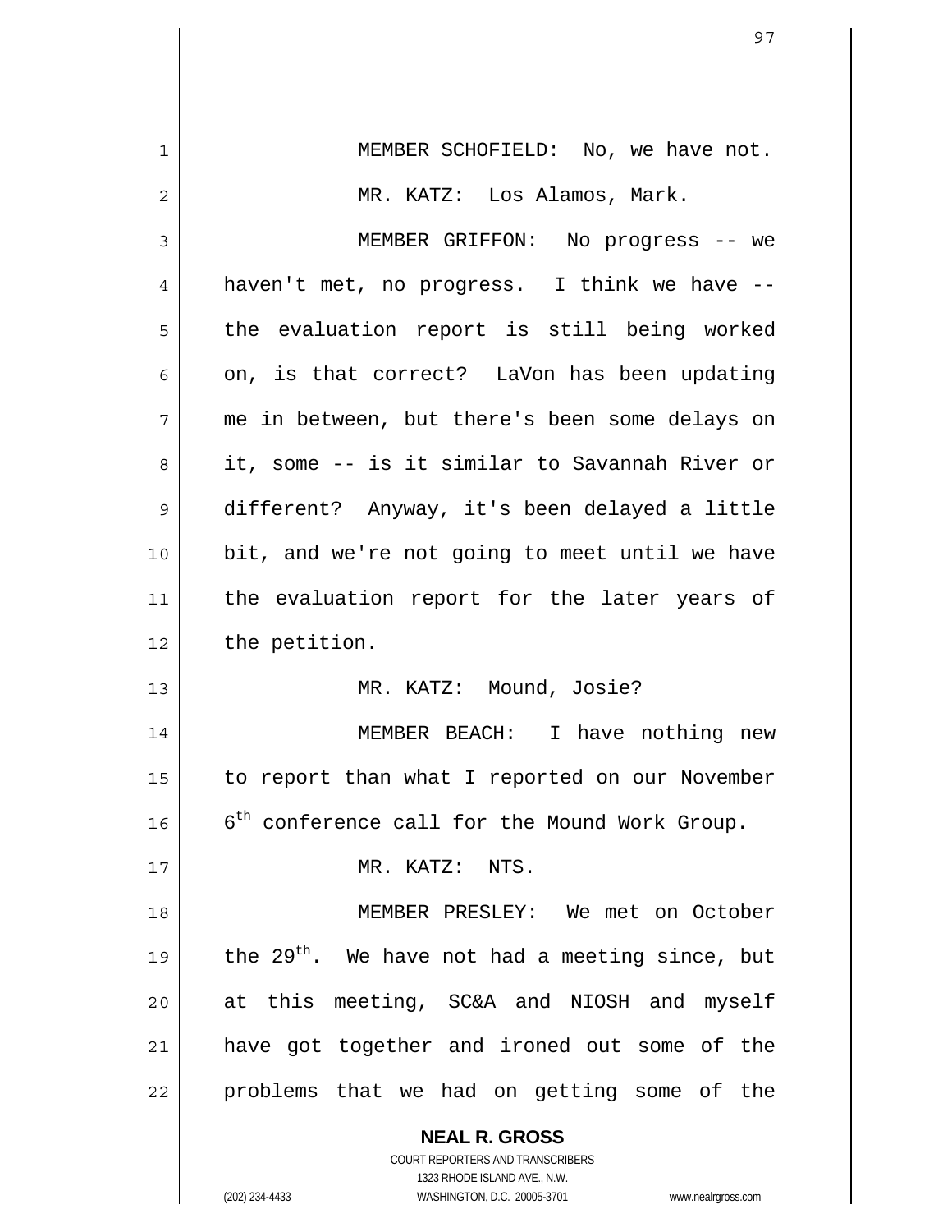MEMBER SCHOFIELD: No, we have not.

MR. KATZ: Los Alamos, Mark.

MEMBER GRIFFON: No progress -- we haven't met, no progress. I think we have -- the evaluation report is still being worked on, is that correct? LaVon has been updating me in between, but there's been some delays on it, some -- is it similar to Savannah River or different? Anyway, it's been delayed a little bit, and we're not going to meet until we have the evaluation report for the later years of the petition.

MR. KATZ: Mound, Josie?

MEMBER BEACH: I have nothing new to report than what I reported on our November 6th conference call for the Mound Work Group.

MR. KATZ: NTS.

MEMBER PRESLEY: We met on October the 29th. We have not had a meeting since, but at this meeting, SC&A and NIOSH and myself have got together and ironed out some of the problems that we had on getting some of the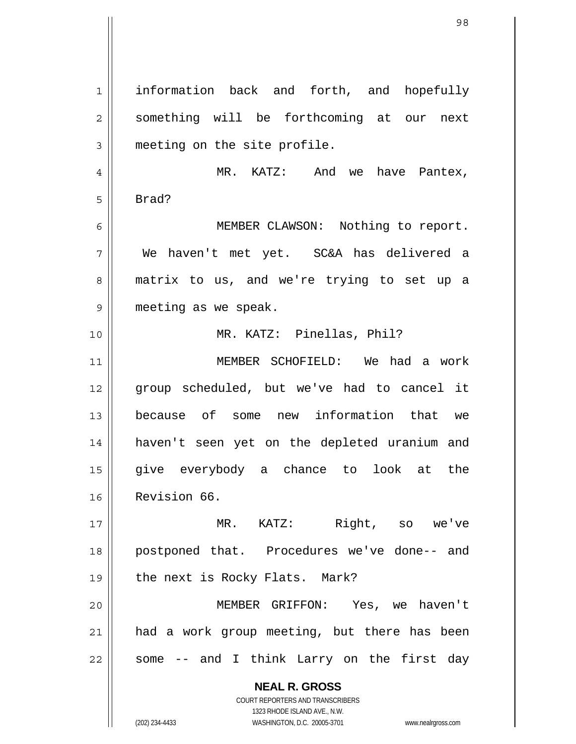information back and forth, and hopefully something will be forthcoming at our next meeting on the site profile.

MR. KATZ: And we have Pantex, Brad?

MEMBER CLAWSON: Nothing to report. We haven't met yet. SC&A has delivered a matrix to us, and we're trying to set up a meeting as we speak.

MR. KATZ: Pinellas, Phil?

MEMBER SCHOFIELD: We had a work group scheduled, but we've had to cancel it because of some new information that we haven't seen yet on the depleted uranium and give everybody a chance to look at the Revision 66.

MR. KATZ: Right, so we've postponed that. Procedures we've done-- and the next is Rocky Flats. Mark?

MEMBER GRIFFON: Yes, we haven't had a work group meeting, but there has been some -- and I think Larry on the first day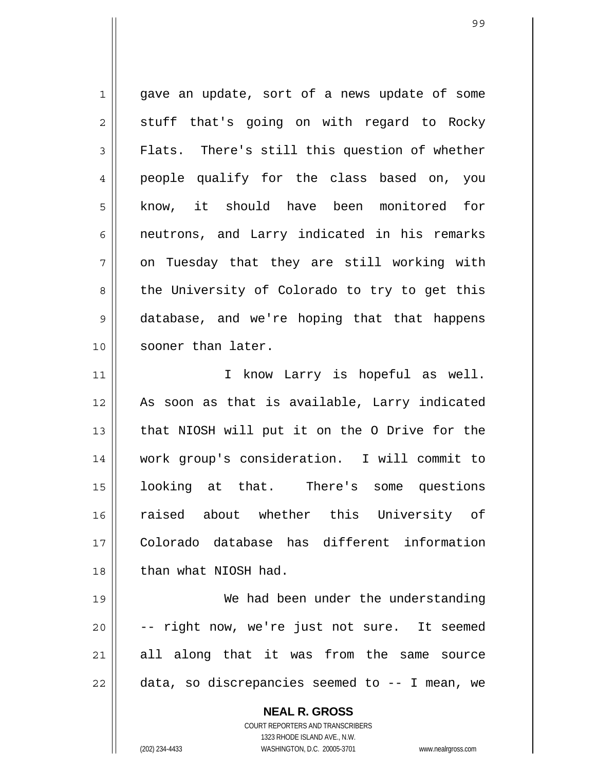gave an update, sort of a news update of some stuff that's going on with regard to Rocky Flats. There's still this question of whether people qualify for the class based on, you know, it should have been monitored for neutrons, and Larry indicated in his remarks on Tuesday that they are still working with the University of Colorado to try to get this database, and we're hoping that that happens sooner than later.

I know Larry is hopeful as well. As soon as that is available, Larry indicated that NIOSH will put it on the O Drive for the work group's consideration. I will commit to looking at that. There's some questions raised about whether this University of Colorado database has different information than what NIOSH had.

We had been under the understanding -- right now, we're just not sure. It seemed all along that it was from the same source data, so discrepancies seemed to -- I mean, we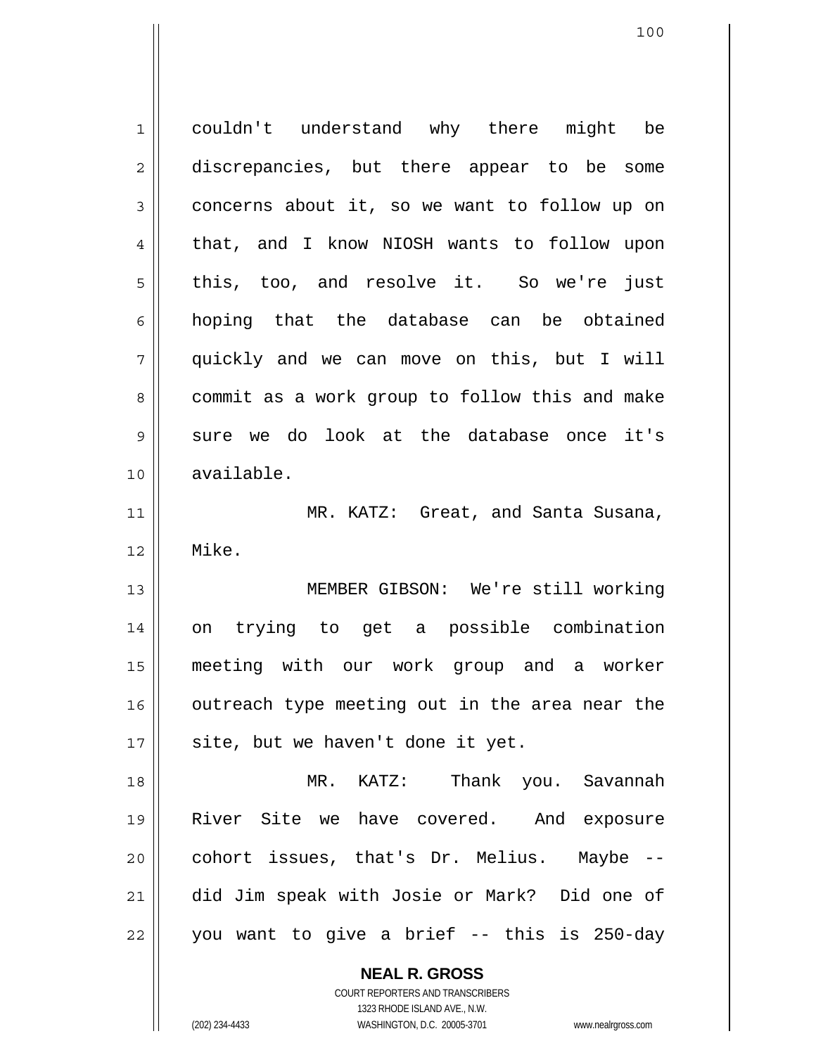couldn't understand why there might be discrepancies, but there appear to be some concerns about it, so we want to follow up on that, and I know NIOSH wants to follow upon this, too, and resolve it. So we're just hoping that the database can be obtained quickly and we can move on this, but I will commit as a work group to follow this and make sure we do look at the database once it's available.

MR. KATZ: Great, and Santa Susana, Mike.

MEMBER GIBSON: We're still working on trying to get a possible combination meeting with our work group and a worker outreach type meeting out in the area near the site, but we haven't done it yet.

MR. KATZ: Thank you. Savannah River Site we have covered. And exposure cohort issues, that's Dr. Melius. Maybe -- did Jim speak with Josie or Mark? Did one of you want to give a brief -- this is 250-day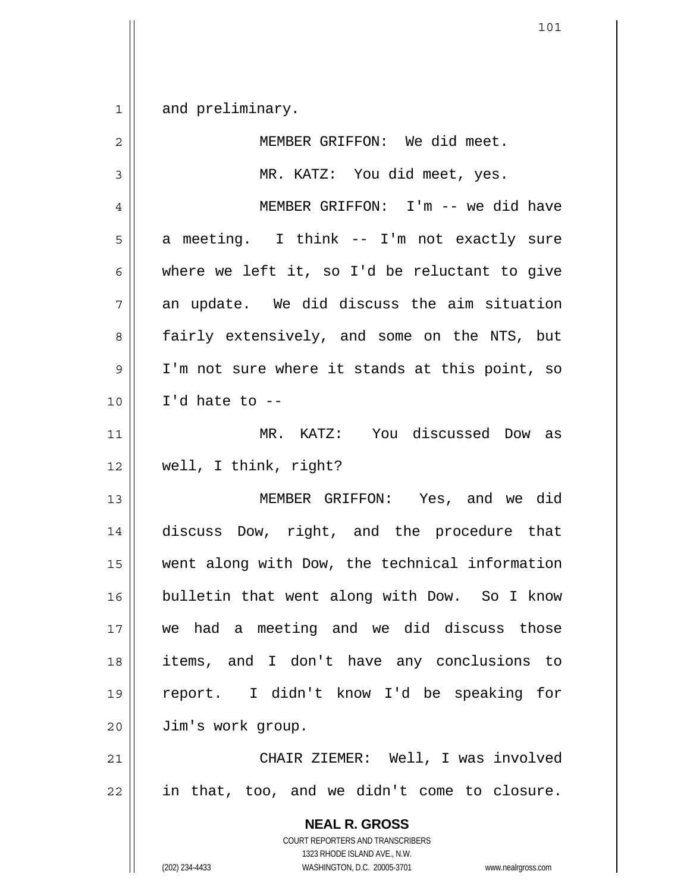and preliminary.

MEMBER GRIFFON: We did meet.

MR. KATZ: You did meet, yes.

MEMBER GRIFFON: I'm -- we did have a meeting. I think -- I'm not exactly sure where we left it, so I'd be reluctant to give an update. We did discuss the aim situation fairly extensively, and some on the NTS, but I'm not sure where it stands at this point, so I'd hate to --

MR. KATZ: You discussed Dow as well, I think, right?

MEMBER GRIFFON: Yes, and we did discuss Dow, right, and the procedure that went along with Dow, the technical information bulletin that went along with Dow. So I know we had a meeting and we did discuss those items, and I don't have any conclusions to report. I didn't know I'd be speaking for Jim's work group.

CHAIR ZIEMER: Well, I was involved in that, too, and we didn't come to closure.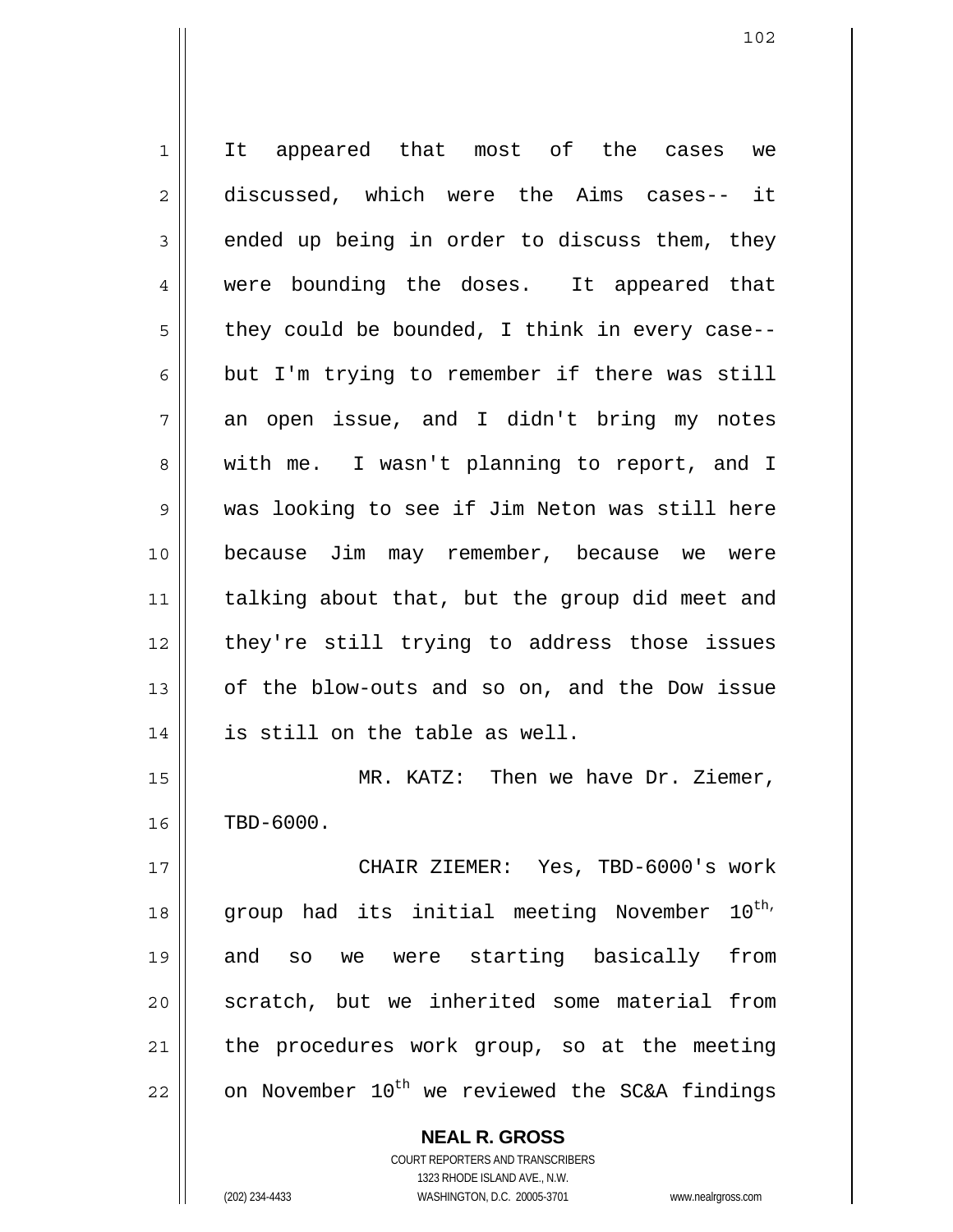It appeared that most of the cases we discussed, which were the Aims cases-- it ended up being in order to discuss them, they were bounding the doses. It appeared that they could be bounded, I think in every case-- but I'm trying to remember if there was still an open issue, and I didn't bring my notes with me. I wasn't planning to report, and I was looking to see if Jim Neton was still here because Jim may remember, because we were talking about that, but the group did meet and they're still trying to address those issues of the blow-outs and so on, and the Dow issue is still on the table as well.

MR. KATZ: Then we have Dr. Ziemer, TBD-6000.

CHAIR ZIEMER: Yes, TBD-6000's work group had its initial meeting November 10th, and so we were starting basically from scratch, but we inherited some material from the procedures work group, so at the meeting on November 10th we reviewed the SC&A findings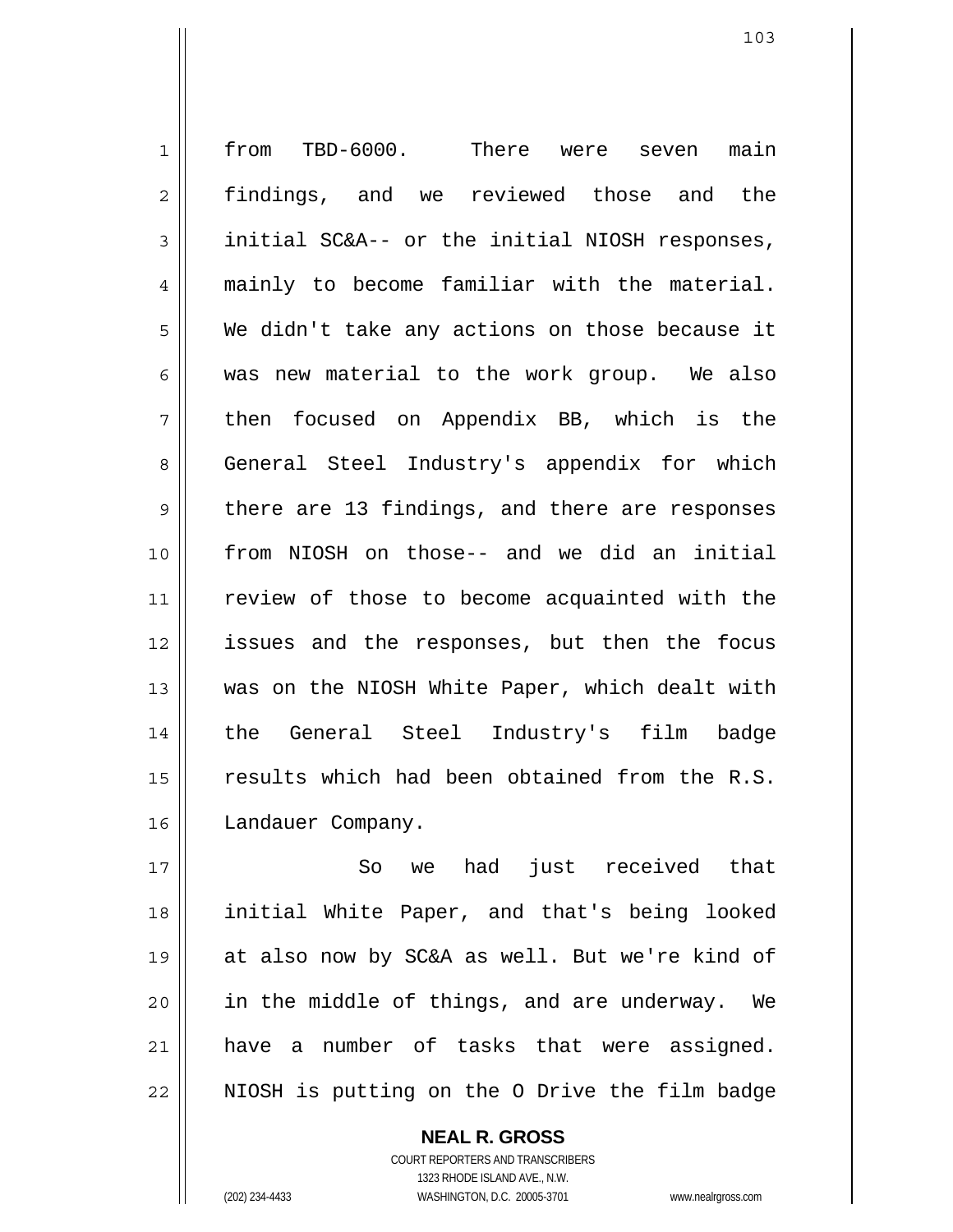from TBD-6000. There were seven main findings, and we reviewed those and the initial SC&A-- or the initial NIOSH responses, mainly to become familiar with the material. We didn't take any actions on those because it was new material to the work group. We also then focused on Appendix BB, which is the General Steel Industry's appendix for which there are 13 findings, and there are responses from NIOSH on those-- and we did an initial review of those to become acquainted with the issues and the responses, but then the focus was on the NIOSH White Paper, which dealt with the General Steel Industry's film badge results which had been obtained from the R.S. Landauer Company.

So we had just received that initial White Paper, and that's being looked at also now by SC&A as well. But we're kind of in the middle of things, and are underway. We have a number of tasks that were assigned. NIOSH is putting on the O Drive the film badge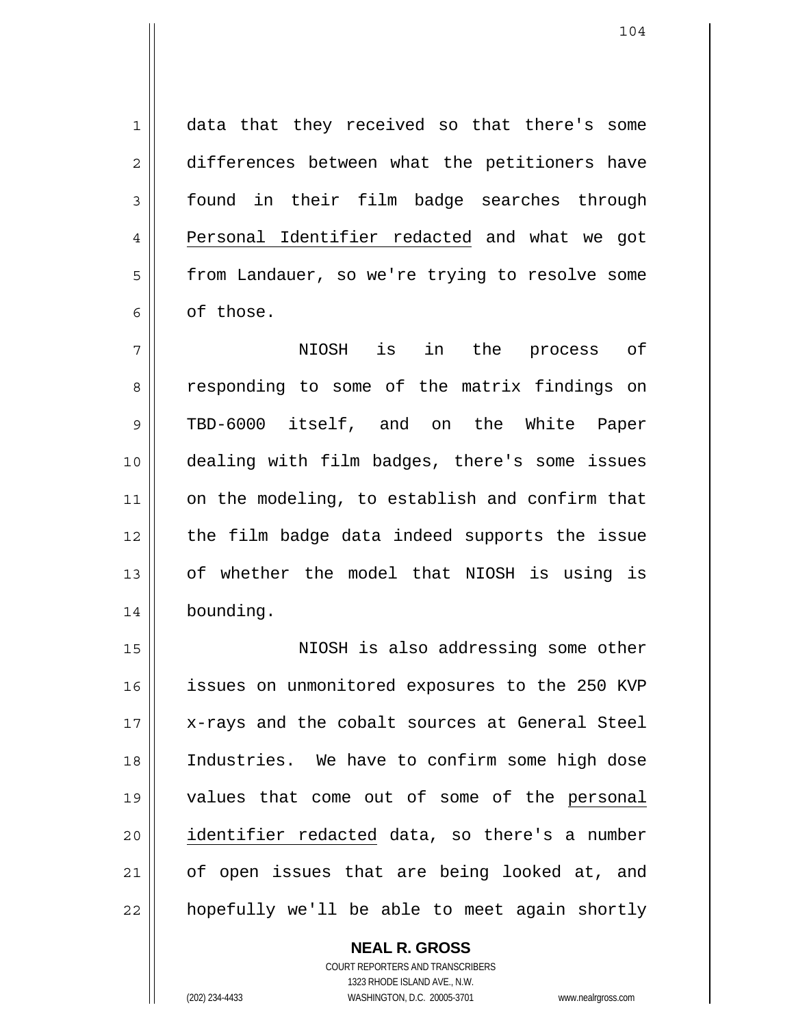data that they received so that there's some differences between what the petitioners have found in their film badge searches through Personal Identifier redacted and what we got from Landauer, so we're trying to resolve some of those.

NIOSH is in the process of responding to some of the matrix findings on TBD-6000 itself, and on the White Paper dealing with film badges, there's some issues on the modeling, to establish and confirm that the film badge data indeed supports the issue of whether the model that NIOSH is using is bounding.

NIOSH is also addressing some other issues on unmonitored exposures to the 250 KVP x-rays and the cobalt sources at General Steel Industries. We have to confirm some high dose values that come out of some of the personal identifier redacted data, so there's a number of open issues that are being looked at, and hopefully we'll be able to meet again shortly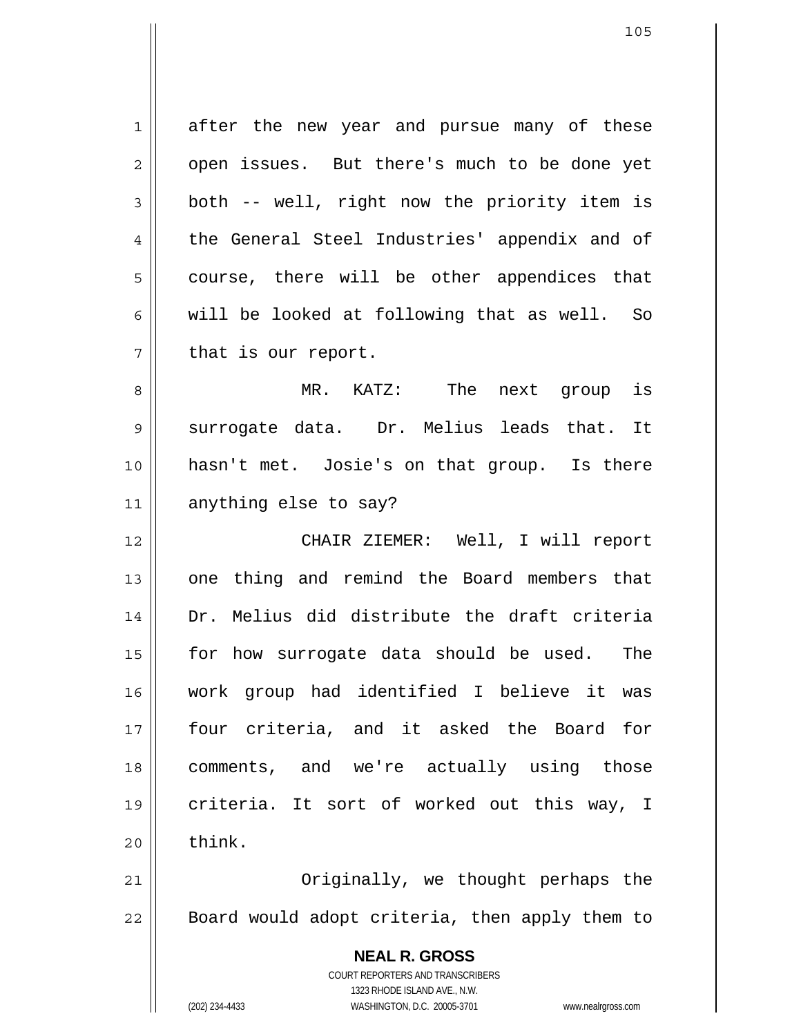after the new year and pursue many of these open issues. But there's much to be done yet both -- well, right now the priority item is the General Steel Industries' appendix and of course, there will be other appendices that will be looked at following that as well. So that is our report.

MR. KATZ: The next group is surrogate data. Dr. Melius leads that. It hasn't met. Josie's on that group. Is there anything else to say?

CHAIR ZIEMER: Well, I will report one thing and remind the Board members that Dr. Melius did distribute the draft criteria for how surrogate data should be used. The work group had identified I believe it was four criteria, and it asked the Board for comments, and we're actually using those criteria. It sort of worked out this way, I think.

Originally, we thought perhaps the Board would adopt criteria, then apply them to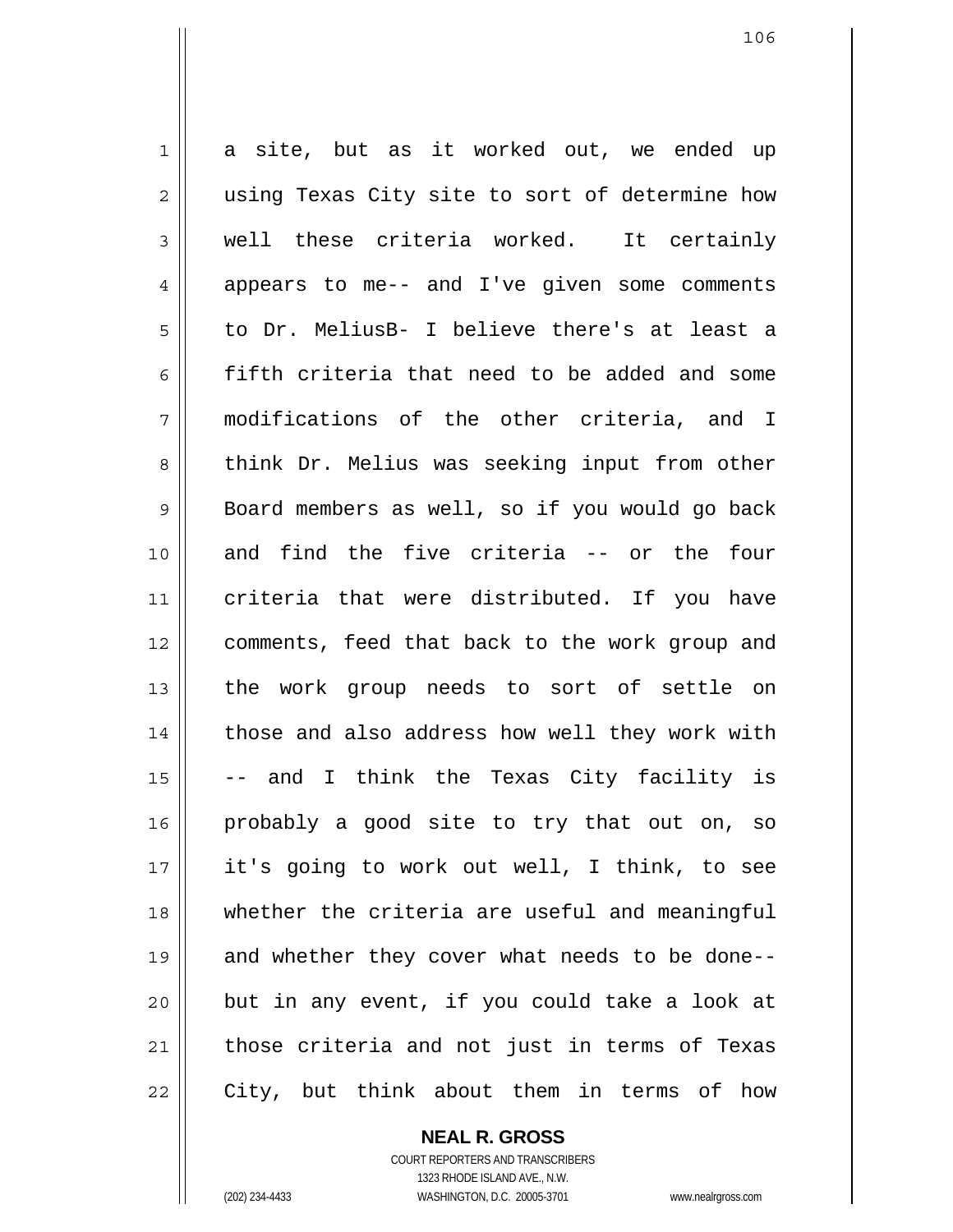a site, but as it worked out, we ended up using Texas City site to sort of determine how well these criteria worked. It certainly appears to me-- and I've given some comments to Dr. MeliusB- I believe there's at least a fifth criteria that need to be added and some modifications of the other criteria, and I think Dr. Melius was seeking input from other Board members as well, so if you would go back and find the five criteria -- or the four criteria that were distributed. If you have comments, feed that back to the work group and the work group needs to sort of settle on those and also address how well they work with -- and I think the Texas City facility is probably a good site to try that out on, so it's going to work out well, I think, to see whether the criteria are useful and meaningful and whether they cover what needs to be done-- but in any event, if you could take a look at those criteria and not just in terms of Texas City, but think about them in terms of how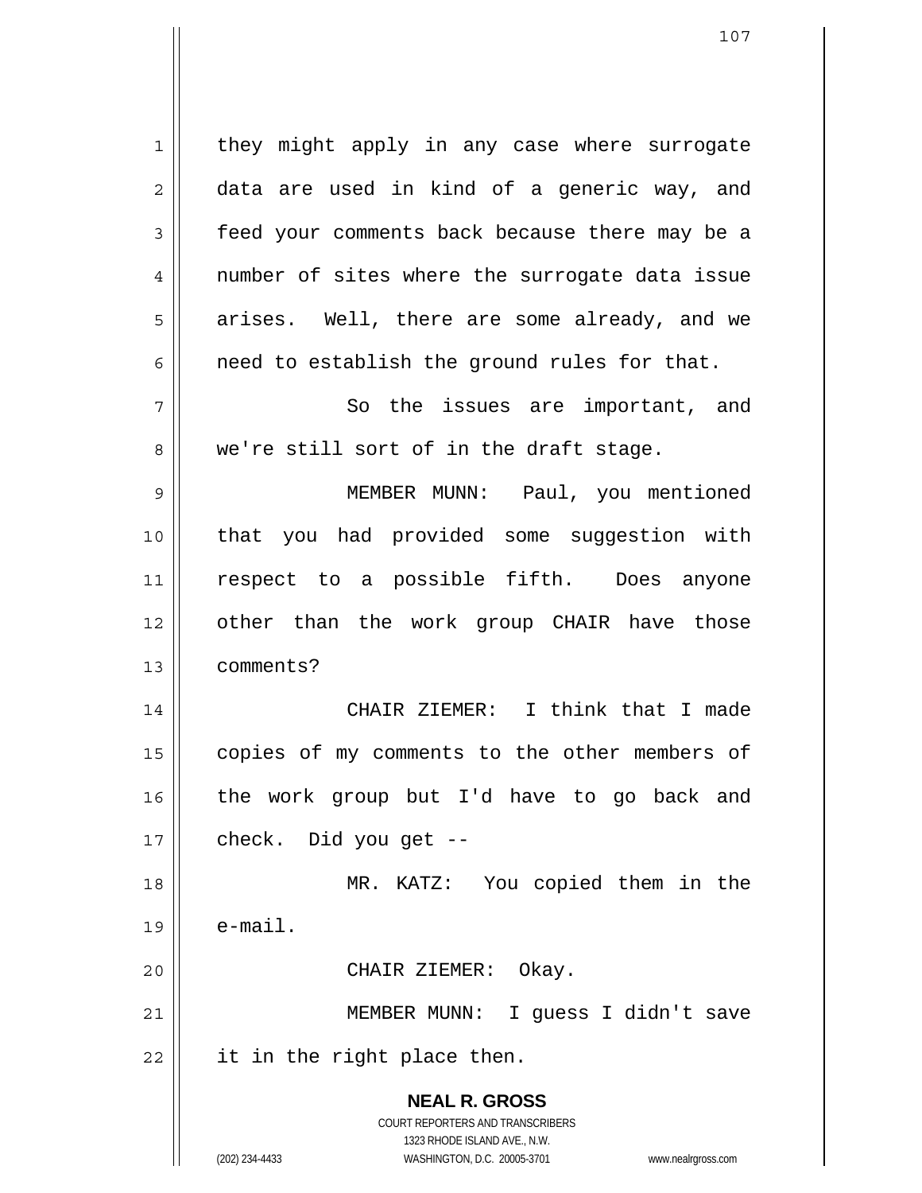they might apply in any case where surrogate data are used in kind of a generic way, and feed your comments back because there may be a number of sites where the surrogate data issue arises. Well, there are some already, and we need to establish the ground rules for that.

So the issues are important, and we're still sort of in the draft stage.

MEMBER MUNN: Paul, you mentioned that you had provided some suggestion with respect to a possible fifth. Does anyone other than the work group CHAIR have those comments?

CHAIR ZIEMER: I think that I made copies of my comments to the other members of the work group but I'd have to go back and check. Did you get --

MR. KATZ: You copied them in the e-mail.

CHAIR ZIEMER: Okay.

MEMBER MUNN: I guess I didn't save it in the right place then.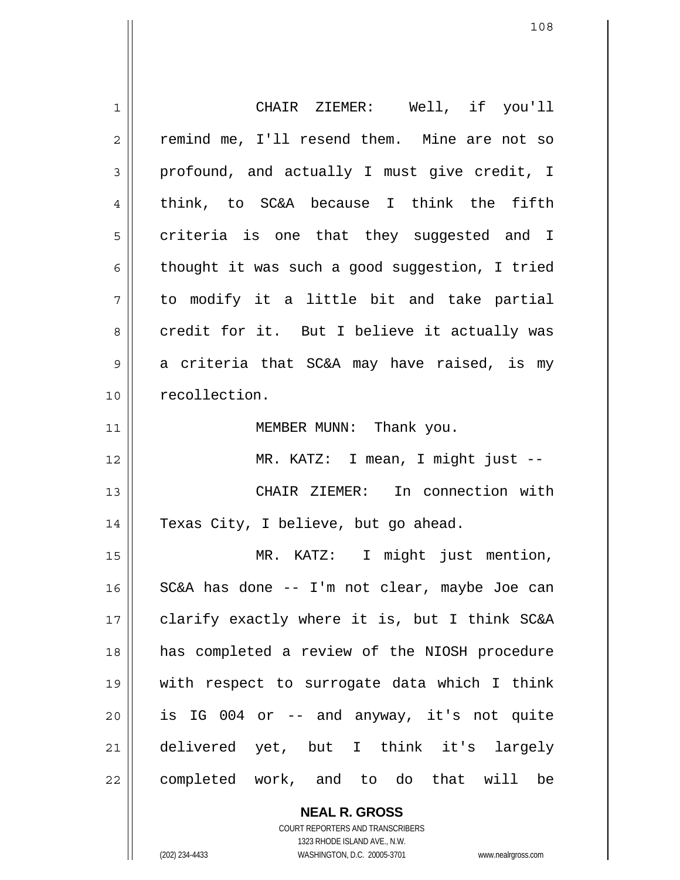CHAIR ZIEMER: Well, if you'll remind me, I'll resend them. Mine are not so profound, and actually I must give credit, I think, to SC&A because I think the fifth criteria is one that they suggested and I thought it was such a good suggestion, I tried to modify it a little bit and take partial credit for it. But I believe it actually was a criteria that SC&A may have raised, is my recollection.

MEMBER MUNN: Thank you.

MR. KATZ: I mean, I might just --

CHAIR ZIEMER: In connection with Texas City, I believe, but go ahead.

MR. KATZ: I might just mention, SC&A has done -- I'm not clear, maybe Joe can clarify exactly where it is, but I think SC&A has completed a review of the NIOSH procedure with respect to surrogate data which I think is IG 004 or -- and anyway, it's not quite delivered yet, but I think it's largely completed work, and to do that will be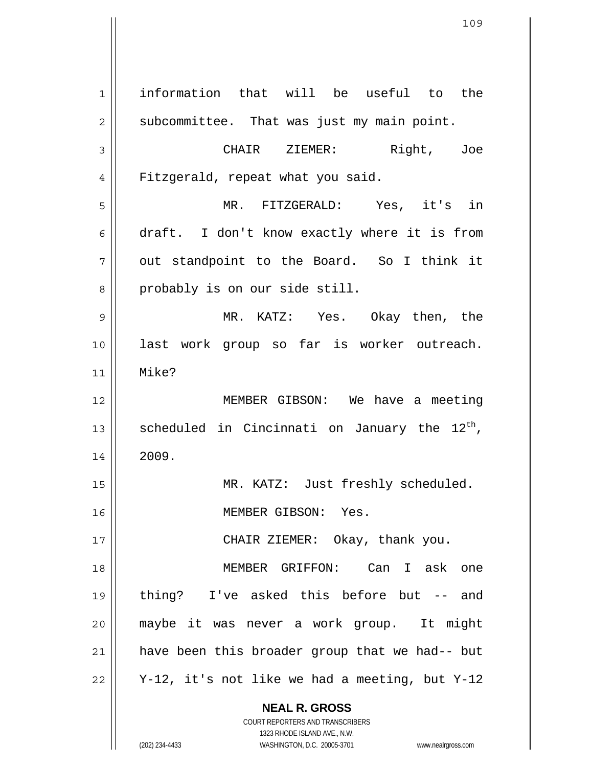information that will be useful to the subcommittee. That was just my main point.

CHAIR ZIEMER: Right, Joe Fitzgerald, repeat what you said.

MR. FITZGERALD: Yes, it's in draft. I don't know exactly where it is from out standpoint to the Board. So I think it probably is on our side still.

MR. KATZ: Yes. Okay then, the last work group so far is worker outreach. Mike?

MEMBER GIBSON: We have a meeting scheduled in Cincinnati on January the 12th, 2009.

MR. KATZ: Just freshly scheduled.

MEMBER GIBSON: Yes.

CHAIR ZIEMER: Okay, thank you.

MEMBER GRIFFON: Can I ask one thing? I've asked this before but -- and maybe it was never a work group. It might have been this broader group that we had-- but Y-12, it's not like we had a meeting, but Y-12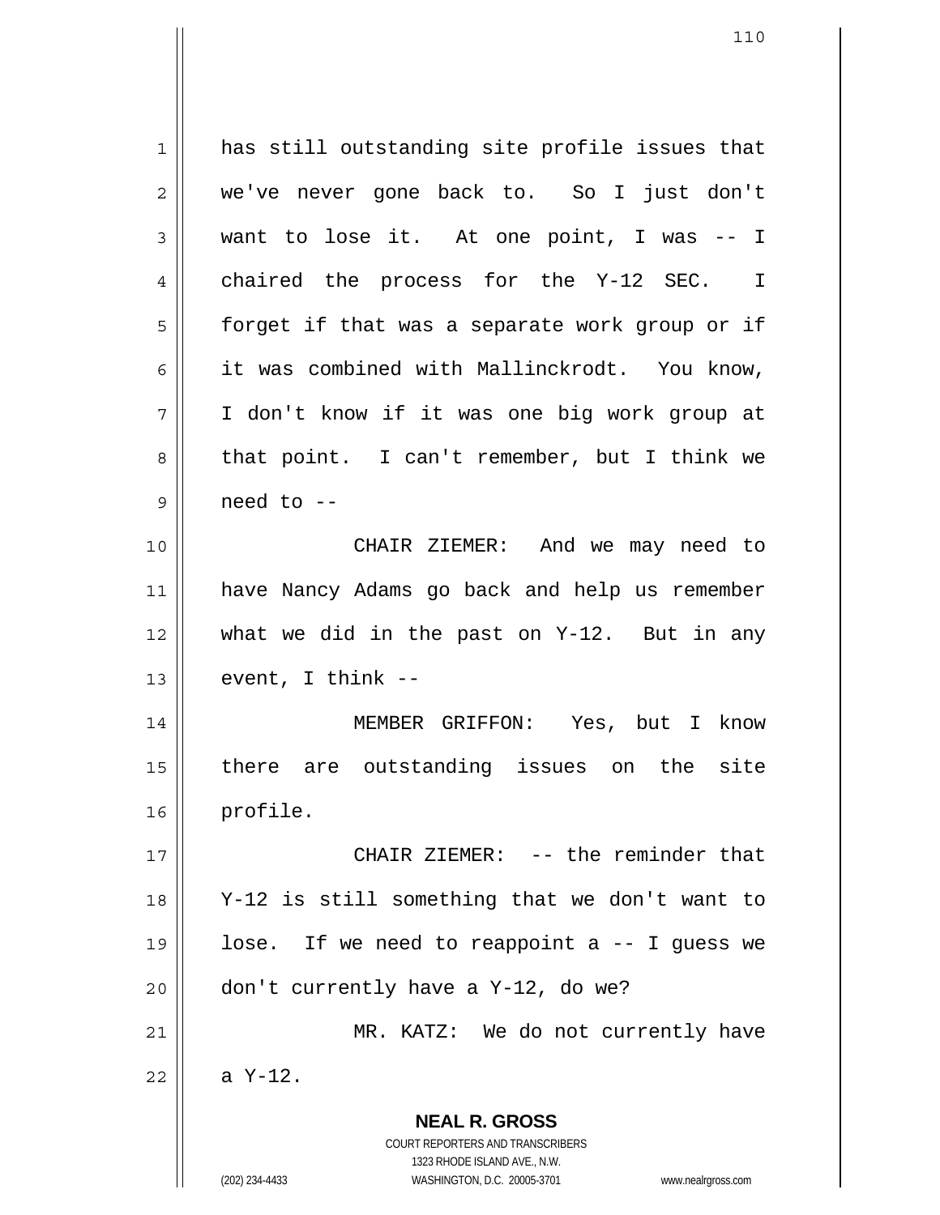has still outstanding site profile issues that we've never gone back to. So I just don't want to lose it. At one point, I was -- I chaired the process for the Y-12 SEC. I forget if that was a separate work group or if it was combined with Mallinckrodt. You know, I don't know if it was one big work group at that point. I can't remember, but I think we need to --

CHAIR ZIEMER: And we may need to have Nancy Adams go back and help us remember what we did in the past on Y-12. But in any event, I think --

MEMBER GRIFFON: Yes, but I know there are outstanding issues on the site profile.

CHAIR ZIEMER: -- the reminder that Y-12 is still something that we don't want to lose. If we need to reappoint a -- I guess we don't currently have a Y-12, do we?

MR. KATZ: We do not currently have a Y-12.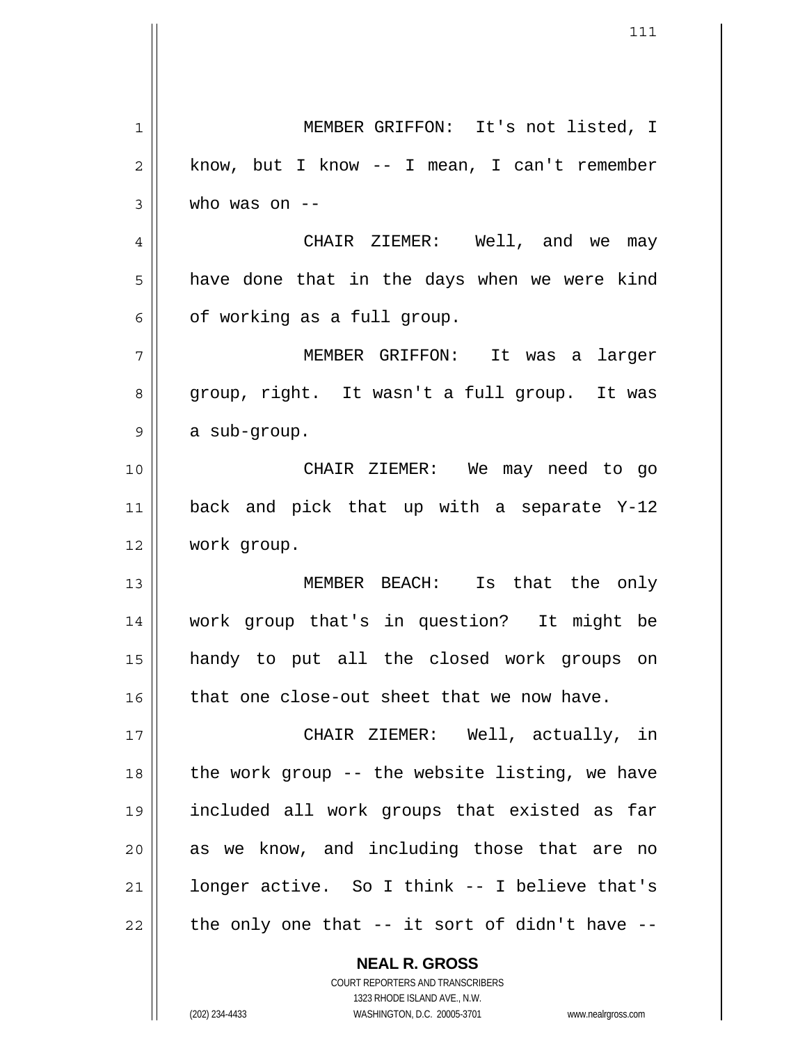MEMBER GRIFFON: It's not listed, I know, but I know -- I mean, I can't remember who was on --

CHAIR ZIEMER: Well, and we may have done that in the days when we were kind of working as a full group.

MEMBER GRIFFON: It was a larger group, right. It wasn't a full group. It was a sub-group.

CHAIR ZIEMER: We may need to go back and pick that up with a separate Y-12 work group.

MEMBER BEACH: Is that the only work group that's in question? It might be handy to put all the closed work groups on that one close-out sheet that we now have.

CHAIR ZIEMER: Well, actually, in the work group -- the website listing, we have included all work groups that existed as far as we know, and including those that are no longer active. So I think -- I believe that's the only one that -- it sort of didn't have --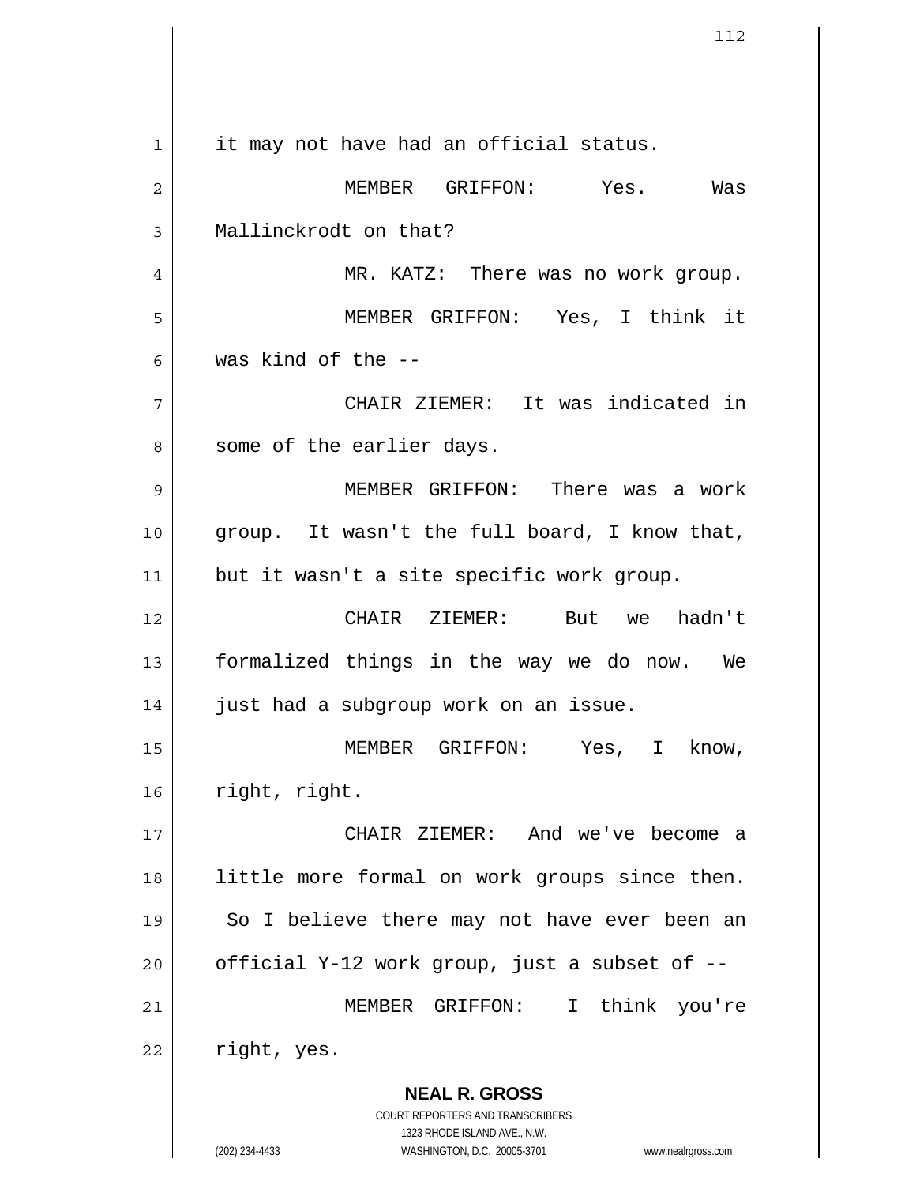it may not have had an official status.

MEMBER GRIFFON: Yes. Was Mallinckrodt on that?

MR. KATZ: There was no work group.

MEMBER GRIFFON: Yes, I think it was kind of the --

CHAIR ZIEMER: It was indicated in some of the earlier days.

MEMBER GRIFFON: There was a work group. It wasn't the full board, I know that, but it wasn't a site specific work group.

CHAIR ZIEMER: But we hadn't formalized things in the way we do now. We just had a subgroup work on an issue.

MEMBER GRIFFON: Yes, I know, right, right.

CHAIR ZIEMER: And we've become a little more formal on work groups since then. So I believe there may not have ever been an official Y-12 work group, just a subset of --

MEMBER GRIFFON: I think you're right, yes.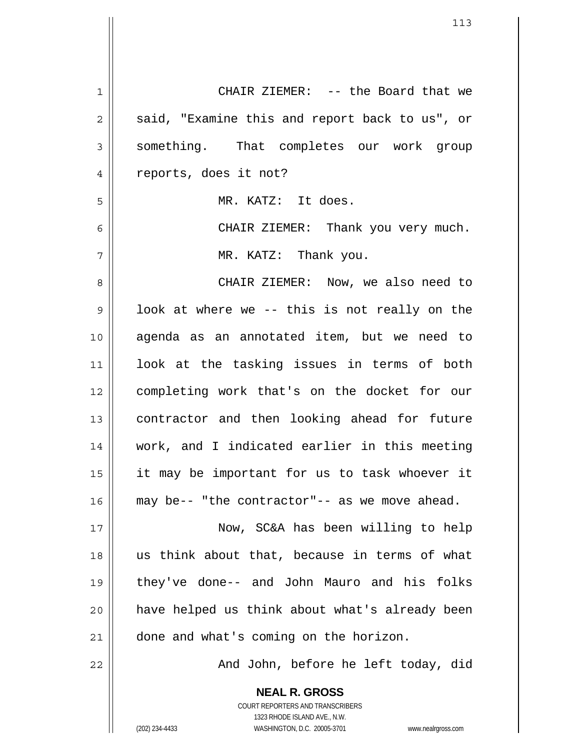CHAIR ZIEMER: -- the Board that we said, "Examine this and report back to us", or something. That completes our work group reports, does it not?

MR. KATZ: It does.

CHAIR ZIEMER: Thank you very much.

MR. KATZ: Thank you.

CHAIR ZIEMER: Now, we also need to look at where we -- this is not really on the agenda as an annotated item, but we need to look at the tasking issues in terms of both completing work that's on the docket for our contractor and then looking ahead for future work, and I indicated earlier in this meeting it may be important for us to task whoever it may be-- "the contractor"-- as we move ahead.

Now, SC&A has been willing to help us think about that, because in terms of what they've done-- and John Mauro and his folks have helped us think about what's already been done and what's coming on the horizon.

And John, before he left today, did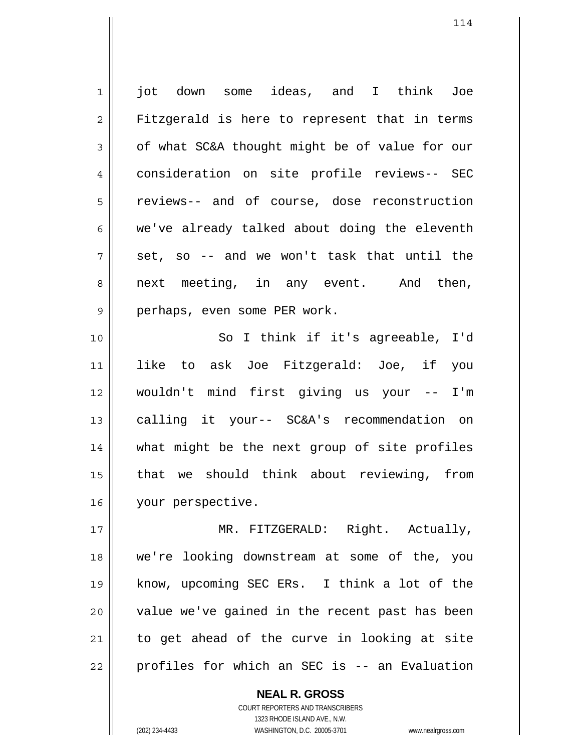jot down some ideas, and I think Joe Fitzgerald is here to represent that in terms of what SC&A thought might be of value for our consideration on site profile reviews-- SEC reviews-- and of course, dose reconstruction we've already talked about doing the eleventh set, so -- and we won't task that until the next meeting, in any event. And then, perhaps, even some PER work.

So I think if it's agreeable, I'd like to ask Joe Fitzgerald: Joe, if you wouldn't mind first giving us your -- I'm calling it your-- SC&A's recommendation on what might be the next group of site profiles that we should think about reviewing, from your perspective.

MR. FITZGERALD: Right. Actually, we're looking downstream at some of the, you know, upcoming SEC ERs. I think a lot of the value we've gained in the recent past has been to get ahead of the curve in looking at site profiles for which an SEC is -- an Evaluation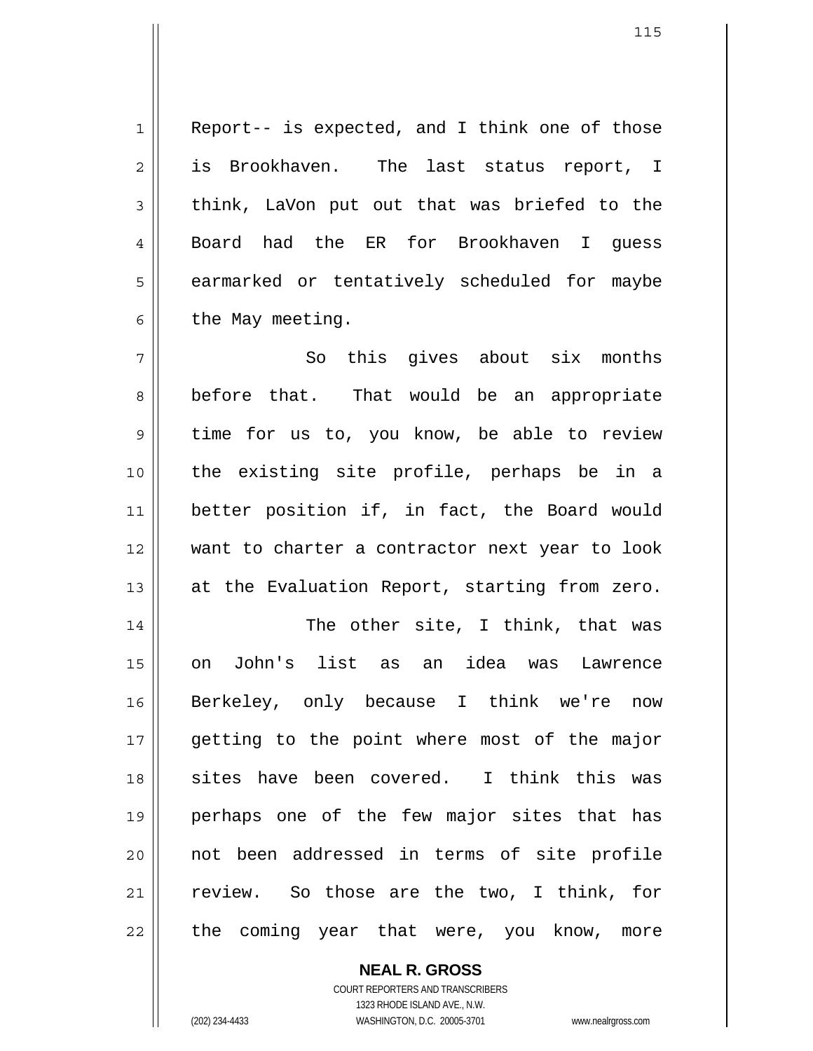Report-- is expected, and I think one of those is Brookhaven. The last status report, I think, LaVon put out that was briefed to the Board had the ER for Brookhaven I guess earmarked or tentatively scheduled for maybe the May meeting.

So this gives about six months before that. That would be an appropriate time for us to, you know, be able to review the existing site profile, perhaps be in a better position if, in fact, the Board would want to charter a contractor next year to look at the Evaluation Report, starting from zero.

The other site, I think, that was on John's list as an idea was Lawrence Berkeley, only because I think we're now getting to the point where most of the major sites have been covered. I think this was perhaps one of the few major sites that has not been addressed in terms of site profile review. So those are the two, I think, for the coming year that were, you know, more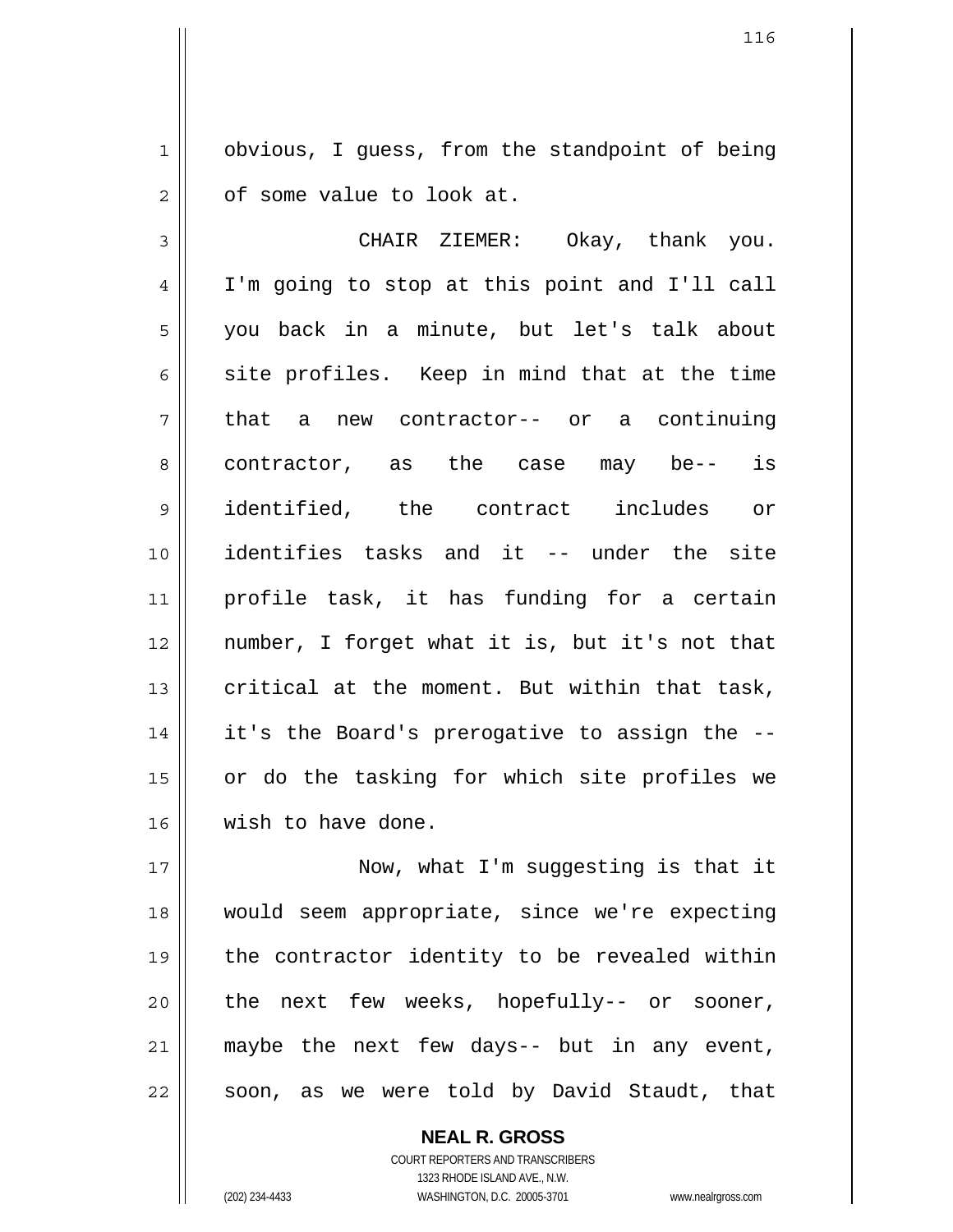obvious, I guess, from the standpoint of being of some value to look at.

CHAIR ZIEMER: Okay, thank you. I'm going to stop at this point and I'll call you back in a minute, but let's talk about site profiles. Keep in mind that at the time that a new contractor-- or a continuing contractor, as the case may be-- is identified, the contract includes or identifies tasks and it -- under the site profile task, it has funding for a certain number, I forget what it is, but it's not that critical at the moment. But within that task, it's the Board's prerogative to assign the -- or do the tasking for which site profiles we wish to have done.

Now, what I'm suggesting is that it would seem appropriate, since we're expecting the contractor identity to be revealed within the next few weeks, hopefully-- or sooner, maybe the next few days-- but in any event, soon, as we were told by David Staudt, that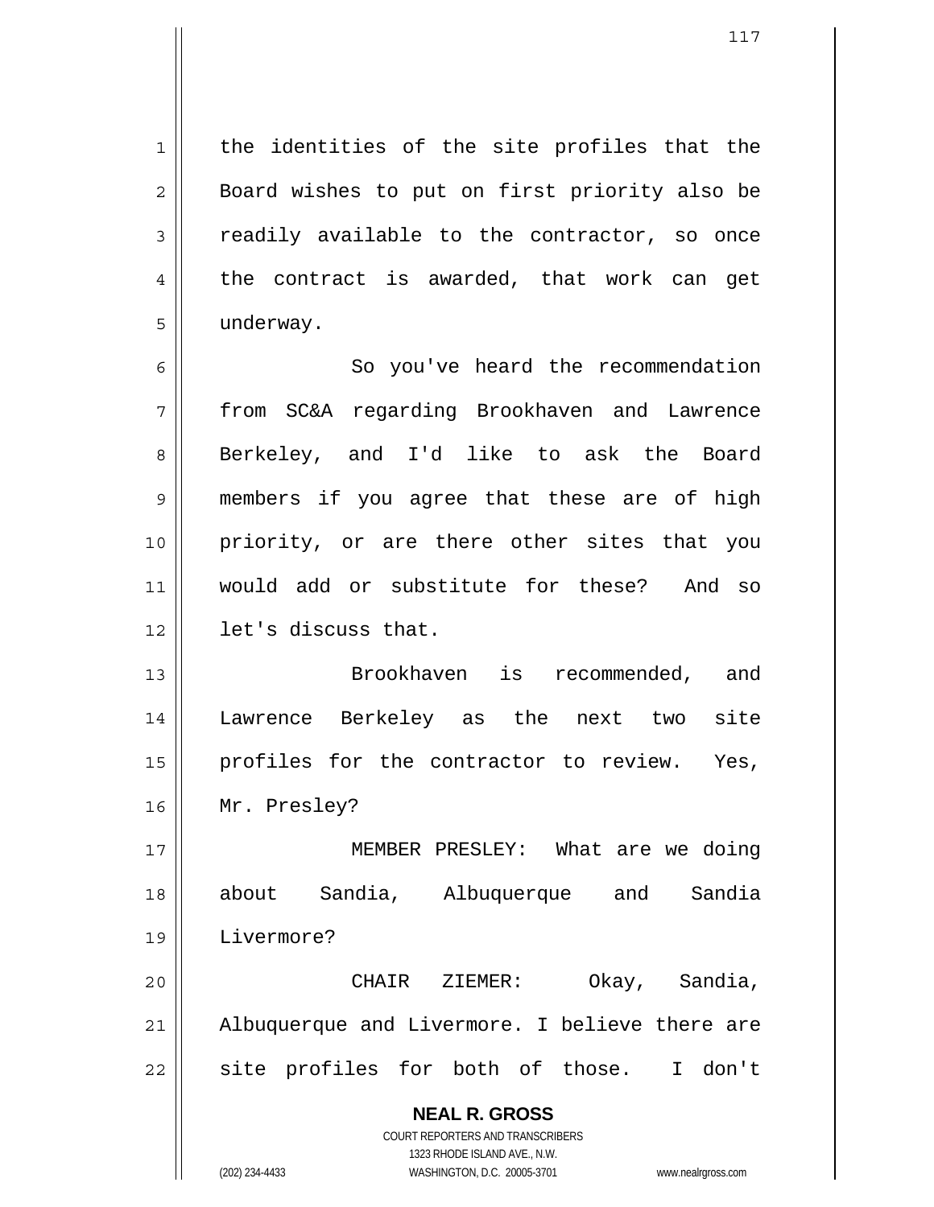the identities of the site profiles that the Board wishes to put on first priority also be readily available to the contractor, so once the contract is awarded, that work can get underway.

So you've heard the recommendation from SC&A regarding Brookhaven and Lawrence Berkeley, and I'd like to ask the Board members if you agree that these are of high priority, or are there other sites that you would add or substitute for these? And so let's discuss that.

Brookhaven is recommended, and Lawrence Berkeley as the next two site profiles for the contractor to review. Yes, Mr. Presley?

MEMBER PRESLEY: What are we doing about Sandia, Albuquerque and Sandia Livermore?

CHAIR ZIEMER: Okay, Sandia, Albuquerque and Livermore. I believe there are site profiles for both of those. I don't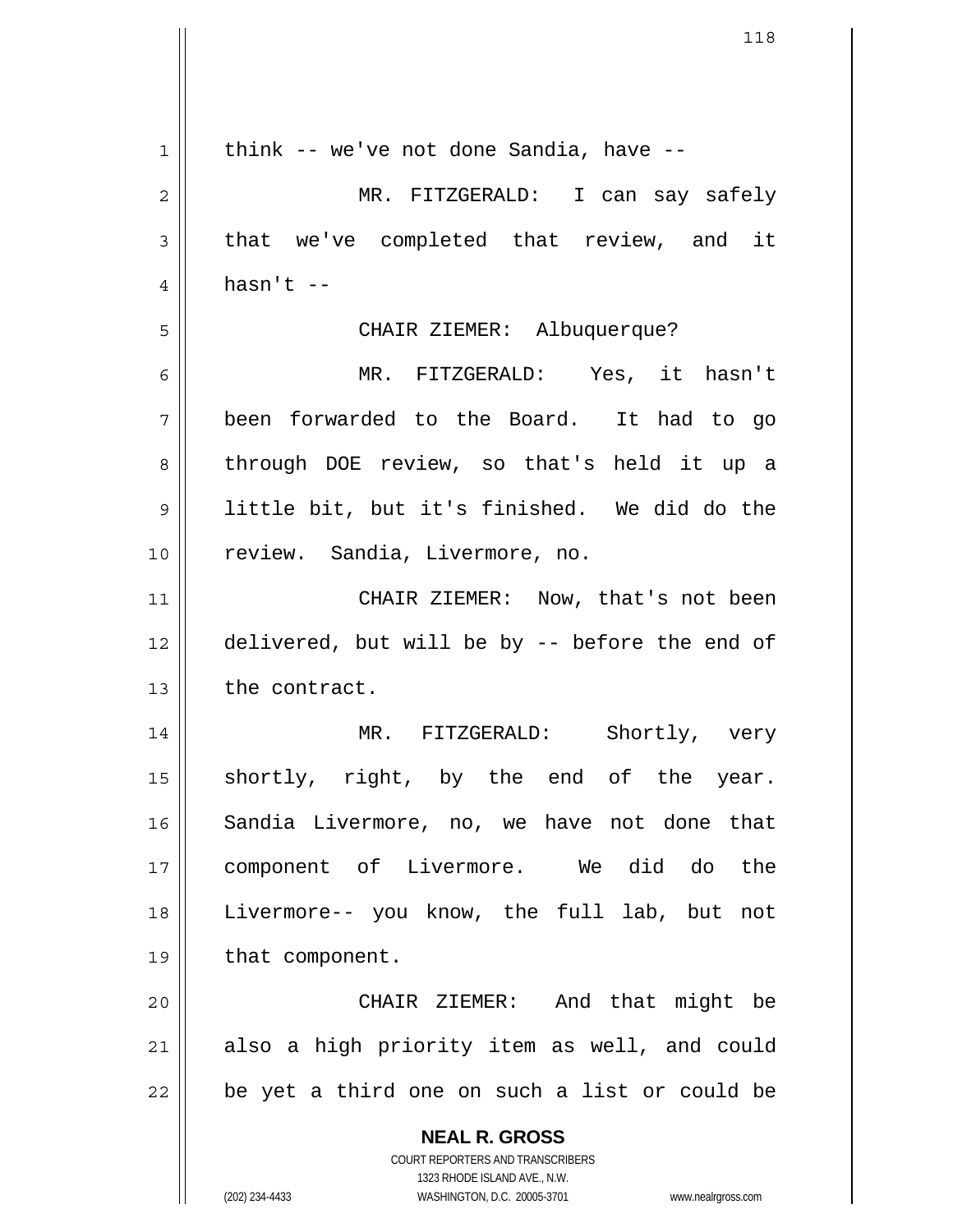think -- we've not done Sandia, have --

MR. FITZGERALD: I can say safely that we've completed that review, and it hasn't --

CHAIR ZIEMER: Albuquerque?

MR. FITZGERALD: Yes, it hasn't been forwarded to the Board. It had to go through DOE review, so that's held it up a little bit, but it's finished. We did do the review. Sandia, Livermore, no.

CHAIR ZIEMER: Now, that's not been delivered, but will be by -- before the end of the contract.

MR. FITZGERALD: Shortly, very shortly, right, by the end of the year. Sandia Livermore, no, we have not done that component of Livermore. We did do the Livermore-- you know, the full lab, but not that component.

CHAIR ZIEMER: And that might be also a high priority item as well, and could be yet a third one on such a list or could be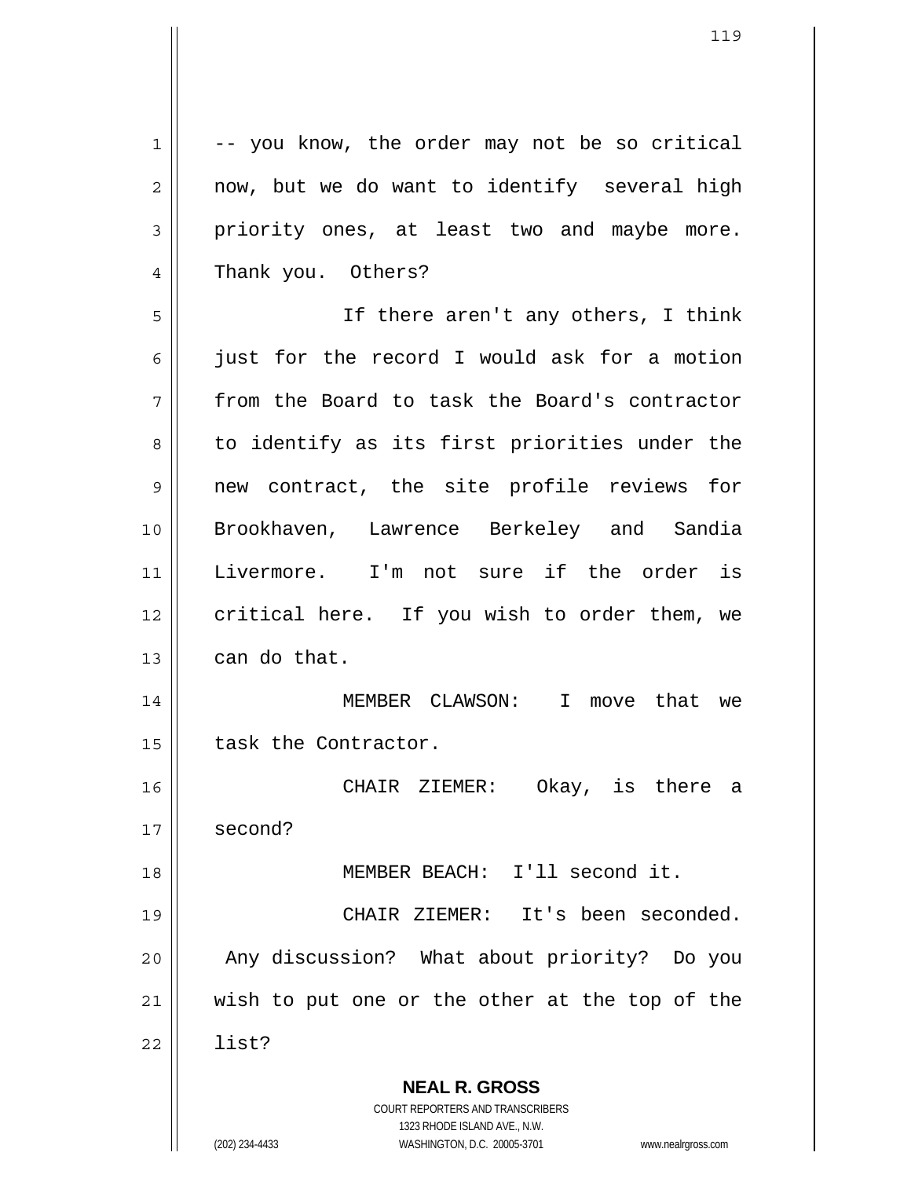-- you know, the order may not be so critical now, but we do want to identify several high priority ones, at least two and maybe more. Thank you. Others?

If there aren't any others, I think just for the record I would ask for a motion from the Board to task the Board's contractor to identify as its first priorities under the new contract, the site profile reviews for Brookhaven, Lawrence Berkeley and Sandia Livermore. I'm not sure if the order is critical here. If you wish to order them, we can do that.

MEMBER CLAWSON: I move that we task the Contractor.

CHAIR ZIEMER: Okay, is there a second?

MEMBER BEACH: I'll second it.

CHAIR ZIEMER: It's been seconded. Any discussion? What about priority? Do you wish to put one or the other at the top of the list?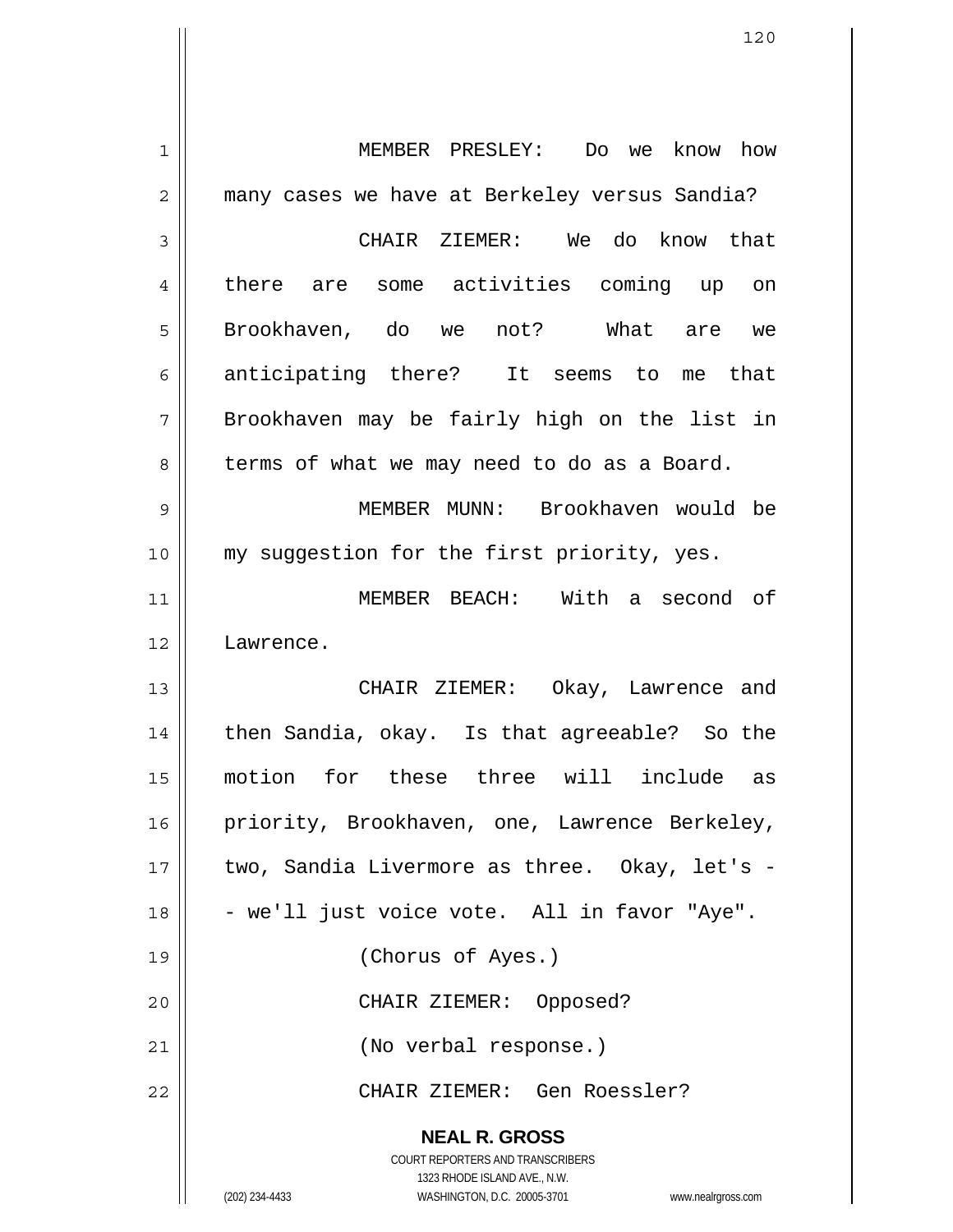MEMBER PRESLEY: Do we know how many cases we have at Berkeley versus Sandia?

CHAIR ZIEMER: We do know that there are some activities coming up on Brookhaven, do we not? What are we anticipating there? It seems to me that Brookhaven may be fairly high on the list in terms of what we may need to do as a Board.

MEMBER MUNN: Brookhaven would be my suggestion for the first priority, yes.

MEMBER BEACH: With a second of Lawrence.

CHAIR ZIEMER: Okay, Lawrence and then Sandia, okay. Is that agreeable? So the motion for these three will include as priority, Brookhaven, one, Lawrence Berkeley, two, Sandia Livermore as three. Okay, let's -- we'll just voice vote. All in favor "Aye".

(Chorus of Ayes.)

CHAIR ZIEMER: Opposed?

(No verbal response.)

CHAIR ZIEMER: Gen Roessler?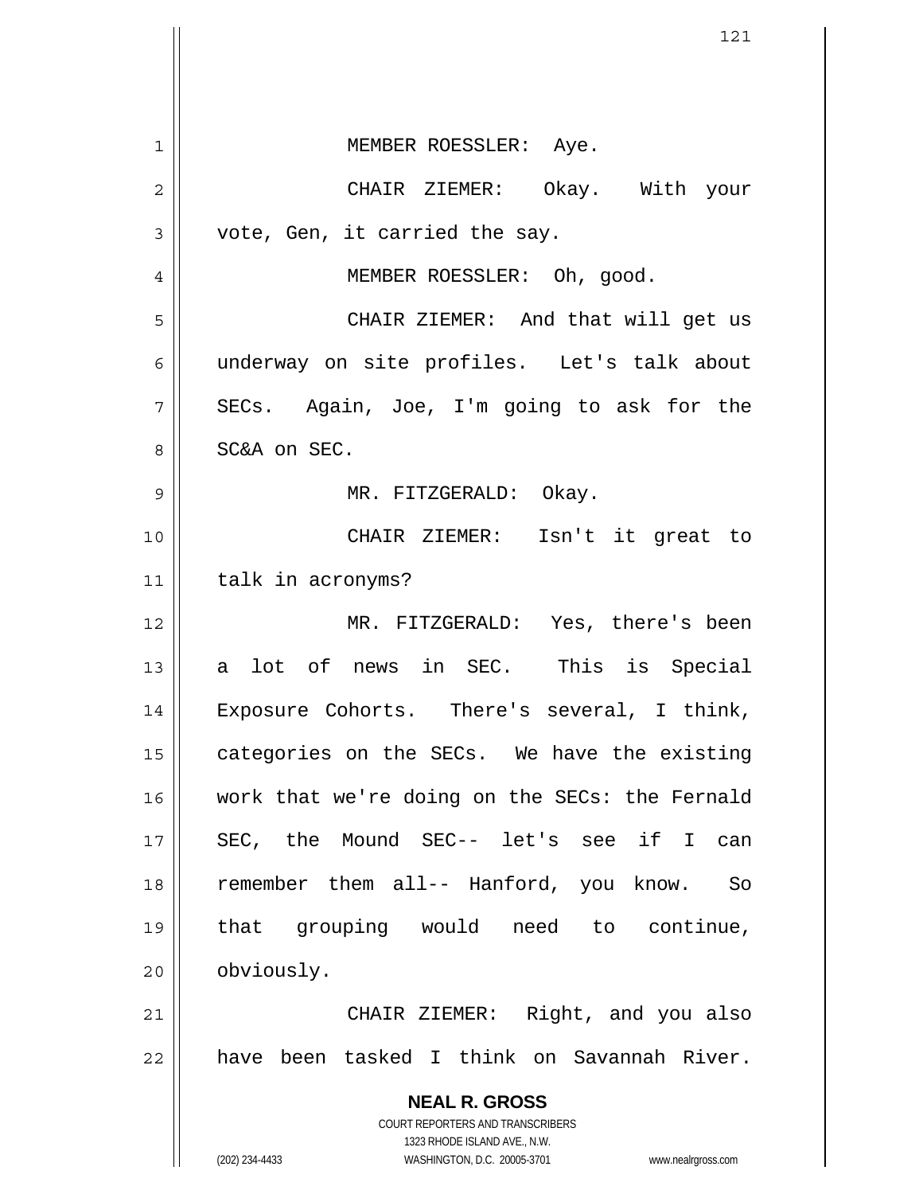MEMBER ROESSLER: Aye.

CHAIR ZIEMER: Okay. With your vote, Gen, it carried the say.

MEMBER ROESSLER: Oh, good.

CHAIR ZIEMER: And that will get us underway on site profiles. Let's talk about SECs. Again, Joe, I'm going to ask for the SC&A on SEC.

MR. FITZGERALD: Okay.

CHAIR ZIEMER: Isn't it great to talk in acronyms?

MR. FITZGERALD: Yes, there's been a lot of news in SEC. This is Special Exposure Cohorts. There's several, I think, categories on the SECs. We have the existing work that we're doing on the SECs: the Fernald SEC, the Mound SEC-- let's see if I can remember them all-- Hanford, you know. So that grouping would need to continue, obviously.

CHAIR ZIEMER: Right, and you also have been tasked I think on Savannah River.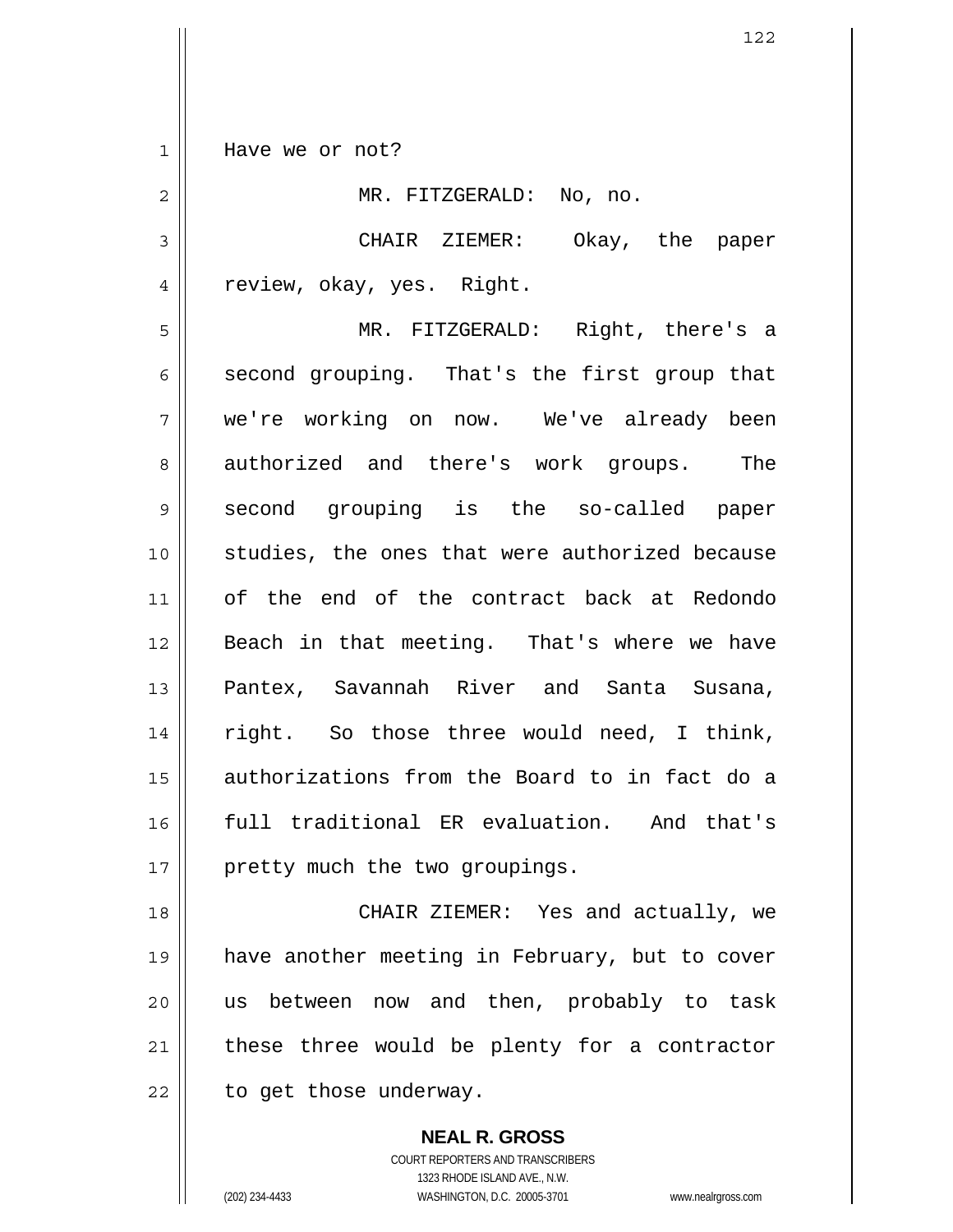Have we or not?

MR. FITZGERALD: No, no.

CHAIR ZIEMER: Okay, the paper review, okay, yes. Right.

MR. FITZGERALD: Right, there's a second grouping. That's the first group that we're working on now. We've already been authorized and there's work groups. The second grouping is the so-called paper studies, the ones that were authorized because of the end of the contract back at Redondo Beach in that meeting. That's where we have Pantex, Savannah River and Santa Susana, right. So those three would need, I think, authorizations from the Board to in fact do a full traditional ER evaluation. And that's pretty much the two groupings.

CHAIR ZIEMER: Yes and actually, we have another meeting in February, but to cover us between now and then, probably to task these three would be plenty for a contractor to get those underway.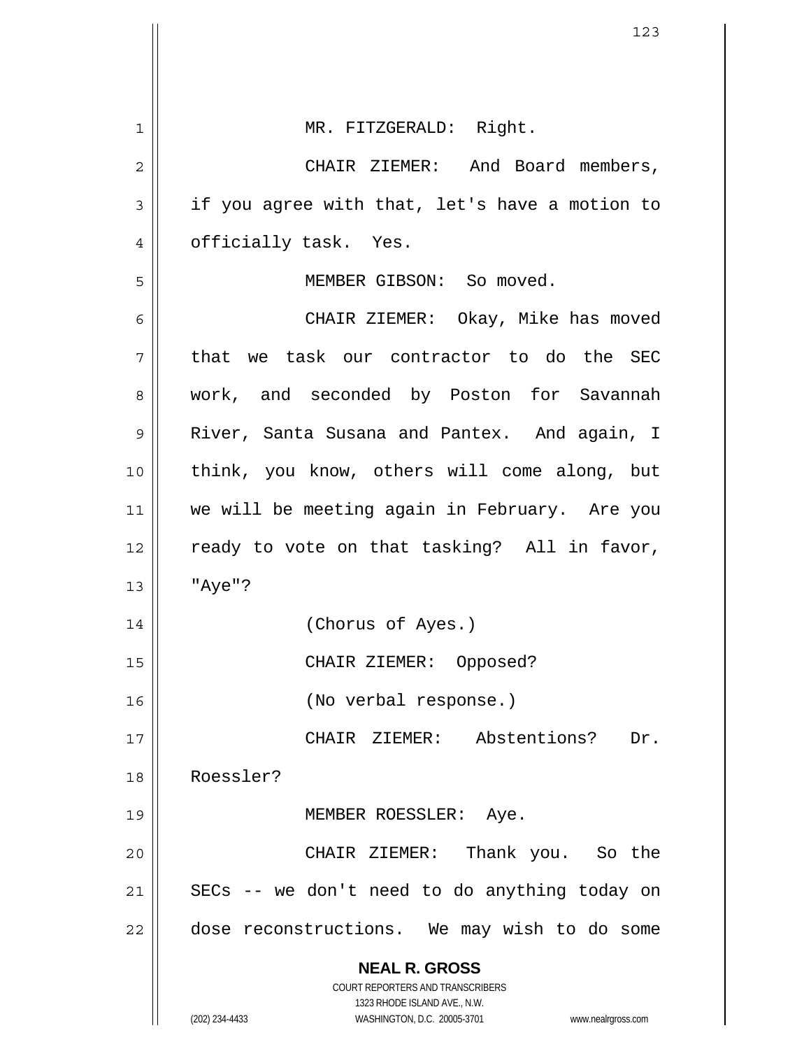MR. FITZGERALD: Right.

CHAIR ZIEMER: And Board members, if you agree with that, let's have a motion to officially task. Yes.

MEMBER GIBSON: So moved.

CHAIR ZIEMER: Okay, Mike has moved that we task our contractor to do the SEC work, and seconded by Poston for Savannah River, Santa Susana and Pantex. And again, I think, you know, others will come along, but we will be meeting again in February. Are you ready to vote on that tasking? All in favor, "Aye"?

(Chorus of Ayes.)

CHAIR ZIEMER: Opposed?

(No verbal response.)

CHAIR ZIEMER: Abstentions? Dr. Roessler?

MEMBER ROESSLER: Aye.

CHAIR ZIEMER: Thank you. So the SECs -- we don't need to do anything today on dose reconstructions. We may wish to do some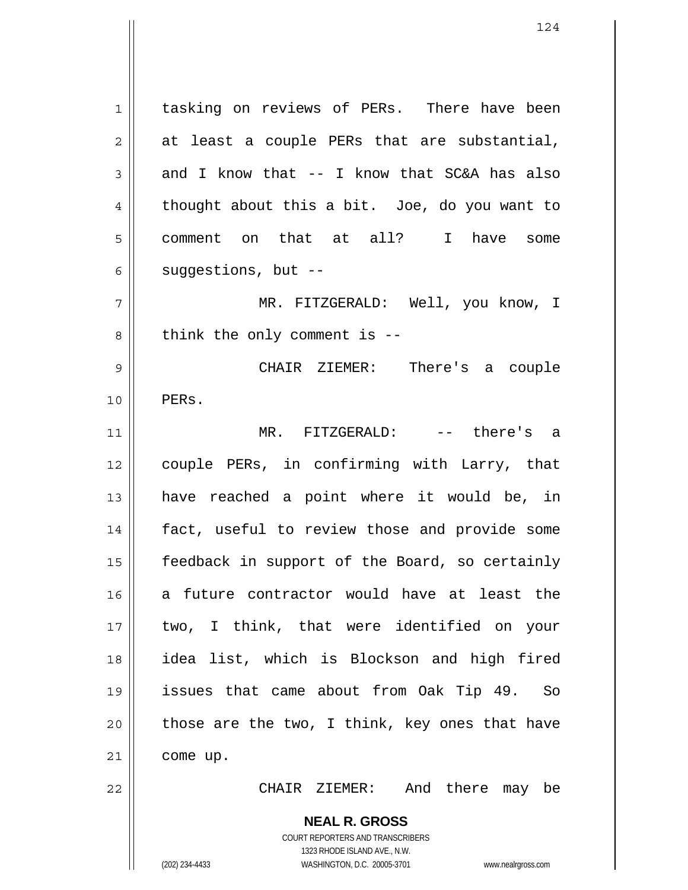tasking on reviews of PERs. There have been at least a couple PERs that are substantial, and I know that -- I know that SC&A has also thought about this a bit. Joe, do you want to comment on that at all? I have some suggestions, but --

MR. FITZGERALD: Well, you know, I think the only comment is --

CHAIR ZIEMER: There's a couple PERs.

MR. FITZGERALD: -- there's a couple PERs, in confirming with Larry, that have reached a point where it would be, in fact, useful to review those and provide some feedback in support of the Board, so certainly a future contractor would have at least the two, I think, that were identified on your idea list, which is Blockson and high fired issues that came about from Oak Tip 49. So those are the two, I think, key ones that have come up.

CHAIR ZIEMER: And there may be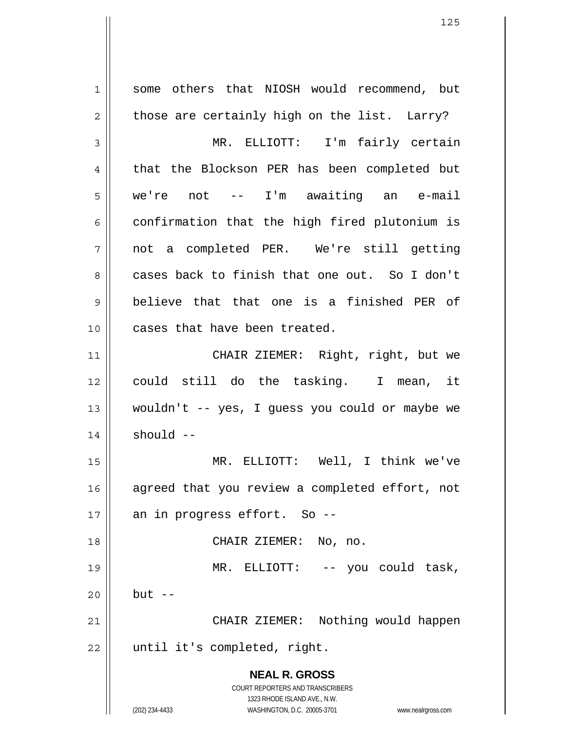some others that NIOSH would recommend, but those are certainly high on the list. Larry?

MR. ELLIOTT: I'm fairly certain that the Blockson PER has been completed but we're not -- I'm awaiting an e-mail confirmation that the high fired plutonium is not a completed PER. We're still getting cases back to finish that one out. So I don't believe that that one is a finished PER of cases that have been treated.

CHAIR ZIEMER: Right, right, but we could still do the tasking. I mean, it wouldn't -- yes, I guess you could or maybe we should --

MR. ELLIOTT: Well, I think we've agreed that you review a completed effort, not an in progress effort. So --

CHAIR ZIEMER: No, no.

MR. ELLIOTT: -- you could task, but --

CHAIR ZIEMER: Nothing would happen until it's completed, right.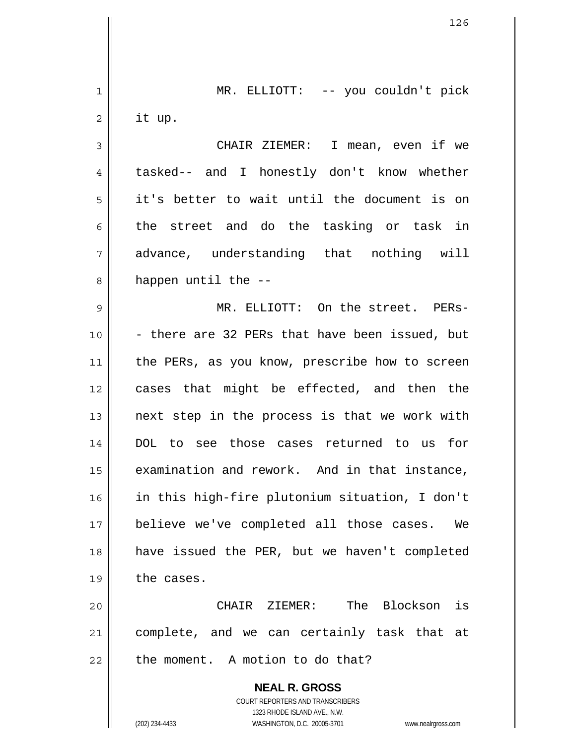MR. ELLIOTT: -- you couldn't pick it up.

CHAIR ZIEMER: I mean, even if we tasked-- and I honestly don't know whether it's better to wait until the document is on the street and do the tasking or task in advance, understanding that nothing will happen until the --

MR. ELLIOTT: On the street. PERs- - there are 32 PERs that have been issued, but the PERs, as you know, prescribe how to screen cases that might be effected, and then the next step in the process is that we work with DOL to see those cases returned to us for examination and rework. And in that instance, in this high-fire plutonium situation, I don't believe we've completed all those cases. We have issued the PER, but we haven't completed the cases.

CHAIR ZIEMER: The Blockson is complete, and we can certainly task that at the moment. A motion to do that?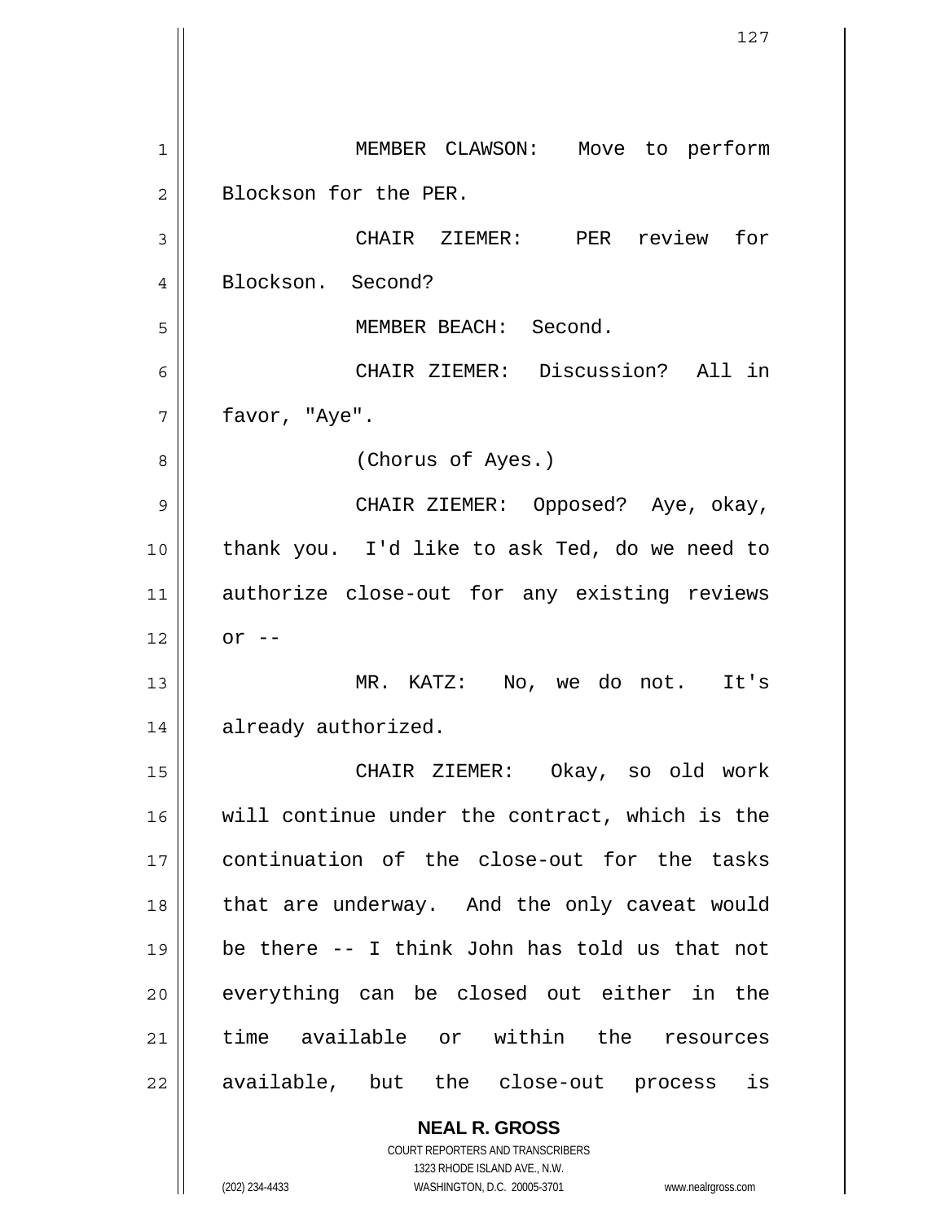MEMBER CLAWSON: Move to perform Blockson for the PER.

CHAIR ZIEMER: PER review for Blockson. Second?

MEMBER BEACH: Second.

CHAIR ZIEMER: Discussion? All in favor, "Aye".

(Chorus of Ayes.)

CHAIR ZIEMER: Opposed? Aye, okay, thank you. I'd like to ask Ted, do we need to authorize close-out for any existing reviews or --

MR. KATZ: No, we do not. It's already authorized.

CHAIR ZIEMER: Okay, so old work will continue under the contract, which is the continuation of the close-out for the tasks that are underway. And the only caveat would be there -- I think John has told us that not everything can be closed out either in the time available or within the resources available, but the close-out process is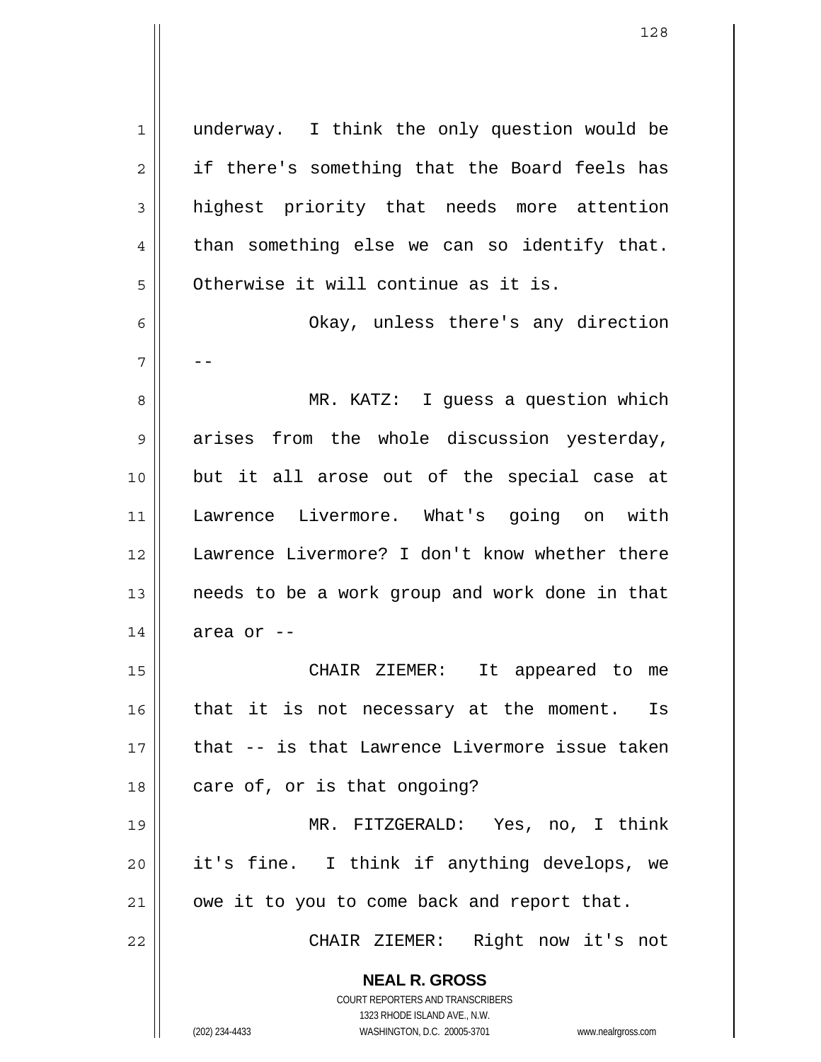underway. I think the only question would be if there's something that the Board feels has highest priority that needs more attention than something else we can so identify that. Otherwise it will continue as it is.

Okay, unless there's any direction --

MR. KATZ: I guess a question which arises from the whole discussion yesterday, but it all arose out of the special case at Lawrence Livermore. What's going on with Lawrence Livermore? I don't know whether there needs to be a work group and work done in that area or --

CHAIR ZIEMER: It appeared to me that it is not necessary at the moment. Is that -- is that Lawrence Livermore issue taken care of, or is that ongoing?

MR. FITZGERALD: Yes, no, I think it's fine. I think if anything develops, we owe it to you to come back and report that.

CHAIR ZIEMER: Right now it's not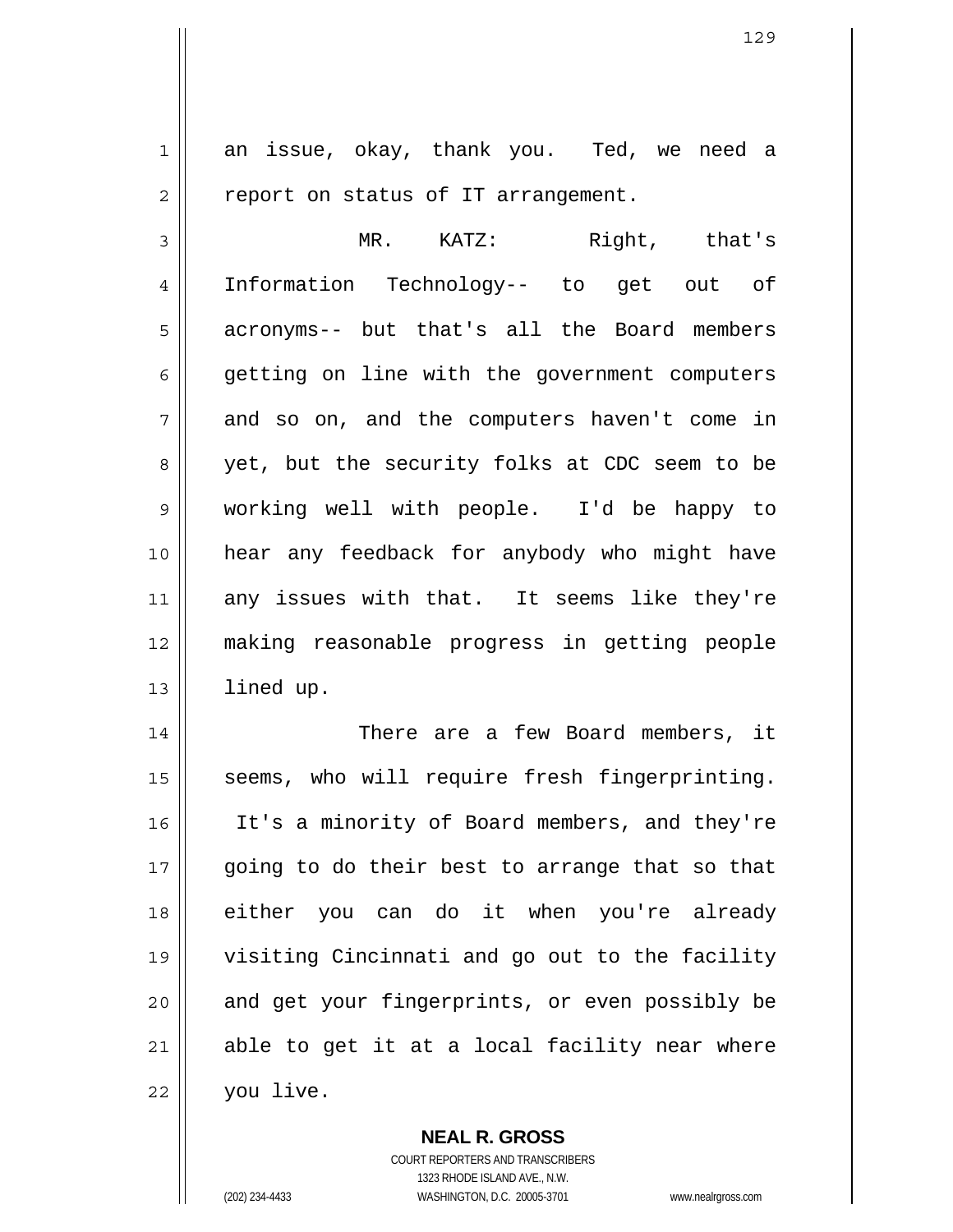an issue, okay, thank you. Ted, we need a report on status of IT arrangement.

MR. KATZ: Right, that's Information Technology-- to get out of acronyms-- but that's all the Board members getting on line with the government computers and so on, and the computers haven't come in yet, but the security folks at CDC seem to be working well with people. I'd be happy to hear any feedback for anybody who might have any issues with that. It seems like they're making reasonable progress in getting people lined up.

There are a few Board members, it seems, who will require fresh fingerprinting. It's a minority of Board members, and they're going to do their best to arrange that so that either you can do it when you're already visiting Cincinnati and go out to the facility and get your fingerprints, or even possibly be able to get it at a local facility near where you live.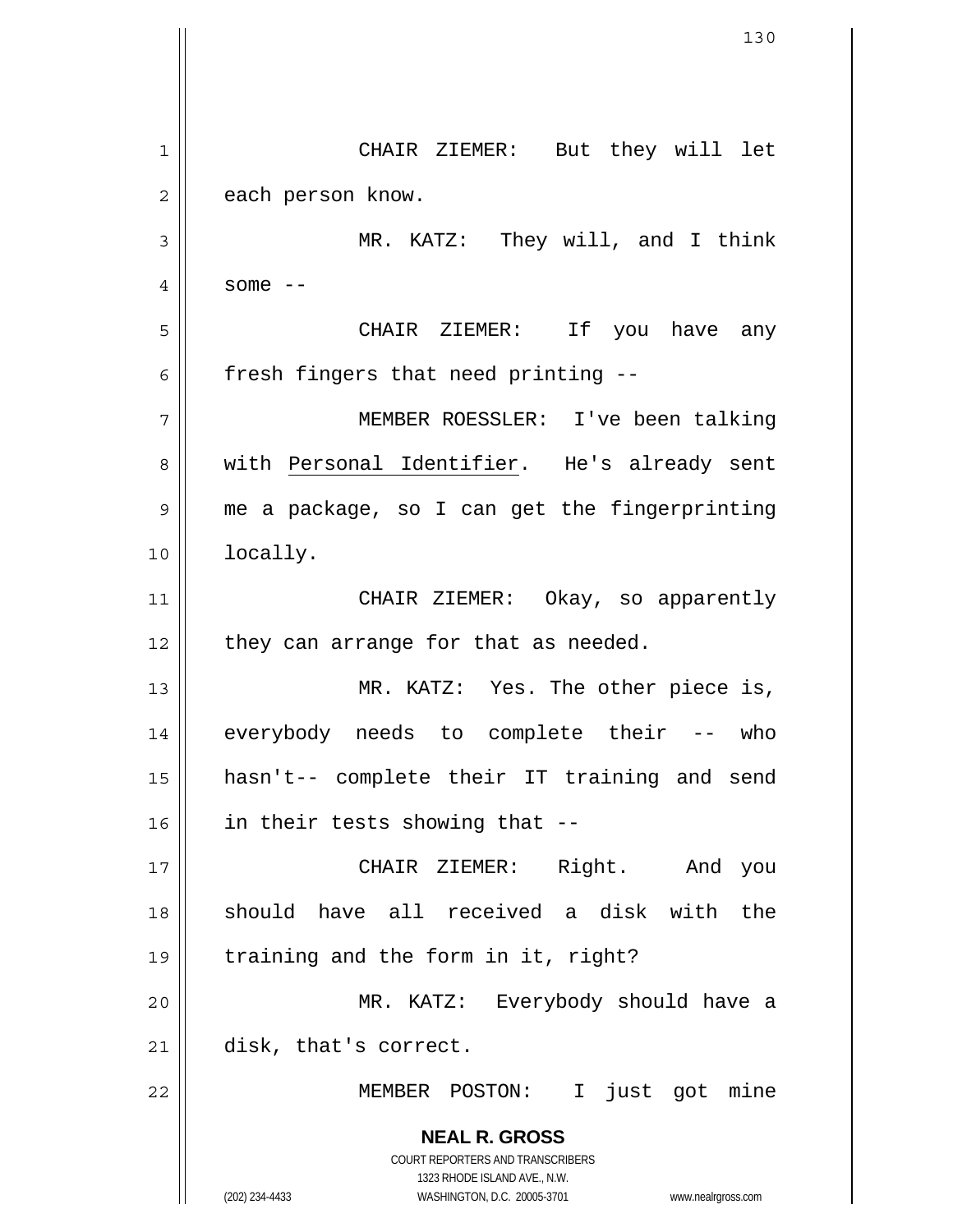CHAIR ZIEMER: But they will let each person know.

MR. KATZ: They will, and I think some --

CHAIR ZIEMER: If you have any fresh fingers that need printing --

MEMBER ROESSLER: I've been talking with Personal Identifier. He's already sent me a package, so I can get the fingerprinting locally.

CHAIR ZIEMER: Okay, so apparently they can arrange for that as needed.

MR. KATZ: Yes. The other piece is, everybody needs to complete their -- who hasn't-- complete their IT training and send in their tests showing that --

CHAIR ZIEMER: Right. And you should have all received a disk with the training and the form in it, right?

MR. KATZ: Everybody should have a disk, that's correct.

MEMBER POSTON: I just got mine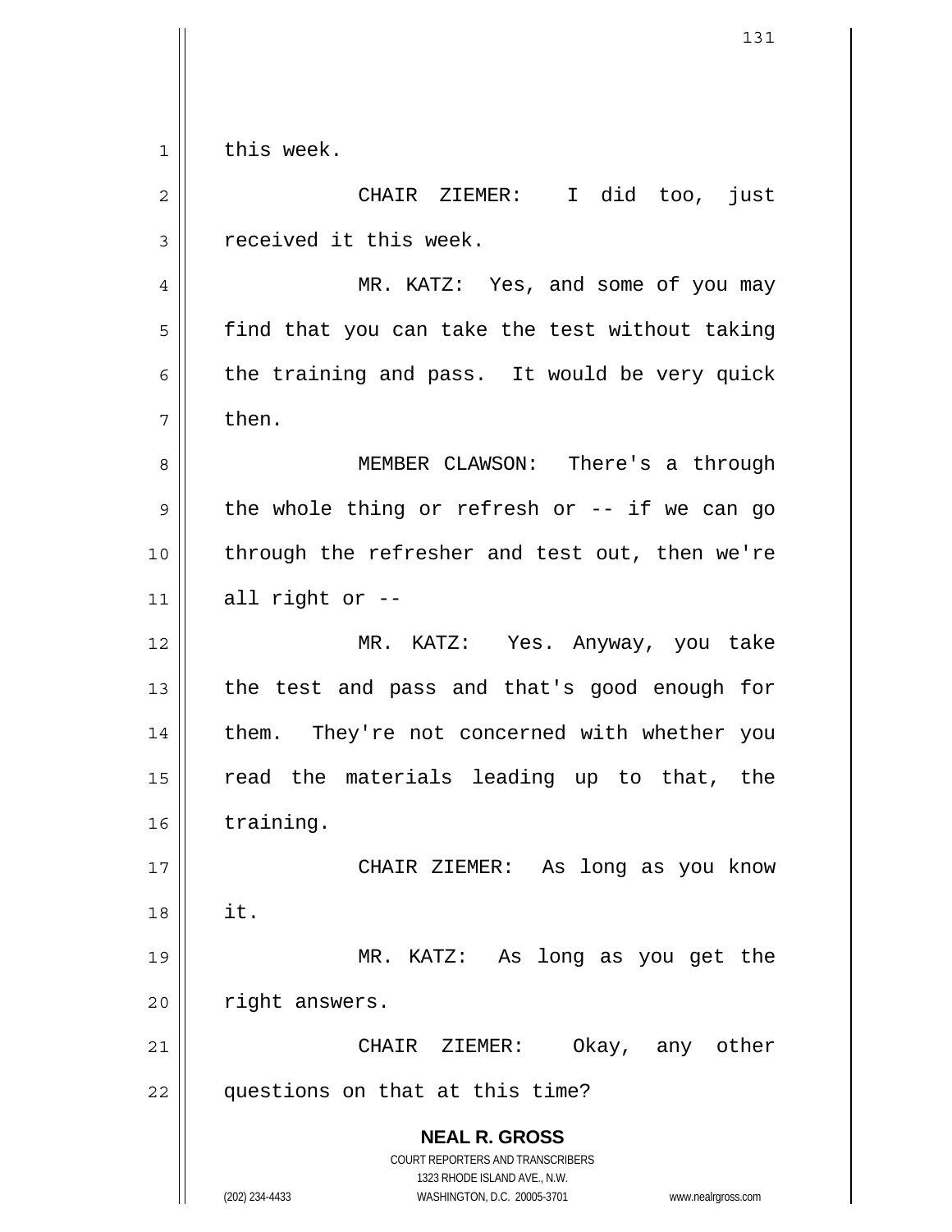this week.

CHAIR ZIEMER: I did too, just received it this week.

MR. KATZ: Yes, and some of you may find that you can take the test without taking the training and pass. It would be very quick then.

MEMBER CLAWSON: There's a through the whole thing or refresh or -- if we can go through the refresher and test out, then we're all right or --

MR. KATZ: Yes. Anyway, you take the test and pass and that's good enough for them. They're not concerned with whether you read the materials leading up to that, the training.

CHAIR ZIEMER: As long as you know it.

MR. KATZ: As long as you get the right answers.

CHAIR ZIEMER: Okay, any other questions on that at this time?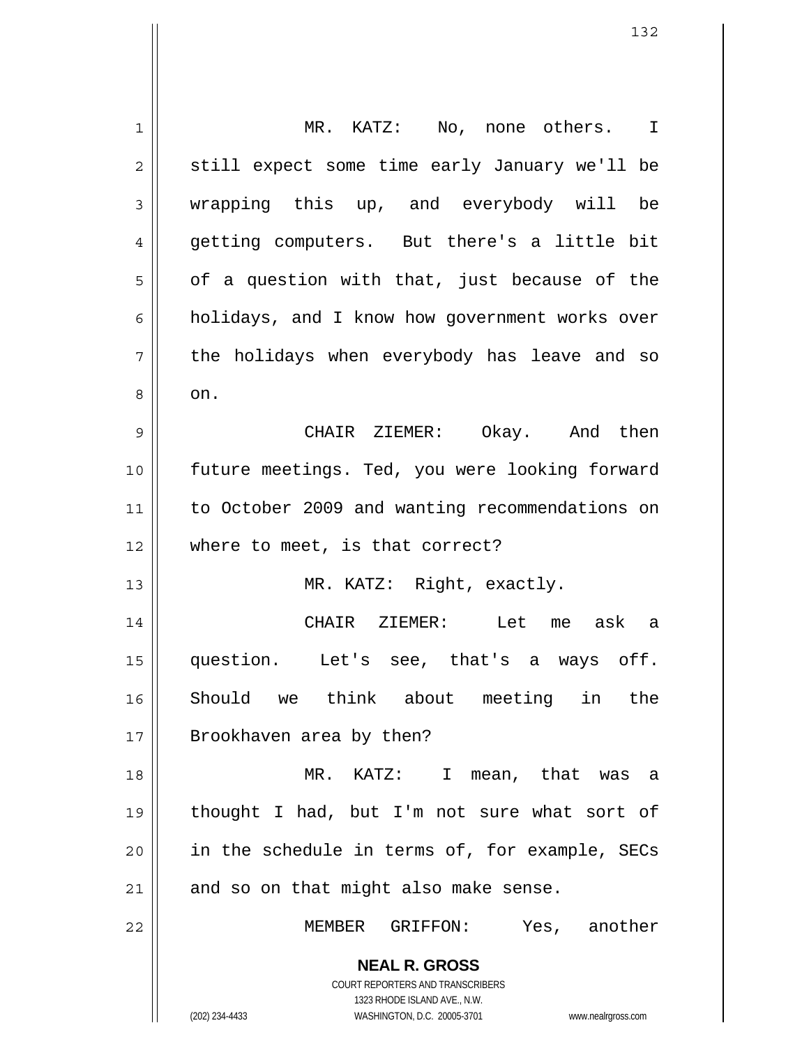MR. KATZ: No, none others. I still expect some time early January we'll be wrapping this up, and everybody will be getting computers. But there's a little bit of a question with that, just because of the holidays, and I know how government works over the holidays when everybody has leave and so on.

CHAIR ZIEMER: Okay. And then future meetings. Ted, you were looking forward to October 2009 and wanting recommendations on where to meet, is that correct?

MR. KATZ: Right, exactly.

CHAIR ZIEMER: Let me ask a question. Let's see, that's a ways off. Should we think about meeting in the Brookhaven area by then?

MR. KATZ: I mean, that was a thought I had, but I'm not sure what sort of in the schedule in terms of, for example, SECs and so on that might also make sense.

MEMBER GRIFFON: Yes, another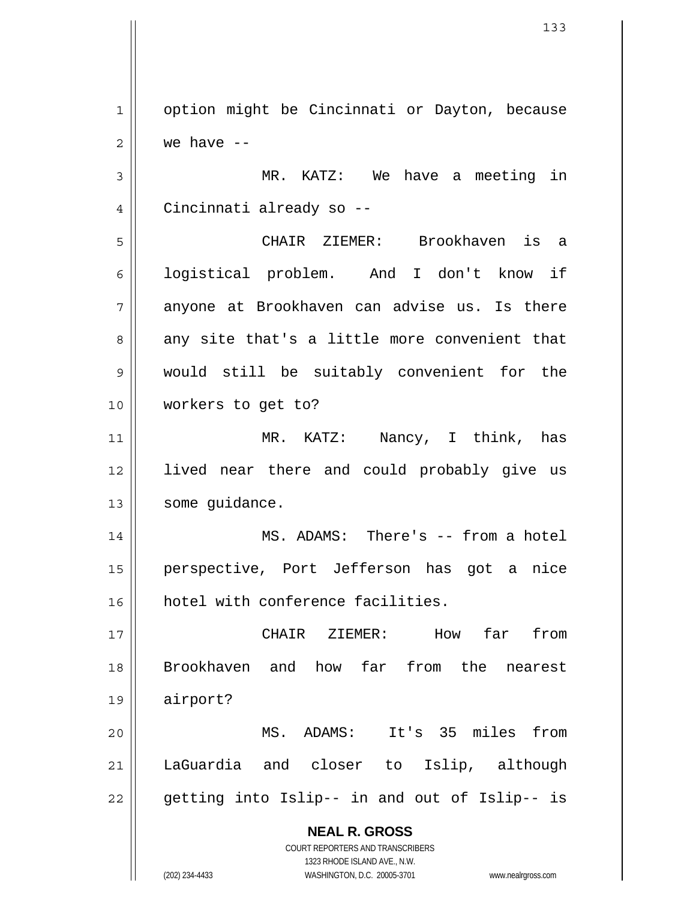option might be Cincinnati or Dayton, because we have --

MR. KATZ: We have a meeting in Cincinnati already so --

CHAIR ZIEMER: Brookhaven is a logistical problem. And I don't know if anyone at Brookhaven can advise us. Is there any site that's a little more convenient that would still be suitably convenient for the workers to get to?

MR. KATZ: Nancy, I think, has lived near there and could probably give us some guidance.

MS. ADAMS: There's -- from a hotel perspective, Port Jefferson has got a nice hotel with conference facilities.

CHAIR ZIEMER: How far from Brookhaven and how far from the nearest airport?

MS. ADAMS: It's 35 miles from LaGuardia and closer to Islip, although getting into Islip-- in and out of Islip-- is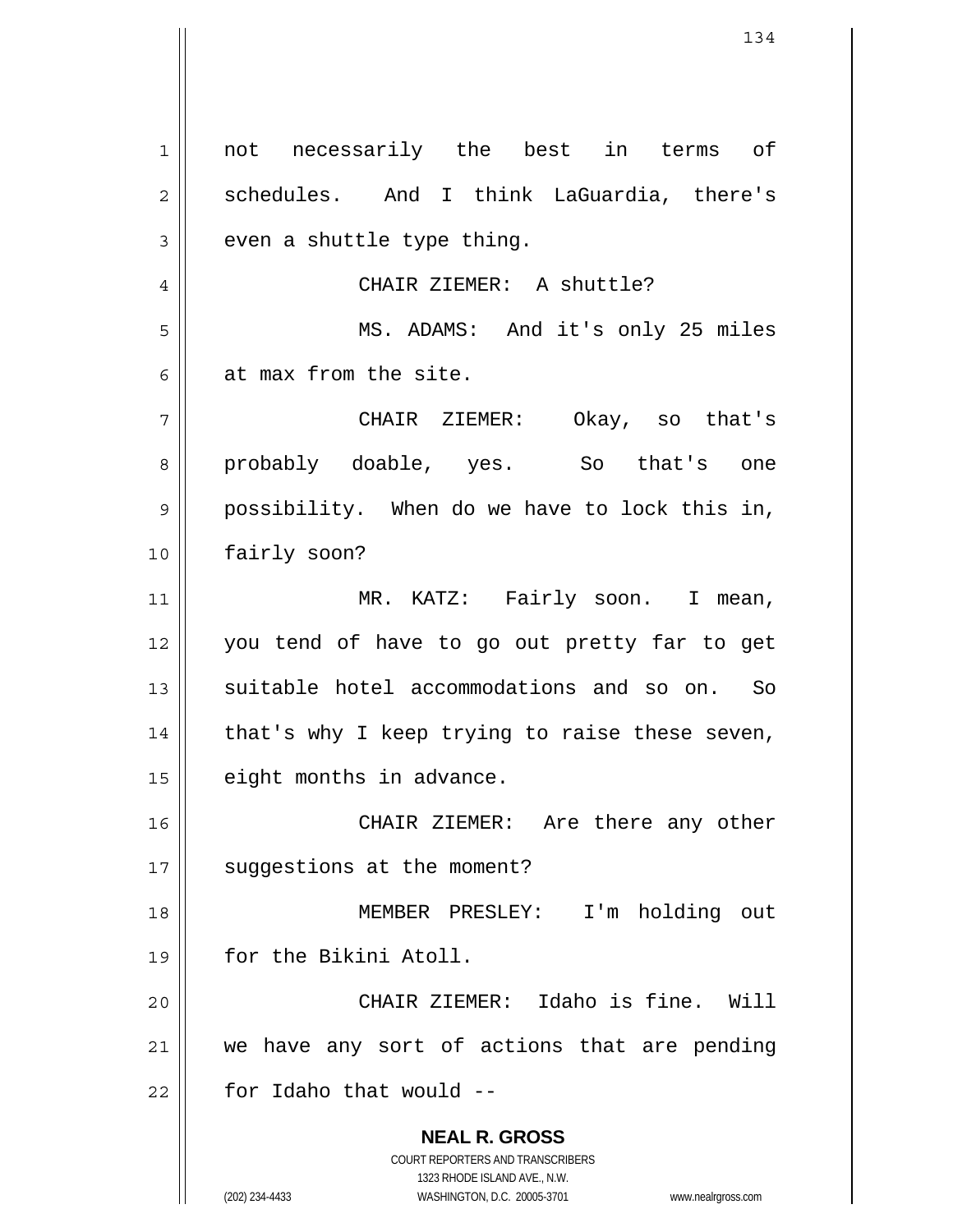not necessarily the best in terms of schedules. And I think LaGuardia, there's even a shuttle type thing.

CHAIR ZIEMER: A shuttle?

MS. ADAMS: And it's only 25 miles at max from the site.

CHAIR ZIEMER: Okay, so that's probably doable, yes. So that's one possibility. When do we have to lock this in, fairly soon?

MR. KATZ: Fairly soon. I mean, you tend of have to go out pretty far to get suitable hotel accommodations and so on. So that's why I keep trying to raise these seven, eight months in advance.

CHAIR ZIEMER: Are there any other suggestions at the moment?

MEMBER PRESLEY: I'm holding out for the Bikini Atoll.

CHAIR ZIEMER: Idaho is fine. Will we have any sort of actions that are pending for Idaho that would --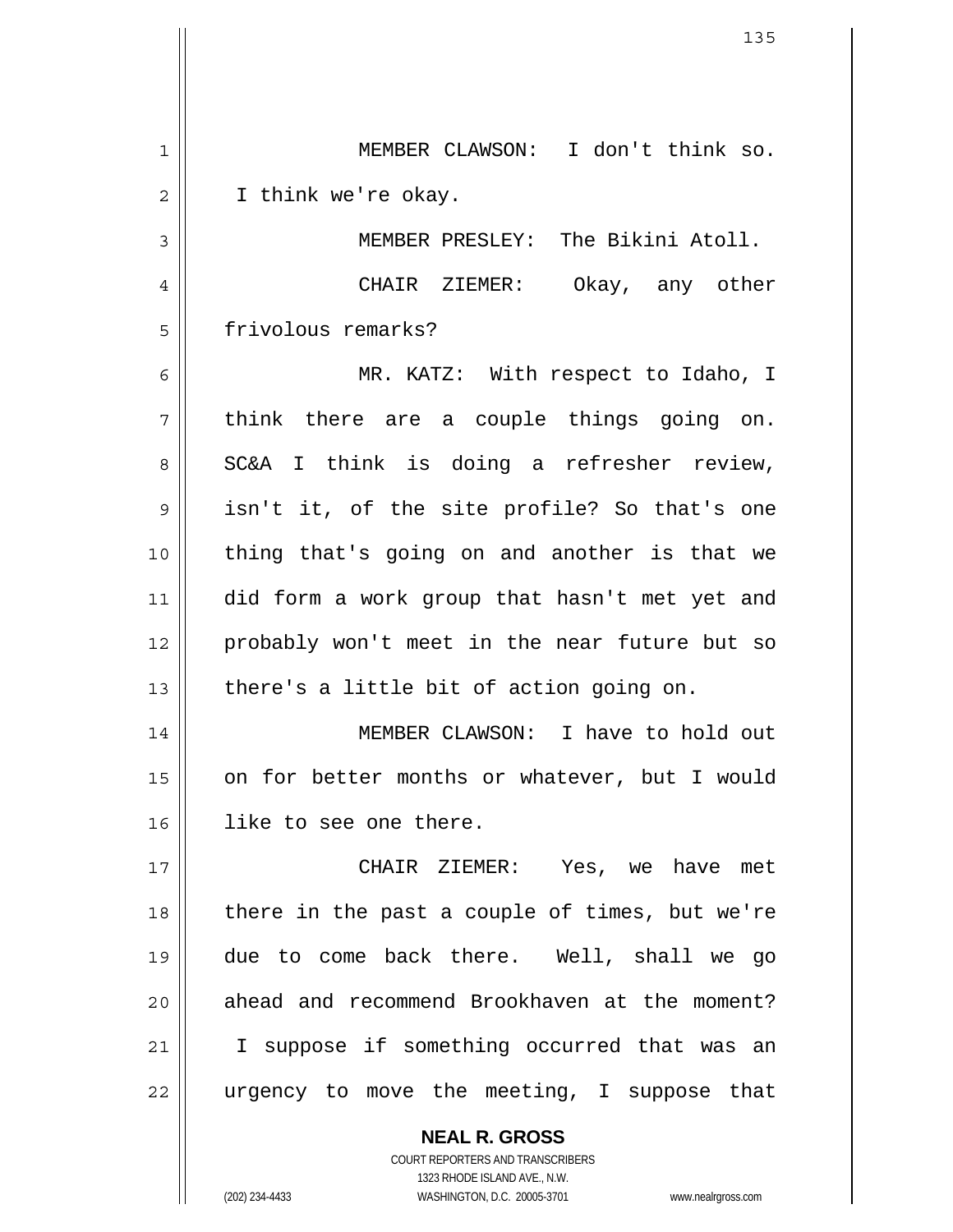MEMBER CLAWSON: I don't think so. I think we're okay.

MEMBER PRESLEY: The Bikini Atoll.

CHAIR ZIEMER: Okay, any other frivolous remarks?

MR. KATZ: With respect to Idaho, I think there are a couple things going on. SC&A I think is doing a refresher review, isn't it, of the site profile? So that's one thing that's going on and another is that we did form a work group that hasn't met yet and probably won't meet in the near future but so there's a little bit of action going on.

MEMBER CLAWSON: I have to hold out on for better months or whatever, but I would like to see one there.

CHAIR ZIEMER: Yes, we have met there in the past a couple of times, but we're due to come back there. Well, shall we go ahead and recommend Brookhaven at the moment? I suppose if something occurred that was an urgency to move the meeting, I suppose that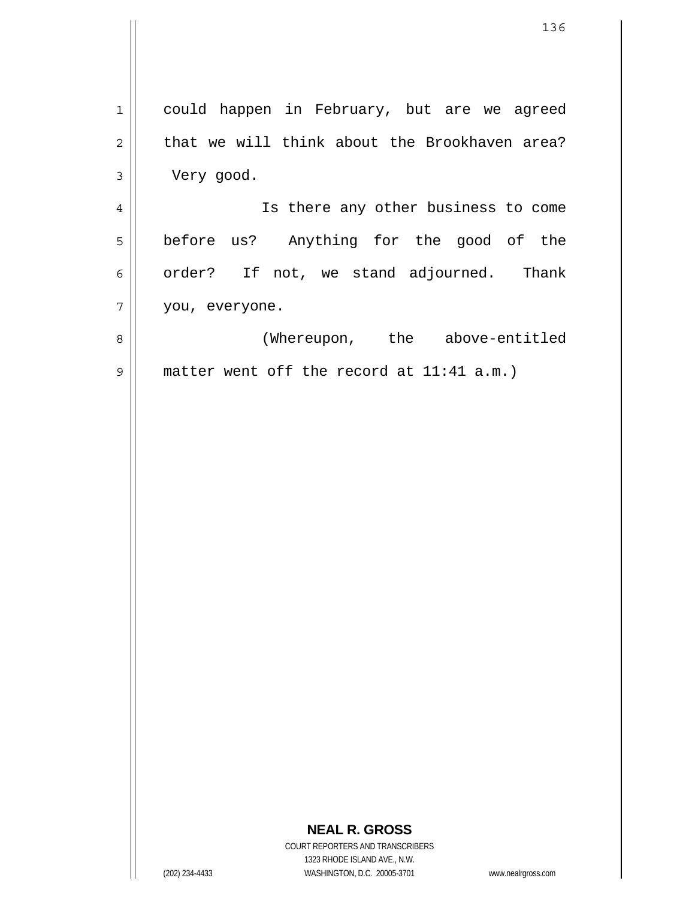could happen in February, but are we agreed that we will think about the Brookhaven area? Very good.

Is there any other business to come before us? Anything for the good of the order? If not, we stand adjourned. Thank you, everyone.

(Whereupon, the above-entitled matter went off the record at 11:41 a.m.)